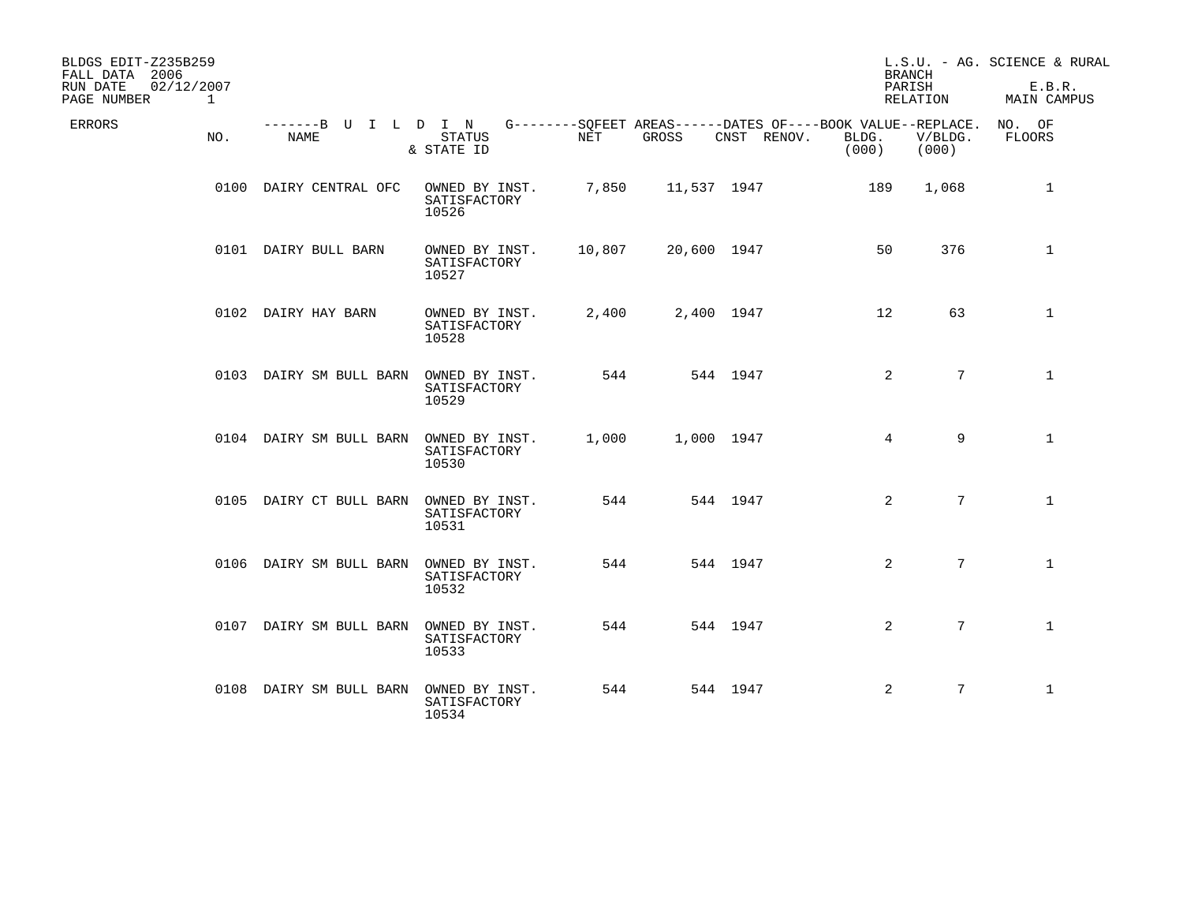BLDGS EDIT-Z235B259
FALL DATA 2006
RUN DATE 02/12/2007
PAGE NUMBER 1

L.S.U. - AG. SCIENCE & RURAL
BRANCH
PARISH E.B.R.
RELATION MAIN CAMPUS

| ERRORS | NO. | NAME | STATUS & STATE ID | NET | GROSS | CNST | RENOV. | BOOK VALUE BLDG. (000) | REPLACE. V/BLDG. (000) | NO. OF FLOORS |
|---|---|---|---|---|---|---|---|---|---|---|
| | 0100 | DAIRY CENTRAL OFC | OWNED BY INST. SATISFACTORY 10526 | 7,850 | 11,537 | 1947 | | 189 | 1,068 | 1 |
| | 0101 | DAIRY BULL BARN | OWNED BY INST. SATISFACTORY 10527 | 10,807 | 20,600 | 1947 | | 50 | 376 | 1 |
| | 0102 | DAIRY HAY BARN | OWNED BY INST. SATISFACTORY 10528 | 2,400 | 2,400 | 1947 | | 12 | 63 | 1 |
| | 0103 | DAIRY SM BULL BARN | OWNED BY INST. SATISFACTORY 10529 | 544 | 544 | 1947 | | 2 | 7 | 1 |
| | 0104 | DAIRY SM BULL BARN | OWNED BY INST. SATISFACTORY 10530 | 1,000 | 1,000 | 1947 | | 4 | 9 | 1 |
| | 0105 | DAIRY CT BULL BARN | OWNED BY INST. SATISFACTORY 10531 | 544 | 544 | 1947 | | 2 | 7 | 1 |
| | 0106 | DAIRY SM BULL BARN | OWNED BY INST. SATISFACTORY 10532 | 544 | 544 | 1947 | | 2 | 7 | 1 |
| | 0107 | DAIRY SM BULL BARN | OWNED BY INST. SATISFACTORY 10533 | 544 | 544 | 1947 | | 2 | 7 | 1 |
| | 0108 | DAIRY SM BULL BARN | OWNED BY INST. SATISFACTORY 10534 | 544 | 544 | 1947 | | 2 | 7 | 1 |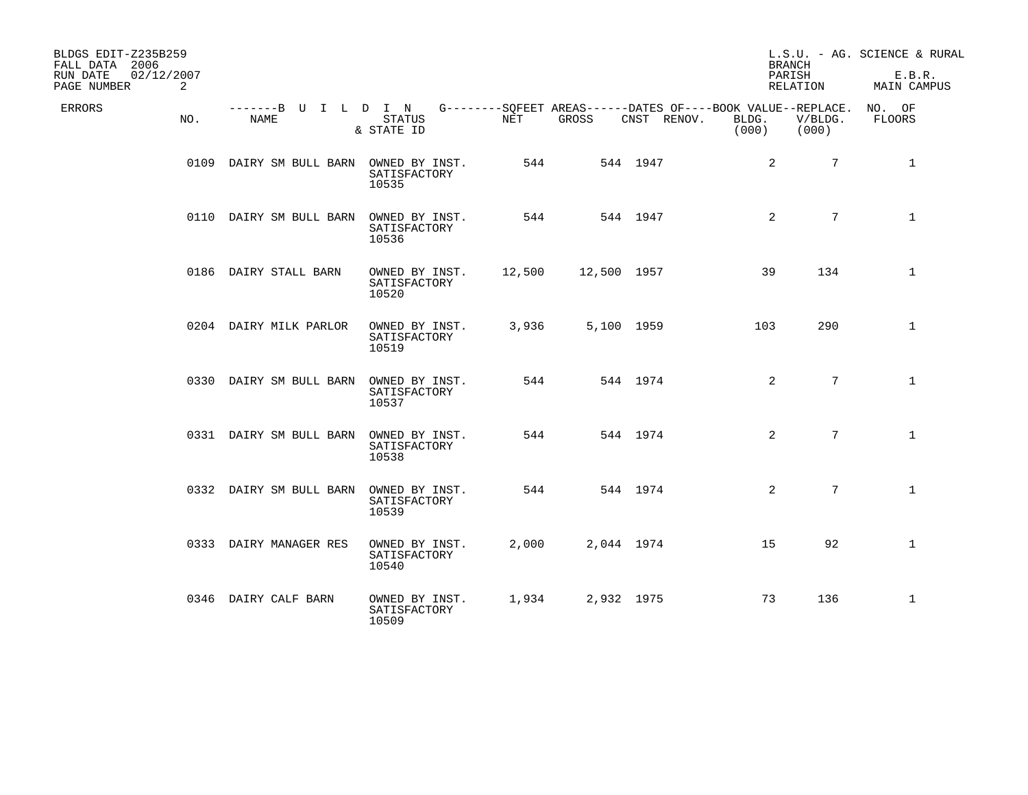BLDGS EDIT-Z235B259
FALL DATA 2006
RUN DATE 02/12/2007

L.S.U. - AG. SCIENCE & RURAL
BRANCH
PARISH E.B.R.
RELATION MAIN CAMPUS

| ERRORS | NO. | NAME | STATUS & STATE ID | NET | GROSS | CNST | RENOV. | BOOK VALUE BLDG. (000) | REPLACE. V/BLDG. (000) | NO. OF FLOORS |
|---|---|---|---|---|---|---|---|---|---|---|
| | 0109 | DAIRY SM BULL BARN | OWNED BY INST. SATISFACTORY 10535 | 544 | 544 | 1947 | | 2 | 7 | 1 |
| | 0110 | DAIRY SM BULL BARN | OWNED BY INST. SATISFACTORY 10536 | 544 | 544 | 1947 | | 2 | 7 | 1 |
| | 0186 | DAIRY STALL BARN | OWNED BY INST. SATISFACTORY 10520 | 12,500 | 12,500 | 1957 | | 39 | 134 | 1 |
| | 0204 | DAIRY MILK PARLOR | OWNED BY INST. SATISFACTORY 10519 | 3,936 | 5,100 | 1959 | | 103 | 290 | 1 |
| | 0330 | DAIRY SM BULL BARN | OWNED BY INST. SATISFACTORY 10537 | 544 | 544 | 1974 | | 2 | 7 | 1 |
| | 0331 | DAIRY SM BULL BARN | OWNED BY INST. SATISFACTORY 10538 | 544 | 544 | 1974 | | 2 | 7 | 1 |
| | 0332 | DAIRY SM BULL BARN | OWNED BY INST. SATISFACTORY 10539 | 544 | 544 | 1974 | | 2 | 7 | 1 |
| | 0333 | DAIRY MANAGER RES | OWNED BY INST. SATISFACTORY 10540 | 2,000 | 2,044 | 1974 | | 15 | 92 | 1 |
| | 0346 | DAIRY CALF BARN | OWNED BY INST. SATISFACTORY 10509 | 1,934 | 2,932 | 1975 | | 73 | 136 | 1 |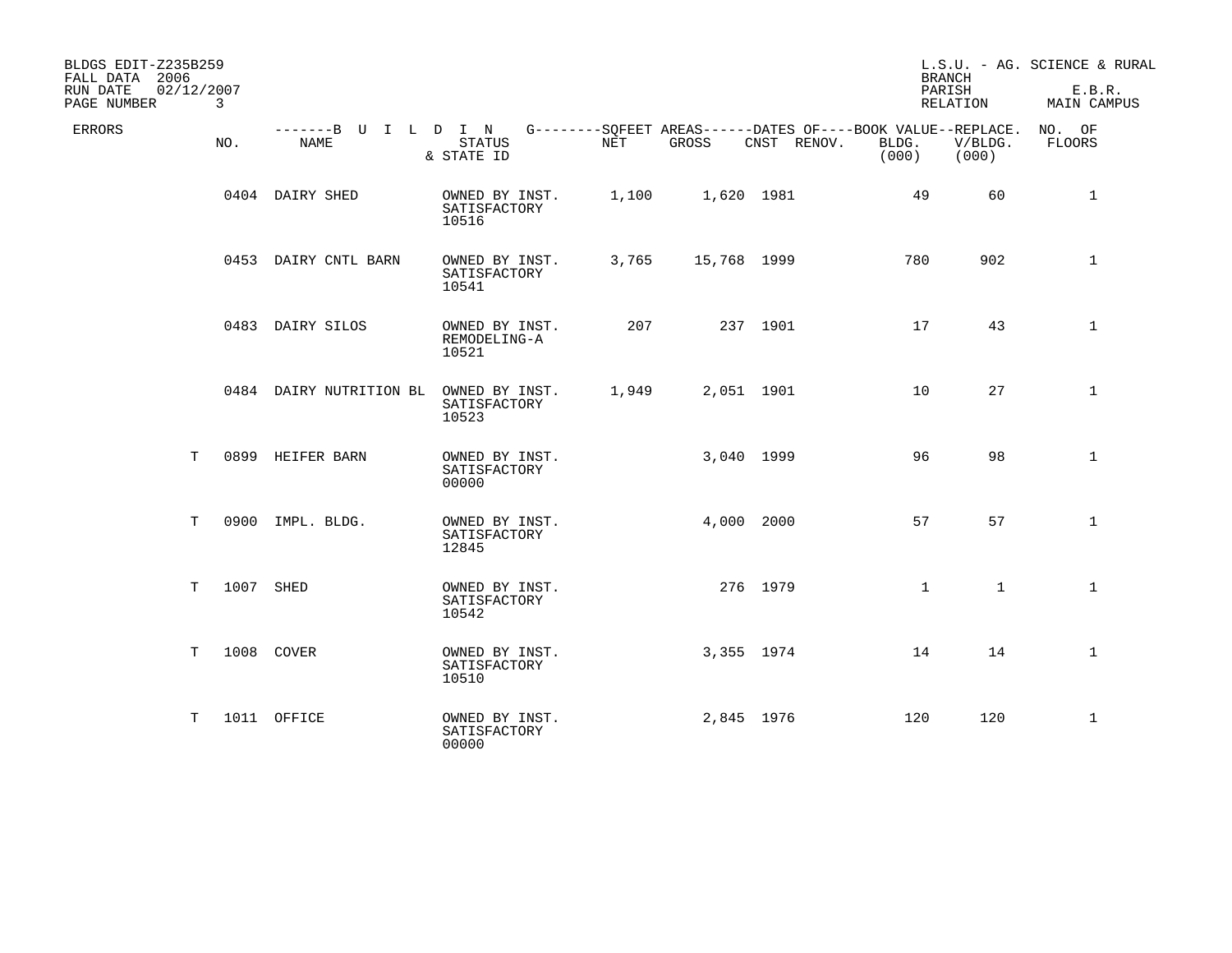BLDGS EDIT-Z235B259
FALL DATA 2006
RUN DATE 02/12/2007
PAGE NUMBER 3

L.S.U. - AG. SCIENCE & RURAL
BRANCH
PARISH E.B.R.
RELATION MAIN CAMPUS

| ERRORS | NO. | NAME | STATUS & STATE ID | NET | GROSS | CNST | RENOV. | BOOK VALUE BLDG. (000) | REPLACE. V/BLDG. (000) | NO. OF FLOORS |
|---|---|---|---|---|---|---|---|---|---|---|
| | 0404 | DAIRY SHED | OWNED BY INST. SATISFACTORY 10516 | 1,100 | 1,620 | 1981 | | 49 | 60 | 1 |
| | 0453 | DAIRY CNTL BARN | OWNED BY INST. SATISFACTORY 10541 | 3,765 | 15,768 | 1999 | | 780 | 902 | 1 |
| | 0483 | DAIRY SILOS | OWNED BY INST. REMODELING-A 10521 | 207 | 237 | 1901 | | 17 | 43 | 1 |
| | 0484 | DAIRY NUTRITION BL | OWNED BY INST. SATISFACTORY 10523 | 1,949 | 2,051 | 1901 | | 10 | 27 | 1 |
| T | 0899 | HEIFER BARN | OWNED BY INST. SATISFACTORY 00000 | | 3,040 | 1999 | | 96 | 98 | 1 |
| T | 0900 | IMPL. BLDG. | OWNED BY INST. SATISFACTORY 12845 | | 4,000 | 2000 | | 57 | 57 | 1 |
| T | 1007 | SHED | OWNED BY INST. SATISFACTORY 10542 | | 276 | 1979 | | 1 | 1 | 1 |
| T | 1008 | COVER | OWNED BY INST. SATISFACTORY 10510 | | 3,355 | 1974 | | 14 | 14 | 1 |
| T | 1011 | OFFICE | OWNED BY INST. SATISFACTORY 00000 | | 2,845 | 1976 | | 120 | 120 | 1 |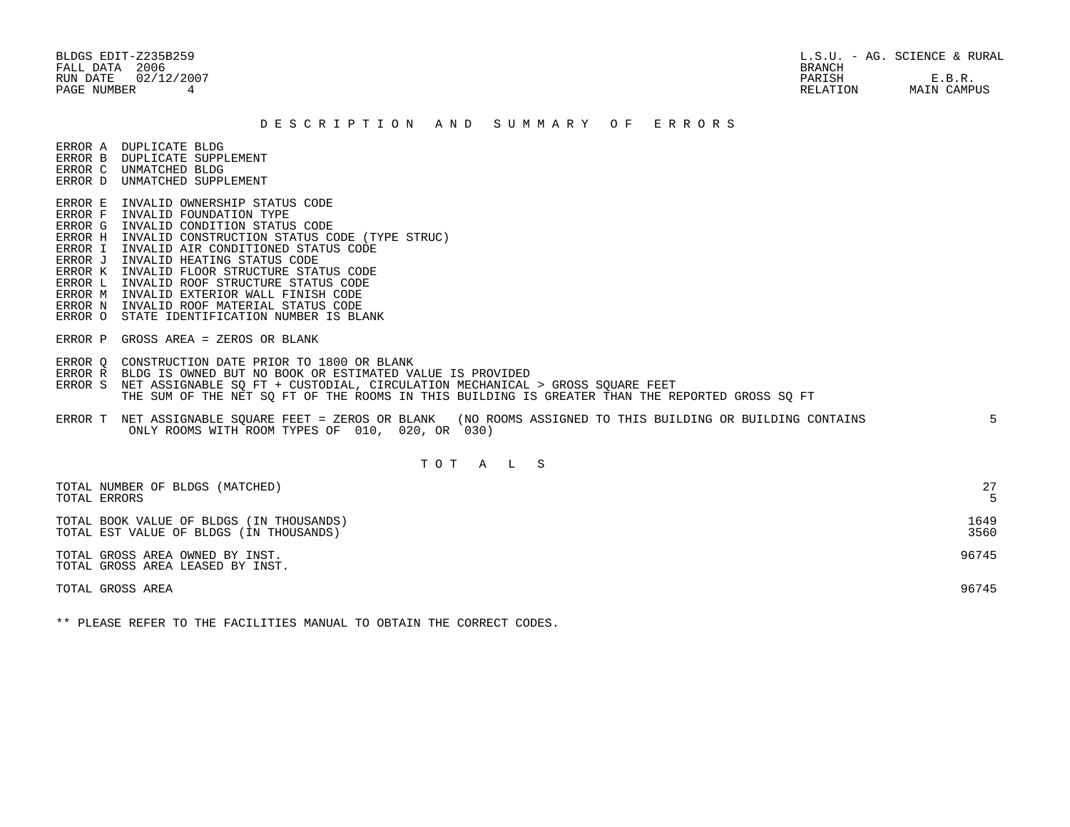BLDGS EDIT-Z235B259
FALL DATA 2006
RUN DATE 02/12/2007
PAGE NUMBER 4

L.S.U. - AG. SCIENCE & RURAL
BRANCH
PARISH E.B.R.
RELATION MAIN CAMPUS

## D E S C R I P T I O N   A N D   S U M M A R Y   O F   E R R O R S

ERROR A  DUPLICATE BLDG
ERROR B  DUPLICATE SUPPLEMENT
ERROR C  UNMATCHED BLDG
ERROR D  UNMATCHED SUPPLEMENT

ERROR E  INVALID OWNERSHIP STATUS CODE
ERROR F  INVALID FOUNDATION TYPE
ERROR G  INVALID CONDITION STATUS CODE
ERROR H  INVALID CONSTRUCTION STATUS CODE (TYPE STRUC)
ERROR I  INVALID AIR CONDITIONED STATUS CODE
ERROR J  INVALID HEATING STATUS CODE
ERROR K  INVALID FLOOR STRUCTURE STATUS CODE
ERROR L  INVALID ROOF STRUCTURE STATUS CODE
ERROR M  INVALID EXTERIOR WALL FINISH CODE
ERROR N  INVALID ROOF MATERIAL STATUS CODE
ERROR O  STATE IDENTIFICATION NUMBER IS BLANK

ERROR P  GROSS AREA = ZEROS OR BLANK

ERROR Q  CONSTRUCTION DATE PRIOR TO 1800 OR BLANK
ERROR R  BLDG IS OWNED BUT NO BOOK OR ESTIMATED VALUE IS PROVIDED
ERROR S  NET ASSIGNABLE SQ FT + CUSTODIAL, CIRCULATION MECHANICAL > GROSS SQUARE FEET
THE SUM OF THE NET SQ FT OF THE ROOMS IN THIS BUILDING IS GREATER THAN THE REPORTED GROSS SQ FT

ERROR T  NET ASSIGNABLE SQUARE FEET = ZEROS OR BLANK (NO ROOMS ASSIGNED TO THIS BUILDING OR BUILDING CONTAINS ONLY ROOMS WITH ROOM TYPES OF 010, 020, OR 030) — 5

## T O T A L S

| | |
|---|---|
| TOTAL NUMBER OF BLDGS (MATCHED) | 27 |
| TOTAL ERRORS | 5 |
| TOTAL BOOK VALUE OF BLDGS (IN THOUSANDS) | 1649 |
| TOTAL EST VALUE OF BLDGS (IN THOUSANDS) | 3560 |
| TOTAL GROSS AREA OWNED BY INST. | 96745 |
| TOTAL GROSS AREA LEASED BY INST. | |
| TOTAL GROSS AREA | 96745 |

** PLEASE REFER TO THE FACILITIES MANUAL TO OBTAIN THE CORRECT CODES.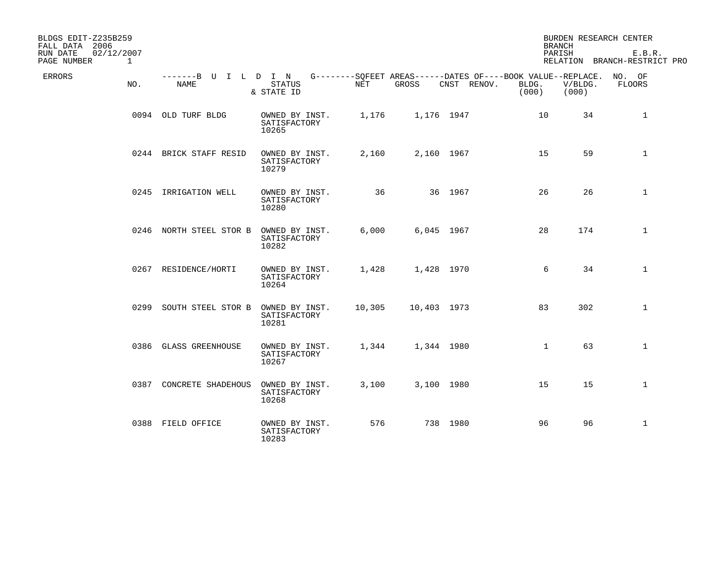BLDGS EDIT-Z235B259
FALL DATA 2006
RUN DATE 02/12/2007
PAGE NUMBER 1

BURDEN RESEARCH CENTER
BRANCH
PARISH E.B.R.
RELATION BRANCH-RESTRICT PRO

| ERRORS | NO. | BUILDING NAME | STATUS & STATE ID | SQFEET AREAS NET | SQFEET AREAS GROSS | DATES OF CNST | DATES OF RENOV. | BOOK VALUE BLDG. (000) | REPLACE. V/BLDG. (000) | NO. OF FLOORS |
|---|---|---|---|---|---|---|---|---|---|---|
| | 0094 | OLD TURF BLDG | OWNED BY INST. SATISFACTORY 10265 | 1,176 | 1,176 | 1947 | | 10 | 34 | 1 |
| | 0244 | BRICK STAFF RESID | OWNED BY INST. SATISFACTORY 10279 | 2,160 | 2,160 | 1967 | | 15 | 59 | 1 |
| | 0245 | IRRIGATION WELL | OWNED BY INST. SATISFACTORY 10280 | 36 | 36 | 1967 | | 26 | 26 | 1 |
| | 0246 | NORTH STEEL STOR B | OWNED BY INST. SATISFACTORY 10282 | 6,000 | 6,045 | 1967 | | 28 | 174 | 1 |
| | 0267 | RESIDENCE/HORTI | OWNED BY INST. SATISFACTORY 10264 | 1,428 | 1,428 | 1970 | | 6 | 34 | 1 |
| | 0299 | SOUTH STEEL STOR B | OWNED BY INST. SATISFACTORY 10281 | 10,305 | 10,403 | 1973 | | 83 | 302 | 1 |
| | 0386 | GLASS GREENHOUSE | OWNED BY INST. SATISFACTORY 10267 | 1,344 | 1,344 | 1980 | | 1 | 63 | 1 |
| | 0387 | CONCRETE SHADEHOUS | OWNED BY INST. SATISFACTORY 10268 | 3,100 | 3,100 | 1980 | | 15 | 15 | 1 |
| | 0388 | FIELD OFFICE | OWNED BY INST. SATISFACTORY 10283 | 576 | 738 | 1980 | | 96 | 96 | 1 |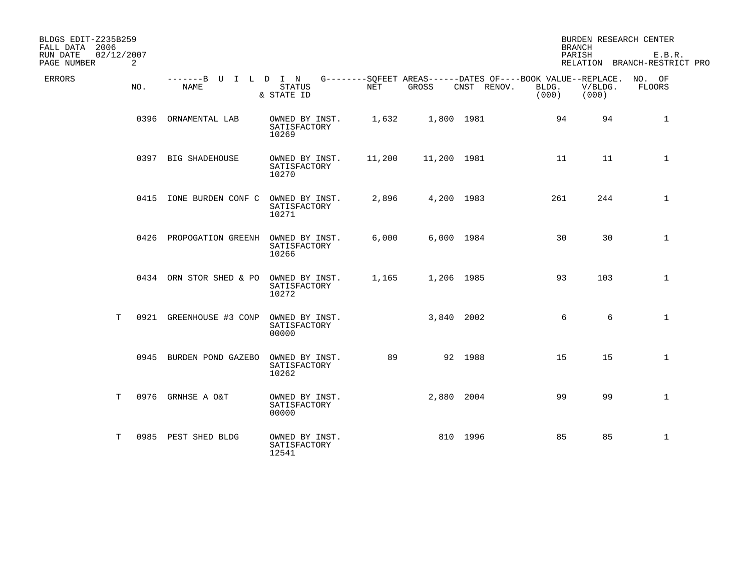BLDGS EDIT-Z235B259
FALL DATA 2006
RUN DATE 02/12/2007

BURDEN RESEARCH CENTER
BRANCH
PARISH E.B.R.
RELATION BRANCH-RESTRICT PRO

| ERRORS | NO. | BUILDING NAME | STATUS & STATE ID | SQFEET AREAS NET | SQFEET AREAS GROSS | DATES OF CNST | DATES OF RENOV. | BOOK VALUE BLDG. (000) | REPLACE. V/BLDG. (000) | NO. OF FLOORS |
|---|---|---|---|---|---|---|---|---|---|---|
| | 0396 | ORNAMENTAL LAB | OWNED BY INST. SATISFACTORY 10269 | 1,632 | 1,800 | 1981 | | 94 | 94 | 1 |
| | 0397 | BIG SHADEHOUSE | OWNED BY INST. SATISFACTORY 10270 | 11,200 | 11,200 | 1981 | | 11 | 11 | 1 |
| | 0415 | IONE BURDEN CONF C | OWNED BY INST. SATISFACTORY 10271 | 2,896 | 4,200 | 1983 | | 261 | 244 | 1 |
| | 0426 | PROPOGATION GREENH | OWNED BY INST. SATISFACTORY 10266 | 6,000 | 6,000 | 1984 | | 30 | 30 | 1 |
| | 0434 | ORN STOR SHED & PO | OWNED BY INST. SATISFACTORY 10272 | 1,165 | 1,206 | 1985 | | 93 | 103 | 1 |
| T | 0921 | GREENHOUSE #3 CONP | OWNED BY INST. SATISFACTORY 00000 | | 3,840 | 2002 | | 6 | 6 | 1 |
| | 0945 | BURDEN POND GAZEBO | OWNED BY INST. SATISFACTORY 10262 | 89 | 92 | 1988 | | 15 | 15 | 1 |
| T | 0976 | GRNHSE A O&T | OWNED BY INST. SATISFACTORY 00000 | | 2,880 | 2004 | | 99 | 99 | 1 |
| T | 0985 | PEST SHED BLDG | OWNED BY INST. SATISFACTORY 12541 | | 810 | 1996 | | 85 | 85 | 1 |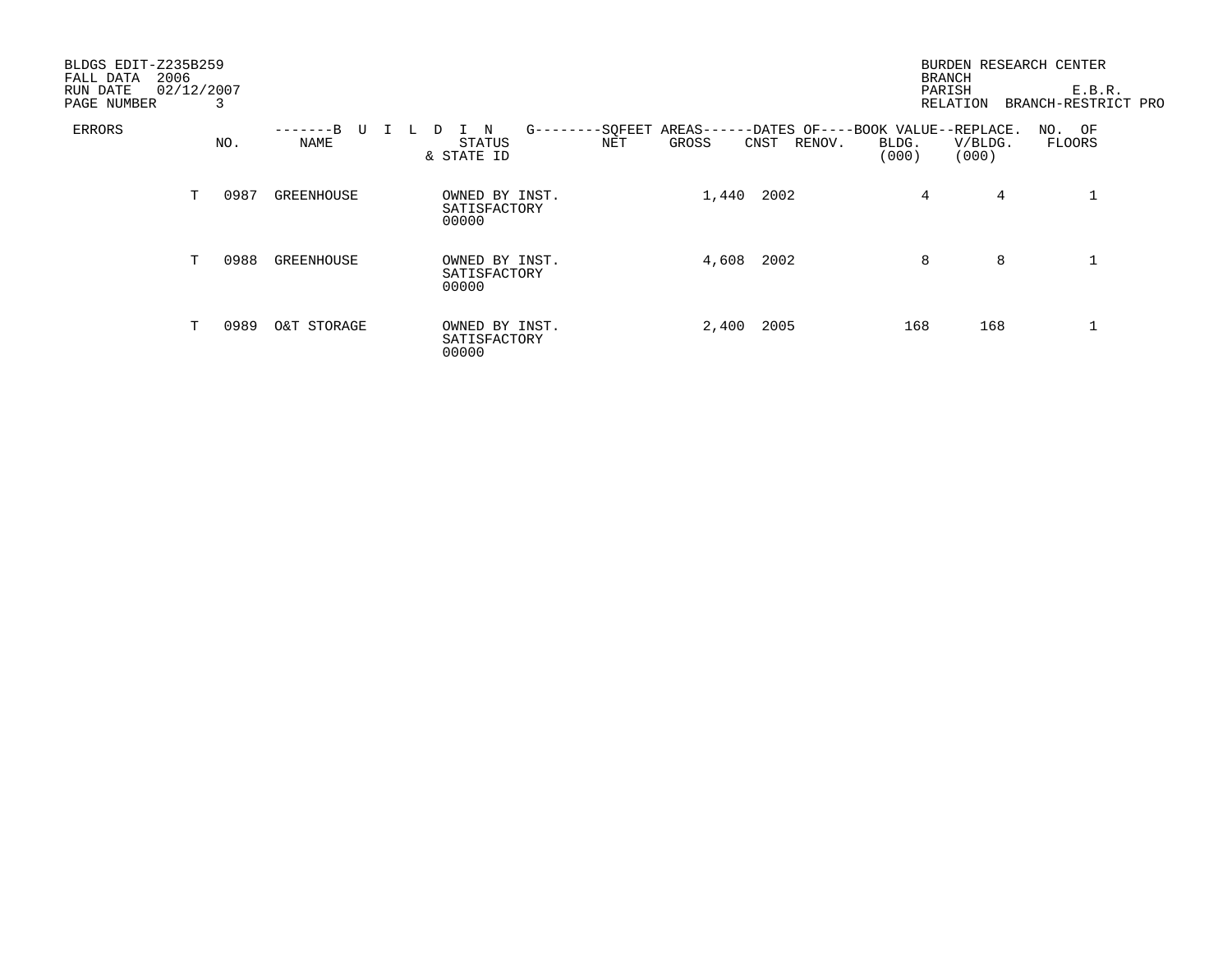BLDGS EDIT-Z235B259
FALL DATA 2006
RUN DATE 02/12/2007
PAGE NUMBER 3

BURDEN RESEARCH CENTER
BRANCH
PARISH E.B.R.
RELATION BRANCH-RESTRICT PRO

| ERRORS | | NO. | BUILDING NAME | STATUS & STATE ID | SQFEET AREAS NET | SQFEET AREAS GROSS | DATES OF CNST | DATES OF RENOV. | BOOK VALUE BLDG. (000) | REPLACE. V/BLDG. (000) | NO. OF FLOORS |
|---|---|---|---|---|---|---|---|---|---|---|---|
| | T | 0987 | GREENHOUSE | OWNED BY INST. SATISFACTORY 00000 | | 1,440 | 2002 | | 4 | 4 | 1 |
| | T | 0988 | GREENHOUSE | OWNED BY INST. SATISFACTORY 00000 | | 4,608 | 2002 | | 8 | 8 | 1 |
| | T | 0989 | O&T STORAGE | OWNED BY INST. SATISFACTORY 00000 | | 2,400 | 2005 | | 168 | 168 | 1 |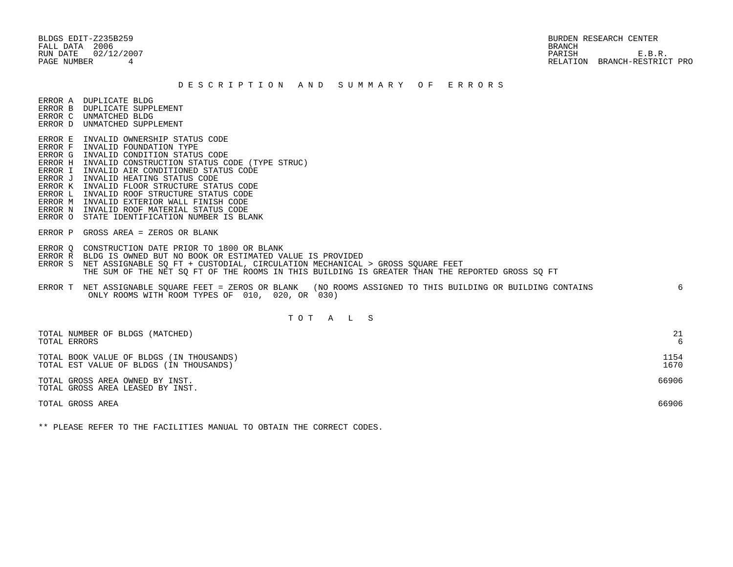BLDGS EDIT-Z235B259
FALL DATA 2006
RUN DATE 02/12/2007
PAGE NUMBER 4

BURDEN RESEARCH CENTER
BRANCH
PARISH E.B.R.
RELATION BRANCH-RESTRICT PRO

## D E S C R I P T I O N  A N D  S U M M A R Y  O F  E R R O R S

ERROR A DUPLICATE BLDG
ERROR B DUPLICATE SUPPLEMENT
ERROR C UNMATCHED BLDG
ERROR D UNMATCHED SUPPLEMENT

ERROR E INVALID OWNERSHIP STATUS CODE
ERROR F INVALID FOUNDATION TYPE
ERROR G INVALID CONDITION STATUS CODE
ERROR H INVALID CONSTRUCTION STATUS CODE (TYPE STRUC)
ERROR I INVALID AIR CONDITIONED STATUS CODE
ERROR J INVALID HEATING STATUS CODE
ERROR K INVALID FLOOR STRUCTURE STATUS CODE
ERROR L INVALID ROOF STRUCTURE STATUS CODE
ERROR M INVALID EXTERIOR WALL FINISH CODE
ERROR N INVALID ROOF MATERIAL STATUS CODE
ERROR O STATE IDENTIFICATION NUMBER IS BLANK

ERROR P GROSS AREA = ZEROS OR BLANK

ERROR Q CONSTRUCTION DATE PRIOR TO 1800 OR BLANK
ERROR R BLDG IS OWNED BUT NO BOOK OR ESTIMATED VALUE IS PROVIDED
ERROR S NET ASSIGNABLE SQ FT + CUSTODIAL, CIRCULATION MECHANICAL > GROSS SQUARE FEET
THE SUM OF THE NET SQ FT OF THE ROOMS IN THIS BUILDING IS GREATER THAN THE REPORTED GROSS SQ FT

| | |
|---|---|
| ERROR T NET ASSIGNABLE SQUARE FEET = ZEROS OR BLANK (NO ROOMS ASSIGNED TO THIS BUILDING OR BUILDING CONTAINS ONLY ROOMS WITH ROOM TYPES OF 010, 020, OR 030) | 6 |

## T O T A L S

| | |
|---|---|
| TOTAL NUMBER OF BLDGS (MATCHED) | 21 |
| TOTAL ERRORS | 6 |
| TOTAL BOOK VALUE OF BLDGS (IN THOUSANDS) | 1154 |
| TOTAL EST VALUE OF BLDGS (IN THOUSANDS) | 1670 |
| TOTAL GROSS AREA OWNED BY INST. | 66906 |
| TOTAL GROSS AREA LEASED BY INST. | |
| TOTAL GROSS AREA | 66906 |

** PLEASE REFER TO THE FACILITIES MANUAL TO OBTAIN THE CORRECT CODES.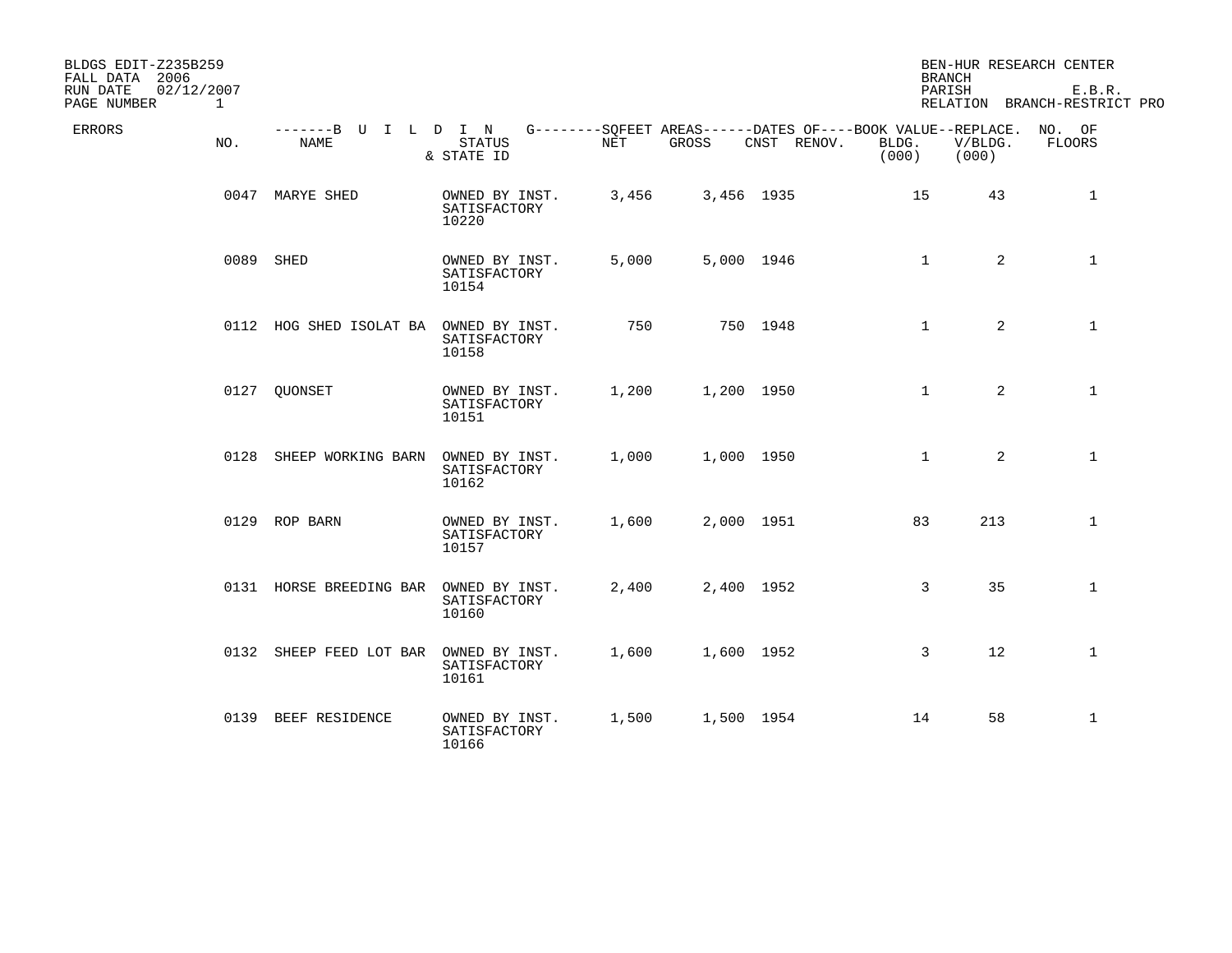BLDGS EDIT-Z235B259
FALL DATA 2006
RUN DATE 02/12/2007
PAGE NUMBER 1

BEN-HUR RESEARCH CENTER
BRANCH
PARISH E.B.R.
RELATION BRANCH-RESTRICT PRO

| ERRORS | NO. | NAME | STATUS & STATE ID | NET | GROSS | CNST | RENOV. | BLDG. (000) | V/BLDG. (000) | NO. OF FLOORS |
|---|---|---|---|---|---|---|---|---|---|---|
| | 0047 | MARYE SHED | OWNED BY INST. SATISFACTORY 10220 | 3,456 | 3,456 | 1935 | | 15 | 43 | 1 |
| | 0089 | SHED | OWNED BY INST. SATISFACTORY 10154 | 5,000 | 5,000 | 1946 | | 1 | 2 | 1 |
| | 0112 | HOG SHED ISOLAT BA | OWNED BY INST. SATISFACTORY 10158 | 750 | 750 | 1948 | | 1 | 2 | 1 |
| | 0127 | QUONSET | OWNED BY INST. SATISFACTORY 10151 | 1,200 | 1,200 | 1950 | | 1 | 2 | 1 |
| | 0128 | SHEEP WORKING BARN | OWNED BY INST. SATISFACTORY 10162 | 1,000 | 1,000 | 1950 | | 1 | 2 | 1 |
| | 0129 | ROP BARN | OWNED BY INST. SATISFACTORY 10157 | 1,600 | 2,000 | 1951 | | 83 | 213 | 1 |
| | 0131 | HORSE BREEDING BAR | OWNED BY INST. SATISFACTORY 10160 | 2,400 | 2,400 | 1952 | | 3 | 35 | 1 |
| | 0132 | SHEEP FEED LOT BAR | OWNED BY INST. SATISFACTORY 10161 | 1,600 | 1,600 | 1952 | | 3 | 12 | 1 |
| | 0139 | BEEF RESIDENCE | OWNED BY INST. SATISFACTORY 10166 | 1,500 | 1,500 | 1954 | | 14 | 58 | 1 |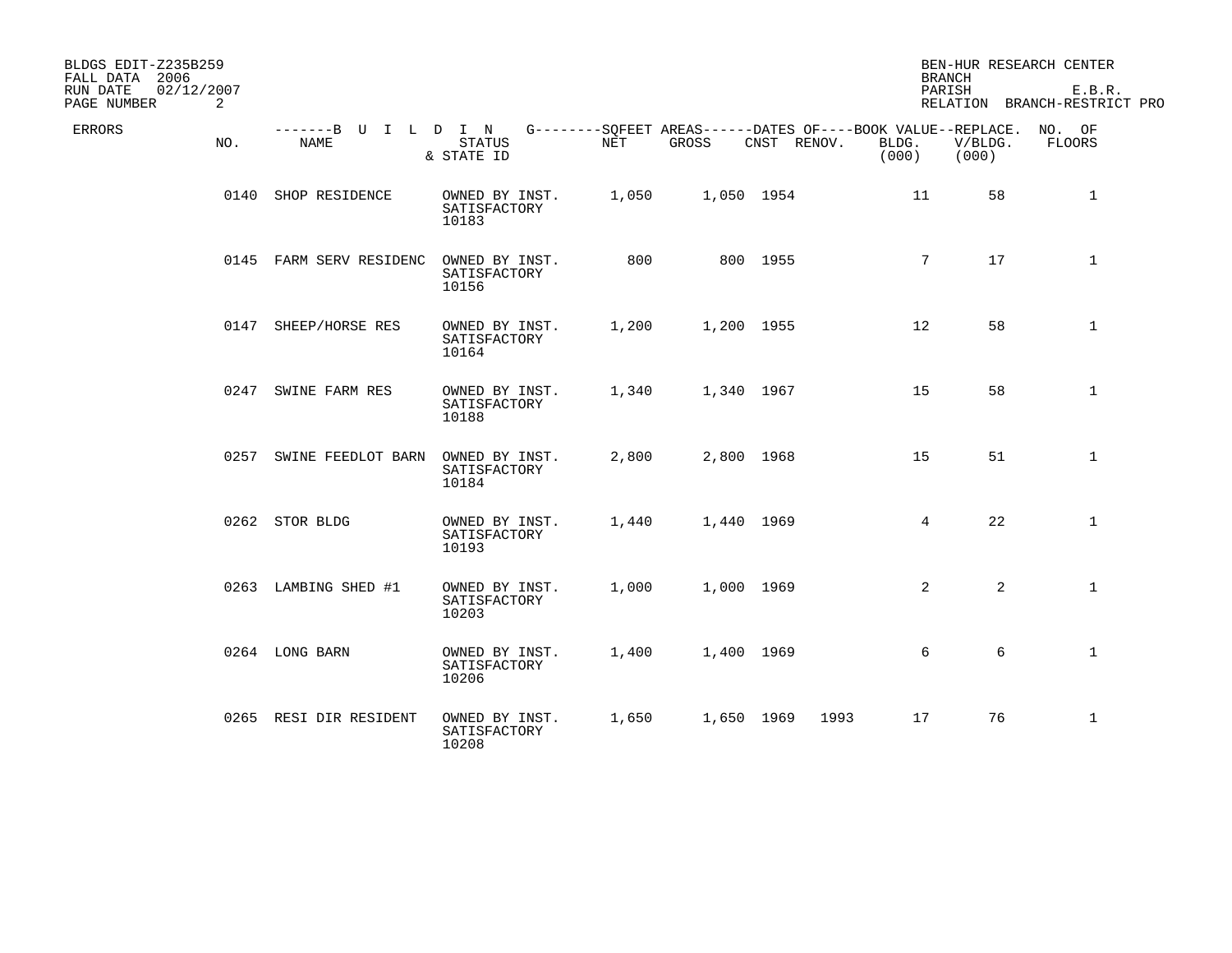BLDGS EDIT-Z235B259
FALL DATA 2006
RUN DATE 02/12/2007
PAGE NUMBER 2

BEN-HUR RESEARCH CENTER
BRANCH
PARISH E.B.R.
RELATION BRANCH-RESTRICT PRO

| ERRORS | NO. | NAME | STATUS & STATE ID | NET | GROSS | CNST | RENOV. | BLDG. (000) | V/BLDG. (000) | NO. OF FLOORS |
|---|---|---|---|---|---|---|---|---|---|---|
| | 0140 | SHOP RESIDENCE | OWNED BY INST. SATISFACTORY 10183 | 1,050 | 1,050 | 1954 | | 11 | 58 | 1 |
| | 0145 | FARM SERV RESIDENC | OWNED BY INST. SATISFACTORY 10156 | 800 | 800 | 1955 | | 7 | 17 | 1 |
| | 0147 | SHEEP/HORSE RES | OWNED BY INST. SATISFACTORY 10164 | 1,200 | 1,200 | 1955 | | 12 | 58 | 1 |
| | 0247 | SWINE FARM RES | OWNED BY INST. SATISFACTORY 10188 | 1,340 | 1,340 | 1967 | | 15 | 58 | 1 |
| | 0257 | SWINE FEEDLOT BARN | OWNED BY INST. SATISFACTORY 10184 | 2,800 | 2,800 | 1968 | | 15 | 51 | 1 |
| | 0262 | STOR BLDG | OWNED BY INST. SATISFACTORY 10193 | 1,440 | 1,440 | 1969 | | 4 | 22 | 1 |
| | 0263 | LAMBING SHED #1 | OWNED BY INST. SATISFACTORY 10203 | 1,000 | 1,000 | 1969 | | 2 | 2 | 1 |
| | 0264 | LONG BARN | OWNED BY INST. SATISFACTORY 10206 | 1,400 | 1,400 | 1969 | | 6 | 6 | 1 |
| | 0265 | RESI DIR RESIDENT | OWNED BY INST. SATISFACTORY 10208 | 1,650 | 1,650 | 1969 | 1993 | 17 | 76 | 1 |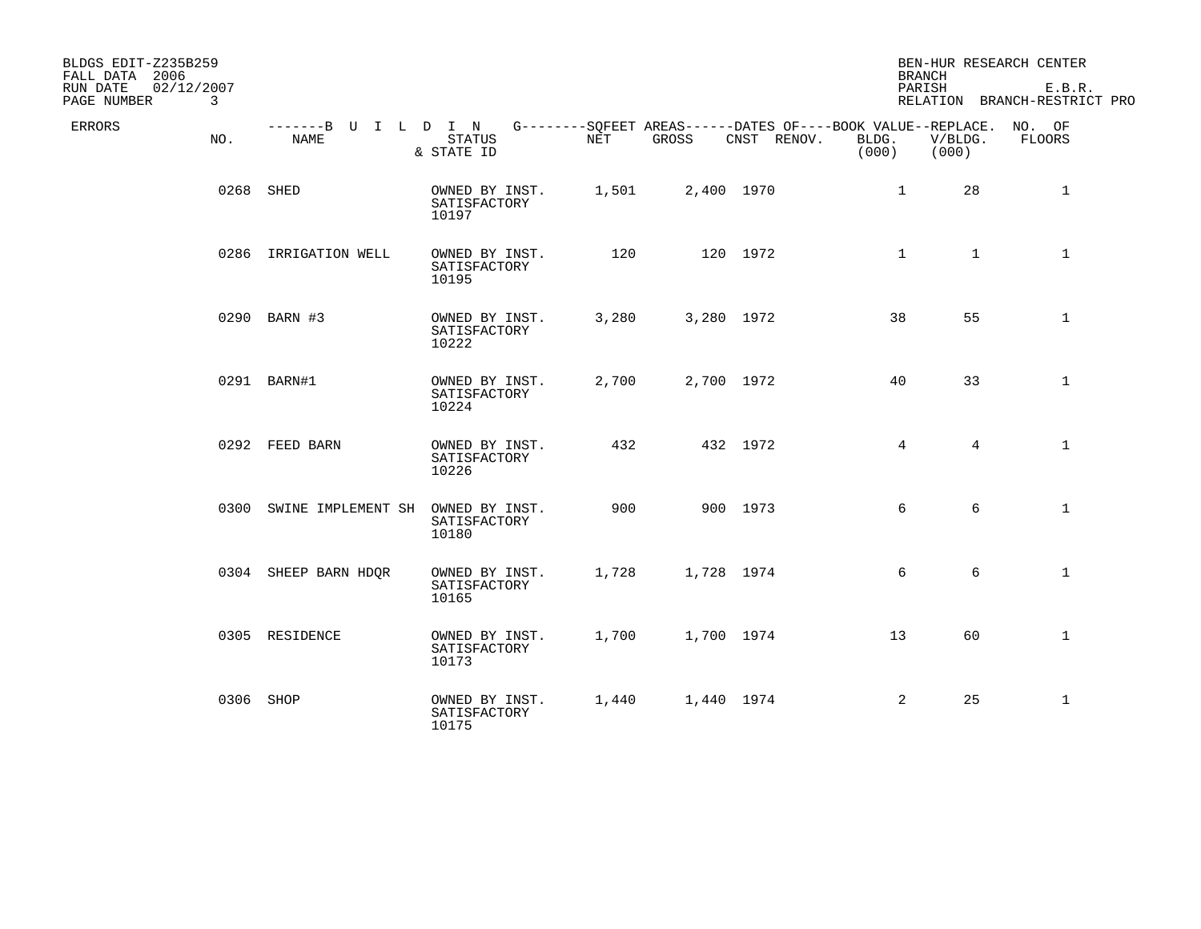BLDGS EDIT-Z235B259
FALL DATA 2006
RUN DATE 02/12/2007
PAGE NUMBER 3

BEN-HUR RESEARCH CENTER
BRANCH
PARISH E.B.R.
RELATION BRANCH-RESTRICT PRO

| ERRORS | NO. | NAME | STATUS & STATE ID | NET | GROSS | CNST | RENOV. | BOOK VALUE BLDG. (000) | REPLACE. V/BLDG. (000) | NO. OF FLOORS |
|---|---|---|---|---|---|---|---|---|---|---|
| | 0268 | SHED | OWNED BY INST. SATISFACTORY 10197 | 1,501 | 2,400 | 1970 | | 1 | 28 | 1 |
| | 0286 | IRRIGATION WELL | OWNED BY INST. SATISFACTORY 10195 | 120 | 120 | 1972 | | 1 | 1 | 1 |
| | 0290 | BARN #3 | OWNED BY INST. SATISFACTORY 10222 | 3,280 | 3,280 | 1972 | | 38 | 55 | 1 |
| | 0291 | BARN#1 | OWNED BY INST. SATISFACTORY 10224 | 2,700 | 2,700 | 1972 | | 40 | 33 | 1 |
| | 0292 | FEED BARN | OWNED BY INST. SATISFACTORY 10226 | 432 | 432 | 1972 | | 4 | 4 | 1 |
| | 0300 | SWINE IMPLEMENT SH | OWNED BY INST. SATISFACTORY 10180 | 900 | 900 | 1973 | | 6 | 6 | 1 |
| | 0304 | SHEEP BARN HDQR | OWNED BY INST. SATISFACTORY 10165 | 1,728 | 1,728 | 1974 | | 6 | 6 | 1 |
| | 0305 | RESIDENCE | OWNED BY INST. SATISFACTORY 10173 | 1,700 | 1,700 | 1974 | | 13 | 60 | 1 |
| | 0306 | SHOP | OWNED BY INST. SATISFACTORY 10175 | 1,440 | 1,440 | 1974 | | 2 | 25 | 1 |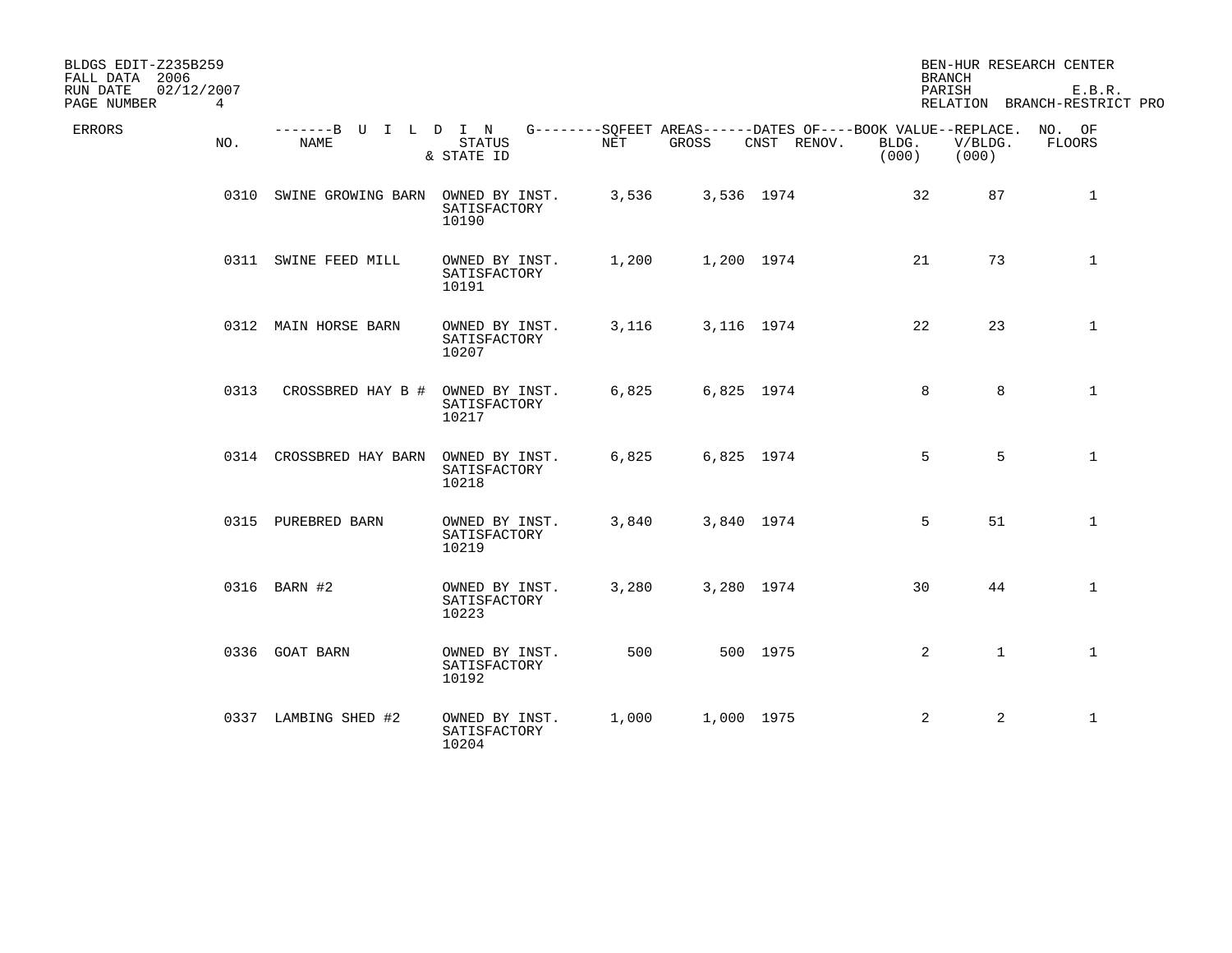BLDGS EDIT-Z235B259
FALL DATA 2006
RUN DATE 02/12/2007
PAGE NUMBER 4

BEN-HUR RESEARCH CENTER
BRANCH
PARISH E.B.R.
RELATION BRANCH-RESTRICT PRO

| ERRORS | NO. | NAME | STATUS & STATE ID | NET | GROSS | CNST | RENOV. | BOOK VALUE BLDG. (000) | REPLACE. V/BLDG. (000) | NO. OF FLOORS |
|---|---|---|---|---|---|---|---|---|---|---|
| | 0310 | SWINE GROWING BARN | OWNED BY INST. SATISFACTORY 10190 | 3,536 | 3,536 | 1974 | | 32 | 87 | 1 |
| | 0311 | SWINE FEED MILL | OWNED BY INST. SATISFACTORY 10191 | 1,200 | 1,200 | 1974 | | 21 | 73 | 1 |
| | 0312 | MAIN HORSE BARN | OWNED BY INST. SATISFACTORY 10207 | 3,116 | 3,116 | 1974 | | 22 | 23 | 1 |
| | 0313 | CROSSBRED HAY B # | OWNED BY INST. SATISFACTORY 10217 | 6,825 | 6,825 | 1974 | | 8 | 8 | 1 |
| | 0314 | CROSSBRED HAY BARN | OWNED BY INST. SATISFACTORY 10218 | 6,825 | 6,825 | 1974 | | 5 | 5 | 1 |
| | 0315 | PUREBRED BARN | OWNED BY INST. SATISFACTORY 10219 | 3,840 | 3,840 | 1974 | | 5 | 51 | 1 |
| | 0316 | BARN #2 | OWNED BY INST. SATISFACTORY 10223 | 3,280 | 3,280 | 1974 | | 30 | 44 | 1 |
| | 0336 | GOAT BARN | OWNED BY INST. SATISFACTORY 10192 | 500 | 500 | 1975 | | 2 | 1 | 1 |
| | 0337 | LAMBING SHED #2 | OWNED BY INST. SATISFACTORY 10204 | 1,000 | 1,000 | 1975 | | 2 | 2 | 1 |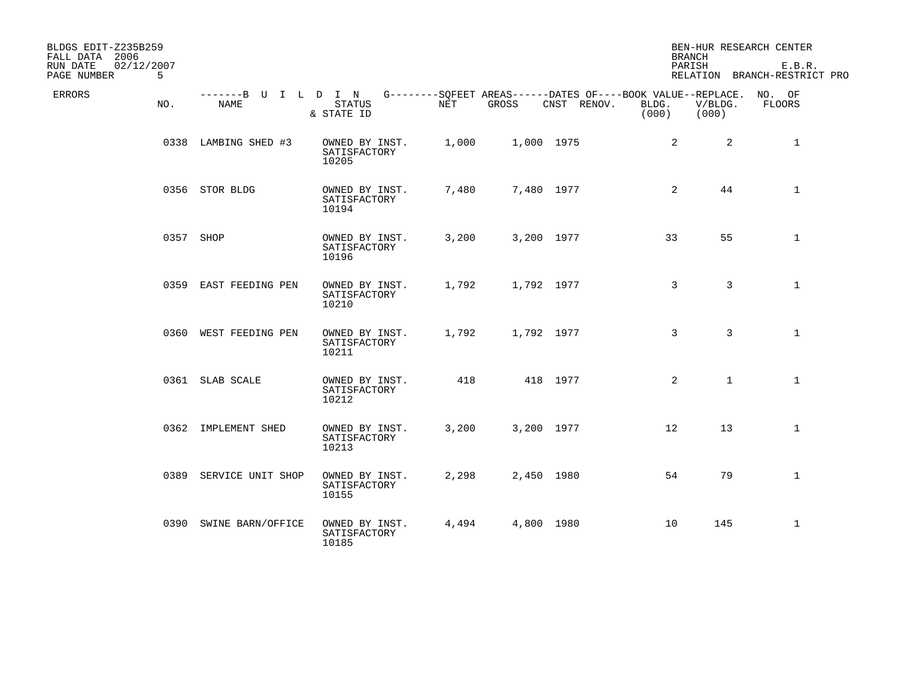BLDGS EDIT-Z235B259
FALL DATA 2006
RUN DATE 02/12/2007
PAGE NUMBER 5

BEN-HUR RESEARCH CENTER
BRANCH
PARISH E.B.R.
RELATION BRANCH-RESTRICT PRO

| ERRORS | NO. | NAME | STATUS & STATE ID | NET | GROSS | CNST | RENOV. | BOOK VALUE BLDG. (000) | REPLACE. V/BLDG. (000) | NO. OF FLOORS |
|---|---|---|---|---|---|---|---|---|---|---|
| | 0338 | LAMBING SHED #3 | OWNED BY INST. SATISFACTORY 10205 | 1,000 | 1,000 | 1975 | | 2 | 2 | 1 |
| | 0356 | STOR BLDG | OWNED BY INST. SATISFACTORY 10194 | 7,480 | 7,480 | 1977 | | 2 | 44 | 1 |
| | 0357 | SHOP | OWNED BY INST. SATISFACTORY 10196 | 3,200 | 3,200 | 1977 | | 33 | 55 | 1 |
| | 0359 | EAST FEEDING PEN | OWNED BY INST. SATISFACTORY 10210 | 1,792 | 1,792 | 1977 | | 3 | 3 | 1 |
| | 0360 | WEST FEEDING PEN | OWNED BY INST. SATISFACTORY 10211 | 1,792 | 1,792 | 1977 | | 3 | 3 | 1 |
| | 0361 | SLAB SCALE | OWNED BY INST. SATISFACTORY 10212 | 418 | 418 | 1977 | | 2 | 1 | 1 |
| | 0362 | IMPLEMENT SHED | OWNED BY INST. SATISFACTORY 10213 | 3,200 | 3,200 | 1977 | | 12 | 13 | 1 |
| | 0389 | SERVICE UNIT SHOP | OWNED BY INST. SATISFACTORY 10155 | 2,298 | 2,450 | 1980 | | 54 | 79 | 1 |
| | 0390 | SWINE BARN/OFFICE | OWNED BY INST. SATISFACTORY 10185 | 4,494 | 4,800 | 1980 | | 10 | 145 | 1 |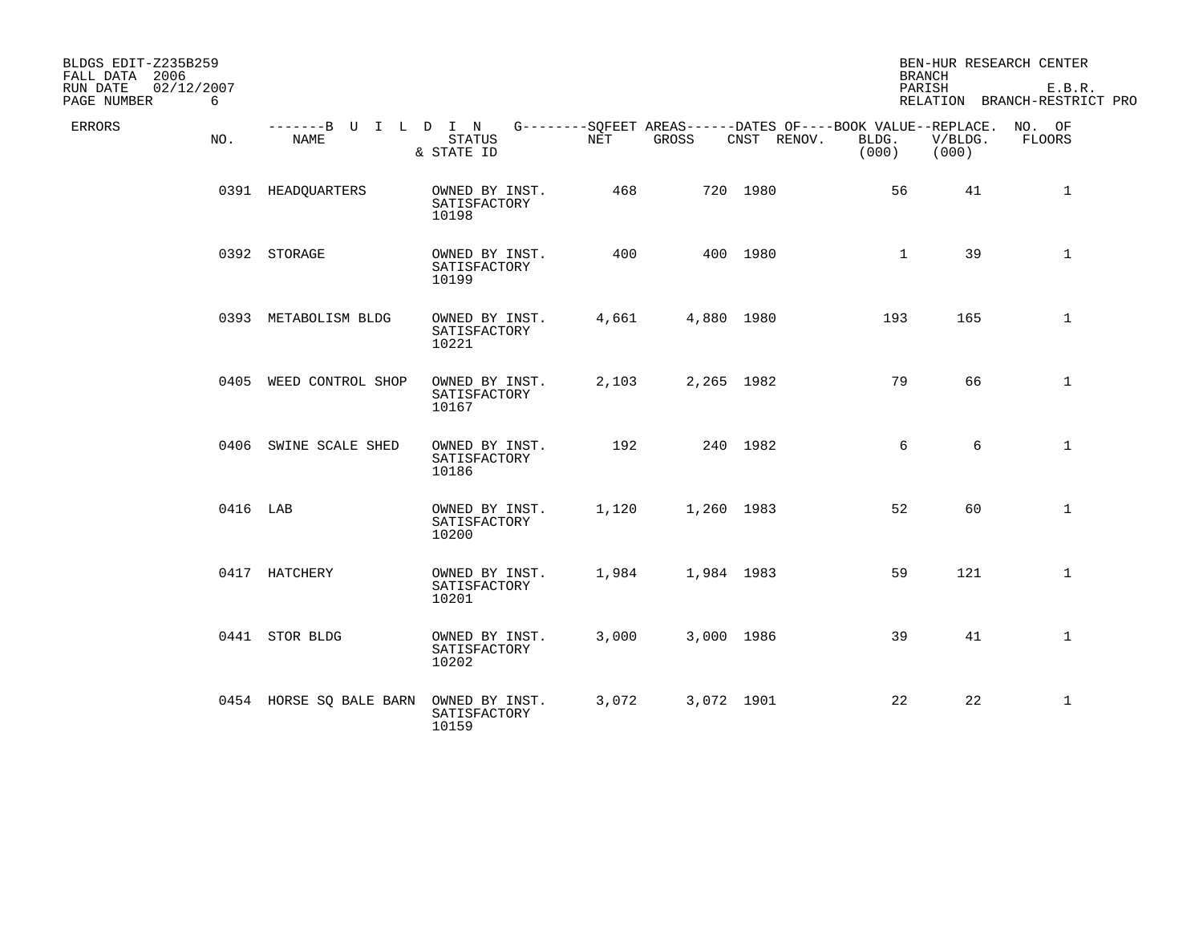BLDGS EDIT-Z235B259
FALL DATA 2006
RUN DATE 02/12/2007
PAGE NUMBER 6

BEN-HUR RESEARCH CENTER
BRANCH
PARISH E.B.R.
RELATION BRANCH-RESTRICT PRO

| ERRORS | NO. | NAME | STATUS & STATE ID | SQFEET AREAS NET | SQFEET AREAS GROSS | DATES OF CNST | DATES OF RENOV. | BOOK VALUE BLDG. (000) | REPLACE. V/BLDG. (000) | NO. OF FLOORS |
|---|---|---|---|---|---|---|---|---|---|---|
| | 0391 | HEADQUARTERS | OWNED BY INST. SATISFACTORY 10198 | 468 | 720 | 1980 | | 56 | 41 | 1 |
| | 0392 | STORAGE | OWNED BY INST. SATISFACTORY 10199 | 400 | 400 | 1980 | | 1 | 39 | 1 |
| | 0393 | METABOLISM BLDG | OWNED BY INST. SATISFACTORY 10221 | 4,661 | 4,880 | 1980 | | 193 | 165 | 1 |
| | 0405 | WEED CONTROL SHOP | OWNED BY INST. SATISFACTORY 10167 | 2,103 | 2,265 | 1982 | | 79 | 66 | 1 |
| | 0406 | SWINE SCALE SHED | OWNED BY INST. SATISFACTORY 10186 | 192 | 240 | 1982 | | 6 | 6 | 1 |
| | 0416 | LAB | OWNED BY INST. SATISFACTORY 10200 | 1,120 | 1,260 | 1983 | | 52 | 60 | 1 |
| | 0417 | HATCHERY | OWNED BY INST. SATISFACTORY 10201 | 1,984 | 1,984 | 1983 | | 59 | 121 | 1 |
| | 0441 | STOR BLDG | OWNED BY INST. SATISFACTORY 10202 | 3,000 | 3,000 | 1986 | | 39 | 41 | 1 |
| | 0454 | HORSE SQ BALE BARN | OWNED BY INST. SATISFACTORY 10159 | 3,072 | 3,072 | 1901 | | 22 | 22 | 1 |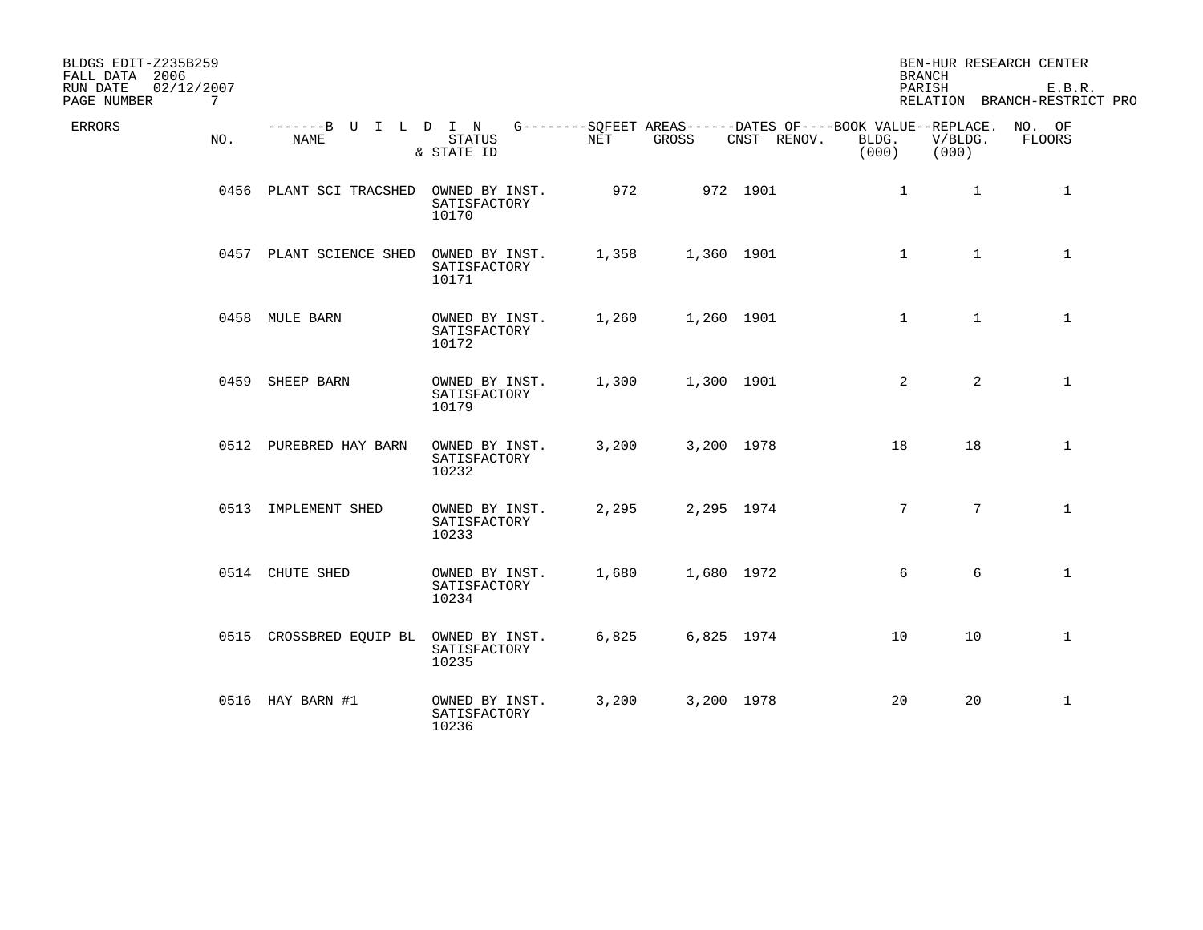BLDGS EDIT-Z235B259
FALL DATA 2006
RUN DATE 02/12/2007

BEN-HUR RESEARCH CENTER
BRANCH
PARISH E.B.R.
RELATION BRANCH-RESTRICT PRO

| ERRORS | NO. | NAME | STATUS & STATE ID | NET | GROSS | CNST | RENOV. | BOOK VALUE BLDG. (000) | REPLACE. V/BLDG. (000) | NO. OF FLOORS |
|---|---|---|---|---|---|---|---|---|---|---|
| | 0456 | PLANT SCI TRACSHED | OWNED BY INST. SATISFACTORY 10170 | 972 | 972 | 1901 | | 1 | 1 | 1 |
| | 0457 | PLANT SCIENCE SHED | OWNED BY INST. SATISFACTORY 10171 | 1,358 | 1,360 | 1901 | | 1 | 1 | 1 |
| | 0458 | MULE BARN | OWNED BY INST. SATISFACTORY 10172 | 1,260 | 1,260 | 1901 | | 1 | 1 | 1 |
| | 0459 | SHEEP BARN | OWNED BY INST. SATISFACTORY 10179 | 1,300 | 1,300 | 1901 | | 2 | 2 | 1 |
| | 0512 | PUREBRED HAY BARN | OWNED BY INST. SATISFACTORY 10232 | 3,200 | 3,200 | 1978 | | 18 | 18 | 1 |
| | 0513 | IMPLEMENT SHED | OWNED BY INST. SATISFACTORY 10233 | 2,295 | 2,295 | 1974 | | 7 | 7 | 1 |
| | 0514 | CHUTE SHED | OWNED BY INST. SATISFACTORY 10234 | 1,680 | 1,680 | 1972 | | 6 | 6 | 1 |
| | 0515 | CROSSBRED EQUIP BL | OWNED BY INST. SATISFACTORY 10235 | 6,825 | 6,825 | 1974 | | 10 | 10 | 1 |
| | 0516 | HAY BARN #1 | OWNED BY INST. SATISFACTORY 10236 | 3,200 | 3,200 | 1978 | | 20 | 20 | 1 |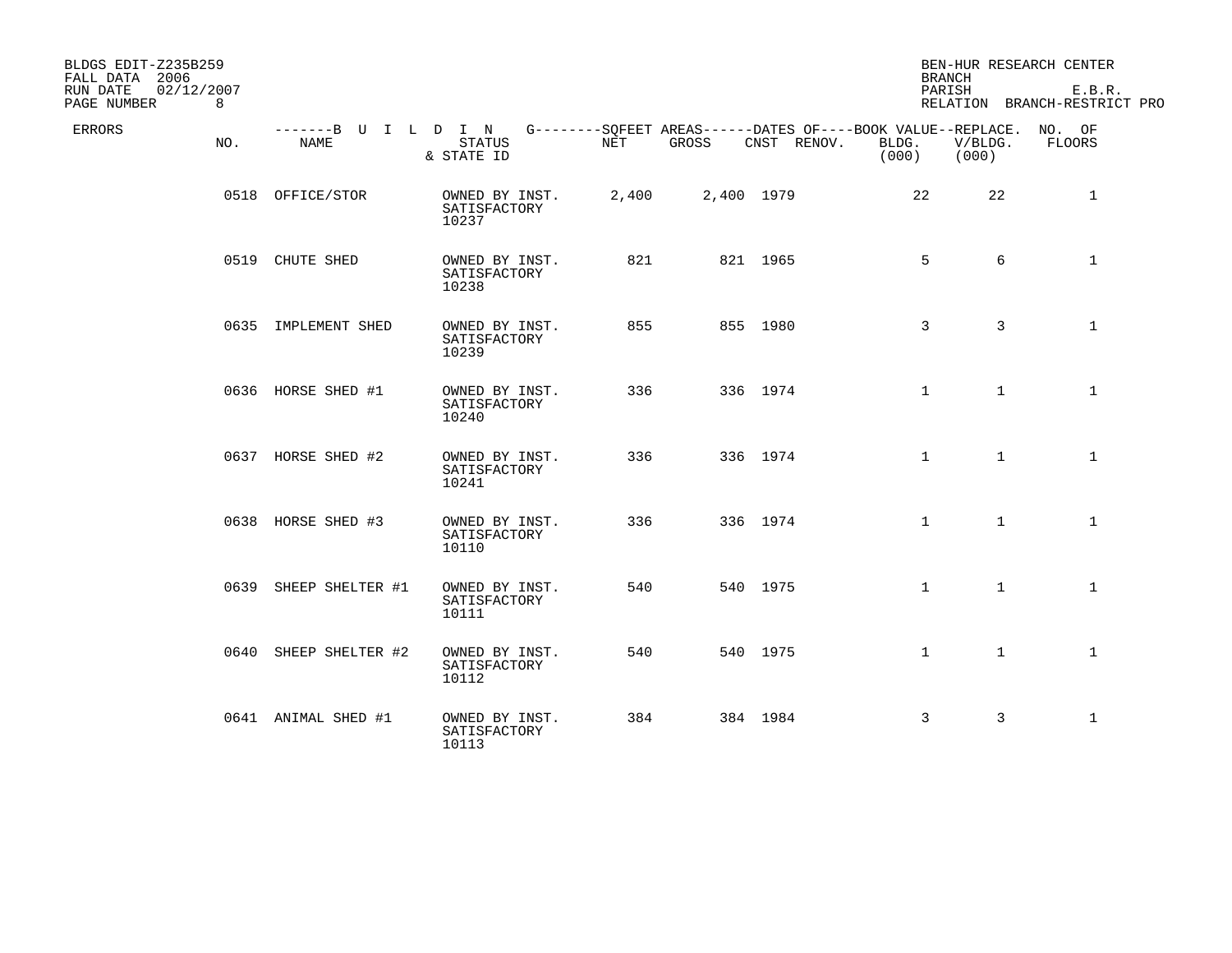BLDGS EDIT-Z235B259
FALL DATA 2006
RUN DATE 02/12/2007
PAGE NUMBER 8

BEN-HUR RESEARCH CENTER
BRANCH
PARISH E.B.R.
RELATION BRANCH-RESTRICT PRO

| ERRORS | NO. | NAME | STATUS & STATE ID | NET | GROSS | CNST | RENOV. | BOOK VALUE BLDG. (000) | REPLACE. V/BLDG. (000) | NO. OF FLOORS |
|---|---|---|---|---|---|---|---|---|---|---|
| | 0518 | OFFICE/STOR | OWNED BY INST. SATISFACTORY 10237 | 2,400 | 2,400 | 1979 | | 22 | 22 | 1 |
| | 0519 | CHUTE SHED | OWNED BY INST. SATISFACTORY 10238 | 821 | 821 | 1965 | | 5 | 6 | 1 |
| | 0635 | IMPLEMENT SHED | OWNED BY INST. SATISFACTORY 10239 | 855 | 855 | 1980 | | 3 | 3 | 1 |
| | 0636 | HORSE SHED #1 | OWNED BY INST. SATISFACTORY 10240 | 336 | 336 | 1974 | | 1 | 1 | 1 |
| | 0637 | HORSE SHED #2 | OWNED BY INST. SATISFACTORY 10241 | 336 | 336 | 1974 | | 1 | 1 | 1 |
| | 0638 | HORSE SHED #3 | OWNED BY INST. SATISFACTORY 10110 | 336 | 336 | 1974 | | 1 | 1 | 1 |
| | 0639 | SHEEP SHELTER #1 | OWNED BY INST. SATISFACTORY 10111 | 540 | 540 | 1975 | | 1 | 1 | 1 |
| | 0640 | SHEEP SHELTER #2 | OWNED BY INST. SATISFACTORY 10112 | 540 | 540 | 1975 | | 1 | 1 | 1 |
| | 0641 | ANIMAL SHED #1 | OWNED BY INST. SATISFACTORY 10113 | 384 | 384 | 1984 | | 3 | 3 | 1 |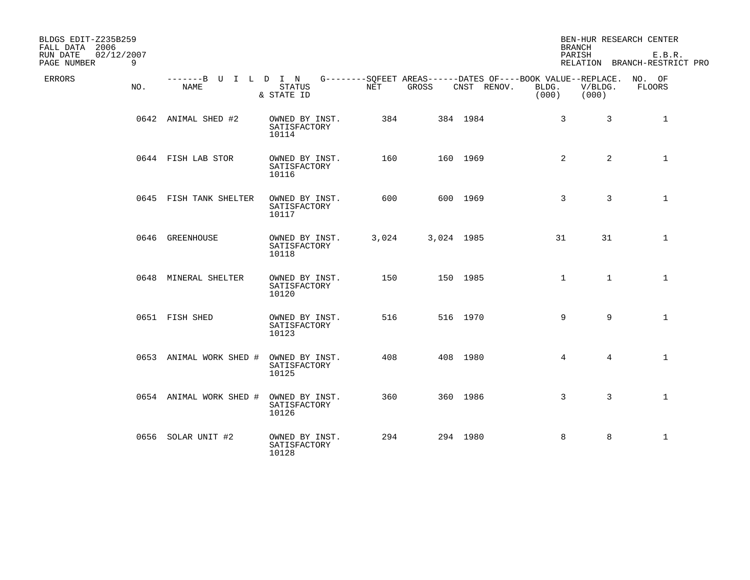BLDGS EDIT-Z235B259
FALL DATA 2006
RUN DATE 02/12/2007

BEN-HUR RESEARCH CENTER
BRANCH
PARISH E.B.R.
RELATION BRANCH-RESTRICT PRO

| ERRORS | NO. | NAME | STATUS & STATE ID | NET | GROSS | CNST | RENOV. | BOOK VALUE BLDG. (000) | REPLACE. V/BLDG. (000) | NO. OF FLOORS |
|---|---|---|---|---|---|---|---|---|---|---|
| | 0642 | ANIMAL SHED #2 | OWNED BY INST. SATISFACTORY 10114 | 384 | 384 | 1984 | | 3 | 3 | 1 |
| | 0644 | FISH LAB STOR | OWNED BY INST. SATISFACTORY 10116 | 160 | 160 | 1969 | | 2 | 2 | 1 |
| | 0645 | FISH TANK SHELTER | OWNED BY INST. SATISFACTORY 10117 | 600 | 600 | 1969 | | 3 | 3 | 1 |
| | 0646 | GREENHOUSE | OWNED BY INST. SATISFACTORY 10118 | 3,024 | 3,024 | 1985 | | 31 | 31 | 1 |
| | 0648 | MINERAL SHELTER | OWNED BY INST. SATISFACTORY 10120 | 150 | 150 | 1985 | | 1 | 1 | 1 |
| | 0651 | FISH SHED | OWNED BY INST. SATISFACTORY 10123 | 516 | 516 | 1970 | | 9 | 9 | 1 |
| | 0653 | ANIMAL WORK SHED # | OWNED BY INST. SATISFACTORY 10125 | 408 | 408 | 1980 | | 4 | 4 | 1 |
| | 0654 | ANIMAL WORK SHED # | OWNED BY INST. SATISFACTORY 10126 | 360 | 360 | 1986 | | 3 | 3 | 1 |
| | 0656 | SOLAR UNIT #2 | OWNED BY INST. SATISFACTORY 10128 | 294 | 294 | 1980 | | 8 | 8 | 1 |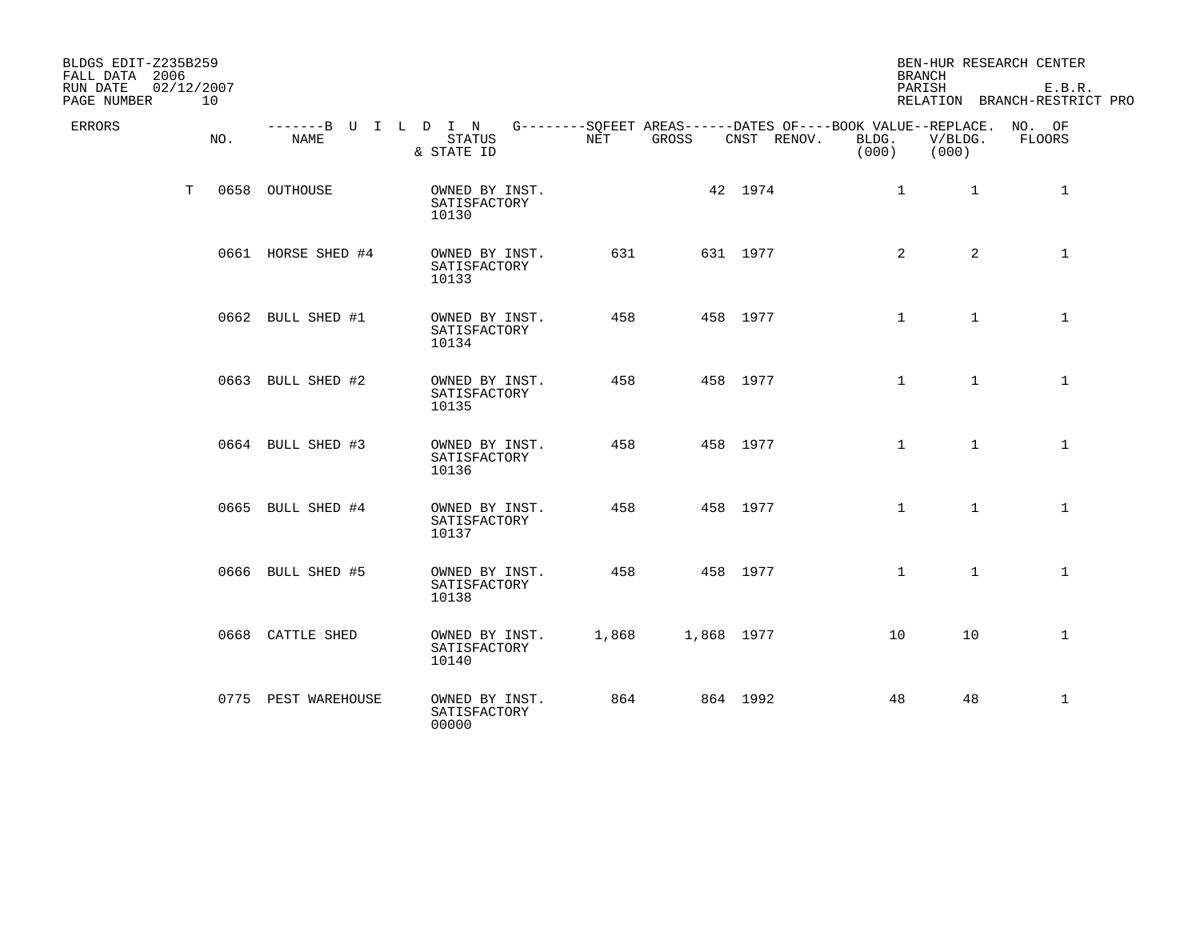BLDGS EDIT-Z235B259
FALL DATA 2006
RUN DATE 02/12/2007
PAGE NUMBER 10

BEN-HUR RESEARCH CENTER
BRANCH
PARISH E.B.R.
RELATION BRANCH-RESTRICT PRO

| ERRORS | NO. | BUILDING NAME | STATUS & STATE ID | SQFEET AREAS NET | SQFEET AREAS GROSS | DATES OF CNST | DATES OF RENOV. | BOOK VALUE BLDG. (000) | REPLACE. V/BLDG. (000) | NO. OF FLOORS |
|---|---|---|---|---|---|---|---|---|---|---|
| T | 0658 | OUTHOUSE | OWNED BY INST. SATISFACTORY 10130 | | 42 | 1974 | | 1 | 1 | 1 |
| | 0661 | HORSE SHED #4 | OWNED BY INST. SATISFACTORY 10133 | 631 | 631 | 1977 | | 2 | 2 | 1 |
| | 0662 | BULL SHED #1 | OWNED BY INST. SATISFACTORY 10134 | 458 | 458 | 1977 | | 1 | 1 | 1 |
| | 0663 | BULL SHED #2 | OWNED BY INST. SATISFACTORY 10135 | 458 | 458 | 1977 | | 1 | 1 | 1 |
| | 0664 | BULL SHED #3 | OWNED BY INST. SATISFACTORY 10136 | 458 | 458 | 1977 | | 1 | 1 | 1 |
| | 0665 | BULL SHED #4 | OWNED BY INST. SATISFACTORY 10137 | 458 | 458 | 1977 | | 1 | 1 | 1 |
| | 0666 | BULL SHED #5 | OWNED BY INST. SATISFACTORY 10138 | 458 | 458 | 1977 | | 1 | 1 | 1 |
| | 0668 | CATTLE SHED | OWNED BY INST. SATISFACTORY 10140 | 1,868 | 1,868 | 1977 | | 10 | 10 | 1 |
| | 0775 | PEST WAREHOUSE | OWNED BY INST. SATISFACTORY 00000 | 864 | 864 | 1992 | | 48 | 48 | 1 |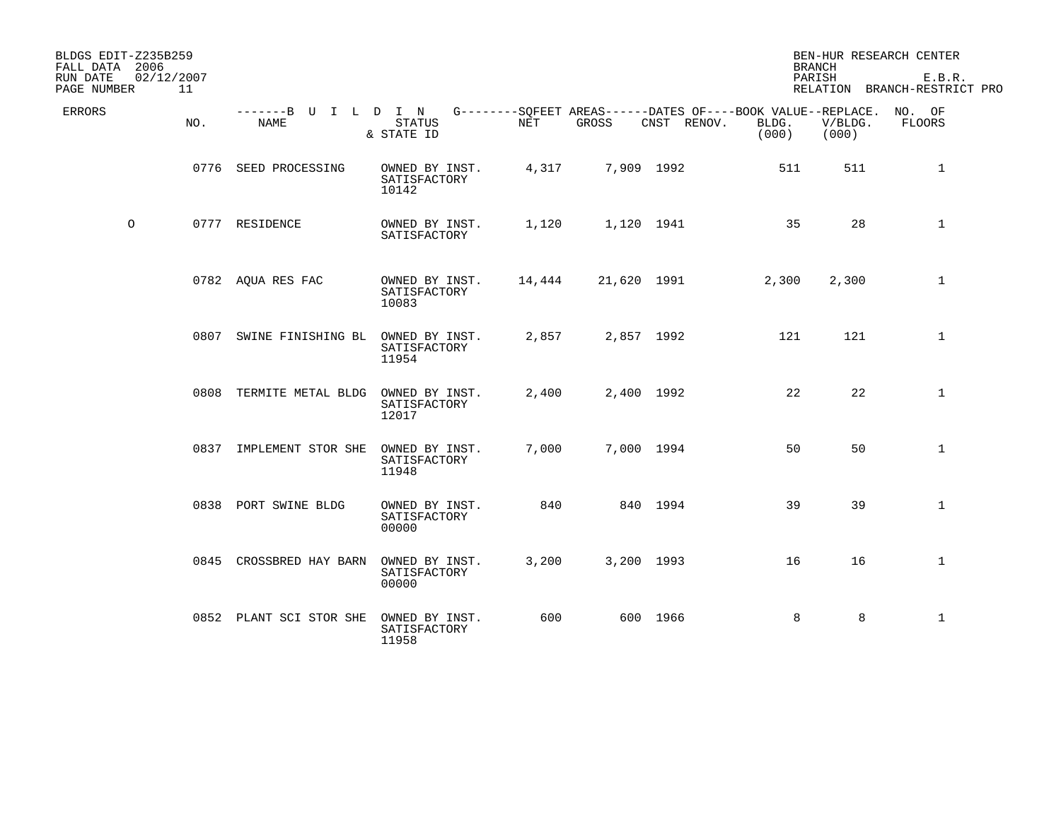BLDGS EDIT-Z235B259
FALL DATA 2006
RUN DATE 02/12/2007
PAGE NUMBER 11

BEN-HUR RESEARCH CENTER
BRANCH
PARISH E.B.R.
RELATION BRANCH-RESTRICT PRO

| ERRORS | NO. | NAME | STATUS & STATE ID | NET | GROSS | CNST | RENOV. | BOOK VALUE BLDG. (000) | REPLACE. V/BLDG. (000) | NO. OF FLOORS |
|---|---|---|---|---|---|---|---|---|---|---|
| | 0776 | SEED PROCESSING | OWNED BY INST. SATISFACTORY 10142 | 4,317 | 7,909 | 1992 | | 511 | 511 | 1 |
| O | 0777 | RESIDENCE | OWNED BY INST. SATISFACTORY | 1,120 | 1,120 | 1941 | | 35 | 28 | 1 |
| | 0782 | AQUA RES FAC | OWNED BY INST. SATISFACTORY 10083 | 14,444 | 21,620 | 1991 | | 2,300 | 2,300 | 1 |
| | 0807 | SWINE FINISHING BL | OWNED BY INST. SATISFACTORY 11954 | 2,857 | 2,857 | 1992 | | 121 | 121 | 1 |
| | 0808 | TERMITE METAL BLDG | OWNED BY INST. SATISFACTORY 12017 | 2,400 | 2,400 | 1992 | | 22 | 22 | 1 |
| | 0837 | IMPLEMENT STOR SHE | OWNED BY INST. SATISFACTORY 11948 | 7,000 | 7,000 | 1994 | | 50 | 50 | 1 |
| | 0838 | PORT SWINE BLDG | OWNED BY INST. SATISFACTORY 00000 | 840 | 840 | 1994 | | 39 | 39 | 1 |
| | 0845 | CROSSBRED HAY BARN | OWNED BY INST. SATISFACTORY 00000 | 3,200 | 3,200 | 1993 | | 16 | 16 | 1 |
| | 0852 | PLANT SCI STOR SHE | OWNED BY INST. SATISFACTORY 11958 | 600 | 600 | 1966 | | 8 | 8 | 1 |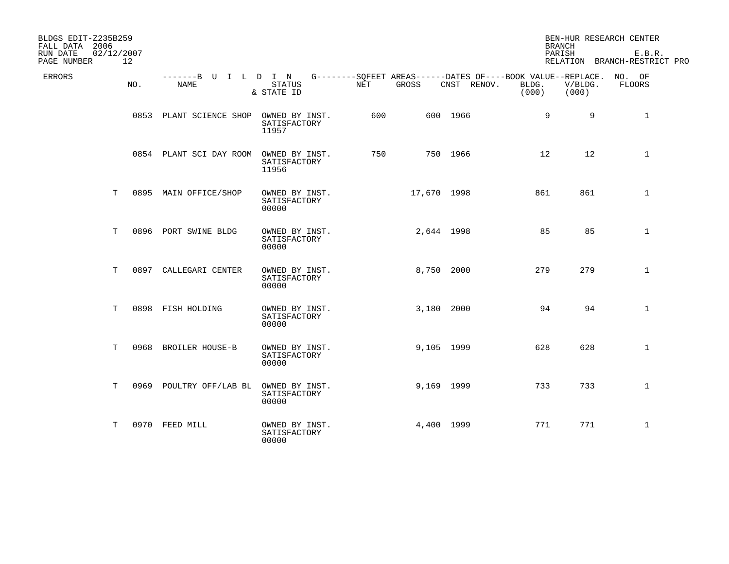BLDGS EDIT-Z235B259
FALL DATA 2006
RUN DATE 02/12/2007
PAGE NUMBER 12

BEN-HUR RESEARCH CENTER
BRANCH
PARISH E.B.R.
RELATION BRANCH-RESTRICT PRO

| ERRORS | NO. | BUILDING NAME | STATUS & STATE ID | SQFEET AREAS NET | SQFEET AREAS GROSS | DATES OF CNST | DATES OF RENOV. | BOOK VALUE BLDG. (000) | REPLACE. V/BLDG. (000) | NO. OF FLOORS |
|---|---|---|---|---|---|---|---|---|---|---|
| | 0853 | PLANT SCIENCE SHOP | OWNED BY INST. SATISFACTORY 11957 | 600 | 600 | 1966 | | 9 | 9 | 1 |
| | 0854 | PLANT SCI DAY ROOM | OWNED BY INST. SATISFACTORY 11956 | 750 | 750 | 1966 | | 12 | 12 | 1 |
| T | 0895 | MAIN OFFICE/SHOP | OWNED BY INST. SATISFACTORY 00000 | | 17,670 | 1998 | | 861 | 861 | 1 |
| T | 0896 | PORT SWINE BLDG | OWNED BY INST. SATISFACTORY 00000 | | 2,644 | 1998 | | 85 | 85 | 1 |
| T | 0897 | CALLEGARI CENTER | OWNED BY INST. SATISFACTORY 00000 | | 8,750 | 2000 | | 279 | 279 | 1 |
| T | 0898 | FISH HOLDING | OWNED BY INST. SATISFACTORY 00000 | | 3,180 | 2000 | | 94 | 94 | 1 |
| T | 0968 | BROILER HOUSE-B | OWNED BY INST. SATISFACTORY 00000 | | 9,105 | 1999 | | 628 | 628 | 1 |
| T | 0969 | POULTRY OFF/LAB BL | OWNED BY INST. SATISFACTORY 00000 | | 9,169 | 1999 | | 733 | 733 | 1 |
| T | 0970 | FEED MILL | OWNED BY INST. SATISFACTORY 00000 | | 4,400 | 1999 | | 771 | 771 | 1 |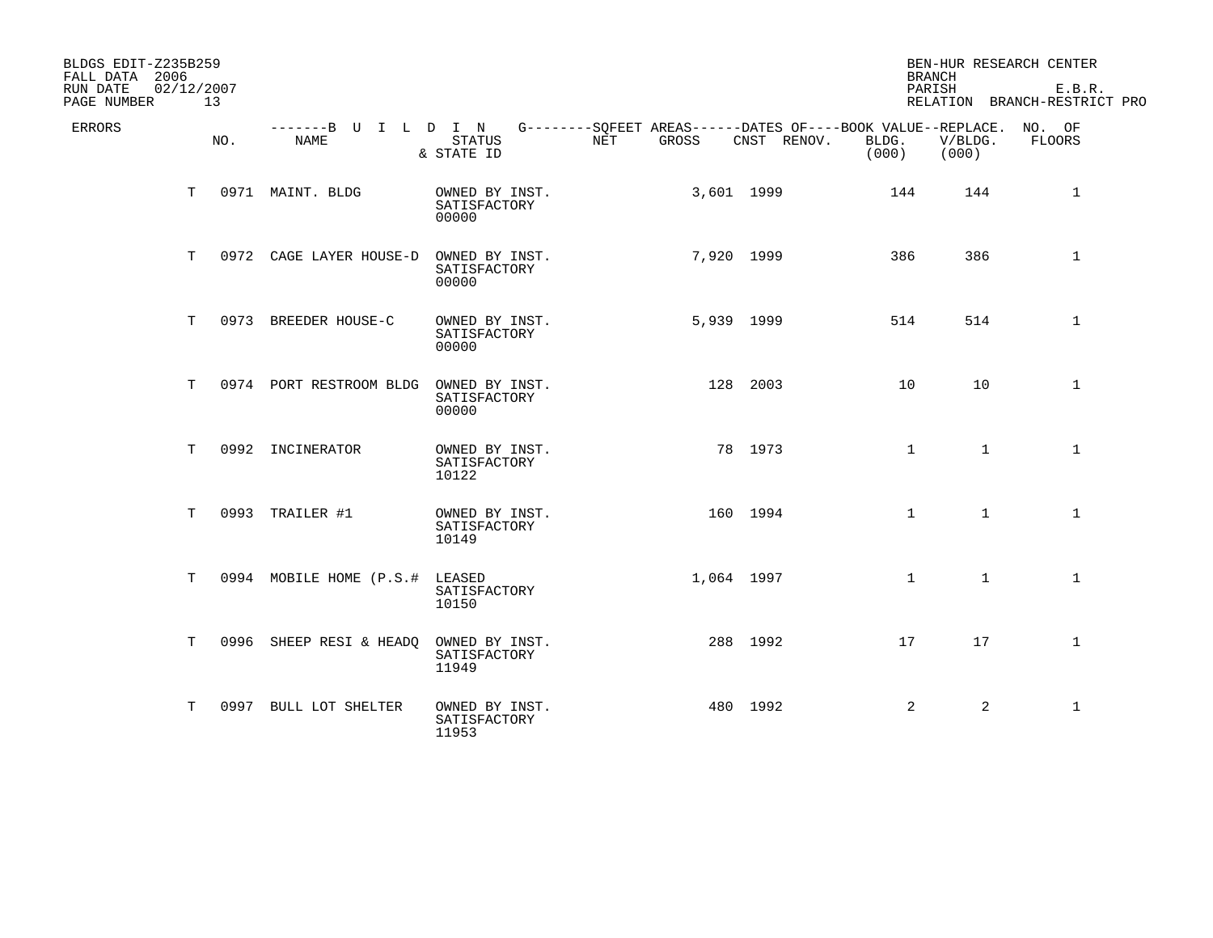BLDGS EDIT-Z235B259
FALL DATA 2006
RUN DATE 02/12/2007
PAGE NUMBER 13

BEN-HUR RESEARCH CENTER
BRANCH
PARISH E.B.R.
RELATION BRANCH-RESTRICT PRO

| ERRORS | NO. | NAME | STATUS & STATE ID | NET | GROSS | CNST | RENOV. | BOOK VALUE BLDG. (000) | REPLACE. V/BLDG. (000) | NO. OF FLOORS |
|---|---|---|---|---|---|---|---|---|---|---|
| T | 0971 | MAINT. BLDG | OWNED BY INST. SATISFACTORY 00000 | | 3,601 | 1999 | | 144 | 144 | 1 |
| T | 0972 | CAGE LAYER HOUSE-D | OWNED BY INST. SATISFACTORY 00000 | | 7,920 | 1999 | | 386 | 386 | 1 |
| T | 0973 | BREEDER HOUSE-C | OWNED BY INST. SATISFACTORY 00000 | | 5,939 | 1999 | | 514 | 514 | 1 |
| T | 0974 | PORT RESTROOM BLDG | OWNED BY INST. SATISFACTORY 00000 | | 128 | 2003 | | 10 | 10 | 1 |
| T | 0992 | INCINERATOR | OWNED BY INST. SATISFACTORY 10122 | | 78 | 1973 | | 1 | 1 | 1 |
| T | 0993 | TRAILER #1 | OWNED BY INST. SATISFACTORY 10149 | | 160 | 1994 | | 1 | 1 | 1 |
| T | 0994 | MOBILE HOME (P.S.# | LEASED SATISFACTORY 10150 | | 1,064 | 1997 | | 1 | 1 | 1 |
| T | 0996 | SHEEP RESI & HEADQ | OWNED BY INST. SATISFACTORY 11949 | | 288 | 1992 | | 17 | 17 | 1 |
| T | 0997 | BULL LOT SHELTER | OWNED BY INST. SATISFACTORY 11953 | | 480 | 1992 | | 2 | 2 | 1 |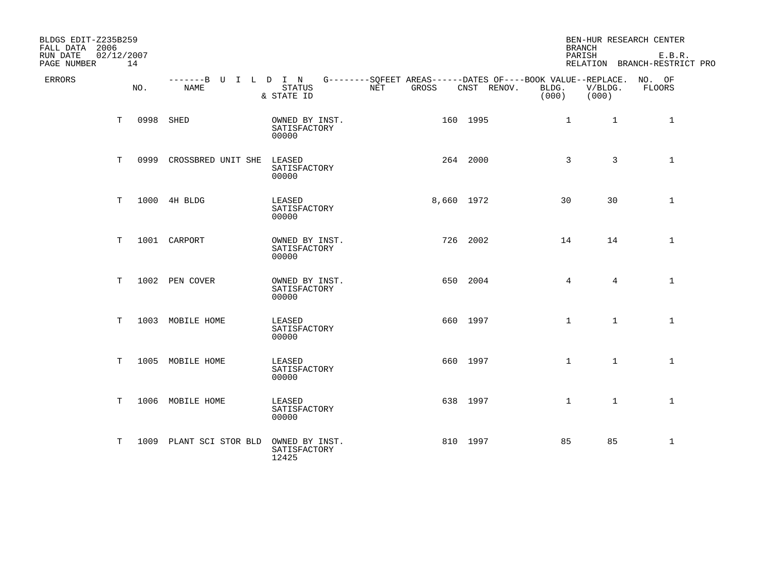BLDGS EDIT-Z235B259
FALL DATA 2006
RUN DATE 02/12/2007
PAGE NUMBER 14

BEN-HUR RESEARCH CENTER
BRANCH
PARISH E.B.R.
RELATION BRANCH-RESTRICT PRO

| ERRORS | NO. | BUILDING NAME | STATUS & STATE ID | SQFEET AREAS NET | SQFEET AREAS GROSS | DATES OF CNST | DATES OF RENOV. | BOOK VALUE BLDG. (000) | REPLACE. V/BLDG. (000) | NO. OF FLOORS |
|---|---|---|---|---|---|---|---|---|---|---|
| T | 0998 | SHED | OWNED BY INST. SATISFACTORY 00000 | | 160 | 1995 | | 1 | 1 | 1 |
| T | 0999 | CROSSBRED UNIT SHE | LEASED SATISFACTORY 00000 | | 264 | 2000 | | 3 | 3 | 1 |
| T | 1000 | 4H BLDG | LEASED SATISFACTORY 00000 | | 8,660 | 1972 | | 30 | 30 | 1 |
| T | 1001 | CARPORT | OWNED BY INST. SATISFACTORY 00000 | | 726 | 2002 | | 14 | 14 | 1 |
| T | 1002 | PEN COVER | OWNED BY INST. SATISFACTORY 00000 | | 650 | 2004 | | 4 | 4 | 1 |
| T | 1003 | MOBILE HOME | LEASED SATISFACTORY 00000 | | 660 | 1997 | | 1 | 1 | 1 |
| T | 1005 | MOBILE HOME | LEASED SATISFACTORY 00000 | | 660 | 1997 | | 1 | 1 | 1 |
| T | 1006 | MOBILE HOME | LEASED SATISFACTORY 00000 | | 638 | 1997 | | 1 | 1 | 1 |
| T | 1009 | PLANT SCI STOR BLD | OWNED BY INST. SATISFACTORY 12425 | | 810 | 1997 | | 85 | 85 | 1 |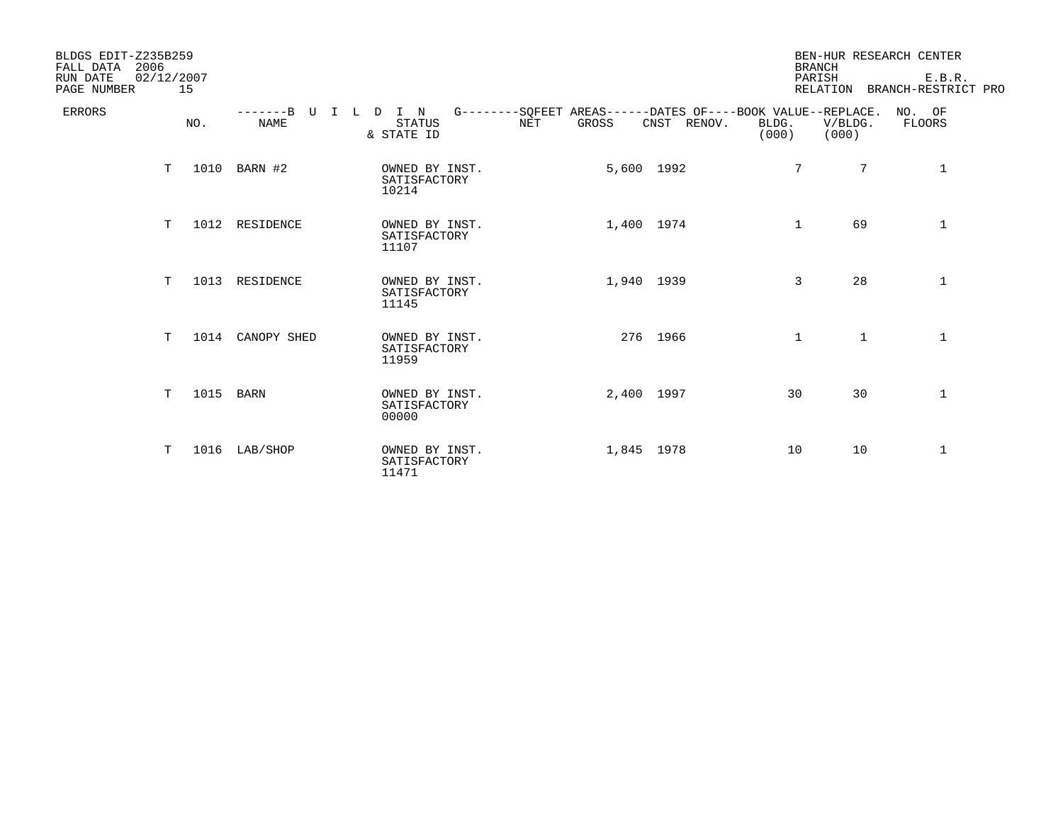BLDGS EDIT-Z235B259
FALL DATA 2006
RUN DATE 02/12/2007
PAGE NUMBER 15

BEN-HUR RESEARCH CENTER
BRANCH
PARISH E.B.R.
RELATION BRANCH-RESTRICT PRO

| ERRORS | NO. | BUILDING NAME | STATUS & STATE ID | SQFEET AREAS NET | SQFEET AREAS GROSS | DATES OF CNST | DATES OF RENOV. | BOOK VALUE BLDG. (000) | REPLACE. V/BLDG. (000) | NO. OF FLOORS |
|---|---|---|---|---|---|---|---|---|---|---|
| T | 1010 | BARN #2 | OWNED BY INST. SATISFACTORY 10214 | | 5,600 | 1992 | | 7 | 7 | 1 |
| T | 1012 | RESIDENCE | OWNED BY INST. SATISFACTORY 11107 | | 1,400 | 1974 | | 1 | 69 | 1 |
| T | 1013 | RESIDENCE | OWNED BY INST. SATISFACTORY 11145 | | 1,940 | 1939 | | 3 | 28 | 1 |
| T | 1014 | CANOPY SHED | OWNED BY INST. SATISFACTORY 11959 | | 276 | 1966 | | 1 | 1 | 1 |
| T | 1015 | BARN | OWNED BY INST. SATISFACTORY 00000 | | 2,400 | 1997 | | 30 | 30 | 1 |
| T | 1016 | LAB/SHOP | OWNED BY INST. SATISFACTORY 11471 | | 1,845 | 1978 | | 10 | 10 | 1 |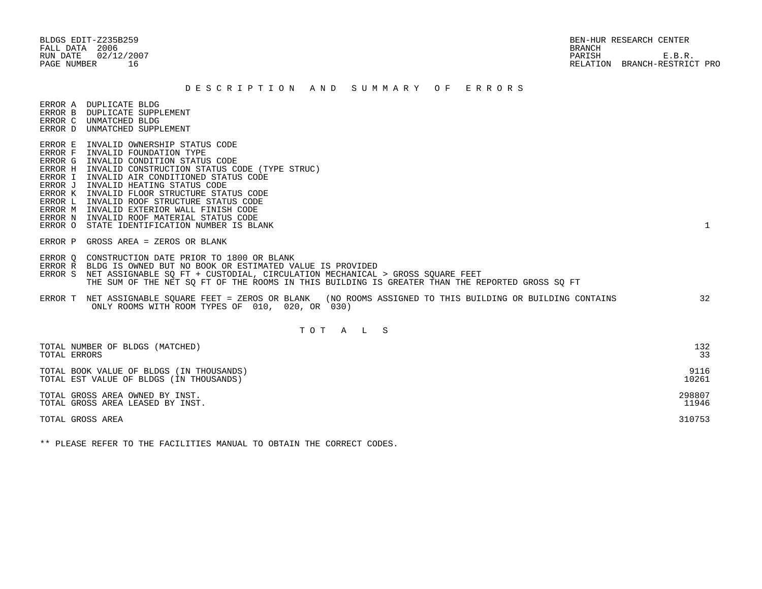BLDGS EDIT-Z235B259
FALL DATA 2006
RUN DATE 02/12/2007
PAGE NUMBER 16

BEN-HUR RESEARCH CENTER
BRANCH
PARISH E.B.R.
RELATION BRANCH-RESTRICT PRO

## D E S C R I P T I O N   A N D   S U M M A R Y   O F   E R R O R S

| Error | Description | Count |
|---|---|---|
| ERROR A | DUPLICATE BLDG | |
| ERROR B | DUPLICATE SUPPLEMENT | |
| ERROR C | UNMATCHED BLDG | |
| ERROR D | UNMATCHED SUPPLEMENT | |
| ERROR E | INVALID OWNERSHIP STATUS CODE | |
| ERROR F | INVALID FOUNDATION TYPE | |
| ERROR G | INVALID CONDITION STATUS CODE | |
| ERROR H | INVALID CONSTRUCTION STATUS CODE (TYPE STRUC) | |
| ERROR I | INVALID AIR CONDITIONED STATUS CODE | |
| ERROR J | INVALID HEATING STATUS CODE | |
| ERROR K | INVALID FLOOR STRUCTURE STATUS CODE | |
| ERROR L | INVALID ROOF STRUCTURE STATUS CODE | |
| ERROR M | INVALID EXTERIOR WALL FINISH CODE | |
| ERROR N | INVALID ROOF MATERIAL STATUS CODE | |
| ERROR O | STATE IDENTIFICATION NUMBER IS BLANK | 1 |
| ERROR P | GROSS AREA = ZEROS OR BLANK | |
| ERROR Q | CONSTRUCTION DATE PRIOR TO 1800 OR BLANK | |
| ERROR R | BLDG IS OWNED BUT NO BOOK OR ESTIMATED VALUE IS PROVIDED | |
| ERROR S | NET ASSIGNABLE SQ FT + CUSTODIAL, CIRCULATION MECHANICAL > GROSS SQUARE FEET THE SUM OF THE NET SQ FT OF THE ROOMS IN THIS BUILDING IS GREATER THAN THE REPORTED GROSS SQ FT | |
| ERROR T | NET ASSIGNABLE SQUARE FEET = ZEROS OR BLANK (NO ROOMS ASSIGNED TO THIS BUILDING OR BUILDING CONTAINS ONLY ROOMS WITH ROOM TYPES OF 010, 020, OR 030) | 32 |

## T O T A L S

| | |
|---|---|
| TOTAL NUMBER OF BLDGS (MATCHED) | 132 |
| TOTAL ERRORS | 33 |
| TOTAL BOOK VALUE OF BLDGS (IN THOUSANDS) | 9116 |
| TOTAL EST VALUE OF BLDGS (IN THOUSANDS) | 10261 |
| TOTAL GROSS AREA OWNED BY INST. | 298807 |
| TOTAL GROSS AREA LEASED BY INST. | 11946 |
| TOTAL GROSS AREA | 310753 |

** PLEASE REFER TO THE FACILITIES MANUAL TO OBTAIN THE CORRECT CODES.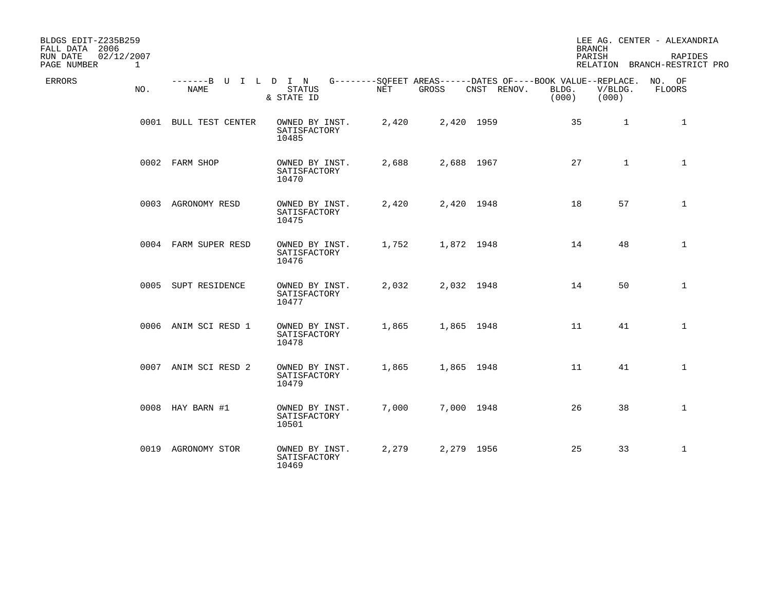BLDGS EDIT-Z235B259
FALL DATA 2006
RUN DATE 02/12/2007
PAGE NUMBER 1

LEE AG. CENTER - ALEXANDRIA
BRANCH
PARISH RAPIDES
RELATION BRANCH-RESTRICT PRO

| ERRORS | NO. | NAME | STATUS & STATE ID | NET | GROSS | CNST | RENOV. | BOOK VALUE BLDG. (000) | REPLACE. V/BLDG. (000) | NO. OF FLOORS |
|---|---|---|---|---|---|---|---|---|---|---|
| | 0001 | BULL TEST CENTER | OWNED BY INST. SATISFACTORY 10485 | 2,420 | 2,420 | 1959 | | 35 | 1 | 1 |
| | 0002 | FARM SHOP | OWNED BY INST. SATISFACTORY 10470 | 2,688 | 2,688 | 1967 | | 27 | 1 | 1 |
| | 0003 | AGRONOMY RESD | OWNED BY INST. SATISFACTORY 10475 | 2,420 | 2,420 | 1948 | | 18 | 57 | 1 |
| | 0004 | FARM SUPER RESD | OWNED BY INST. SATISFACTORY 10476 | 1,752 | 1,872 | 1948 | | 14 | 48 | 1 |
| | 0005 | SUPT RESIDENCE | OWNED BY INST. SATISFACTORY 10477 | 2,032 | 2,032 | 1948 | | 14 | 50 | 1 |
| | 0006 | ANIM SCI RESD 1 | OWNED BY INST. SATISFACTORY 10478 | 1,865 | 1,865 | 1948 | | 11 | 41 | 1 |
| | 0007 | ANIM SCI RESD 2 | OWNED BY INST. SATISFACTORY 10479 | 1,865 | 1,865 | 1948 | | 11 | 41 | 1 |
| | 0008 | HAY BARN #1 | OWNED BY INST. SATISFACTORY 10501 | 7,000 | 7,000 | 1948 | | 26 | 38 | 1 |
| | 0019 | AGRONOMY STOR | OWNED BY INST. SATISFACTORY 10469 | 2,279 | 2,279 | 1956 | | 25 | 33 | 1 |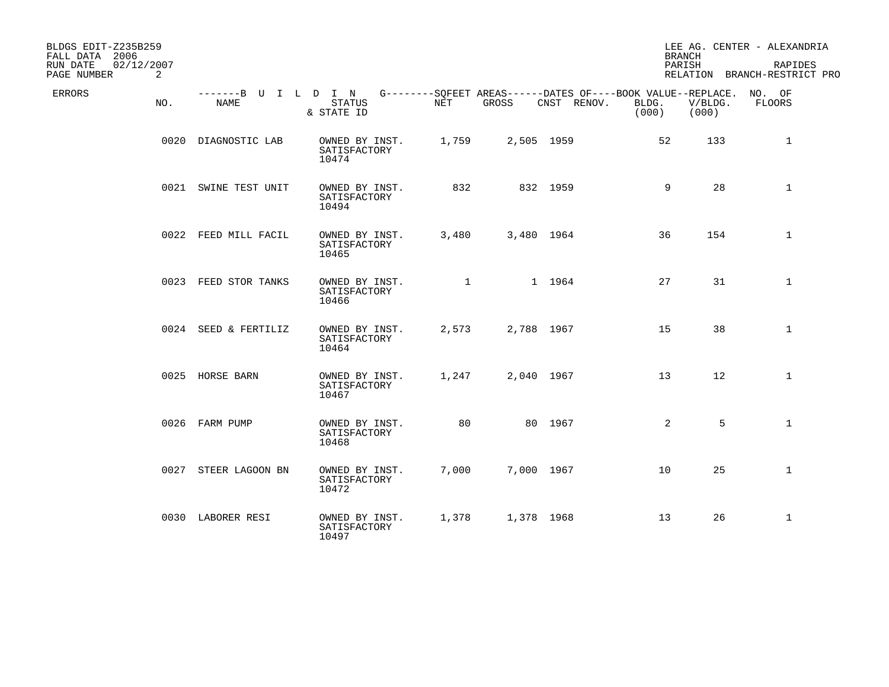BLDGS EDIT-Z235B259
FALL DATA 2006
RUN DATE 02/12/2007
PAGE NUMBER 2

LEE AG. CENTER - ALEXANDRIA
BRANCH
PARISH RAPIDES
RELATION BRANCH-RESTRICT PRO

| ERRORS | NO. | NAME | STATUS & STATE ID | NET | GROSS | CNST | RENOV. | BOOK VALUE BLDG. (000) | REPLACE. V/BLDG. (000) | NO. OF FLOORS |
|---|---|---|---|---|---|---|---|---|---|---|
| | 0020 | DIAGNOSTIC LAB | OWNED BY INST. SATISFACTORY 10474 | 1,759 | 2,505 | 1959 | | 52 | 133 | 1 |
| | 0021 | SWINE TEST UNIT | OWNED BY INST. SATISFACTORY 10494 | 832 | 832 | 1959 | | 9 | 28 | 1 |
| | 0022 | FEED MILL FACIL | OWNED BY INST. SATISFACTORY 10465 | 3,480 | 3,480 | 1964 | | 36 | 154 | 1 |
| | 0023 | FEED STOR TANKS | OWNED BY INST. SATISFACTORY 10466 | 1 | 1 | 1964 | | 27 | 31 | 1 |
| | 0024 | SEED & FERTILIZ | OWNED BY INST. SATISFACTORY 10464 | 2,573 | 2,788 | 1967 | | 15 | 38 | 1 |
| | 0025 | HORSE BARN | OWNED BY INST. SATISFACTORY 10467 | 1,247 | 2,040 | 1967 | | 13 | 12 | 1 |
| | 0026 | FARM PUMP | OWNED BY INST. SATISFACTORY 10468 | 80 | 80 | 1967 | | 2 | 5 | 1 |
| | 0027 | STEER LAGOON BN | OWNED BY INST. SATISFACTORY 10472 | 7,000 | 7,000 | 1967 | | 10 | 25 | 1 |
| | 0030 | LABORER RESI | OWNED BY INST. SATISFACTORY 10497 | 1,378 | 1,378 | 1968 | | 13 | 26 | 1 |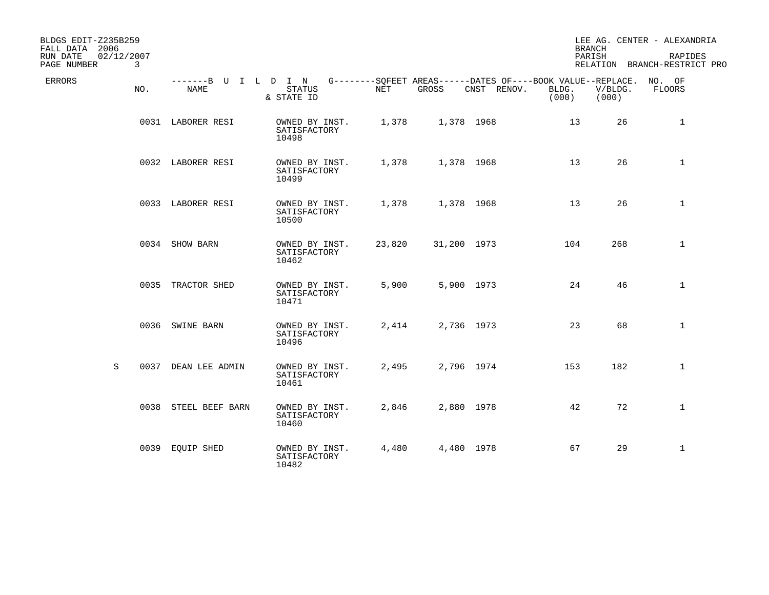BLDGS EDIT-Z235B259
FALL DATA 2006
RUN DATE 02/12/2007

LEE AG. CENTER - ALEXANDRIA
BRANCH
PARISH RAPIDES
RELATION BRANCH-RESTRICT PRO

| ERRORS | NO. | NAME | STATUS & STATE ID | NET | GROSS | CNST | RENOV. | BOOK VALUE BLDG. (000) | REPLACE. V/BLDG. (000) | NO. OF FLOORS |
|---|---|---|---|---|---|---|---|---|---|---|
| | 0031 | LABORER RESI | OWNED BY INST. SATISFACTORY 10498 | 1,378 | 1,378 | 1968 | | 13 | 26 | 1 |
| | 0032 | LABORER RESI | OWNED BY INST. SATISFACTORY 10499 | 1,378 | 1,378 | 1968 | | 13 | 26 | 1 |
| | 0033 | LABORER RESI | OWNED BY INST. SATISFACTORY 10500 | 1,378 | 1,378 | 1968 | | 13 | 26 | 1 |
| | 0034 | SHOW BARN | OWNED BY INST. SATISFACTORY 10462 | 23,820 | 31,200 | 1973 | | 104 | 268 | 1 |
| | 0035 | TRACTOR SHED | OWNED BY INST. SATISFACTORY 10471 | 5,900 | 5,900 | 1973 | | 24 | 46 | 1 |
| | 0036 | SWINE BARN | OWNED BY INST. SATISFACTORY 10496 | 2,414 | 2,736 | 1973 | | 23 | 68 | 1 |
| S | 0037 | DEAN LEE ADMIN | OWNED BY INST. SATISFACTORY 10461 | 2,495 | 2,796 | 1974 | | 153 | 182 | 1 |
| | 0038 | STEEL BEEF BARN | OWNED BY INST. SATISFACTORY 10460 | 2,846 | 2,880 | 1978 | | 42 | 72 | 1 |
| | 0039 | EQUIP SHED | OWNED BY INST. SATISFACTORY 10482 | 4,480 | 4,480 | 1978 | | 67 | 29 | 1 |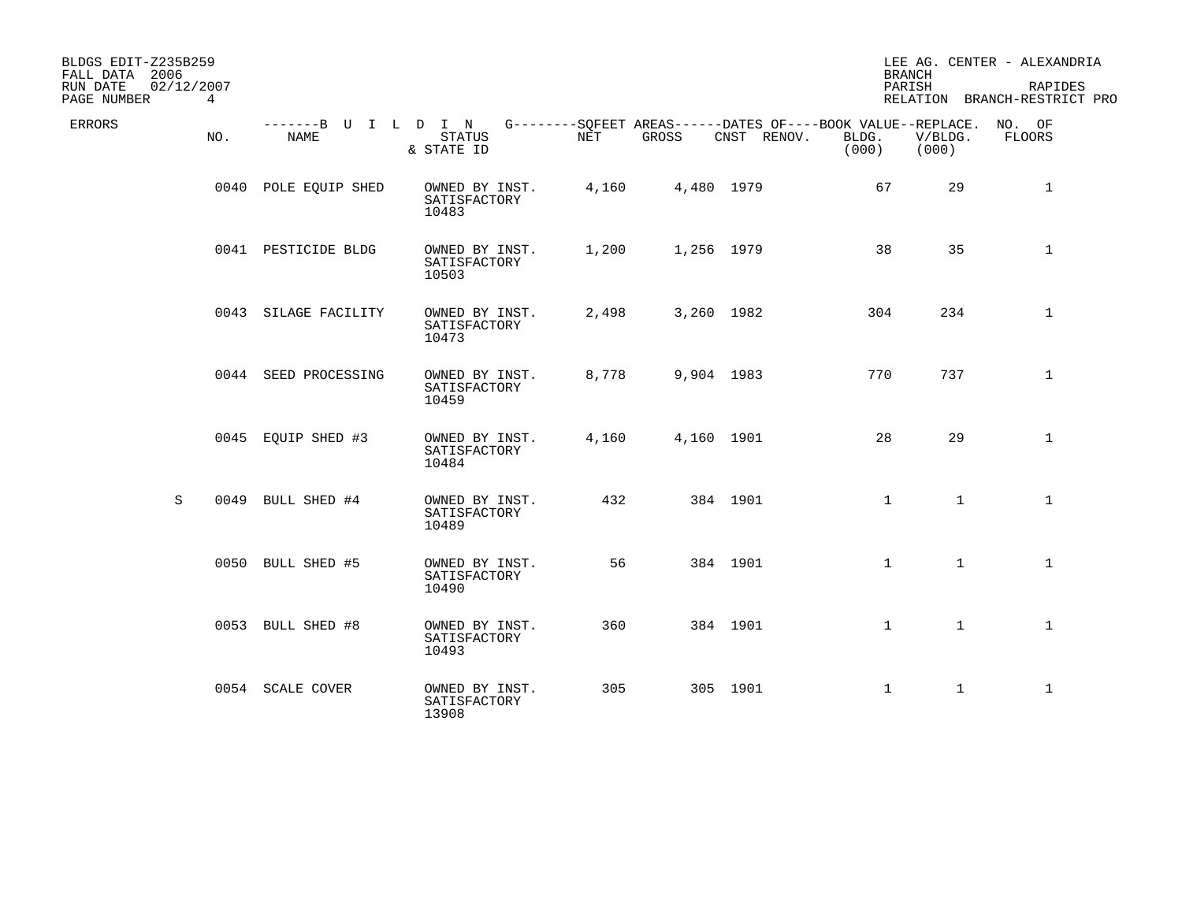BLDGS EDIT-Z235B259
FALL DATA 2006
RUN DATE 02/12/2007
PAGE NUMBER 4

LEE AG. CENTER - ALEXANDRIA
BRANCH
PARISH RAPIDES
RELATION BRANCH-RESTRICT PRO

| ERRORS | NO. | NAME | STATUS & STATE ID | NET | GROSS | CNST | RENOV. | BOOK VALUE BLDG. (000) | REPLACE. V/BLDG. (000) | NO. OF FLOORS |
|---|---|---|---|---|---|---|---|---|---|---|
| | 0040 | POLE EQUIP SHED | OWNED BY INST. SATISFACTORY 10483 | 4,160 | 4,480 | 1979 | | 67 | 29 | 1 |
| | 0041 | PESTICIDE BLDG | OWNED BY INST. SATISFACTORY 10503 | 1,200 | 1,256 | 1979 | | 38 | 35 | 1 |
| | 0043 | SILAGE FACILITY | OWNED BY INST. SATISFACTORY 10473 | 2,498 | 3,260 | 1982 | | 304 | 234 | 1 |
| | 0044 | SEED PROCESSING | OWNED BY INST. SATISFACTORY 10459 | 8,778 | 9,904 | 1983 | | 770 | 737 | 1 |
| | 0045 | EQUIP SHED #3 | OWNED BY INST. SATISFACTORY 10484 | 4,160 | 4,160 | 1901 | | 28 | 29 | 1 |
| S | 0049 | BULL SHED #4 | OWNED BY INST. SATISFACTORY 10489 | 432 | 384 | 1901 | | 1 | 1 | 1 |
| | 0050 | BULL SHED #5 | OWNED BY INST. SATISFACTORY 10490 | 56 | 384 | 1901 | | 1 | 1 | 1 |
| | 0053 | BULL SHED #8 | OWNED BY INST. SATISFACTORY 10493 | 360 | 384 | 1901 | | 1 | 1 | 1 |
| | 0054 | SCALE COVER | OWNED BY INST. SATISFACTORY 13908 | 305 | 305 | 1901 | | 1 | 1 | 1 |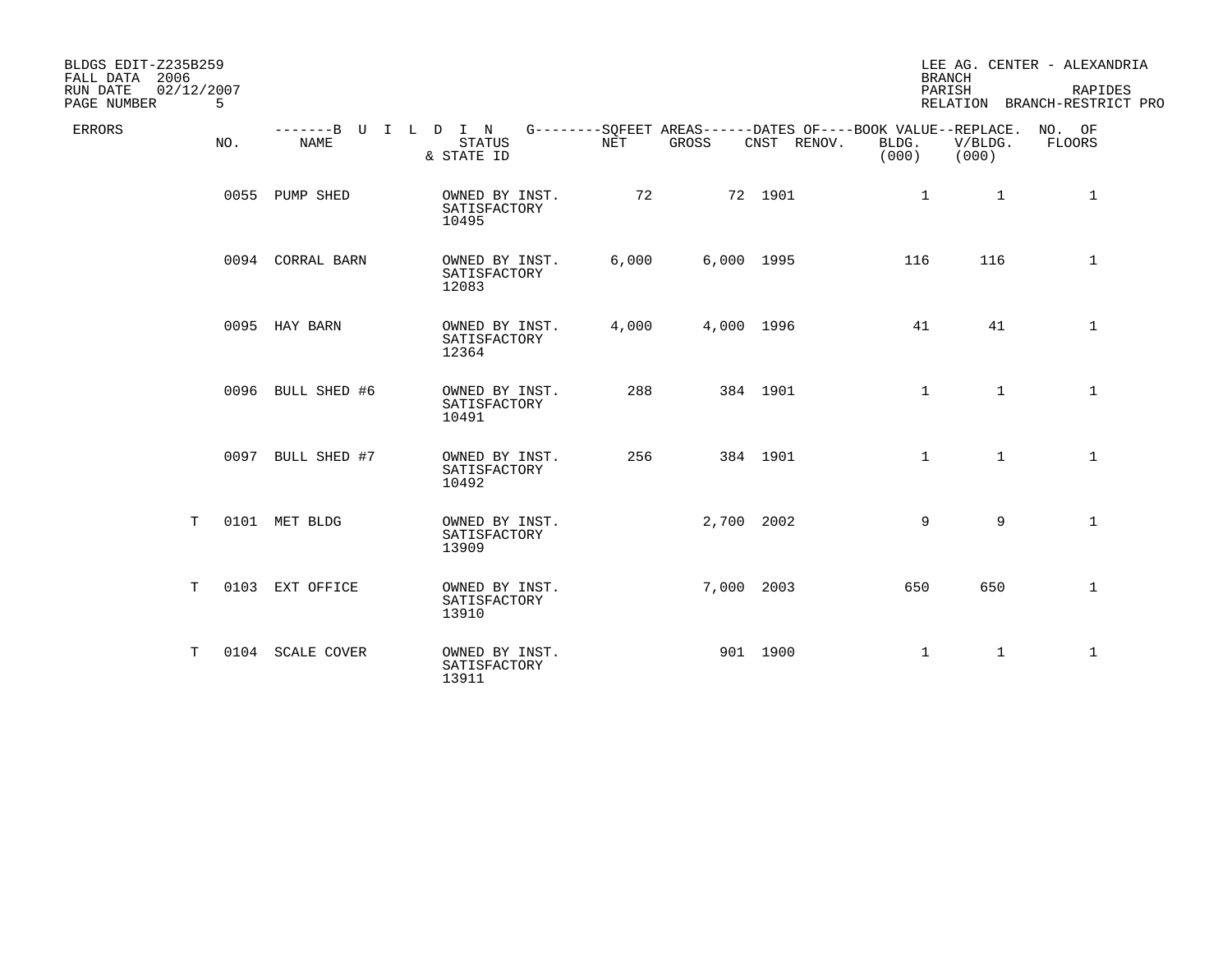BLDGS EDIT-Z235B259
FALL DATA 2006
RUN DATE 02/12/2007
PAGE NUMBER 5

LEE AG. CENTER - ALEXANDRIA
BRANCH
PARISH RAPIDES
RELATION BRANCH-RESTRICT PRO

| ERRORS | NO. | NAME | STATUS & STATE ID | NET | GROSS | CNST | RENOV. | BOOK VALUE BLDG. (000) | REPLACE. V/BLDG. (000) | NO. OF FLOORS |
|---|---|---|---|---|---|---|---|---|---|---|
| | 0055 | PUMP SHED | OWNED BY INST. SATISFACTORY 10495 | 72 | 72 | 1901 | | 1 | 1 | 1 |
| | 0094 | CORRAL BARN | OWNED BY INST. SATISFACTORY 12083 | 6,000 | 6,000 | 1995 | | 116 | 116 | 1 |
| | 0095 | HAY BARN | OWNED BY INST. SATISFACTORY 12364 | 4,000 | 4,000 | 1996 | | 41 | 41 | 1 |
| | 0096 | BULL SHED #6 | OWNED BY INST. SATISFACTORY 10491 | 288 | 384 | 1901 | | 1 | 1 | 1 |
| | 0097 | BULL SHED #7 | OWNED BY INST. SATISFACTORY 10492 | 256 | 384 | 1901 | | 1 | 1 | 1 |
| T | 0101 | MET BLDG | OWNED BY INST. SATISFACTORY 13909 | | 2,700 | 2002 | | 9 | 9 | 1 |
| T | 0103 | EXT OFFICE | OWNED BY INST. SATISFACTORY 13910 | | 7,000 | 2003 | | 650 | 650 | 1 |
| T | 0104 | SCALE COVER | OWNED BY INST. SATISFACTORY 13911 | | 901 | 1900 | | 1 | 1 | 1 |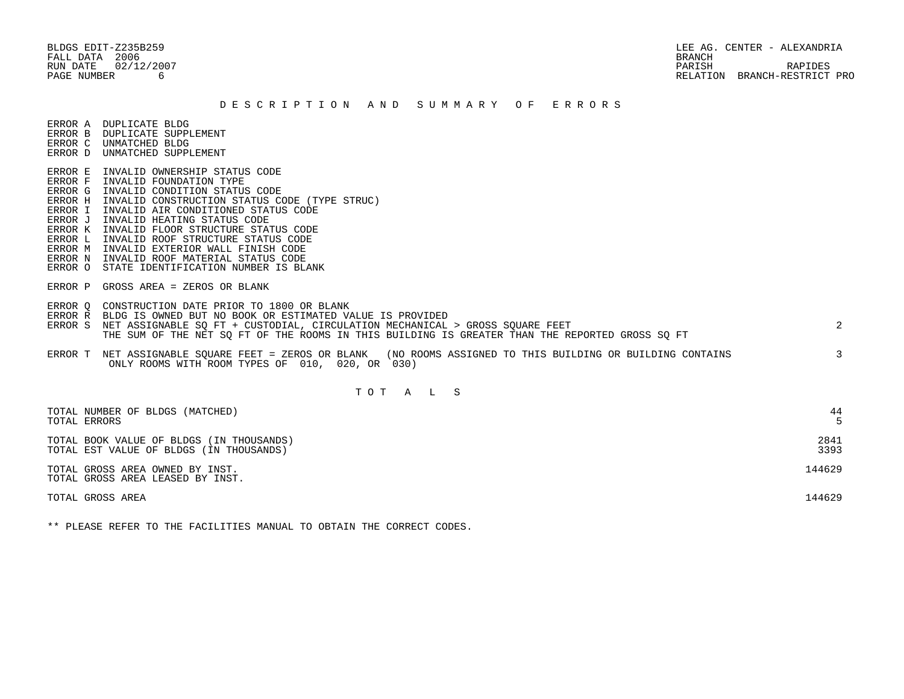BLDGS EDIT-Z235B259
FALL DATA 2006
RUN DATE 02/12/2007
PAGE NUMBER 6

LEE AG. CENTER - ALEXANDRIA
BRANCH
PARISH RAPIDES
RELATION BRANCH-RESTRICT PRO

## D E S C R I P T I O N A N D S U M M A R Y O F E R R O R S

| Error | Description | Count |
|---|---|---|
| ERROR A | DUPLICATE BLDG | |
| ERROR B | DUPLICATE SUPPLEMENT | |
| ERROR C | UNMATCHED BLDG | |
| ERROR D | UNMATCHED SUPPLEMENT | |
| ERROR E | INVALID OWNERSHIP STATUS CODE | |
| ERROR F | INVALID FOUNDATION TYPE | |
| ERROR G | INVALID CONDITION STATUS CODE | |
| ERROR H | INVALID CONSTRUCTION STATUS CODE (TYPE STRUC) | |
| ERROR I | INVALID AIR CONDITIONED STATUS CODE | |
| ERROR J | INVALID HEATING STATUS CODE | |
| ERROR K | INVALID FLOOR STRUCTURE STATUS CODE | |
| ERROR L | INVALID ROOF STRUCTURE STATUS CODE | |
| ERROR M | INVALID EXTERIOR WALL FINISH CODE | |
| ERROR N | INVALID ROOF MATERIAL STATUS CODE | |
| ERROR O | STATE IDENTIFICATION NUMBER IS BLANK | |
| ERROR P | GROSS AREA = ZEROS OR BLANK | |
| ERROR Q | CONSTRUCTION DATE PRIOR TO 1800 OR BLANK | |
| ERROR R | BLDG IS OWNED BUT NO BOOK OR ESTIMATED VALUE IS PROVIDED | |
| ERROR S | NET ASSIGNABLE SQ FT + CUSTODIAL, CIRCULATION MECHANICAL > GROSS SQUARE FEET<br>THE SUM OF THE NET SQ FT OF THE ROOMS IN THIS BUILDING IS GREATER THAN THE REPORTED GROSS SQ FT | 2 |
| ERROR T | NET ASSIGNABLE SQUARE FEET = ZEROS OR BLANK (NO ROOMS ASSIGNED TO THIS BUILDING OR BUILDING CONTAINS ONLY ROOMS WITH ROOM TYPES OF 010, 020, OR 030) | 3 |

## T O T A L S

| | |
|---|---|
| TOTAL NUMBER OF BLDGS (MATCHED) | 44 |
| TOTAL ERRORS | 5 |
| TOTAL BOOK VALUE OF BLDGS (IN THOUSANDS) | 2841 |
| TOTAL EST VALUE OF BLDGS (IN THOUSANDS) | 3393 |
| TOTAL GROSS AREA OWNED BY INST. | 144629 |
| TOTAL GROSS AREA LEASED BY INST. | |
| TOTAL GROSS AREA | 144629 |

** PLEASE REFER TO THE FACILITIES MANUAL TO OBTAIN THE CORRECT CODES.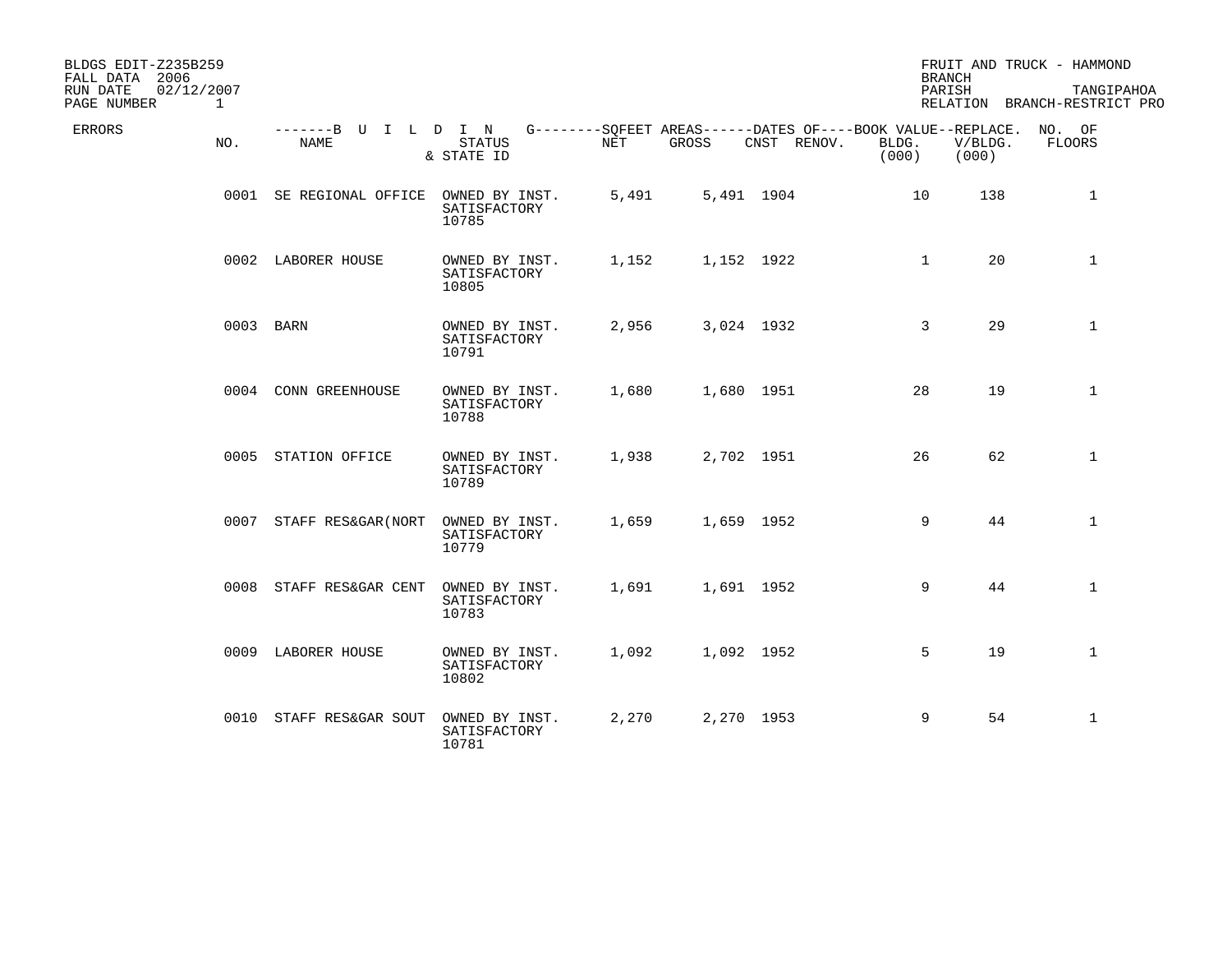BLDGS EDIT-Z235B259
FALL DATA 2006
RUN DATE 02/12/2007
PAGE NUMBER 1

FRUIT AND TRUCK - HAMMOND
BRANCH
PARISH TANGIPAHOA
RELATION BRANCH-RESTRICT PRO

| ERRORS | NO. | NAME | STATUS & STATE ID | NET | GROSS | CNST | RENOV. | BOOK VALUE BLDG. (000) | REPLACE. V/BLDG. (000) | NO. OF FLOORS |
|---|---|---|---|---|---|---|---|---|---|---|
| | 0001 | SE REGIONAL OFFICE | OWNED BY INST. SATISFACTORY 10785 | 5,491 | 5,491 | 1904 | | 10 | 138 | 1 |
| | 0002 | LABORER HOUSE | OWNED BY INST. SATISFACTORY 10805 | 1,152 | 1,152 | 1922 | | 1 | 20 | 1 |
| | 0003 | BARN | OWNED BY INST. SATISFACTORY 10791 | 2,956 | 3,024 | 1932 | | 3 | 29 | 1 |
| | 0004 | CONN GREENHOUSE | OWNED BY INST. SATISFACTORY 10788 | 1,680 | 1,680 | 1951 | | 28 | 19 | 1 |
| | 0005 | STATION OFFICE | OWNED BY INST. SATISFACTORY 10789 | 1,938 | 2,702 | 1951 | | 26 | 62 | 1 |
| | 0007 | STAFF RES&GAR(NORT | OWNED BY INST. SATISFACTORY 10779 | 1,659 | 1,659 | 1952 | | 9 | 44 | 1 |
| | 0008 | STAFF RES&GAR CENT | OWNED BY INST. SATISFACTORY 10783 | 1,691 | 1,691 | 1952 | | 9 | 44 | 1 |
| | 0009 | LABORER HOUSE | OWNED BY INST. SATISFACTORY 10802 | 1,092 | 1,092 | 1952 | | 5 | 19 | 1 |
| | 0010 | STAFF RES&GAR SOUT | OWNED BY INST. SATISFACTORY 10781 | 2,270 | 2,270 | 1953 | | 9 | 54 | 1 |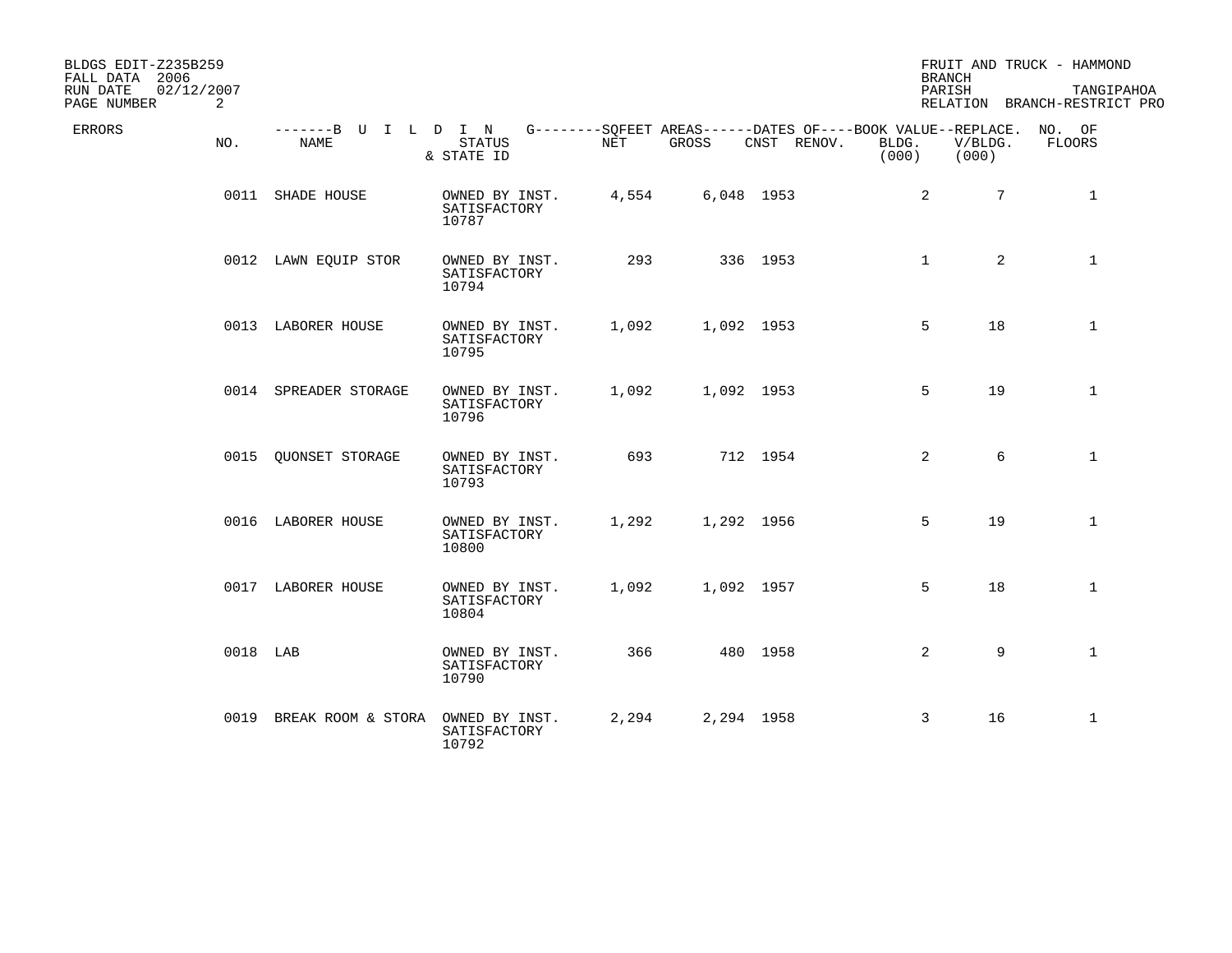BLDGS EDIT-Z235B259
FALL DATA 2006
RUN DATE 02/12/2007
PAGE NUMBER 2

FRUIT AND TRUCK - HAMMOND
BRANCH
PARISH TANGIPAHOA
RELATION BRANCH-RESTRICT PRO

| ERRORS | NO. | NAME | STATUS & STATE ID | NET | GROSS | CNST | RENOV. | BLDG. (000) | V/BLDG. (000) | NO. OF FLOORS |
|---|---|---|---|---|---|---|---|---|---|---|
| | 0011 | SHADE HOUSE | OWNED BY INST. SATISFACTORY 10787 | 4,554 | 6,048 | 1953 | | 2 | 7 | 1 |
| | 0012 | LAWN EQUIP STOR | OWNED BY INST. SATISFACTORY 10794 | 293 | 336 | 1953 | | 1 | 2 | 1 |
| | 0013 | LABORER HOUSE | OWNED BY INST. SATISFACTORY 10795 | 1,092 | 1,092 | 1953 | | 5 | 18 | 1 |
| | 0014 | SPREADER STORAGE | OWNED BY INST. SATISFACTORY 10796 | 1,092 | 1,092 | 1953 | | 5 | 19 | 1 |
| | 0015 | QUONSET STORAGE | OWNED BY INST. SATISFACTORY 10793 | 693 | 712 | 1954 | | 2 | 6 | 1 |
| | 0016 | LABORER HOUSE | OWNED BY INST. SATISFACTORY 10800 | 1,292 | 1,292 | 1956 | | 5 | 19 | 1 |
| | 0017 | LABORER HOUSE | OWNED BY INST. SATISFACTORY 10804 | 1,092 | 1,092 | 1957 | | 5 | 18 | 1 |
| | 0018 | LAB | OWNED BY INST. SATISFACTORY 10790 | 366 | 480 | 1958 | | 2 | 9 | 1 |
| | 0019 | BREAK ROOM & STORA | OWNED BY INST. SATISFACTORY 10792 | 2,294 | 2,294 | 1958 | | 3 | 16 | 1 |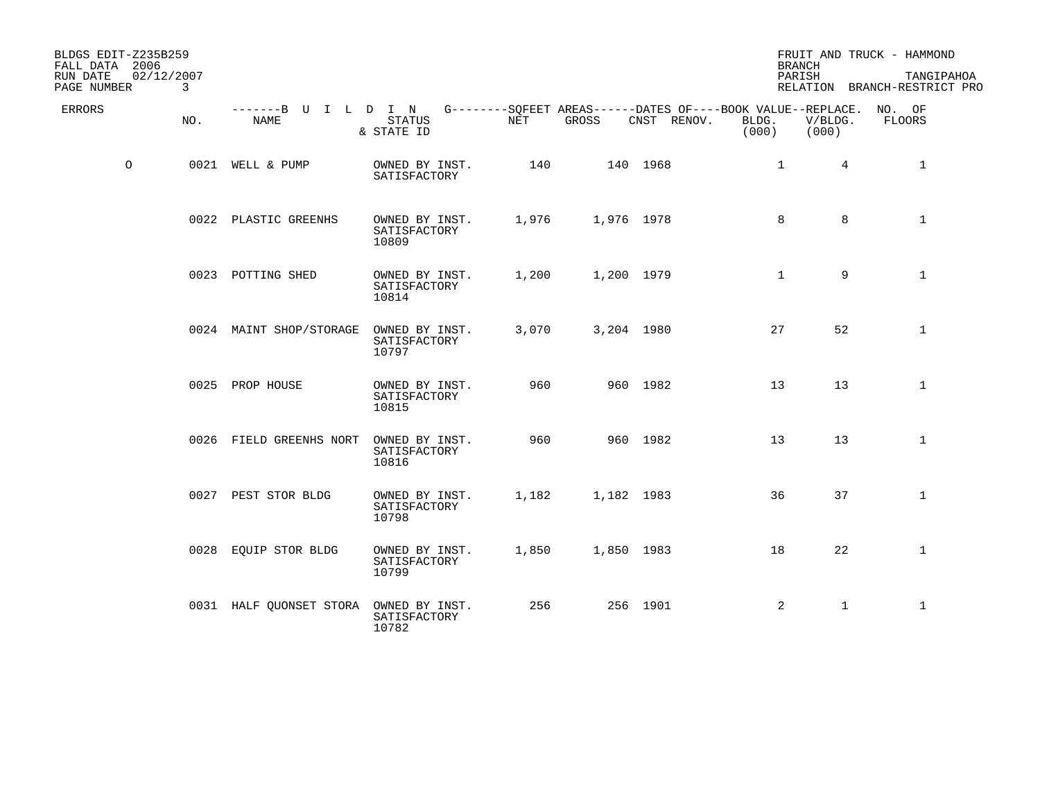BLDGS EDIT-Z235B259
FALL DATA 2006
RUN DATE 02/12/2007
PAGE NUMBER 3

FRUIT AND TRUCK - HAMMOND
BRANCH
PARISH TANGIPAHOA
RELATION BRANCH-RESTRICT PRO

| ERRORS | NO. | NAME | STATUS & STATE ID | NET | GROSS | CNST | RENOV. | BLDG. (000) | V/BLDG. (000) | NO. OF FLOORS |
|---|---|---|---|---|---|---|---|---|---|---|
| O | 0021 | WELL & PUMP | OWNED BY INST. SATISFACTORY | 140 | 140 | 1968 | | 1 | 4 | 1 |
| | 0022 | PLASTIC GREENHS | OWNED BY INST. SATISFACTORY 10809 | 1,976 | 1,976 | 1978 | | 8 | 8 | 1 |
| | 0023 | POTTING SHED | OWNED BY INST. SATISFACTORY 10814 | 1,200 | 1,200 | 1979 | | 1 | 9 | 1 |
| | 0024 | MAINT SHOP/STORAGE | OWNED BY INST. SATISFACTORY 10797 | 3,070 | 3,204 | 1980 | | 27 | 52 | 1 |
| | 0025 | PROP HOUSE | OWNED BY INST. SATISFACTORY 10815 | 960 | 960 | 1982 | | 13 | 13 | 1 |
| | 0026 | FIELD GREENHS NORT | OWNED BY INST. SATISFACTORY 10816 | 960 | 960 | 1982 | | 13 | 13 | 1 |
| | 0027 | PEST STOR BLDG | OWNED BY INST. SATISFACTORY 10798 | 1,182 | 1,182 | 1983 | | 36 | 37 | 1 |
| | 0028 | EQUIP STOR BLDG | OWNED BY INST. SATISFACTORY 10799 | 1,850 | 1,850 | 1983 | | 18 | 22 | 1 |
| | 0031 | HALF QUONSET STORA | OWNED BY INST. SATISFACTORY 10782 | 256 | 256 | 1901 | | 2 | 1 | 1 |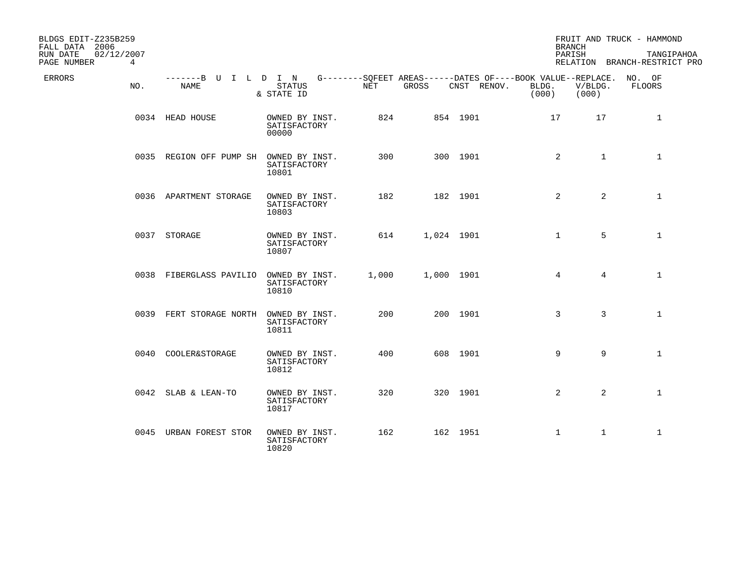BLDGS EDIT-Z235B259
FALL DATA 2006
RUN DATE 02/12/2007

FRUIT AND TRUCK - HAMMOND
BRANCH
PARISH TANGIPAHOA
RELATION BRANCH-RESTRICT PRO

| ERRORS | NO. | NAME | STATUS & STATE ID | NET | GROSS | CNST | RENOV. | BOOK VALUE BLDG. (000) | REPLACE. V/BLDG. (000) | NO. OF FLOORS |
|---|---|---|---|---|---|---|---|---|---|---|
| | 0034 | HEAD HOUSE | OWNED BY INST. SATISFACTORY 00000 | 824 | 854 | 1901 | | 17 | 17 | 1 |
| | 0035 | REGION OFF PUMP SH | OWNED BY INST. SATISFACTORY 10801 | 300 | 300 | 1901 | | 2 | 1 | 1 |
| | 0036 | APARTMENT STORAGE | OWNED BY INST. SATISFACTORY 10803 | 182 | 182 | 1901 | | 2 | 2 | 1 |
| | 0037 | STORAGE | OWNED BY INST. SATISFACTORY 10807 | 614 | 1,024 | 1901 | | 1 | 5 | 1 |
| | 0038 | FIBERGLASS PAVILIO | OWNED BY INST. SATISFACTORY 10810 | 1,000 | 1,000 | 1901 | | 4 | 4 | 1 |
| | 0039 | FERT STORAGE NORTH | OWNED BY INST. SATISFACTORY 10811 | 200 | 200 | 1901 | | 3 | 3 | 1 |
| | 0040 | COOLER&STORAGE | OWNED BY INST. SATISFACTORY 10812 | 400 | 608 | 1901 | | 9 | 9 | 1 |
| | 0042 | SLAB & LEAN-TO | OWNED BY INST. SATISFACTORY 10817 | 320 | 320 | 1901 | | 2 | 2 | 1 |
| | 0045 | URBAN FOREST STOR | OWNED BY INST. SATISFACTORY 10820 | 162 | 162 | 1951 | | 1 | 1 | 1 |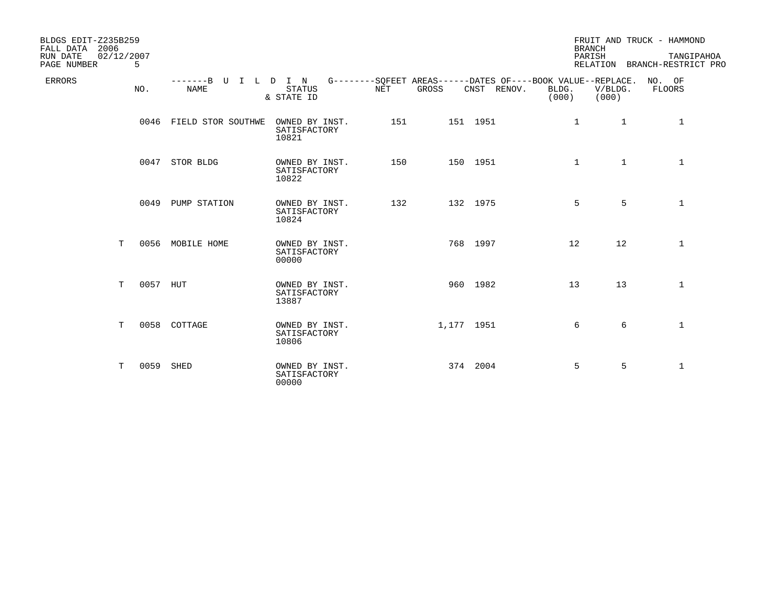BLDGS EDIT-Z235B259
FALL DATA 2006
RUN DATE 02/12/2007
PAGE NUMBER 5

FRUIT AND TRUCK - HAMMOND
BRANCH
PARISH TANGIPAHOA
RELATION BRANCH-RESTRICT PRO

| ERRORS | NO. | NAME | STATUS & STATE ID | NET | GROSS | CNST | RENOV. | BOOK VALUE BLDG. (000) | REPLACE. V/BLDG. (000) | NO. OF FLOORS |
|---|---|---|---|---|---|---|---|---|---|---|
| | 0046 | FIELD STOR SOUTHWE | OWNED BY INST. SATISFACTORY 10821 | 151 | 151 | 1951 | | 1 | 1 | 1 |
| | 0047 | STOR BLDG | OWNED BY INST. SATISFACTORY 10822 | 150 | 150 | 1951 | | 1 | 1 | 1 |
| | 0049 | PUMP STATION | OWNED BY INST. SATISFACTORY 10824 | 132 | 132 | 1975 | | 5 | 5 | 1 |
| T | 0056 | MOBILE HOME | OWNED BY INST. SATISFACTORY 00000 | | 768 | 1997 | | 12 | 12 | 1 |
| T | 0057 | HUT | OWNED BY INST. SATISFACTORY 13887 | | 960 | 1982 | | 13 | 13 | 1 |
| T | 0058 | COTTAGE | OWNED BY INST. SATISFACTORY 10806 | | 1,177 | 1951 | | 6 | 6 | 1 |
| T | 0059 | SHED | OWNED BY INST. SATISFACTORY 00000 | | 374 | 2004 | | 5 | 5 | 1 |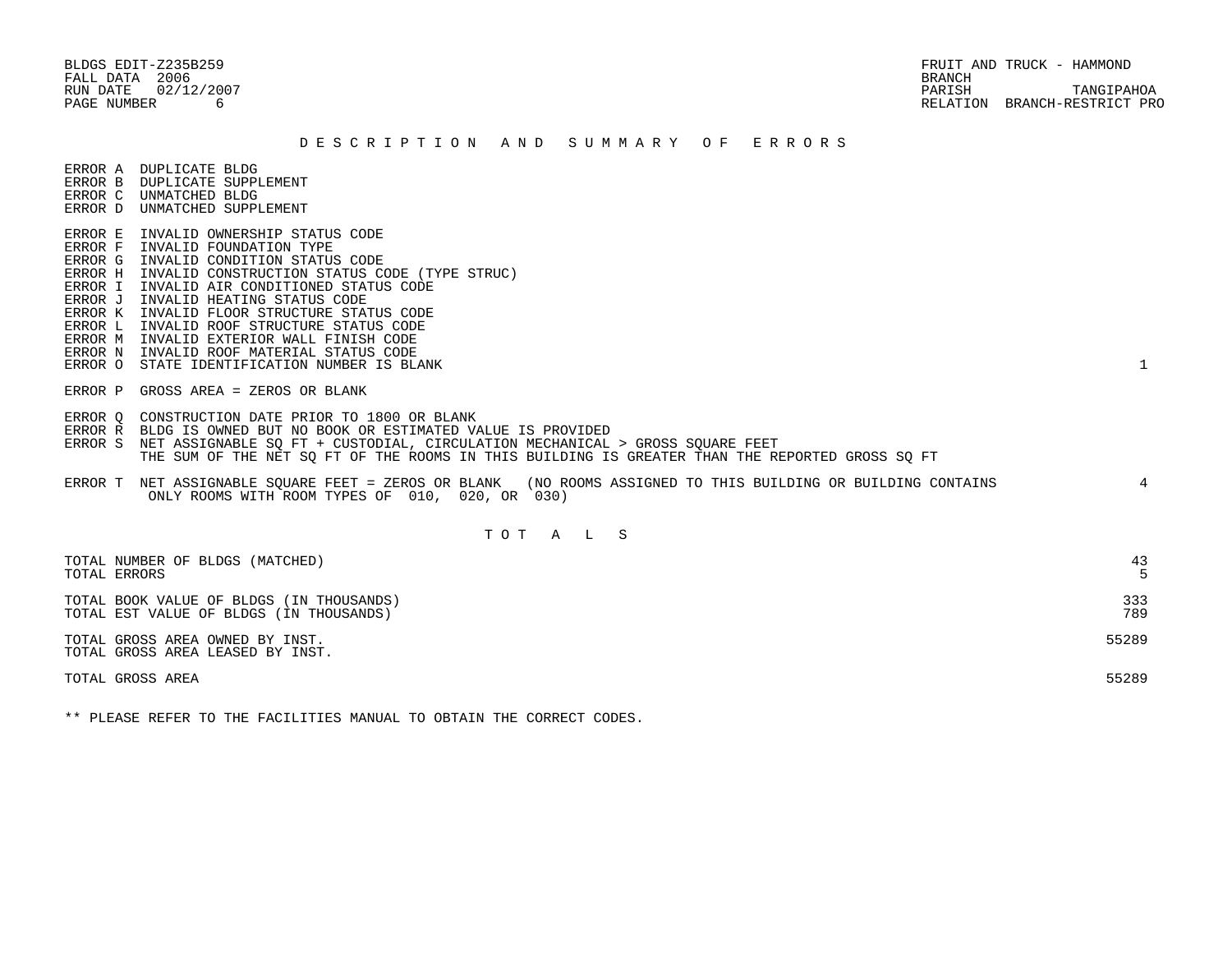BLDGS EDIT-Z235B259
FALL DATA 2006
RUN DATE 02/12/2007
PAGE NUMBER 6

FRUIT AND TRUCK - HAMMOND
BRANCH
PARISH TANGIPAHOA
RELATION BRANCH-RESTRICT PRO

## D E S C R I P T I O N   A N D   S U M M A R Y   O F   E R R O R S

| Error | Description | Count |
|---|---|---|
| ERROR A | DUPLICATE BLDG | |
| ERROR B | DUPLICATE SUPPLEMENT | |
| ERROR C | UNMATCHED BLDG | |
| ERROR D | UNMATCHED SUPPLEMENT | |
| ERROR E | INVALID OWNERSHIP STATUS CODE | |
| ERROR F | INVALID FOUNDATION TYPE | |
| ERROR G | INVALID CONDITION STATUS CODE | |
| ERROR H | INVALID CONSTRUCTION STATUS CODE (TYPE STRUC) | |
| ERROR I | INVALID AIR CONDITIONED STATUS CODE | |
| ERROR J | INVALID HEATING STATUS CODE | |
| ERROR K | INVALID FLOOR STRUCTURE STATUS CODE | |
| ERROR L | INVALID ROOF STRUCTURE STATUS CODE | |
| ERROR M | INVALID EXTERIOR WALL FINISH CODE | |
| ERROR N | INVALID ROOF MATERIAL STATUS CODE | |
| ERROR O | STATE IDENTIFICATION NUMBER IS BLANK | 1 |
| ERROR P | GROSS AREA = ZEROS OR BLANK | |
| ERROR Q | CONSTRUCTION DATE PRIOR TO 1800 OR BLANK | |
| ERROR R | BLDG IS OWNED BUT NO BOOK OR ESTIMATED VALUE IS PROVIDED | |
| ERROR S | NET ASSIGNABLE SQ FT + CUSTODIAL, CIRCULATION MECHANICAL > GROSS SQUARE FEET THE SUM OF THE NET SQ FT OF THE ROOMS IN THIS BUILDING IS GREATER THAN THE REPORTED GROSS SQ FT | |
| ERROR T | NET ASSIGNABLE SQUARE FEET = ZEROS OR BLANK (NO ROOMS ASSIGNED TO THIS BUILDING OR BUILDING CONTAINS ONLY ROOMS WITH ROOM TYPES OF 010, 020, OR 030) | 4 |

## T O T A L S

| | |
|---|---|
| TOTAL NUMBER OF BLDGS (MATCHED) | 43 |
| TOTAL ERRORS | 5 |
| TOTAL BOOK VALUE OF BLDGS (IN THOUSANDS) | 333 |
| TOTAL EST VALUE OF BLDGS (IN THOUSANDS) | 789 |
| TOTAL GROSS AREA OWNED BY INST. | 55289 |
| TOTAL GROSS AREA LEASED BY INST. | |
| TOTAL GROSS AREA | 55289 |

** PLEASE REFER TO THE FACILITIES MANUAL TO OBTAIN THE CORRECT CODES.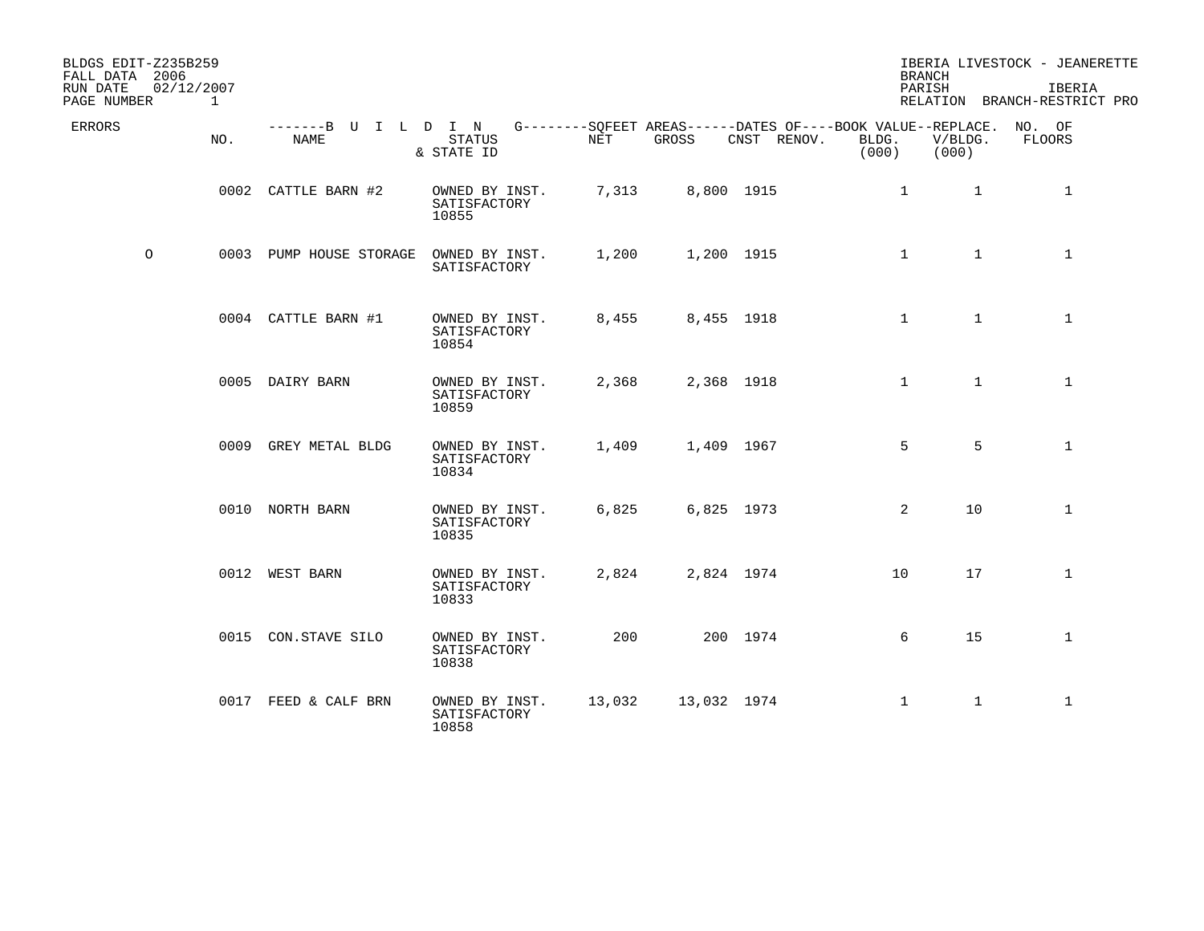BLDGS EDIT-Z235B259
FALL DATA 2006
RUN DATE 02/12/2007
PAGE NUMBER 1

IBERIA LIVESTOCK - JEANERETTE
BRANCH
PARISH IBERIA
RELATION BRANCH-RESTRICT PRO

| ERRORS | NO. | NAME | STATUS & STATE ID | NET | GROSS | CNST | RENOV. | BOOK VALUE BLDG. (000) | REPLACE. V/BLDG. (000) | NO. OF FLOORS |
|---|---|---|---|---|---|---|---|---|---|---|
| | 0002 | CATTLE BARN #2 | OWNED BY INST. SATISFACTORY 10855 | 7,313 | 8,800 | 1915 | | 1 | 1 | 1 |
| O | 0003 | PUMP HOUSE STORAGE | OWNED BY INST. SATISFACTORY | 1,200 | 1,200 | 1915 | | 1 | 1 | 1 |
| | 0004 | CATTLE BARN #1 | OWNED BY INST. SATISFACTORY 10854 | 8,455 | 8,455 | 1918 | | 1 | 1 | 1 |
| | 0005 | DAIRY BARN | OWNED BY INST. SATISFACTORY 10859 | 2,368 | 2,368 | 1918 | | 1 | 1 | 1 |
| | 0009 | GREY METAL BLDG | OWNED BY INST. SATISFACTORY 10834 | 1,409 | 1,409 | 1967 | | 5 | 5 | 1 |
| | 0010 | NORTH BARN | OWNED BY INST. SATISFACTORY 10835 | 6,825 | 6,825 | 1973 | | 2 | 10 | 1 |
| | 0012 | WEST BARN | OWNED BY INST. SATISFACTORY 10833 | 2,824 | 2,824 | 1974 | | 10 | 17 | 1 |
| | 0015 | CON.STAVE SILO | OWNED BY INST. SATISFACTORY 10838 | 200 | 200 | 1974 | | 6 | 15 | 1 |
| | 0017 | FEED & CALF BRN | OWNED BY INST. SATISFACTORY 10858 | 13,032 | 13,032 | 1974 | | 1 | 1 | 1 |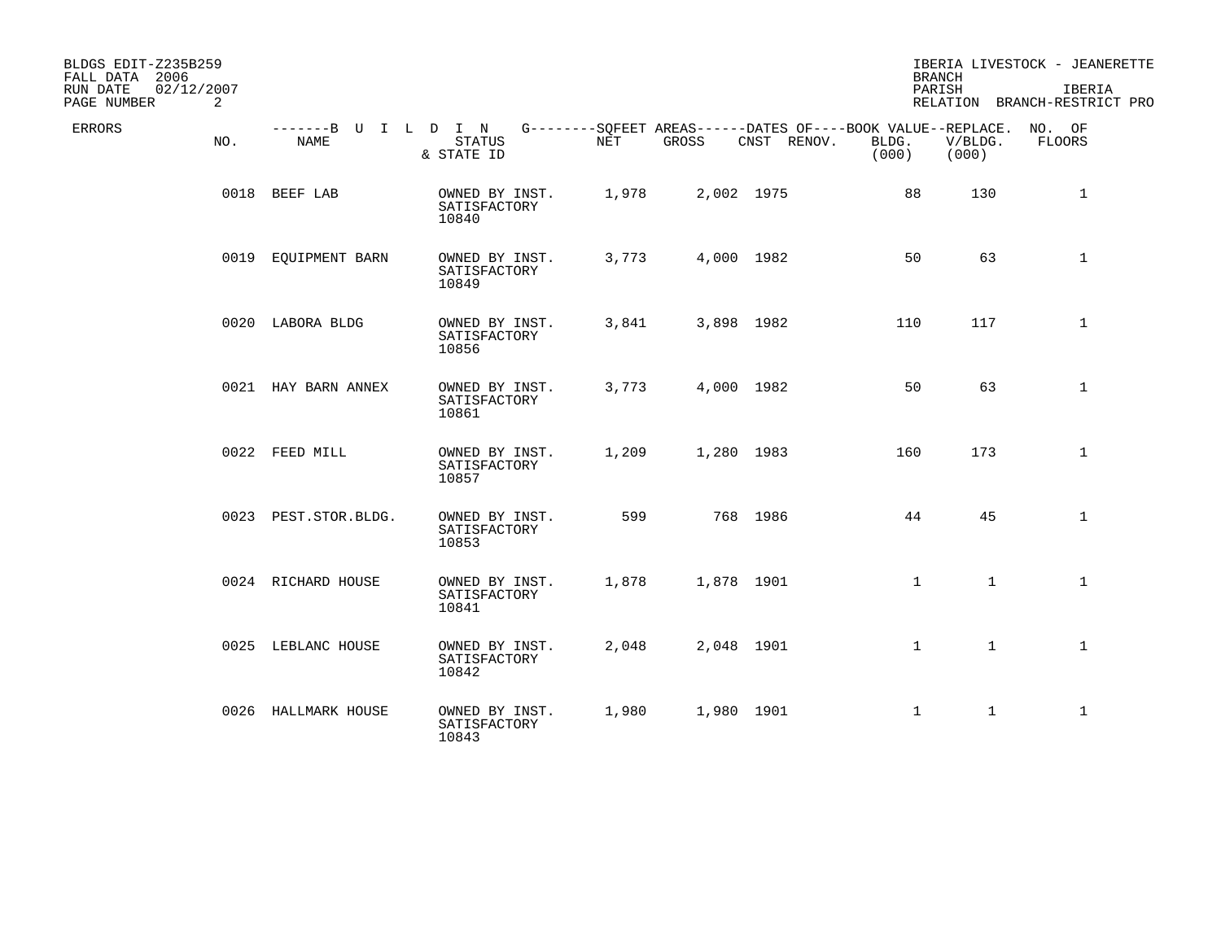BLDGS EDIT-Z235B259
FALL DATA 2006
RUN DATE 02/12/2007

IBERIA LIVESTOCK - JEANERETTE
BRANCH
PARISH IBERIA
RELATION BRANCH-RESTRICT PRO

| ERRORS | NO. | NAME | STATUS & STATE ID | NET | GROSS | CNST | RENOV. | BLDG. (000) | REPLACE. V/BLDG. (000) | NO. OF FLOORS |
|---|---|---|---|---|---|---|---|---|---|---|
| | 0018 | BEEF LAB | OWNED BY INST. SATISFACTORY 10840 | 1,978 | 2,002 | 1975 | | 88 | 130 | 1 |
| | 0019 | EQUIPMENT BARN | OWNED BY INST. SATISFACTORY 10849 | 3,773 | 4,000 | 1982 | | 50 | 63 | 1 |
| | 0020 | LABORA BLDG | OWNED BY INST. SATISFACTORY 10856 | 3,841 | 3,898 | 1982 | | 110 | 117 | 1 |
| | 0021 | HAY BARN ANNEX | OWNED BY INST. SATISFACTORY 10861 | 3,773 | 4,000 | 1982 | | 50 | 63 | 1 |
| | 0022 | FEED MILL | OWNED BY INST. SATISFACTORY 10857 | 1,209 | 1,280 | 1983 | | 160 | 173 | 1 |
| | 0023 | PEST.STOR.BLDG. | OWNED BY INST. SATISFACTORY 10853 | 599 | 768 | 1986 | | 44 | 45 | 1 |
| | 0024 | RICHARD HOUSE | OWNED BY INST. SATISFACTORY 10841 | 1,878 | 1,878 | 1901 | | 1 | 1 | 1 |
| | 0025 | LEBLANC HOUSE | OWNED BY INST. SATISFACTORY 10842 | 2,048 | 2,048 | 1901 | | 1 | 1 | 1 |
| | 0026 | HALLMARK HOUSE | OWNED BY INST. SATISFACTORY 10843 | 1,980 | 1,980 | 1901 | | 1 | 1 | 1 |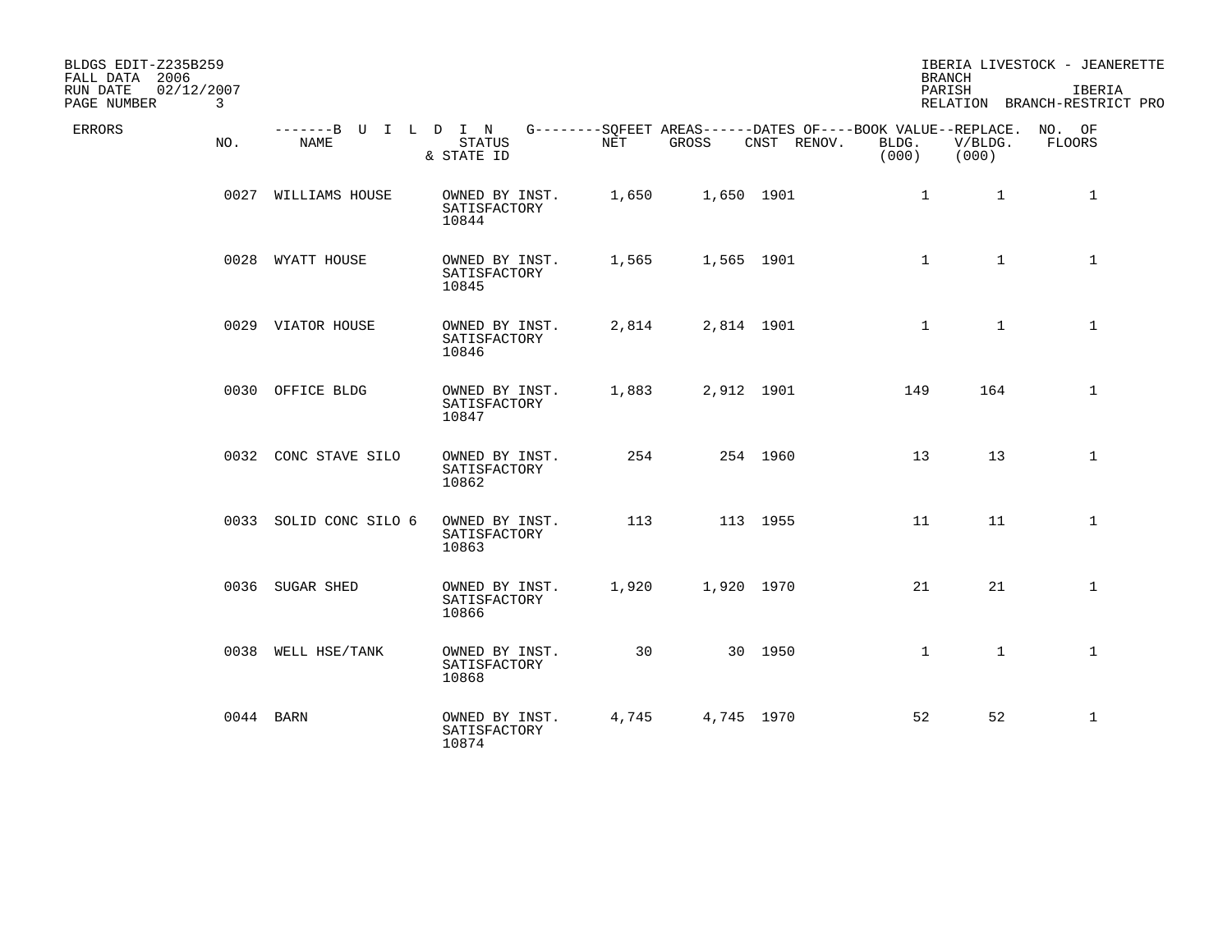BLDGS EDIT-Z235B259
FALL DATA 2006
RUN DATE 02/12/2007

IBERIA LIVESTOCK - JEANERETTE
BRANCH
PARISH IBERIA
RELATION BRANCH-RESTRICT PRO

| ERRORS | NO. | NAME | STATUS & STATE ID | NET | GROSS | CNST | RENOV. | BOOK VALUE BLDG. (000) | REPLACE. V/BLDG. (000) | NO. OF FLOORS |
|---|---|---|---|---|---|---|---|---|---|---|
| | 0027 | WILLIAMS HOUSE | OWNED BY INST. SATISFACTORY 10844 | 1,650 | 1,650 | 1901 | | 1 | 1 | 1 |
| | 0028 | WYATT HOUSE | OWNED BY INST. SATISFACTORY 10845 | 1,565 | 1,565 | 1901 | | 1 | 1 | 1 |
| | 0029 | VIATOR HOUSE | OWNED BY INST. SATISFACTORY 10846 | 2,814 | 2,814 | 1901 | | 1 | 1 | 1 |
| | 0030 | OFFICE BLDG | OWNED BY INST. SATISFACTORY 10847 | 1,883 | 2,912 | 1901 | | 149 | 164 | 1 |
| | 0032 | CONC STAVE SILO | OWNED BY INST. SATISFACTORY 10862 | 254 | 254 | 1960 | | 13 | 13 | 1 |
| | 0033 | SOLID CONC SILO 6 | OWNED BY INST. SATISFACTORY 10863 | 113 | 113 | 1955 | | 11 | 11 | 1 |
| | 0036 | SUGAR SHED | OWNED BY INST. SATISFACTORY 10866 | 1,920 | 1,920 | 1970 | | 21 | 21 | 1 |
| | 0038 | WELL HSE/TANK | OWNED BY INST. SATISFACTORY 10868 | 30 | 30 | 1950 | | 1 | 1 | 1 |
| | 0044 | BARN | OWNED BY INST. SATISFACTORY 10874 | 4,745 | 4,745 | 1970 | | 52 | 52 | 1 |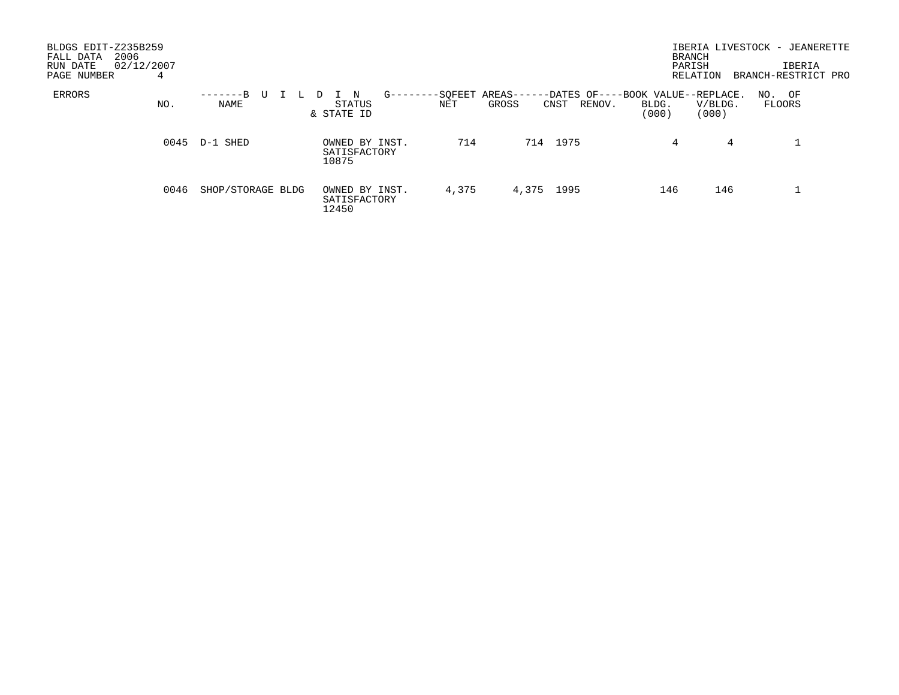BLDGS EDIT-Z235B259
FALL DATA 2006
RUN DATE 02/12/2007
PAGE NUMBER 4

IBERIA LIVESTOCK - JEANERETTE
BRANCH
PARISH IBERIA
RELATION BRANCH-RESTRICT PRO

| ERRORS | NO. | BUILDING NAME | STATUS & STATE ID | SQFEET AREAS NET | SQFEET AREAS GROSS | DATES OF CNST | DATES OF RENOV. | BOOK VALUE BLDG. (000) | REPLACE. V/BLDG. (000) | NO. OF FLOORS |
|---|---|---|---|---|---|---|---|---|---|---|
| | 0045 | D-1 SHED | OWNED BY INST. SATISFACTORY 10875 | 714 | 714 | 1975 | | 4 | 4 | 1 |
| | 0046 | SHOP/STORAGE BLDG | OWNED BY INST. SATISFACTORY 12450 | 4,375 | 4,375 | 1995 | | 146 | 146 | 1 |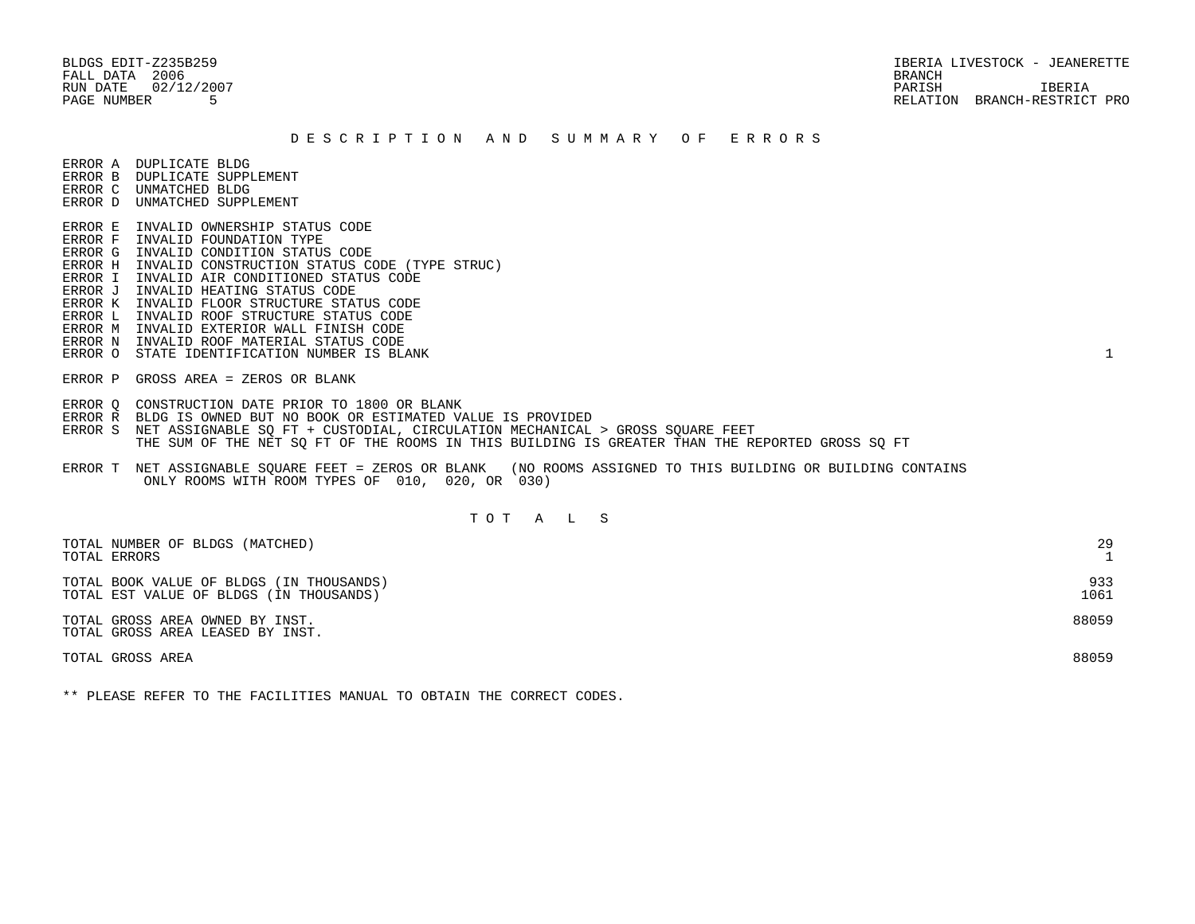BLDGS EDIT-Z235B259
FALL DATA 2006
RUN DATE 02/12/2007
PAGE NUMBER 5

IBERIA LIVESTOCK - JEANERETTE
BRANCH
PARISH IBERIA
RELATION BRANCH-RESTRICT PRO

## D E S C R I P T I O N   A N D   S U M M A R Y   O F   E R R O R S

| Error | Description | Count |
|---|---|---|
| ERROR A | DUPLICATE BLDG | |
| ERROR B | DUPLICATE SUPPLEMENT | |
| ERROR C | UNMATCHED BLDG | |
| ERROR D | UNMATCHED SUPPLEMENT | |
| ERROR E | INVALID OWNERSHIP STATUS CODE | |
| ERROR F | INVALID FOUNDATION TYPE | |
| ERROR G | INVALID CONDITION STATUS CODE | |
| ERROR H | INVALID CONSTRUCTION STATUS CODE (TYPE STRUC) | |
| ERROR I | INVALID AIR CONDITIONED STATUS CODE | |
| ERROR J | INVALID HEATING STATUS CODE | |
| ERROR K | INVALID FLOOR STRUCTURE STATUS CODE | |
| ERROR L | INVALID ROOF STRUCTURE STATUS CODE | |
| ERROR M | INVALID EXTERIOR WALL FINISH CODE | |
| ERROR N | INVALID ROOF MATERIAL STATUS CODE | |
| ERROR O | STATE IDENTIFICATION NUMBER IS BLANK | 1 |
| ERROR P | GROSS AREA = ZEROS OR BLANK | |
| ERROR Q | CONSTRUCTION DATE PRIOR TO 1800 OR BLANK | |
| ERROR R | BLDG IS OWNED BUT NO BOOK OR ESTIMATED VALUE IS PROVIDED | |
| ERROR S | NET ASSIGNABLE SQ FT + CUSTODIAL, CIRCULATION MECHANICAL > GROSS SQUARE FEET<br>THE SUM OF THE NET SQ FT OF THE ROOMS IN THIS BUILDING IS GREATER THAN THE REPORTED GROSS SQ FT | |
| ERROR T | NET ASSIGNABLE SQUARE FEET = ZEROS OR BLANK (NO ROOMS ASSIGNED TO THIS BUILDING OR BUILDING CONTAINS ONLY ROOMS WITH ROOM TYPES OF 010, 020, OR 030) | |

## T O T A L S

| | |
|---|---|
| TOTAL NUMBER OF BLDGS (MATCHED) | 29 |
| TOTAL ERRORS | 1 |
| TOTAL BOOK VALUE OF BLDGS (IN THOUSANDS) | 933 |
| TOTAL EST VALUE OF BLDGS (IN THOUSANDS) | 1061 |
| TOTAL GROSS AREA OWNED BY INST. | 88059 |
| TOTAL GROSS AREA LEASED BY INST. | |
| TOTAL GROSS AREA | 88059 |

** PLEASE REFER TO THE FACILITIES MANUAL TO OBTAIN THE CORRECT CODES.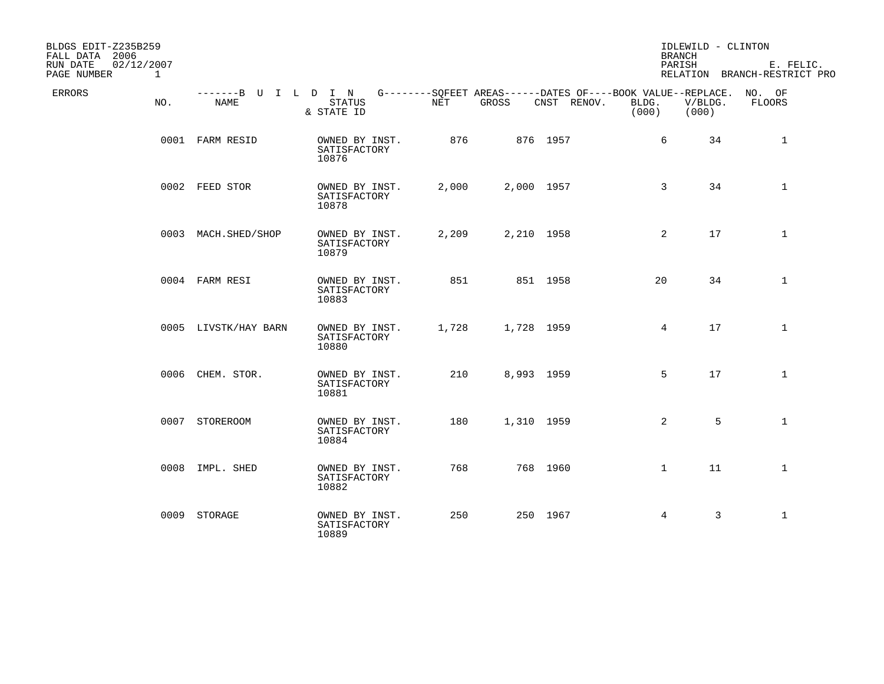BLDGS EDIT-Z235B259
FALL DATA 2006
RUN DATE 02/12/2007
PAGE NUMBER 1

IDLEWILD - CLINTON
BRANCH
PARISH E. FELIC.
RELATION BRANCH-RESTRICT PRO

| ERRORS | NO. | NAME | STATUS & STATE ID | NET | GROSS | CNST | RENOV. | BOOK VALUE BLDG. (000) | REPLACE. V/BLDG. (000) | NO. OF FLOORS |
|---|---|---|---|---|---|---|---|---|---|---|
| | 0001 | FARM RESID | OWNED BY INST. SATISFACTORY 10876 | 876 | 876 | 1957 | | 6 | 34 | 1 |
| | 0002 | FEED STOR | OWNED BY INST. SATISFACTORY 10878 | 2,000 | 2,000 | 1957 | | 3 | 34 | 1 |
| | 0003 | MACH.SHED/SHOP | OWNED BY INST. SATISFACTORY 10879 | 2,209 | 2,210 | 1958 | | 2 | 17 | 1 |
| | 0004 | FARM RESI | OWNED BY INST. SATISFACTORY 10883 | 851 | 851 | 1958 | | 20 | 34 | 1 |
| | 0005 | LIVSTK/HAY BARN | OWNED BY INST. SATISFACTORY 10880 | 1,728 | 1,728 | 1959 | | 4 | 17 | 1 |
| | 0006 | CHEM. STOR. | OWNED BY INST. SATISFACTORY 10881 | 210 | 8,993 | 1959 | | 5 | 17 | 1 |
| | 0007 | STOREROOM | OWNED BY INST. SATISFACTORY 10884 | 180 | 1,310 | 1959 | | 2 | 5 | 1 |
| | 0008 | IMPL. SHED | OWNED BY INST. SATISFACTORY 10882 | 768 | 768 | 1960 | | 1 | 11 | 1 |
| | 0009 | STORAGE | OWNED BY INST. SATISFACTORY 10889 | 250 | 250 | 1967 | | 4 | 3 | 1 |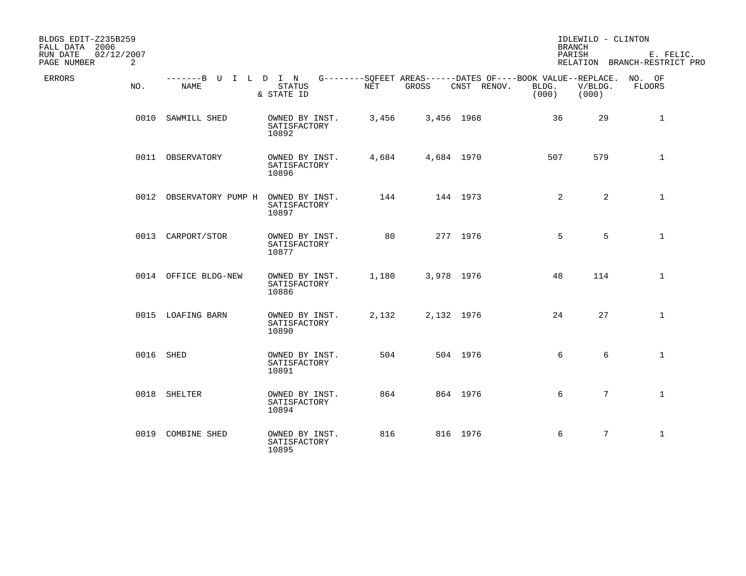BLDGS EDIT-Z235B259
FALL DATA 2006
RUN DATE 02/12/2007
PAGE NUMBER 2

IDLEWILD - CLINTON
BRANCH
PARISH E. FELIC.
RELATION BRANCH-RESTRICT PRO

| ERRORS | NO. | NAME | STATUS & STATE ID | NET | GROSS | CNST | RENOV. | BOOK VALUE BLDG. (000) | REPLACE. V/BLDG. (000) | NO. OF FLOORS |
|---|---|---|---|---|---|---|---|---|---|---|
| | 0010 | SAWMILL SHED | OWNED BY INST. SATISFACTORY 10892 | 3,456 | 3,456 | 1968 | | 36 | 29 | 1 |
| | 0011 | OBSERVATORY | OWNED BY INST. SATISFACTORY 10896 | 4,684 | 4,684 | 1970 | | 507 | 579 | 1 |
| | 0012 | OBSERVATORY PUMP H | OWNED BY INST. SATISFACTORY 10897 | 144 | 144 | 1973 | | 2 | 2 | 1 |
| | 0013 | CARPORT/STOR | OWNED BY INST. SATISFACTORY 10877 | 80 | 277 | 1976 | | 5 | 5 | 1 |
| | 0014 | OFFICE BLDG-NEW | OWNED BY INST. SATISFACTORY 10886 | 1,180 | 3,978 | 1976 | | 48 | 114 | 1 |
| | 0015 | LOAFING BARN | OWNED BY INST. SATISFACTORY 10890 | 2,132 | 2,132 | 1976 | | 24 | 27 | 1 |
| | 0016 | SHED | OWNED BY INST. SATISFACTORY 10891 | 504 | 504 | 1976 | | 6 | 6 | 1 |
| | 0018 | SHELTER | OWNED BY INST. SATISFACTORY 10894 | 864 | 864 | 1976 | | 6 | 7 | 1 |
| | 0019 | COMBINE SHED | OWNED BY INST. SATISFACTORY 10895 | 816 | 816 | 1976 | | 6 | 7 | 1 |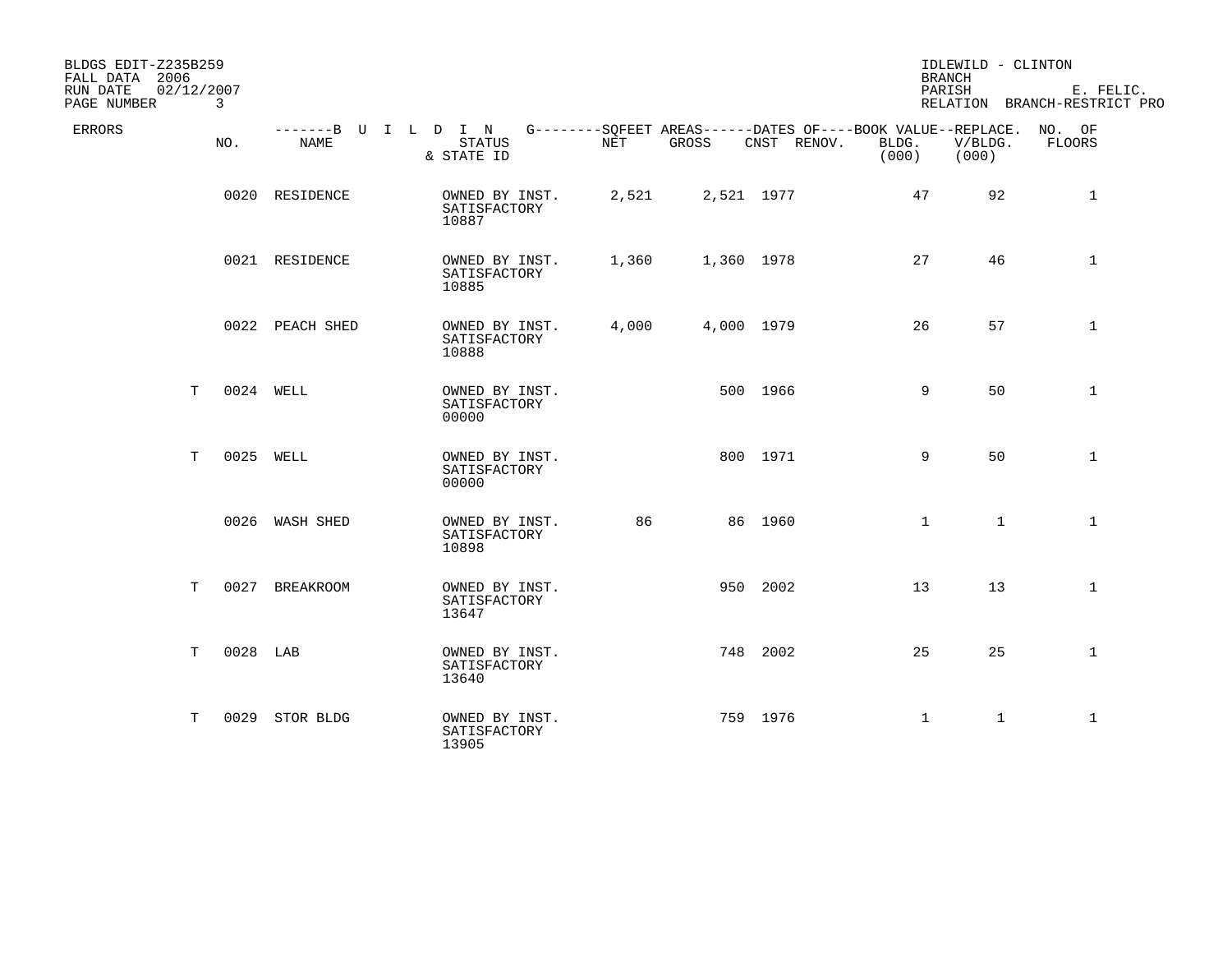BLDGS EDIT-Z235B259
FALL DATA 2006
RUN DATE 02/12/2007
PAGE NUMBER 3

IDLEWILD - CLINTON
BRANCH
PARISH E. FELIC.
RELATION BRANCH-RESTRICT PRO

| ERRORS | NO. | NAME | STATUS & STATE ID | NET | GROSS | CNST | RENOV. | BOOK VALUE BLDG. (000) | REPLACE. V/BLDG. (000) | NO. OF FLOORS |
|---|---|---|---|---|---|---|---|---|---|---|
| | 0020 | RESIDENCE | OWNED BY INST. SATISFACTORY 10887 | 2,521 | 2,521 | 1977 | | 47 | 92 | 1 |
| | 0021 | RESIDENCE | OWNED BY INST. SATISFACTORY 10885 | 1,360 | 1,360 | 1978 | | 27 | 46 | 1 |
| | 0022 | PEACH SHED | OWNED BY INST. SATISFACTORY 10888 | 4,000 | 4,000 | 1979 | | 26 | 57 | 1 |
| T | 0024 | WELL | OWNED BY INST. SATISFACTORY 00000 | | 500 | 1966 | | 9 | 50 | 1 |
| T | 0025 | WELL | OWNED BY INST. SATISFACTORY 00000 | | 800 | 1971 | | 9 | 50 | 1 |
| | 0026 | WASH SHED | OWNED BY INST. SATISFACTORY 10898 | 86 | 86 | 1960 | | 1 | 1 | 1 |
| T | 0027 | BREAKROOM | OWNED BY INST. SATISFACTORY 13647 | | 950 | 2002 | | 13 | 13 | 1 |
| T | 0028 | LAB | OWNED BY INST. SATISFACTORY 13640 | | 748 | 2002 | | 25 | 25 | 1 |
| T | 0029 | STOR BLDG | OWNED BY INST. SATISFACTORY 13905 | | 759 | 1976 | | 1 | 1 | 1 |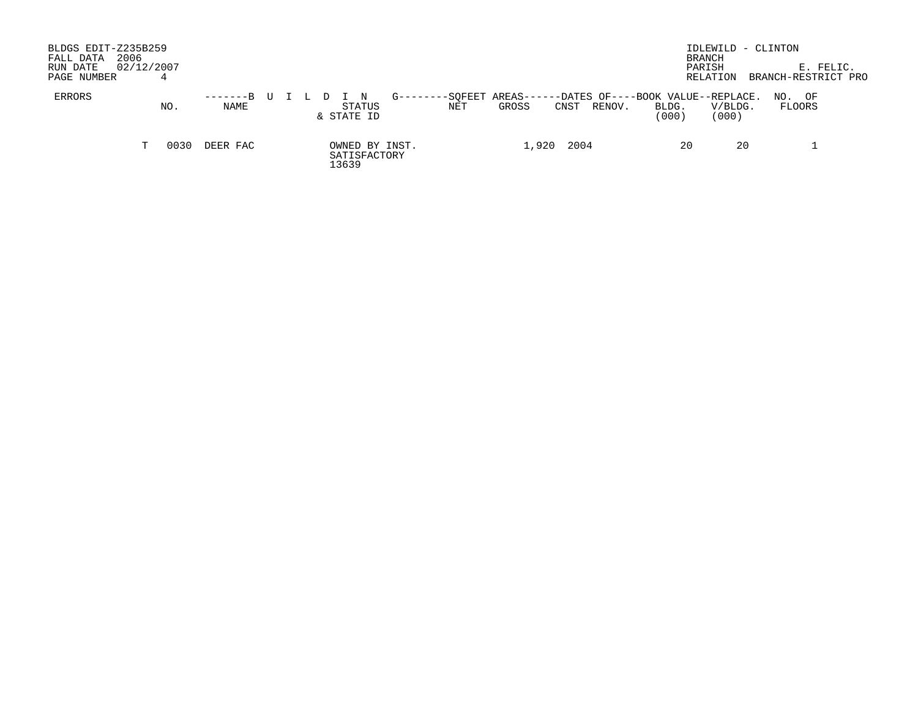BLDGS EDIT-Z235B259
FALL DATA 2006
RUN DATE 02/12/2007
PAGE NUMBER 4

IDLEWILD - CLINTON
BRANCH
PARISH E. FELIC.
RELATION BRANCH-RESTRICT PRO

| ERRORS | | NO. | NAME | STATUS & STATE ID | NET | GROSS | CNST | RENOV. | BOOK VALUE BLDG. (000) | REPLACE. V/BLDG. (000) | NO. OF FLOORS |
|---|---|---|---|---|---|---|---|---|---|---|---|
| | T | 0030 | DEER FAC | OWNED BY INST. SATISFACTORY 13639 | | 1,920 | 2004 | | 20 | 20 | 1 |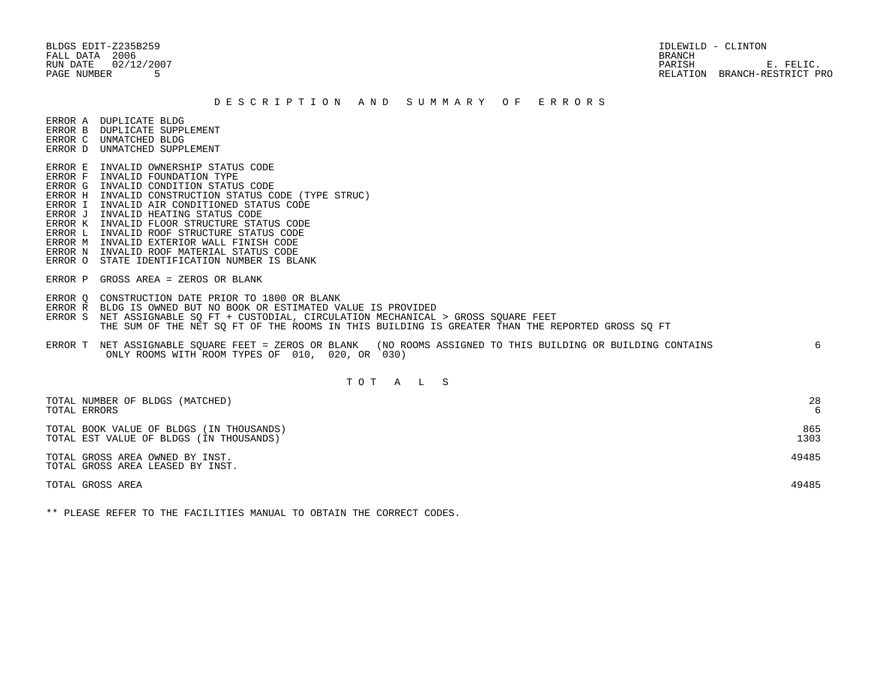BLDGS EDIT-Z235B259
FALL DATA 2006
RUN DATE 02/12/2007
PAGE NUMBER 5

IDLEWILD - CLINTON
BRANCH
PARISH E. FELIC.
RELATION BRANCH-RESTRICT PRO

## D E S C R I P T I O N   A N D   S U M M A R Y   O F   E R R O R S

ERROR A DUPLICATE BLDG
ERROR B DUPLICATE SUPPLEMENT
ERROR C UNMATCHED BLDG
ERROR D UNMATCHED SUPPLEMENT

ERROR E INVALID OWNERSHIP STATUS CODE
ERROR F INVALID FOUNDATION TYPE
ERROR G INVALID CONDITION STATUS CODE
ERROR H INVALID CONSTRUCTION STATUS CODE (TYPE STRUC)
ERROR I INVALID AIR CONDITIONED STATUS CODE
ERROR J INVALID HEATING STATUS CODE
ERROR K INVALID FLOOR STRUCTURE STATUS CODE
ERROR L INVALID ROOF STRUCTURE STATUS CODE
ERROR M INVALID EXTERIOR WALL FINISH CODE
ERROR N INVALID ROOF MATERIAL STATUS CODE
ERROR O STATE IDENTIFICATION NUMBER IS BLANK

ERROR P GROSS AREA = ZEROS OR BLANK

ERROR Q CONSTRUCTION DATE PRIOR TO 1800 OR BLANK
ERROR R BLDG IS OWNED BUT NO BOOK OR ESTIMATED VALUE IS PROVIDED
ERROR S NET ASSIGNABLE SQ FT + CUSTODIAL, CIRCULATION MECHANICAL > GROSS SQUARE FEET
THE SUM OF THE NET SQ FT OF THE ROOMS IN THIS BUILDING IS GREATER THAN THE REPORTED GROSS SQ FT

ERROR T NET ASSIGNABLE SQUARE FEET = ZEROS OR BLANK (NO ROOMS ASSIGNED TO THIS BUILDING OR BUILDING CONTAINS ONLY ROOMS WITH ROOM TYPES OF 010, 020, OR 030) — 6

## T O T A L S

| | |
|---|---|
| TOTAL NUMBER OF BLDGS (MATCHED) | 28 |
| TOTAL ERRORS | 6 |
| TOTAL BOOK VALUE OF BLDGS (IN THOUSANDS) | 865 |
| TOTAL EST VALUE OF BLDGS (IN THOUSANDS) | 1303 |
| TOTAL GROSS AREA OWNED BY INST. | 49485 |
| TOTAL GROSS AREA LEASED BY INST. | |
| TOTAL GROSS AREA | 49485 |

** PLEASE REFER TO THE FACILITIES MANUAL TO OBTAIN THE CORRECT CODES.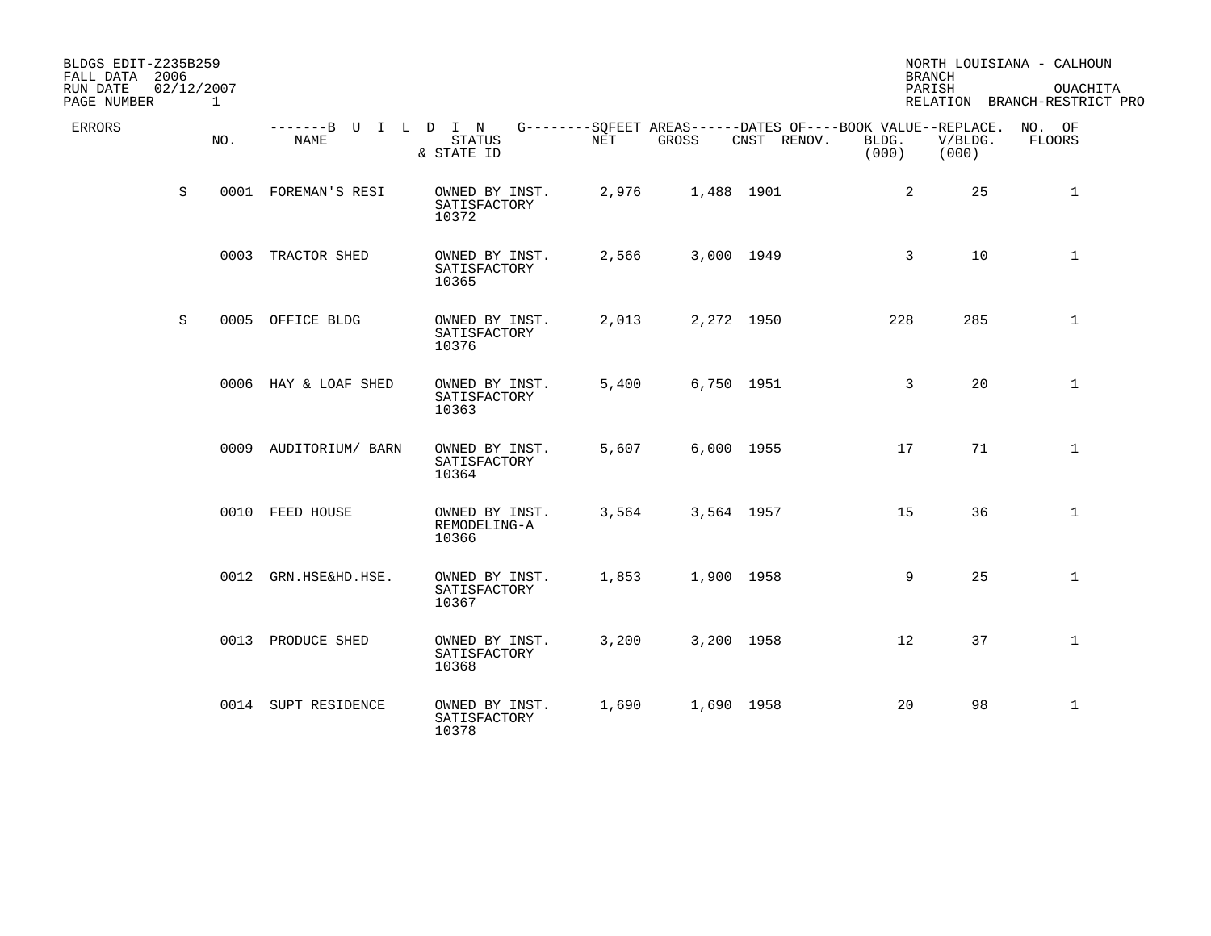BLDGS EDIT-Z235B259
FALL DATA 2006
RUN DATE 02/12/2007
PAGE NUMBER 1

NORTH LOUISIANA - CALHOUN
BRANCH
PARISH OUACHITA
RELATION BRANCH-RESTRICT PRO

| ERRORS | NO. | BUILDING NAME | STATUS & STATE ID | SQFEET AREAS NET | SQFEET AREAS GROSS | DATES OF CNST | DATES OF RENOV. | BOOK VALUE BLDG. (000) | REPLACE. V/BLDG. (000) | NO. OF FLOORS |
|---|---|---|---|---|---|---|---|---|---|---|
| S | 0001 | FOREMAN'S RESI | OWNED BY INST. SATISFACTORY 10372 | 2,976 | 1,488 | 1901 | | 2 | 25 | 1 |
| | 0003 | TRACTOR SHED | OWNED BY INST. SATISFACTORY 10365 | 2,566 | 3,000 | 1949 | | 3 | 10 | 1 |
| S | 0005 | OFFICE BLDG | OWNED BY INST. SATISFACTORY 10376 | 2,013 | 2,272 | 1950 | | 228 | 285 | 1 |
| | 0006 | HAY & LOAF SHED | OWNED BY INST. SATISFACTORY 10363 | 5,400 | 6,750 | 1951 | | 3 | 20 | 1 |
| | 0009 | AUDITORIUM/ BARN | OWNED BY INST. SATISFACTORY 10364 | 5,607 | 6,000 | 1955 | | 17 | 71 | 1 |
| | 0010 | FEED HOUSE | OWNED BY INST. REMODELING-A 10366 | 3,564 | 3,564 | 1957 | | 15 | 36 | 1 |
| | 0012 | GRN.HSE&HD.HSE. | OWNED BY INST. SATISFACTORY 10367 | 1,853 | 1,900 | 1958 | | 9 | 25 | 1 |
| | 0013 | PRODUCE SHED | OWNED BY INST. SATISFACTORY 10368 | 3,200 | 3,200 | 1958 | | 12 | 37 | 1 |
| | 0014 | SUPT RESIDENCE | OWNED BY INST. SATISFACTORY 10378 | 1,690 | 1,690 | 1958 | | 20 | 98 | 1 |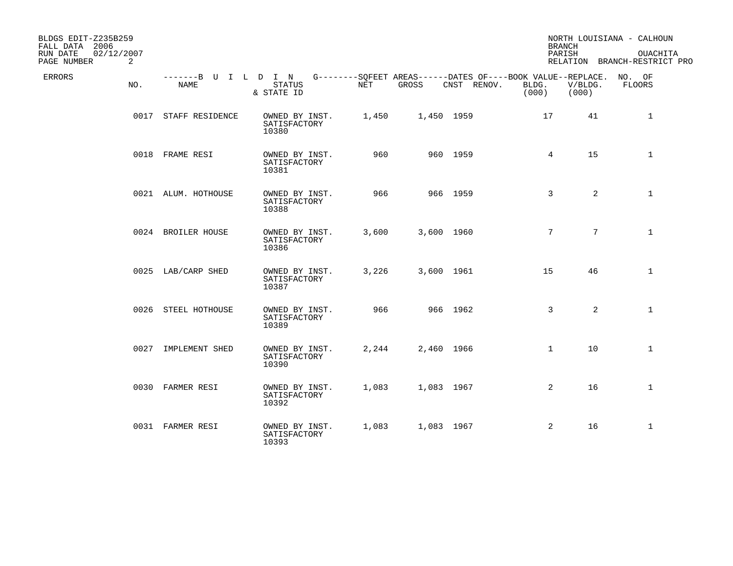BLDGS EDIT-Z235B259
FALL DATA 2006
RUN DATE 02/12/2007

NORTH LOUISIANA - CALHOUN BRANCH
PARISH OUACHITA
RELATION BRANCH-RESTRICT PRO

| ERRORS | NO. | NAME | STATUS & STATE ID | NET | GROSS | CNST | RENOV. | BLDG. (000) | V/BLDG. (000) | NO. OF FLOORS |
|---|---|---|---|---|---|---|---|---|---|---|
| | 0017 | STAFF RESIDENCE | OWNED BY INST. SATISFACTORY 10380 | 1,450 | 1,450 | 1959 | | 17 | 41 | 1 |
| | 0018 | FRAME RESI | OWNED BY INST. SATISFACTORY 10381 | 960 | 960 | 1959 | | 4 | 15 | 1 |
| | 0021 | ALUM. HOTHOUSE | OWNED BY INST. SATISFACTORY 10388 | 966 | 966 | 1959 | | 3 | 2 | 1 |
| | 0024 | BROILER HOUSE | OWNED BY INST. SATISFACTORY 10386 | 3,600 | 3,600 | 1960 | | 7 | 7 | 1 |
| | 0025 | LAB/CARP SHED | OWNED BY INST. SATISFACTORY 10387 | 3,226 | 3,600 | 1961 | | 15 | 46 | 1 |
| | 0026 | STEEL HOTHOUSE | OWNED BY INST. SATISFACTORY 10389 | 966 | 966 | 1962 | | 3 | 2 | 1 |
| | 0027 | IMPLEMENT SHED | OWNED BY INST. SATISFACTORY 10390 | 2,244 | 2,460 | 1966 | | 1 | 10 | 1 |
| | 0030 | FARMER RESI | OWNED BY INST. SATISFACTORY 10392 | 1,083 | 1,083 | 1967 | | 2 | 16 | 1 |
| | 0031 | FARMER RESI | OWNED BY INST. SATISFACTORY 10393 | 1,083 | 1,083 | 1967 | | 2 | 16 | 1 |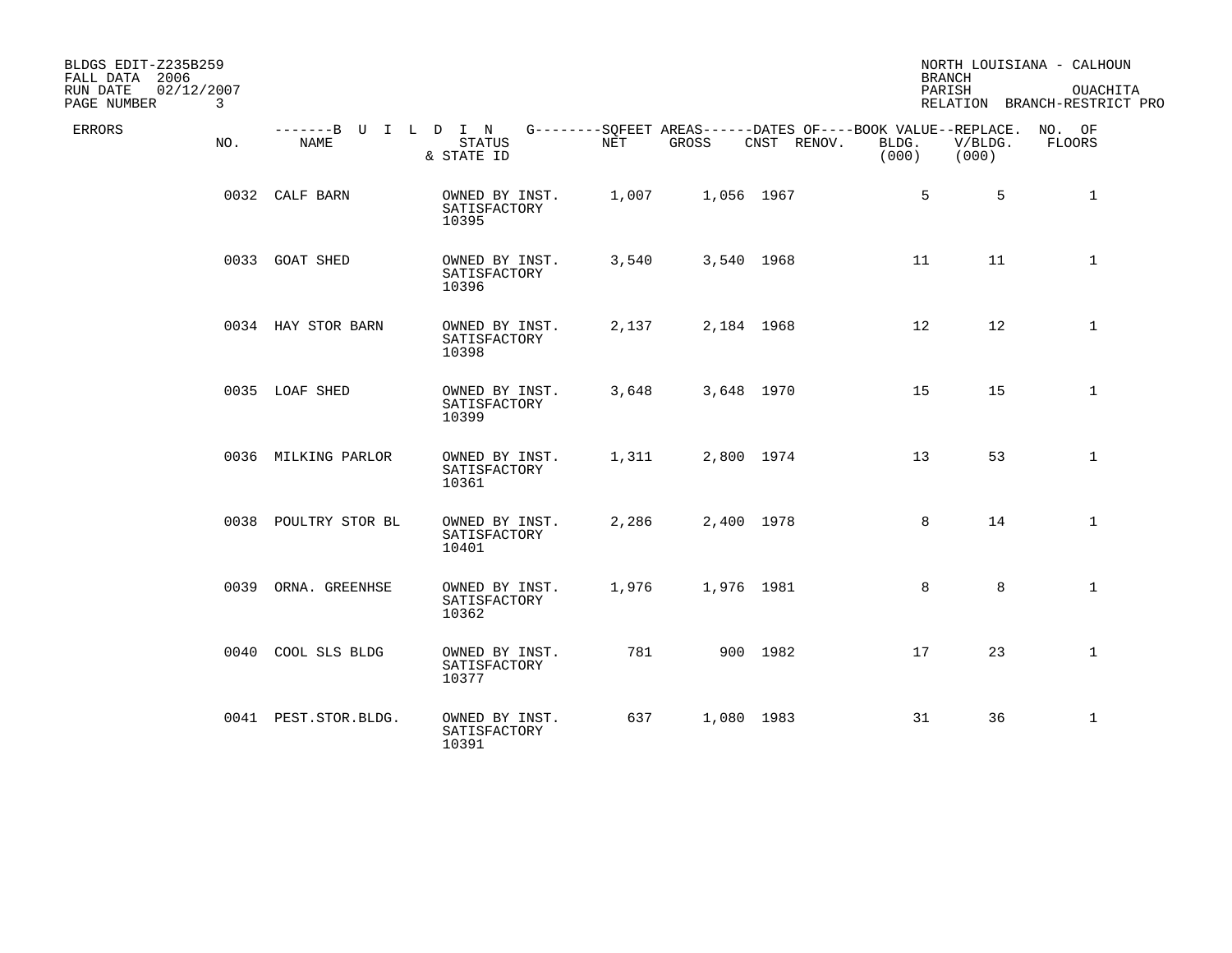BLDGS EDIT-Z235B259
FALL DATA 2006
RUN DATE 02/12/2007

NORTH LOUISIANA - CALHOUN BRANCH
PARISH OUACHITA
RELATION BRANCH-RESTRICT PRO

| ERRORS | NO. | NAME | STATUS & STATE ID | NET | GROSS | CNST | RENOV. | BOOK VALUE BLDG. (000) | REPLACE. V/BLDG. (000) | NO. OF FLOORS |
|---|---|---|---|---|---|---|---|---|---|---|
| | 0032 | CALF BARN | OWNED BY INST. SATISFACTORY 10395 | 1,007 | 1,056 | 1967 | | 5 | 5 | 1 |
| | 0033 | GOAT SHED | OWNED BY INST. SATISFACTORY 10396 | 3,540 | 3,540 | 1968 | | 11 | 11 | 1 |
| | 0034 | HAY STOR BARN | OWNED BY INST. SATISFACTORY 10398 | 2,137 | 2,184 | 1968 | | 12 | 12 | 1 |
| | 0035 | LOAF SHED | OWNED BY INST. SATISFACTORY 10399 | 3,648 | 3,648 | 1970 | | 15 | 15 | 1 |
| | 0036 | MILKING PARLOR | OWNED BY INST. SATISFACTORY 10361 | 1,311 | 2,800 | 1974 | | 13 | 53 | 1 |
| | 0038 | POULTRY STOR BL | OWNED BY INST. SATISFACTORY 10401 | 2,286 | 2,400 | 1978 | | 8 | 14 | 1 |
| | 0039 | ORNA. GREENHSE | OWNED BY INST. SATISFACTORY 10362 | 1,976 | 1,976 | 1981 | | 8 | 8 | 1 |
| | 0040 | COOL SLS BLDG | OWNED BY INST. SATISFACTORY 10377 | 781 | 900 | 1982 | | 17 | 23 | 1 |
| | 0041 | PEST.STOR.BLDG. | OWNED BY INST. SATISFACTORY 10391 | 637 | 1,080 | 1983 | | 31 | 36 | 1 |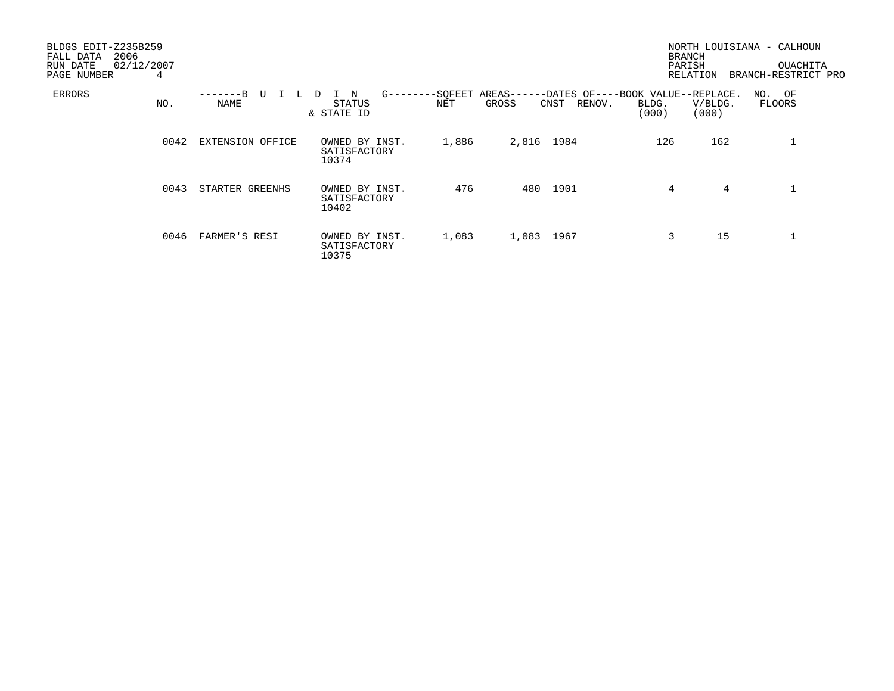BLDGS EDIT-Z235B259
FALL DATA 2006
RUN DATE 02/12/2007
PAGE NUMBER 4

NORTH LOUISIANA - CALHOUN
BRANCH
PARISH OUACHITA
RELATION BRANCH-RESTRICT PRO

| ERRORS | NO. | BUILDING NAME | STATUS & STATE ID | SQFEET AREAS NET | SQFEET AREAS GROSS | DATES OF CNST | DATES OF RENOV. | BOOK VALUE BLDG. (000) | REPLACE. V/BLDG. (000) | NO. OF FLOORS |
|---|---|---|---|---|---|---|---|---|---|---|
| | 0042 | EXTENSION OFFICE | OWNED BY INST. SATISFACTORY 10374 | 1,886 | 2,816 | 1984 | | 126 | 162 | 1 |
| | 0043 | STARTER GREENHS | OWNED BY INST. SATISFACTORY 10402 | 476 | 480 | 1901 | | 4 | 4 | 1 |
| | 0046 | FARMER'S RESI | OWNED BY INST. SATISFACTORY 10375 | 1,083 | 1,083 | 1967 | | 3 | 15 | 1 |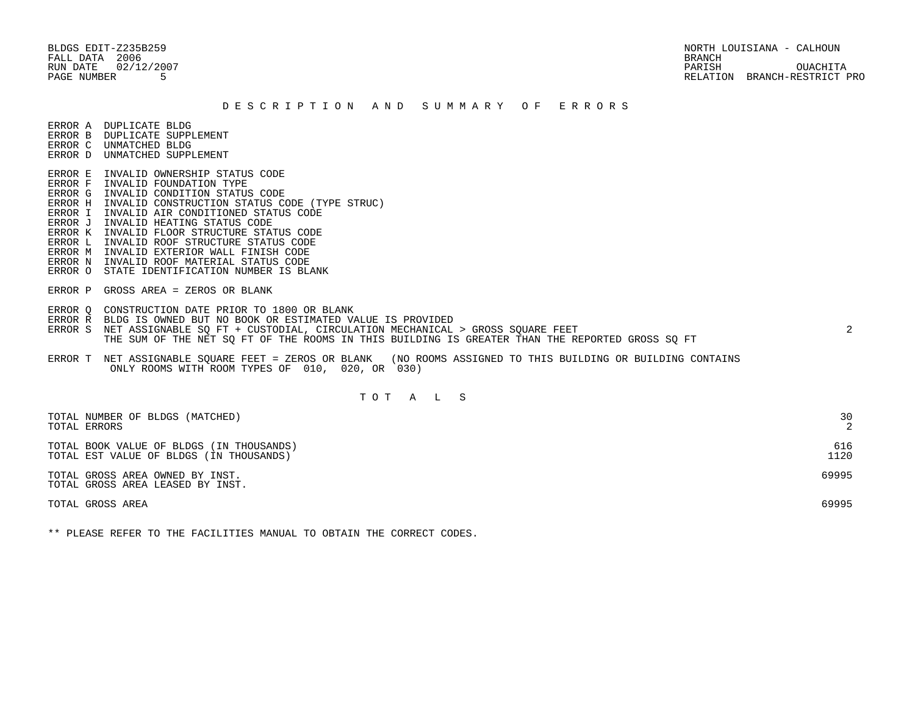BLDGS EDIT-Z235B259
FALL DATA 2006
RUN DATE 02/12/2007
PAGE NUMBER 5

NORTH LOUISIANA - CALHOUN
BRANCH
PARISH OUACHITA
RELATION BRANCH-RESTRICT PRO

## D E S C R I P T I O N   A N D   S U M M A R Y   O F   E R R O R S

| Error | Description | Count |
|---|---|---|
| ERROR A | DUPLICATE BLDG | |
| ERROR B | DUPLICATE SUPPLEMENT | |
| ERROR C | UNMATCHED BLDG | |
| ERROR D | UNMATCHED SUPPLEMENT | |
| ERROR E | INVALID OWNERSHIP STATUS CODE | |
| ERROR F | INVALID FOUNDATION TYPE | |
| ERROR G | INVALID CONDITION STATUS CODE | |
| ERROR H | INVALID CONSTRUCTION STATUS CODE (TYPE STRUC) | |
| ERROR I | INVALID AIR CONDITIONED STATUS CODE | |
| ERROR J | INVALID HEATING STATUS CODE | |
| ERROR K | INVALID FLOOR STRUCTURE STATUS CODE | |
| ERROR L | INVALID ROOF STRUCTURE STATUS CODE | |
| ERROR M | INVALID EXTERIOR WALL FINISH CODE | |
| ERROR N | INVALID ROOF MATERIAL STATUS CODE | |
| ERROR O | STATE IDENTIFICATION NUMBER IS BLANK | |
| ERROR P | GROSS AREA = ZEROS OR BLANK | |
| ERROR Q | CONSTRUCTION DATE PRIOR TO 1800 OR BLANK | |
| ERROR R | BLDG IS OWNED BUT NO BOOK OR ESTIMATED VALUE IS PROVIDED | |
| ERROR S | NET ASSIGNABLE SQ FT + CUSTODIAL, CIRCULATION MECHANICAL > GROSS SQUARE FEET<br>THE SUM OF THE NET SQ FT OF THE ROOMS IN THIS BUILDING IS GREATER THAN THE REPORTED GROSS SQ FT | 2 |
| ERROR T | NET ASSIGNABLE SQUARE FEET = ZEROS OR BLANK (NO ROOMS ASSIGNED TO THIS BUILDING OR BUILDING CONTAINS ONLY ROOMS WITH ROOM TYPES OF 010, 020, OR 030) | |

## T O T A L S

| | |
|---|---|
| TOTAL NUMBER OF BLDGS (MATCHED) | 30 |
| TOTAL ERRORS | 2 |
| TOTAL BOOK VALUE OF BLDGS (IN THOUSANDS) | 616 |
| TOTAL EST VALUE OF BLDGS (IN THOUSANDS) | 1120 |
| TOTAL GROSS AREA OWNED BY INST. | 69995 |
| TOTAL GROSS AREA LEASED BY INST. | |
| TOTAL GROSS AREA | 69995 |

** PLEASE REFER TO THE FACILITIES MANUAL TO OBTAIN THE CORRECT CODES.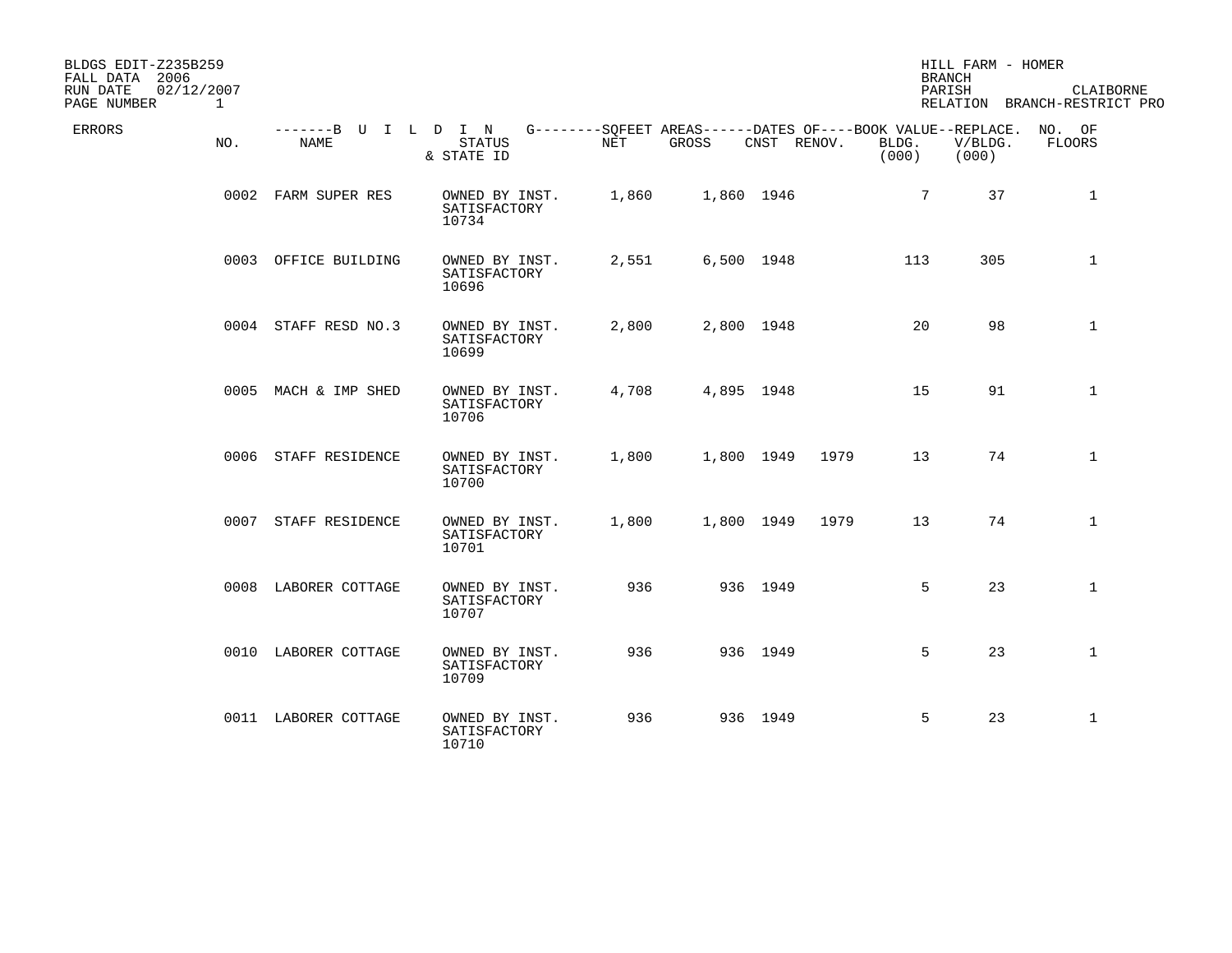BLDGS EDIT-Z235B259
FALL DATA 2006
RUN DATE 02/12/2007
PAGE NUMBER 1

HILL FARM - HOMER
BRANCH
PARISH CLAIBORNE
RELATION BRANCH-RESTRICT PRO

| ERRORS | NO. | NAME | STATUS & STATE ID | NET | GROSS | CNST | RENOV. | BOOK VALUE BLDG. (000) | REPLACE. V/BLDG. (000) | NO. OF FLOORS |
|---|---|---|---|---|---|---|---|---|---|---|
| | 0002 | FARM SUPER RES | OWNED BY INST. SATISFACTORY 10734 | 1,860 | 1,860 | 1946 | | 7 | 37 | 1 |
| | 0003 | OFFICE BUILDING | OWNED BY INST. SATISFACTORY 10696 | 2,551 | 6,500 | 1948 | | 113 | 305 | 1 |
| | 0004 | STAFF RESD NO.3 | OWNED BY INST. SATISFACTORY 10699 | 2,800 | 2,800 | 1948 | | 20 | 98 | 1 |
| | 0005 | MACH & IMP SHED | OWNED BY INST. SATISFACTORY 10706 | 4,708 | 4,895 | 1948 | | 15 | 91 | 1 |
| | 0006 | STAFF RESIDENCE | OWNED BY INST. SATISFACTORY 10700 | 1,800 | 1,800 | 1949 | 1979 | 13 | 74 | 1 |
| | 0007 | STAFF RESIDENCE | OWNED BY INST. SATISFACTORY 10701 | 1,800 | 1,800 | 1949 | 1979 | 13 | 74 | 1 |
| | 0008 | LABORER COTTAGE | OWNED BY INST. SATISFACTORY 10707 | 936 | 936 | 1949 | | 5 | 23 | 1 |
| | 0010 | LABORER COTTAGE | OWNED BY INST. SATISFACTORY 10709 | 936 | 936 | 1949 | | 5 | 23 | 1 |
| | 0011 | LABORER COTTAGE | OWNED BY INST. SATISFACTORY 10710 | 936 | 936 | 1949 | | 5 | 23 | 1 |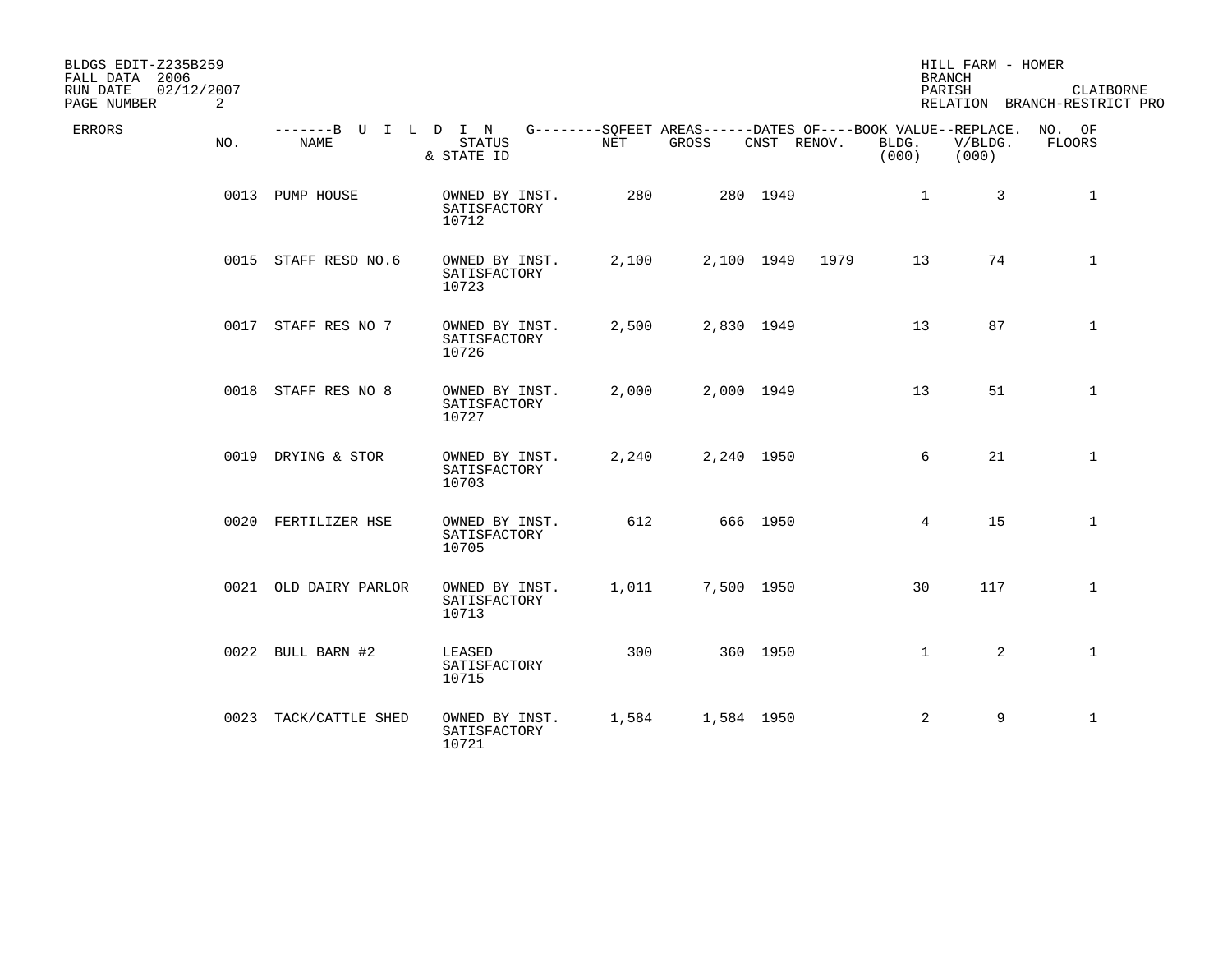BLDGS EDIT-Z235B259
FALL DATA 2006
RUN DATE 02/12/2007
PAGE NUMBER 2

HILL FARM - HOMER
BRANCH
PARISH CLAIBORNE
RELATION BRANCH-RESTRICT PRO

| ERRORS | NO. | NAME | STATUS & STATE ID | NET | GROSS | CNST | RENOV. | BOOK VALUE BLDG. (000) | REPLACE. V/BLDG. (000) | NO. OF FLOORS |
|---|---|---|---|---|---|---|---|---|---|---|
| | 0013 | PUMP HOUSE | OWNED BY INST. SATISFACTORY 10712 | 280 | 280 | 1949 | | 1 | 3 | 1 |
| | 0015 | STAFF RESD NO.6 | OWNED BY INST. SATISFACTORY 10723 | 2,100 | 2,100 | 1949 | 1979 | 13 | 74 | 1 |
| | 0017 | STAFF RES NO 7 | OWNED BY INST. SATISFACTORY 10726 | 2,500 | 2,830 | 1949 | | 13 | 87 | 1 |
| | 0018 | STAFF RES NO 8 | OWNED BY INST. SATISFACTORY 10727 | 2,000 | 2,000 | 1949 | | 13 | 51 | 1 |
| | 0019 | DRYING & STOR | OWNED BY INST. SATISFACTORY 10703 | 2,240 | 2,240 | 1950 | | 6 | 21 | 1 |
| | 0020 | FERTILIZER HSE | OWNED BY INST. SATISFACTORY 10705 | 612 | 666 | 1950 | | 4 | 15 | 1 |
| | 0021 | OLD DAIRY PARLOR | OWNED BY INST. SATISFACTORY 10713 | 1,011 | 7,500 | 1950 | | 30 | 117 | 1 |
| | 0022 | BULL BARN #2 | LEASED SATISFACTORY 10715 | 300 | 360 | 1950 | | 1 | 2 | 1 |
| | 0023 | TACK/CATTLE SHED | OWNED BY INST. SATISFACTORY 10721 | 1,584 | 1,584 | 1950 | | 2 | 9 | 1 |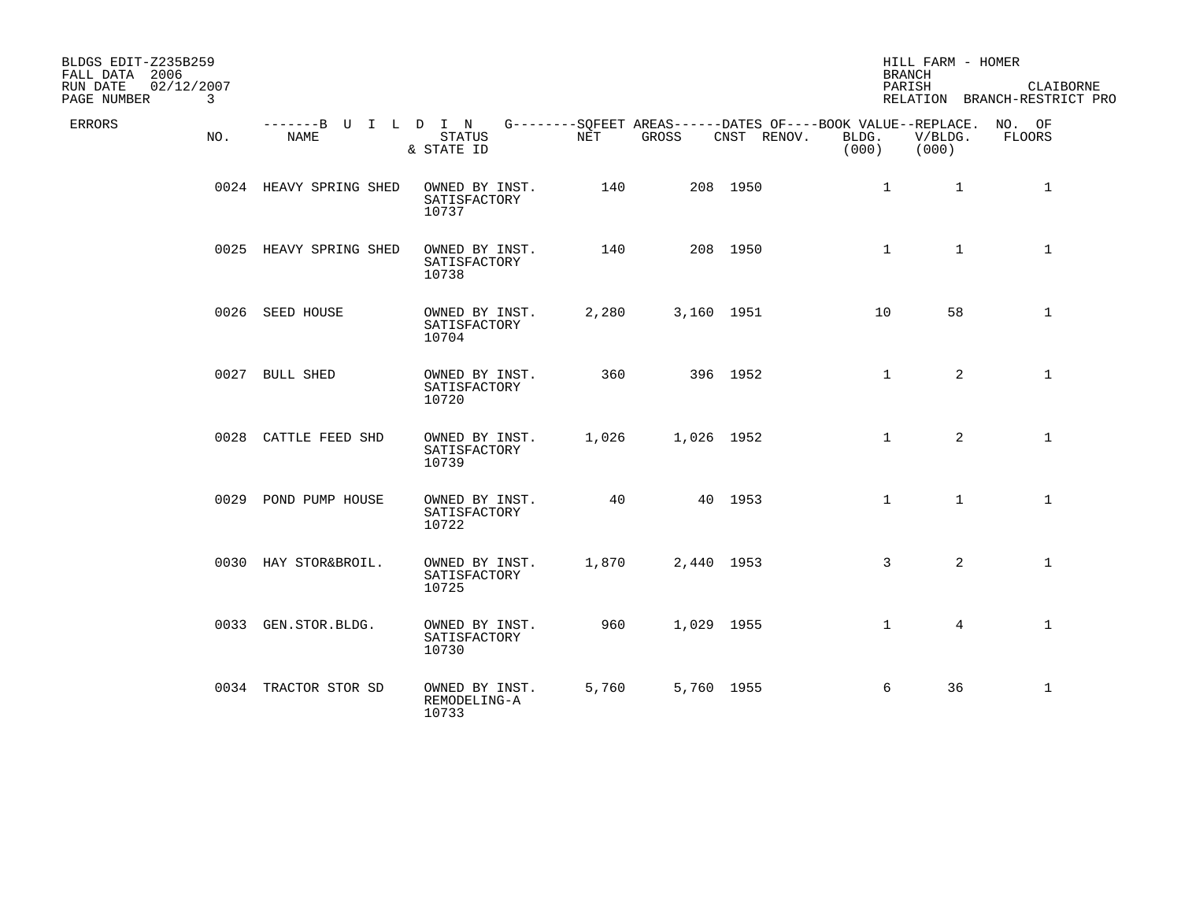BLDGS EDIT-Z235B259
FALL DATA 2006
RUN DATE 02/12/2007
PAGE NUMBER 3

HILL FARM - HOMER
BRANCH
PARISH CLAIBORNE
RELATION BRANCH-RESTRICT PRO

| ERRORS | NO. | NAME | STATUS & STATE ID | NET | GROSS | CNST | RENOV. | BOOK VALUE BLDG. (000) | REPLACE. V/BLDG. (000) | NO. OF FLOORS |
|---|---|---|---|---|---|---|---|---|---|---|
| | 0024 | HEAVY SPRING SHED | OWNED BY INST. SATISFACTORY 10737 | 140 | 208 | 1950 | | 1 | 1 | 1 |
| | 0025 | HEAVY SPRING SHED | OWNED BY INST. SATISFACTORY 10738 | 140 | 208 | 1950 | | 1 | 1 | 1 |
| | 0026 | SEED HOUSE | OWNED BY INST. SATISFACTORY 10704 | 2,280 | 3,160 | 1951 | | 10 | 58 | 1 |
| | 0027 | BULL SHED | OWNED BY INST. SATISFACTORY 10720 | 360 | 396 | 1952 | | 1 | 2 | 1 |
| | 0028 | CATTLE FEED SHD | OWNED BY INST. SATISFACTORY 10739 | 1,026 | 1,026 | 1952 | | 1 | 2 | 1 |
| | 0029 | POND PUMP HOUSE | OWNED BY INST. SATISFACTORY 10722 | 40 | 40 | 1953 | | 1 | 1 | 1 |
| | 0030 | HAY STOR&BROIL. | OWNED BY INST. SATISFACTORY 10725 | 1,870 | 2,440 | 1953 | | 3 | 2 | 1 |
| | 0033 | GEN.STOR.BLDG. | OWNED BY INST. SATISFACTORY 10730 | 960 | 1,029 | 1955 | | 1 | 4 | 1 |
| | 0034 | TRACTOR STOR SD | OWNED BY INST. REMODELING-A 10733 | 5,760 | 5,760 | 1955 | | 6 | 36 | 1 |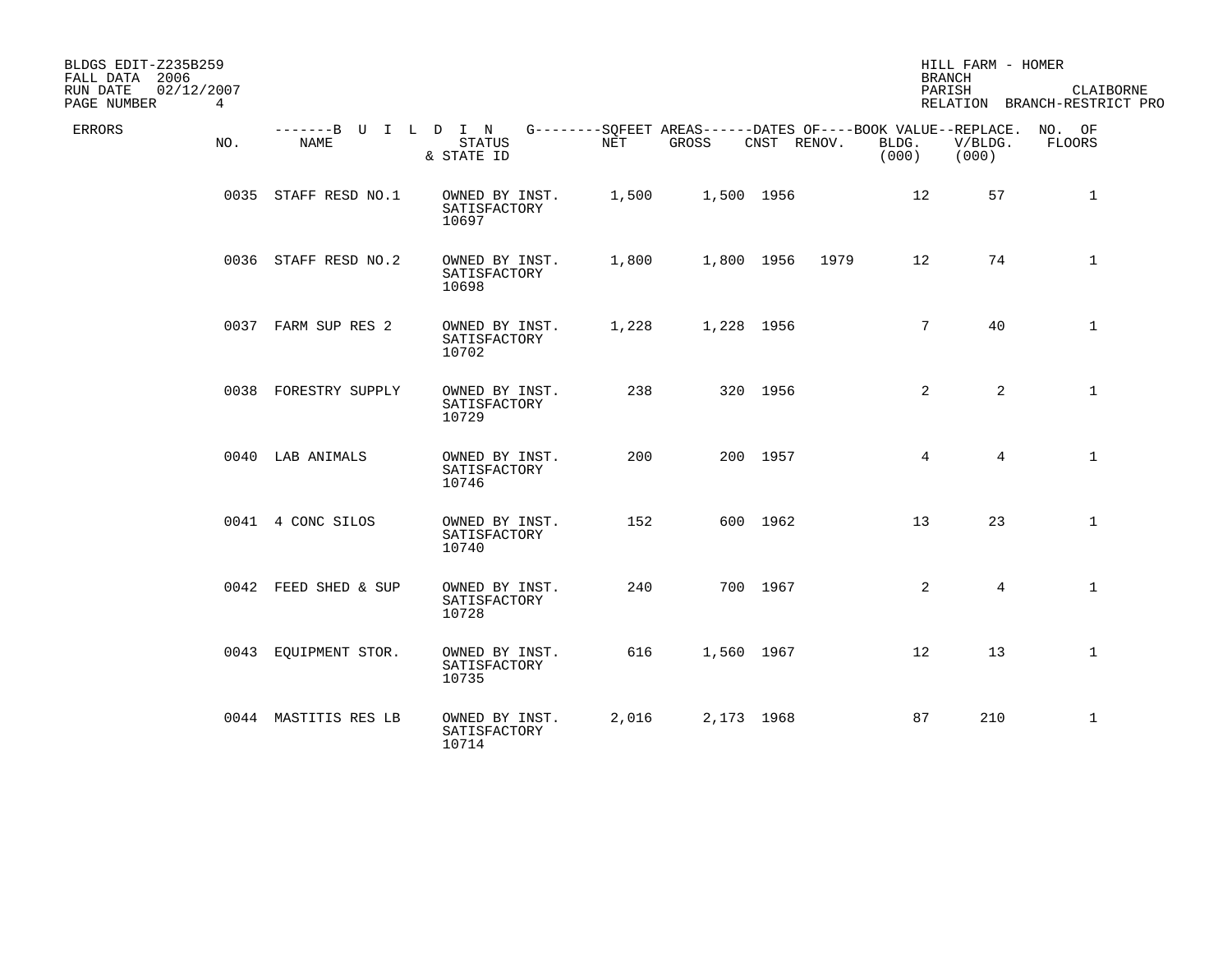BLDGS EDIT-Z235B259
FALL DATA 2006
RUN DATE 02/12/2007
PAGE NUMBER 4

HILL FARM - HOMER
BRANCH
PARISH CLAIBORNE
RELATION BRANCH-RESTRICT PRO

| ERRORS | NO. | NAME | STATUS & STATE ID | NET | GROSS | CNST | RENOV. | BOOK VALUE BLDG. (000) | REPLACE. V/BLDG. (000) | NO. OF FLOORS |
|---|---|---|---|---|---|---|---|---|---|---|
| | 0035 | STAFF RESD NO.1 | OWNED BY INST. SATISFACTORY 10697 | 1,500 | 1,500 | 1956 | | 12 | 57 | 1 |
| | 0036 | STAFF RESD NO.2 | OWNED BY INST. SATISFACTORY 10698 | 1,800 | 1,800 | 1956 | 1979 | 12 | 74 | 1 |
| | 0037 | FARM SUP RES 2 | OWNED BY INST. SATISFACTORY 10702 | 1,228 | 1,228 | 1956 | | 7 | 40 | 1 |
| | 0038 | FORESTRY SUPPLY | OWNED BY INST. SATISFACTORY 10729 | 238 | 320 | 1956 | | 2 | 2 | 1 |
| | 0040 | LAB ANIMALS | OWNED BY INST. SATISFACTORY 10746 | 200 | 200 | 1957 | | 4 | 4 | 1 |
| | 0041 | 4 CONC SILOS | OWNED BY INST. SATISFACTORY 10740 | 152 | 600 | 1962 | | 13 | 23 | 1 |
| | 0042 | FEED SHED & SUP | OWNED BY INST. SATISFACTORY 10728 | 240 | 700 | 1967 | | 2 | 4 | 1 |
| | 0043 | EQUIPMENT STOR. | OWNED BY INST. SATISFACTORY 10735 | 616 | 1,560 | 1967 | | 12 | 13 | 1 |
| | 0044 | MASTITIS RES LB | OWNED BY INST. SATISFACTORY 10714 | 2,016 | 2,173 | 1968 | | 87 | 210 | 1 |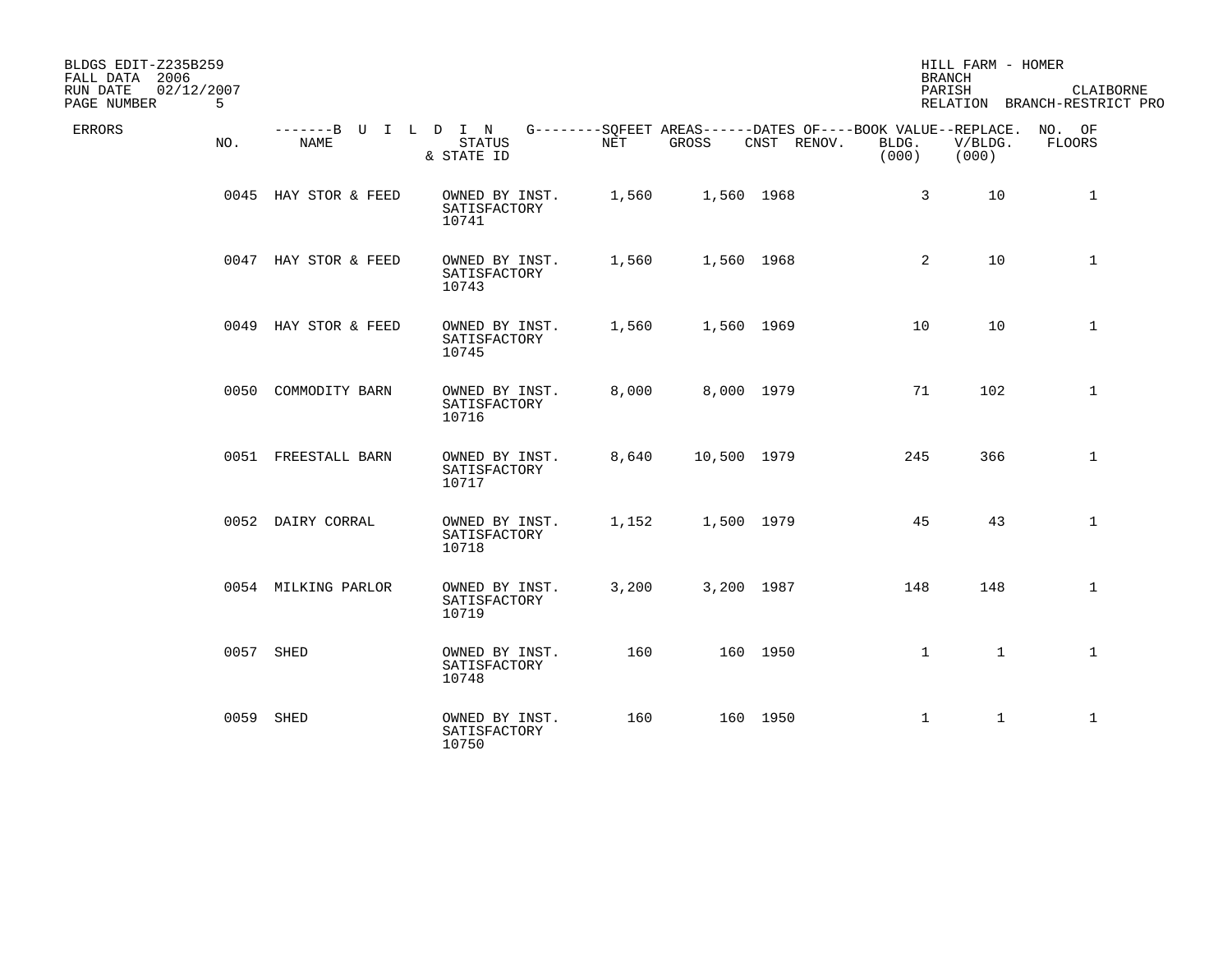BLDGS EDIT-Z235B259
FALL DATA 2006
RUN DATE 02/12/2007
PAGE NUMBER 5

HILL FARM - HOMER
BRANCH
PARISH CLAIBORNE
RELATION BRANCH-RESTRICT PRO

| ERRORS | NO. | NAME | STATUS & STATE ID | NET | GROSS | CNST | RENOV. | BOOK VALUE BLDG. (000) | REPLACE. V/BLDG. (000) | NO. OF FLOORS |
|---|---|---|---|---|---|---|---|---|---|---|
| | 0045 | HAY STOR & FEED | OWNED BY INST. SATISFACTORY 10741 | 1,560 | 1,560 | 1968 | | 3 | 10 | 1 |
| | 0047 | HAY STOR & FEED | OWNED BY INST. SATISFACTORY 10743 | 1,560 | 1,560 | 1968 | | 2 | 10 | 1 |
| | 0049 | HAY STOR & FEED | OWNED BY INST. SATISFACTORY 10745 | 1,560 | 1,560 | 1969 | | 10 | 10 | 1 |
| | 0050 | COMMODITY BARN | OWNED BY INST. SATISFACTORY 10716 | 8,000 | 8,000 | 1979 | | 71 | 102 | 1 |
| | 0051 | FREESTALL BARN | OWNED BY INST. SATISFACTORY 10717 | 8,640 | 10,500 | 1979 | | 245 | 366 | 1 |
| | 0052 | DAIRY CORRAL | OWNED BY INST. SATISFACTORY 10718 | 1,152 | 1,500 | 1979 | | 45 | 43 | 1 |
| | 0054 | MILKING PARLOR | OWNED BY INST. SATISFACTORY 10719 | 3,200 | 3,200 | 1987 | | 148 | 148 | 1 |
| | 0057 | SHED | OWNED BY INST. SATISFACTORY 10748 | 160 | 160 | 1950 | | 1 | 1 | 1 |
| | 0059 | SHED | OWNED BY INST. SATISFACTORY 10750 | 160 | 160 | 1950 | | 1 | 1 | 1 |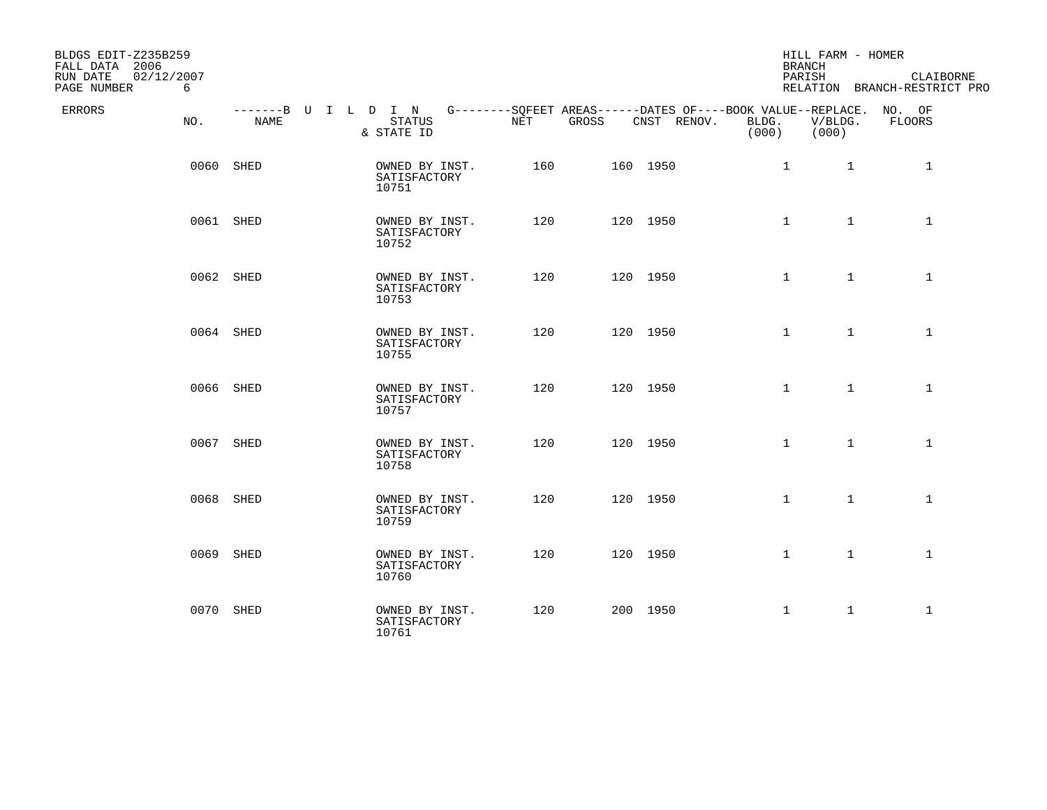BLDGS EDIT-Z235B259
FALL DATA 2006
RUN DATE 02/12/2007
PAGE NUMBER 6

HILL FARM - HOMER
BRANCH
PARISH CLAIBORNE
RELATION BRANCH-RESTRICT PRO

| ERRORS | NO. | NAME | STATUS & STATE ID | SQFEET AREAS NET | SQFEET AREAS GROSS | DATES OF CNST | DATES OF RENOV. | BOOK VALUE BLDG. (000) | REPLACE. V/BLDG. (000) | NO. OF FLOORS |
|---|---|---|---|---|---|---|---|---|---|---|
| | 0060 | SHED | OWNED BY INST. SATISFACTORY 10751 | 160 | 160 | 1950 | | 1 | 1 | 1 |
| | 0061 | SHED | OWNED BY INST. SATISFACTORY 10752 | 120 | 120 | 1950 | | 1 | 1 | 1 |
| | 0062 | SHED | OWNED BY INST. SATISFACTORY 10753 | 120 | 120 | 1950 | | 1 | 1 | 1 |
| | 0064 | SHED | OWNED BY INST. SATISFACTORY 10755 | 120 | 120 | 1950 | | 1 | 1 | 1 |
| | 0066 | SHED | OWNED BY INST. SATISFACTORY 10757 | 120 | 120 | 1950 | | 1 | 1 | 1 |
| | 0067 | SHED | OWNED BY INST. SATISFACTORY 10758 | 120 | 120 | 1950 | | 1 | 1 | 1 |
| | 0068 | SHED | OWNED BY INST. SATISFACTORY 10759 | 120 | 120 | 1950 | | 1 | 1 | 1 |
| | 0069 | SHED | OWNED BY INST. SATISFACTORY 10760 | 120 | 120 | 1950 | | 1 | 1 | 1 |
| | 0070 | SHED | OWNED BY INST. SATISFACTORY 10761 | 120 | 200 | 1950 | | 1 | 1 | 1 |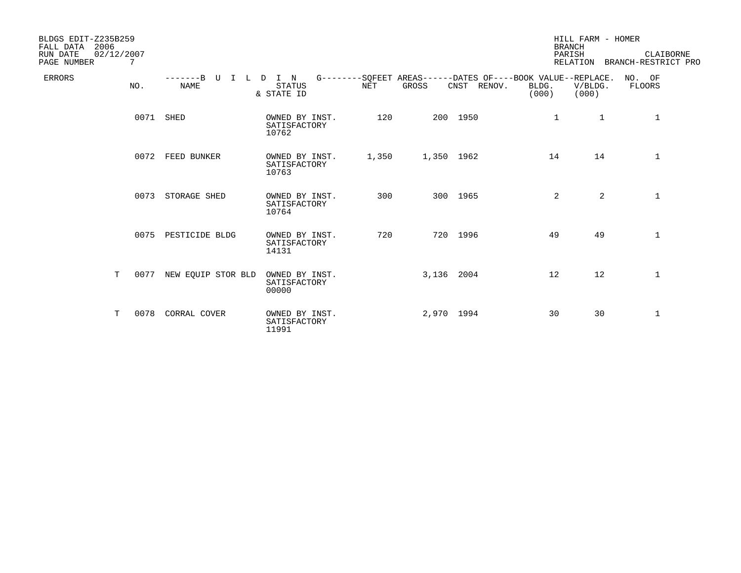BLDGS EDIT-Z235B259 | HILL FARM - HOMER
FALL DATA 2006 | BRANCH
RUN DATE 02/12/2007 | PARISH CLAIBORNE
PAGE NUMBER 7 | RELATION BRANCH-RESTRICT PRO

| ERRORS | NO. | NAME | STATUS & STATE ID | NET | GROSS | CNST | RENOV. | BOOK VALUE BLDG. (000) | REPLACE. V/BLDG. (000) | NO. OF FLOORS |
|---|---|---|---|---|---|---|---|---|---|---|
| | 0071 | SHED | OWNED BY INST. SATISFACTORY 10762 | 120 | 200 | 1950 | | 1 | 1 | 1 |
| | 0072 | FEED BUNKER | OWNED BY INST. SATISFACTORY 10763 | 1,350 | 1,350 | 1962 | | 14 | 14 | 1 |
| | 0073 | STORAGE SHED | OWNED BY INST. SATISFACTORY 10764 | 300 | 300 | 1965 | | 2 | 2 | 1 |
| | 0075 | PESTICIDE BLDG | OWNED BY INST. SATISFACTORY 14131 | 720 | 720 | 1996 | | 49 | 49 | 1 |
| T | 0077 | NEW EQUIP STOR BLD | OWNED BY INST. SATISFACTORY 00000 | | 3,136 | 2004 | | 12 | 12 | 1 |
| T | 0078 | CORRAL COVER | OWNED BY INST. SATISFACTORY 11991 | | 2,970 | 1994 | | 30 | 30 | 1 |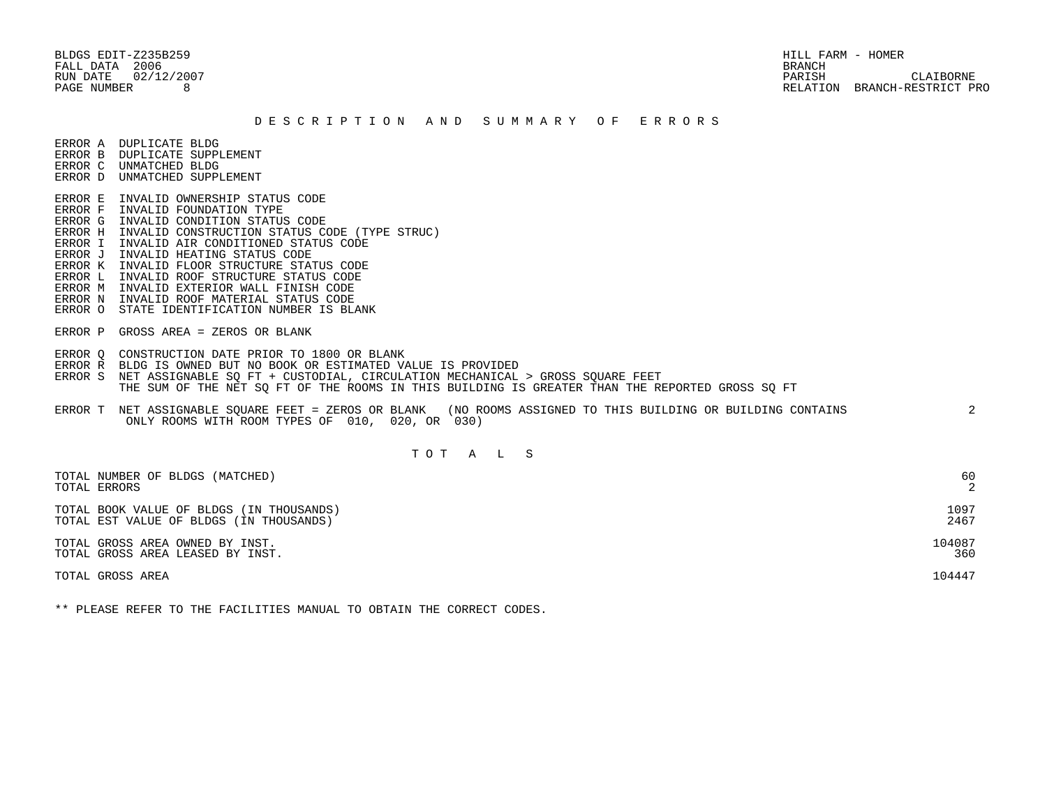BLDGS EDIT-Z235B259
FALL DATA 2006
RUN DATE 02/12/2007
PAGE NUMBER 8

HILL FARM - HOMER
BRANCH
PARISH CLAIBORNE
RELATION BRANCH-RESTRICT PRO

## D E S C R I P T I O N   A N D   S U M M A R Y   O F   E R R O R S

ERROR A DUPLICATE BLDG
ERROR B DUPLICATE SUPPLEMENT
ERROR C UNMATCHED BLDG
ERROR D UNMATCHED SUPPLEMENT

ERROR E INVALID OWNERSHIP STATUS CODE
ERROR F INVALID FOUNDATION TYPE
ERROR G INVALID CONDITION STATUS CODE
ERROR H INVALID CONSTRUCTION STATUS CODE (TYPE STRUC)
ERROR I INVALID AIR CONDITIONED STATUS CODE
ERROR J INVALID HEATING STATUS CODE
ERROR K INVALID FLOOR STRUCTURE STATUS CODE
ERROR L INVALID ROOF STRUCTURE STATUS CODE
ERROR M INVALID EXTERIOR WALL FINISH CODE
ERROR N INVALID ROOF MATERIAL STATUS CODE
ERROR O STATE IDENTIFICATION NUMBER IS BLANK

ERROR P GROSS AREA = ZEROS OR BLANK

ERROR Q CONSTRUCTION DATE PRIOR TO 1800 OR BLANK
ERROR R BLDG IS OWNED BUT NO BOOK OR ESTIMATED VALUE IS PROVIDED
ERROR S NET ASSIGNABLE SQ FT + CUSTODIAL, CIRCULATION MECHANICAL > GROSS SQUARE FEET
THE SUM OF THE NET SQ FT OF THE ROOMS IN THIS BUILDING IS GREATER THAN THE REPORTED GROSS SQ FT

ERROR T NET ASSIGNABLE SQUARE FEET = ZEROS OR BLANK (NO ROOMS ASSIGNED TO THIS BUILDING OR BUILDING CONTAINS ONLY ROOMS WITH ROOM TYPES OF 010, 020, OR 030) 2

## T O T A L S

| | |
|---|---|
| TOTAL NUMBER OF BLDGS (MATCHED) | 60 |
| TOTAL ERRORS | 2 |
| TOTAL BOOK VALUE OF BLDGS (IN THOUSANDS) | 1097 |
| TOTAL EST VALUE OF BLDGS (IN THOUSANDS) | 2467 |
| TOTAL GROSS AREA OWNED BY INST. | 104087 |
| TOTAL GROSS AREA LEASED BY INST. | 360 |
| TOTAL GROSS AREA | 104447 |

** PLEASE REFER TO THE FACILITIES MANUAL TO OBTAIN THE CORRECT CODES.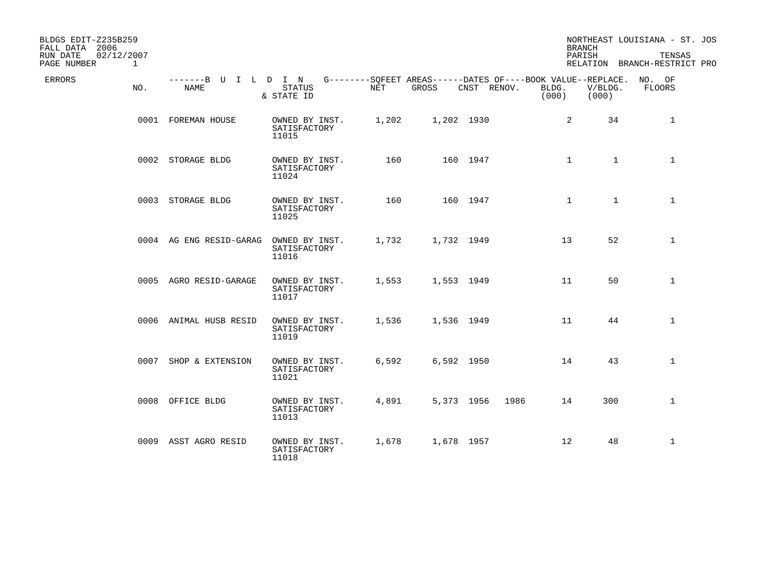BLDGS EDIT-Z235B259
FALL DATA 2006
RUN DATE 02/12/2007
PAGE NUMBER 1

NORTHEAST LOUISIANA - ST. JOS
BRANCH
PARISH TENSAS
RELATION BRANCH-RESTRICT PRO

| ERRORS | NO. | NAME | STATUS & STATE ID | NET | GROSS | CNST | RENOV. | BOOK VALUE BLDG. (000) | REPLACE. V/BLDG. (000) | NO. OF FLOORS |
|---|---|---|---|---|---|---|---|---|---|---|
| | 0001 | FOREMAN HOUSE | OWNED BY INST. SATISFACTORY 11015 | 1,202 | 1,202 | 1930 | | 2 | 34 | 1 |
| | 0002 | STORAGE BLDG | OWNED BY INST. SATISFACTORY 11024 | 160 | 160 | 1947 | | 1 | 1 | 1 |
| | 0003 | STORAGE BLDG | OWNED BY INST. SATISFACTORY 11025 | 160 | 160 | 1947 | | 1 | 1 | 1 |
| | 0004 | AG ENG RESID-GARAG | OWNED BY INST. SATISFACTORY 11016 | 1,732 | 1,732 | 1949 | | 13 | 52 | 1 |
| | 0005 | AGRO RESID-GARAGE | OWNED BY INST. SATISFACTORY 11017 | 1,553 | 1,553 | 1949 | | 11 | 50 | 1 |
| | 0006 | ANIMAL HUSB RESID | OWNED BY INST. SATISFACTORY 11019 | 1,536 | 1,536 | 1949 | | 11 | 44 | 1 |
| | 0007 | SHOP & EXTENSION | OWNED BY INST. SATISFACTORY 11021 | 6,592 | 6,592 | 1950 | | 14 | 43 | 1 |
| | 0008 | OFFICE BLDG | OWNED BY INST. SATISFACTORY 11013 | 4,891 | 5,373 | 1956 | 1986 | 14 | 300 | 1 |
| | 0009 | ASST AGRO RESID | OWNED BY INST. SATISFACTORY 11018 | 1,678 | 1,678 | 1957 | | 12 | 48 | 1 |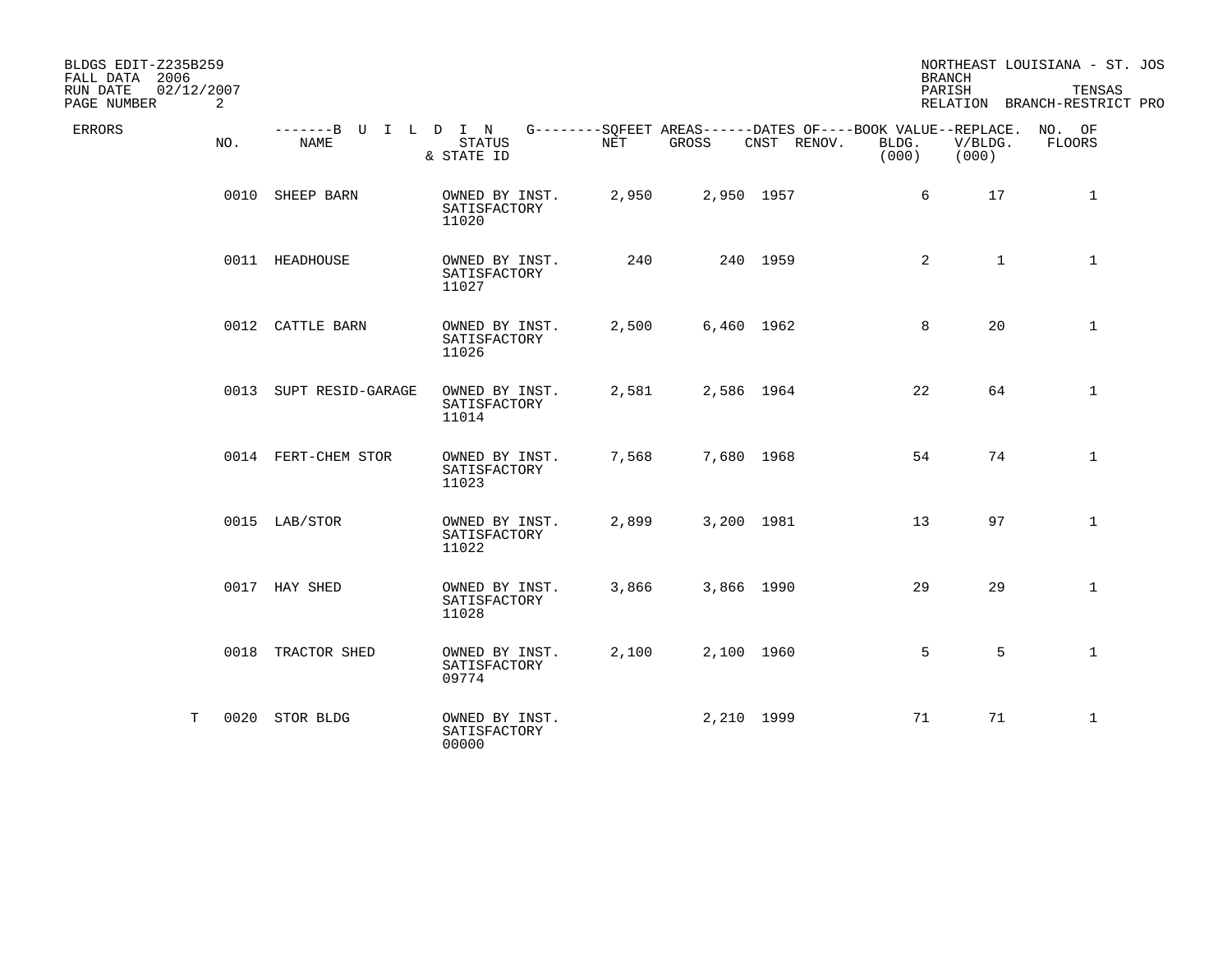BLDGS EDIT-Z235B259
FALL DATA 2006
RUN DATE 02/12/2007
PAGE NUMBER 2

NORTHEAST LOUISIANA - ST. JOS
BRANCH
PARISH TENSAS
RELATION BRANCH-RESTRICT PRO

| ERRORS | NO. | NAME | STATUS & STATE ID | NET | GROSS | CNST | RENOV. | BOOK VALUE BLDG. (000) | REPLACE. V/BLDG. (000) | NO. OF FLOORS |
|---|---|---|---|---|---|---|---|---|---|---|
| | 0010 | SHEEP BARN | OWNED BY INST. SATISFACTORY 11020 | 2,950 | 2,950 | 1957 | | 6 | 17 | 1 |
| | 0011 | HEADHOUSE | OWNED BY INST. SATISFACTORY 11027 | 240 | 240 | 1959 | | 2 | 1 | 1 |
| | 0012 | CATTLE BARN | OWNED BY INST. SATISFACTORY 11026 | 2,500 | 6,460 | 1962 | | 8 | 20 | 1 |
| | 0013 | SUPT RESID-GARAGE | OWNED BY INST. SATISFACTORY 11014 | 2,581 | 2,586 | 1964 | | 22 | 64 | 1 |
| | 0014 | FERT-CHEM STOR | OWNED BY INST. SATISFACTORY 11023 | 7,568 | 7,680 | 1968 | | 54 | 74 | 1 |
| | 0015 | LAB/STOR | OWNED BY INST. SATISFACTORY 11022 | 2,899 | 3,200 | 1981 | | 13 | 97 | 1 |
| | 0017 | HAY SHED | OWNED BY INST. SATISFACTORY 11028 | 3,866 | 3,866 | 1990 | | 29 | 29 | 1 |
| | 0018 | TRACTOR SHED | OWNED BY INST. SATISFACTORY 09774 | 2,100 | 2,100 | 1960 | | 5 | 5 | 1 |
| T | 0020 | STOR BLDG | OWNED BY INST. SATISFACTORY 00000 | | 2,210 | 1999 | | 71 | 71 | 1 |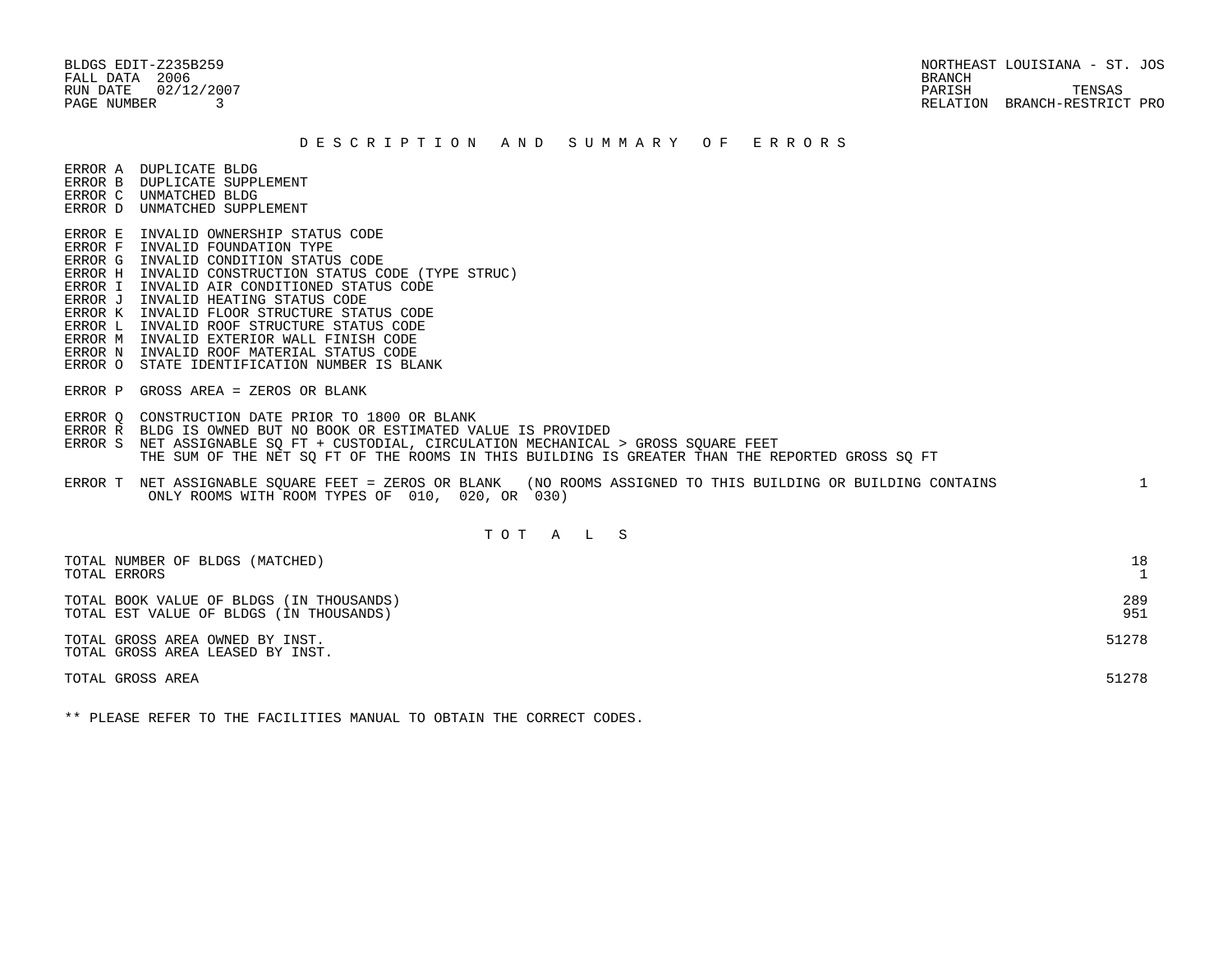BLDGS EDIT-Z235B259
FALL DATA 2006
RUN DATE 02/12/2007
PAGE NUMBER 3

NORTHEAST LOUISIANA - ST. JOS
BRANCH
PARISH TENSAS
RELATION BRANCH-RESTRICT PRO

## D E S C R I P T I O N A N D S U M M A R Y O F E R R O R S

ERROR A DUPLICATE BLDG
ERROR B DUPLICATE SUPPLEMENT
ERROR C UNMATCHED BLDG
ERROR D UNMATCHED SUPPLEMENT

ERROR E INVALID OWNERSHIP STATUS CODE
ERROR F INVALID FOUNDATION TYPE
ERROR G INVALID CONDITION STATUS CODE
ERROR H INVALID CONSTRUCTION STATUS CODE (TYPE STRUC)
ERROR I INVALID AIR CONDITIONED STATUS CODE
ERROR J INVALID HEATING STATUS CODE
ERROR K INVALID FLOOR STRUCTURE STATUS CODE
ERROR L INVALID ROOF STRUCTURE STATUS CODE
ERROR M INVALID EXTERIOR WALL FINISH CODE
ERROR N INVALID ROOF MATERIAL STATUS CODE
ERROR O STATE IDENTIFICATION NUMBER IS BLANK

ERROR P GROSS AREA = ZEROS OR BLANK

ERROR Q CONSTRUCTION DATE PRIOR TO 1800 OR BLANK
ERROR R BLDG IS OWNED BUT NO BOOK OR ESTIMATED VALUE IS PROVIDED
ERROR S NET ASSIGNABLE SQ FT + CUSTODIAL, CIRCULATION MECHANICAL > GROSS SQUARE FEET
THE SUM OF THE NET SQ FT OF THE ROOMS IN THIS BUILDING IS GREATER THAN THE REPORTED GROSS SQ FT

ERROR T NET ASSIGNABLE SQUARE FEET = ZEROS OR BLANK (NO ROOMS ASSIGNED TO THIS BUILDING OR BUILDING CONTAINS ONLY ROOMS WITH ROOM TYPES OF 010, 020, OR 030) 1

## T O T A L S

| | |
|---|---|
| TOTAL NUMBER OF BLDGS (MATCHED) | 18 |
| TOTAL ERRORS | 1 |
| TOTAL BOOK VALUE OF BLDGS (IN THOUSANDS) | 289 |
| TOTAL EST VALUE OF BLDGS (IN THOUSANDS) | 951 |
| TOTAL GROSS AREA OWNED BY INST. | 51278 |
| TOTAL GROSS AREA LEASED BY INST. | |
| TOTAL GROSS AREA | 51278 |

** PLEASE REFER TO THE FACILITIES MANUAL TO OBTAIN THE CORRECT CODES.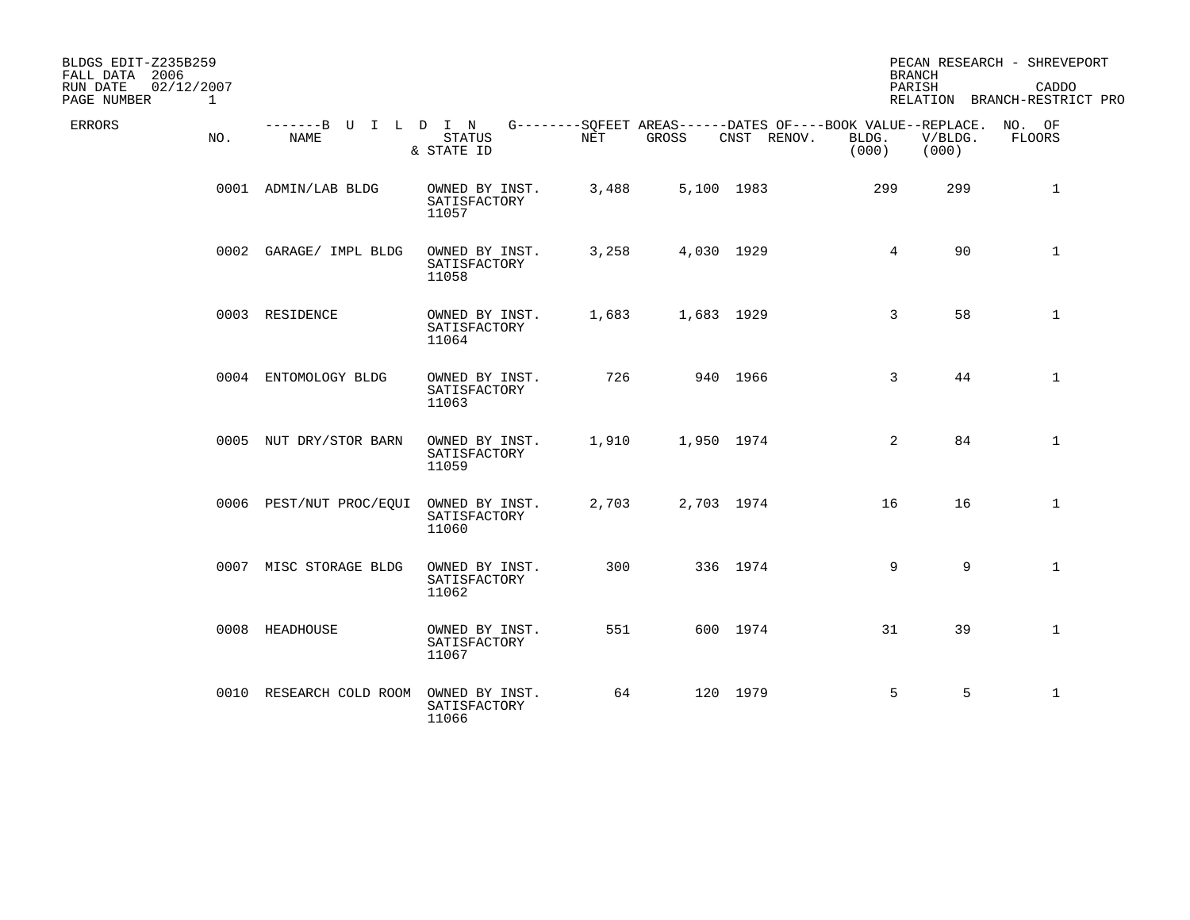BLDGS EDIT-Z235B259
FALL DATA 2006
RUN DATE 02/12/2007
PAGE NUMBER 1

PECAN RESEARCH - SHREVEPORT
BRANCH
PARISH CADDO
RELATION BRANCH-RESTRICT PRO

| ERRORS | NO. | BUILDING NAME | STATUS & STATE ID | SQFEET AREAS NET | SQFEET AREAS GROSS | DATES OF CNST | DATES OF RENOV. | BOOK VALUE BLDG. (000) | REPLACE. V/BLDG. (000) | NO. OF FLOORS |
|---|---|---|---|---|---|---|---|---|---|---|
| | 0001 | ADMIN/LAB BLDG | OWNED BY INST. SATISFACTORY 11057 | 3,488 | 5,100 | 1983 | | 299 | 299 | 1 |
| | 0002 | GARAGE/ IMPL BLDG | OWNED BY INST. SATISFACTORY 11058 | 3,258 | 4,030 | 1929 | | 4 | 90 | 1 |
| | 0003 | RESIDENCE | OWNED BY INST. SATISFACTORY 11064 | 1,683 | 1,683 | 1929 | | 3 | 58 | 1 |
| | 0004 | ENTOMOLOGY BLDG | OWNED BY INST. SATISFACTORY 11063 | 726 | 940 | 1966 | | 3 | 44 | 1 |
| | 0005 | NUT DRY/STOR BARN | OWNED BY INST. SATISFACTORY 11059 | 1,910 | 1,950 | 1974 | | 2 | 84 | 1 |
| | 0006 | PEST/NUT PROC/EQUI | OWNED BY INST. SATISFACTORY 11060 | 2,703 | 2,703 | 1974 | | 16 | 16 | 1 |
| | 0007 | MISC STORAGE BLDG | OWNED BY INST. SATISFACTORY 11062 | 300 | 336 | 1974 | | 9 | 9 | 1 |
| | 0008 | HEADHOUSE | OWNED BY INST. SATISFACTORY 11067 | 551 | 600 | 1974 | | 31 | 39 | 1 |
| | 0010 | RESEARCH COLD ROOM | OWNED BY INST. SATISFACTORY 11066 | 64 | 120 | 1979 | | 5 | 5 | 1 |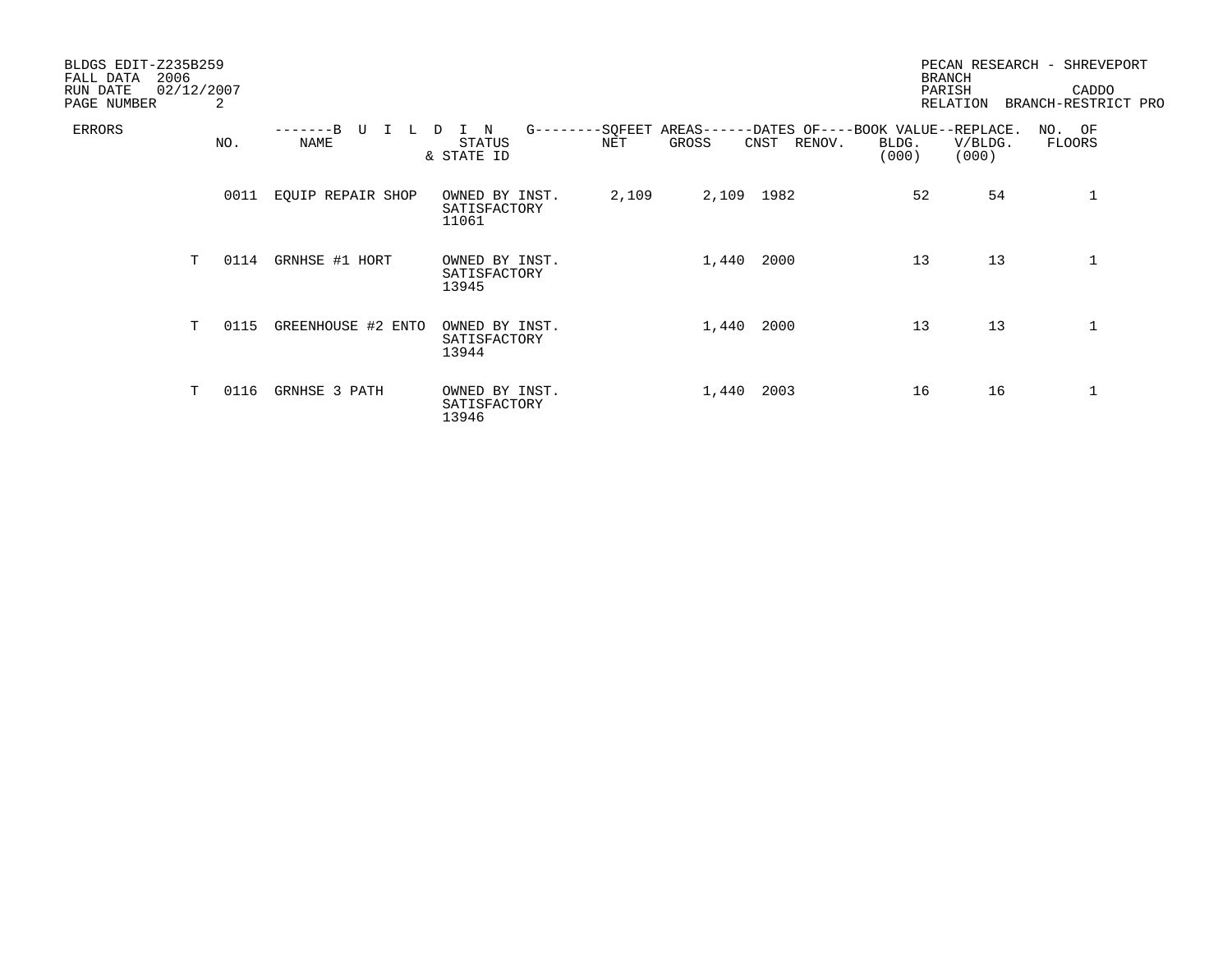BLDGS EDIT-Z235B259
FALL DATA 2006
RUN DATE 02/12/2007
PAGE NUMBER 2

PECAN RESEARCH - SHREVEPORT
BRANCH
PARISH CADDO
RELATION BRANCH-RESTRICT PRO

| ERRORS | NO. | BUILDING NAME | STATUS & STATE ID | SQFEET AREAS NET | SQFEET AREAS GROSS | DATES OF CNST | DATES OF RENOV. | BOOK VALUE BLDG. (000) | REPLACE. V/BLDG. (000) | NO. OF FLOORS |
|---|---|---|---|---|---|---|---|---|---|---|
| | 0011 | EQUIP REPAIR SHOP | OWNED BY INST. SATISFACTORY 11061 | 2,109 | 2,109 | 1982 | | 52 | 54 | 1 |
| T | 0114 | GRNHSE #1 HORT | OWNED BY INST. SATISFACTORY 13945 | | 1,440 | 2000 | | 13 | 13 | 1 |
| T | 0115 | GREENHOUSE #2 ENTO | OWNED BY INST. SATISFACTORY 13944 | | 1,440 | 2000 | | 13 | 13 | 1 |
| T | 0116 | GRNHSE 3 PATH | OWNED BY INST. SATISFACTORY 13946 | | 1,440 | 2003 | | 16 | 16 | 1 |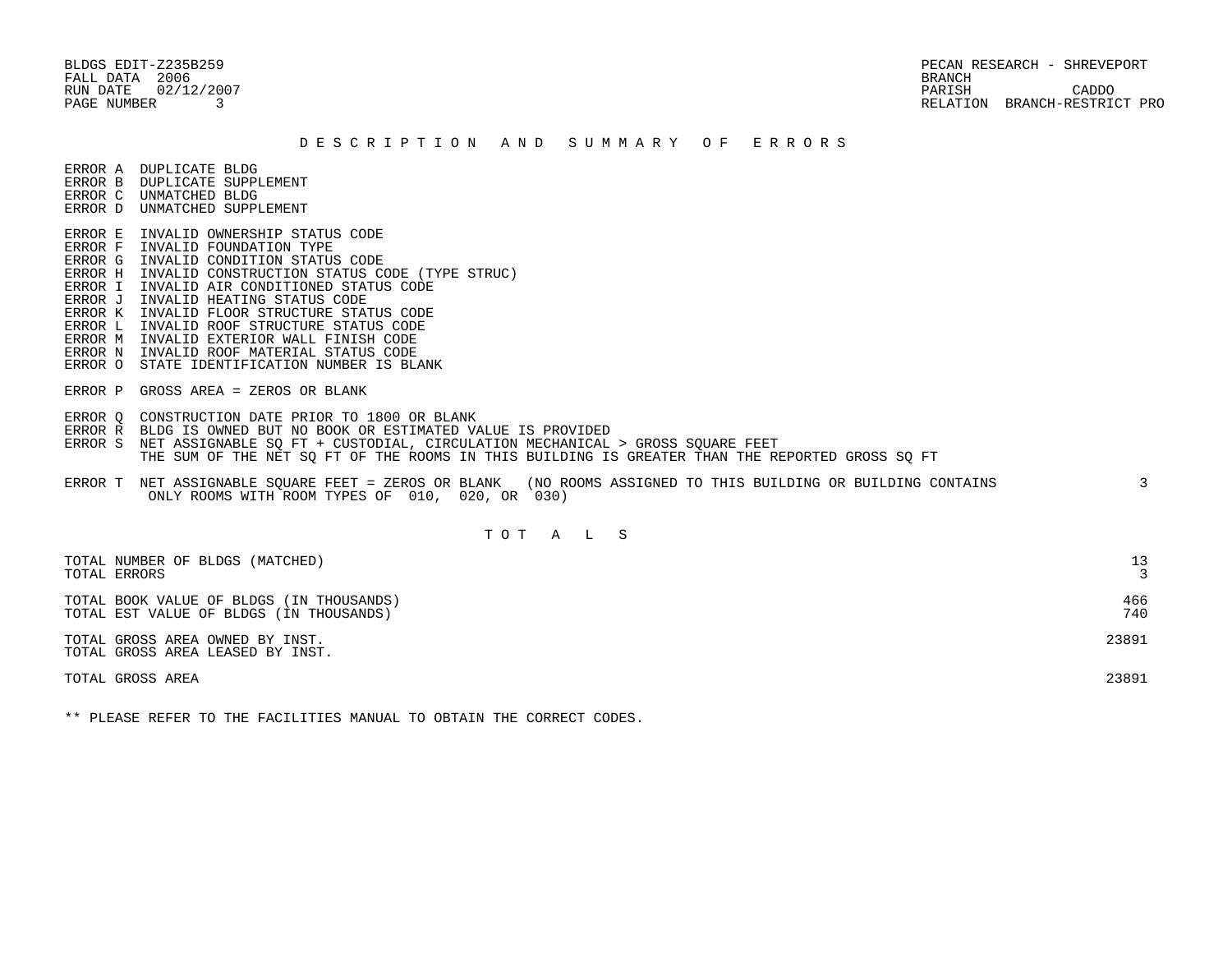BLDGS EDIT-Z235B259
FALL DATA 2006
RUN DATE 02/12/2007
PAGE NUMBER 3

PECAN RESEARCH - SHREVEPORT
BRANCH
PARISH CADDO
RELATION BRANCH-RESTRICT PRO

## D E S C R I P T I O N   A N D   S U M M A R Y   O F   E R R O R S

ERROR A DUPLICATE BLDG
ERROR B DUPLICATE SUPPLEMENT
ERROR C UNMATCHED BLDG
ERROR D UNMATCHED SUPPLEMENT

ERROR E INVALID OWNERSHIP STATUS CODE
ERROR F INVALID FOUNDATION TYPE
ERROR G INVALID CONDITION STATUS CODE
ERROR H INVALID CONSTRUCTION STATUS CODE (TYPE STRUC)
ERROR I INVALID AIR CONDITIONED STATUS CODE
ERROR J INVALID HEATING STATUS CODE
ERROR K INVALID FLOOR STRUCTURE STATUS CODE
ERROR L INVALID ROOF STRUCTURE STATUS CODE
ERROR M INVALID EXTERIOR WALL FINISH CODE
ERROR N INVALID ROOF MATERIAL STATUS CODE
ERROR O STATE IDENTIFICATION NUMBER IS BLANK

ERROR P GROSS AREA = ZEROS OR BLANK

ERROR Q CONSTRUCTION DATE PRIOR TO 1800 OR BLANK
ERROR R BLDG IS OWNED BUT NO BOOK OR ESTIMATED VALUE IS PROVIDED
ERROR S NET ASSIGNABLE SQ FT + CUSTODIAL, CIRCULATION MECHANICAL > GROSS SQUARE FEET
THE SUM OF THE NET SQ FT OF THE ROOMS IN THIS BUILDING IS GREATER THAN THE REPORTED GROSS SQ FT

ERROR T NET ASSIGNABLE SQUARE FEET = ZEROS OR BLANK (NO ROOMS ASSIGNED TO THIS BUILDING OR BUILDING CONTAINS ONLY ROOMS WITH ROOM TYPES OF 010, 020, OR 030) — 3

## T O T A L S

| | |
|---|---|
| TOTAL NUMBER OF BLDGS (MATCHED) | 13 |
| TOTAL ERRORS | 3 |
| TOTAL BOOK VALUE OF BLDGS (IN THOUSANDS) | 466 |
| TOTAL EST VALUE OF BLDGS (IN THOUSANDS) | 740 |
| TOTAL GROSS AREA OWNED BY INST. | 23891 |
| TOTAL GROSS AREA LEASED BY INST. | |
| TOTAL GROSS AREA | 23891 |

** PLEASE REFER TO THE FACILITIES MANUAL TO OBTAIN THE CORRECT CODES.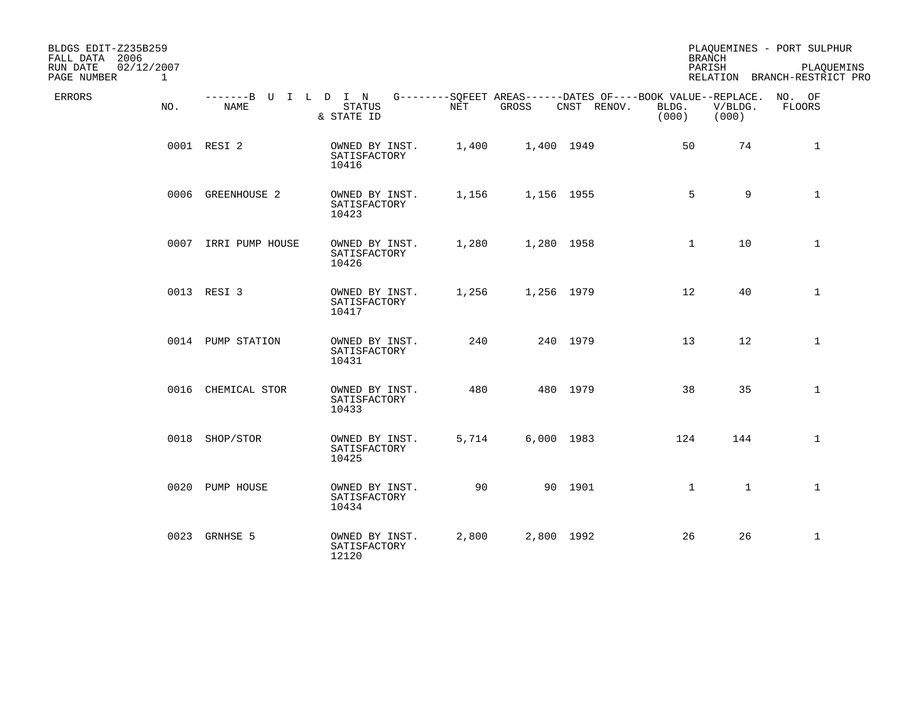BLDGS EDIT-Z235B259
FALL DATA 2006
RUN DATE 02/12/2007
PAGE NUMBER 1

PLAQUEMINES - PORT SULPHUR
BRANCH
PARISH PLAQUEMINS
RELATION BRANCH-RESTRICT PRO

| ERRORS | NO. | NAME | STATUS & STATE ID | NET | GROSS | CNST | RENOV. | BOOK VALUE BLDG. (000) | REPLACE. V/BLDG. (000) | NO. OF FLOORS |
|---|---|---|---|---|---|---|---|---|---|---|
| | 0001 | RESI 2 | OWNED BY INST. SATISFACTORY 10416 | 1,400 | 1,400 | 1949 | | 50 | 74 | 1 |
| | 0006 | GREENHOUSE 2 | OWNED BY INST. SATISFACTORY 10423 | 1,156 | 1,156 | 1955 | | 5 | 9 | 1 |
| | 0007 | IRRI PUMP HOUSE | OWNED BY INST. SATISFACTORY 10426 | 1,280 | 1,280 | 1958 | | 1 | 10 | 1 |
| | 0013 | RESI 3 | OWNED BY INST. SATISFACTORY 10417 | 1,256 | 1,256 | 1979 | | 12 | 40 | 1 |
| | 0014 | PUMP STATION | OWNED BY INST. SATISFACTORY 10431 | 240 | 240 | 1979 | | 13 | 12 | 1 |
| | 0016 | CHEMICAL STOR | OWNED BY INST. SATISFACTORY 10433 | 480 | 480 | 1979 | | 38 | 35 | 1 |
| | 0018 | SHOP/STOR | OWNED BY INST. SATISFACTORY 10425 | 5,714 | 6,000 | 1983 | | 124 | 144 | 1 |
| | 0020 | PUMP HOUSE | OWNED BY INST. SATISFACTORY 10434 | 90 | 90 | 1901 | | 1 | 1 | 1 |
| | 0023 | GRNHSE 5 | OWNED BY INST. SATISFACTORY 12120 | 2,800 | 2,800 | 1992 | | 26 | 26 | 1 |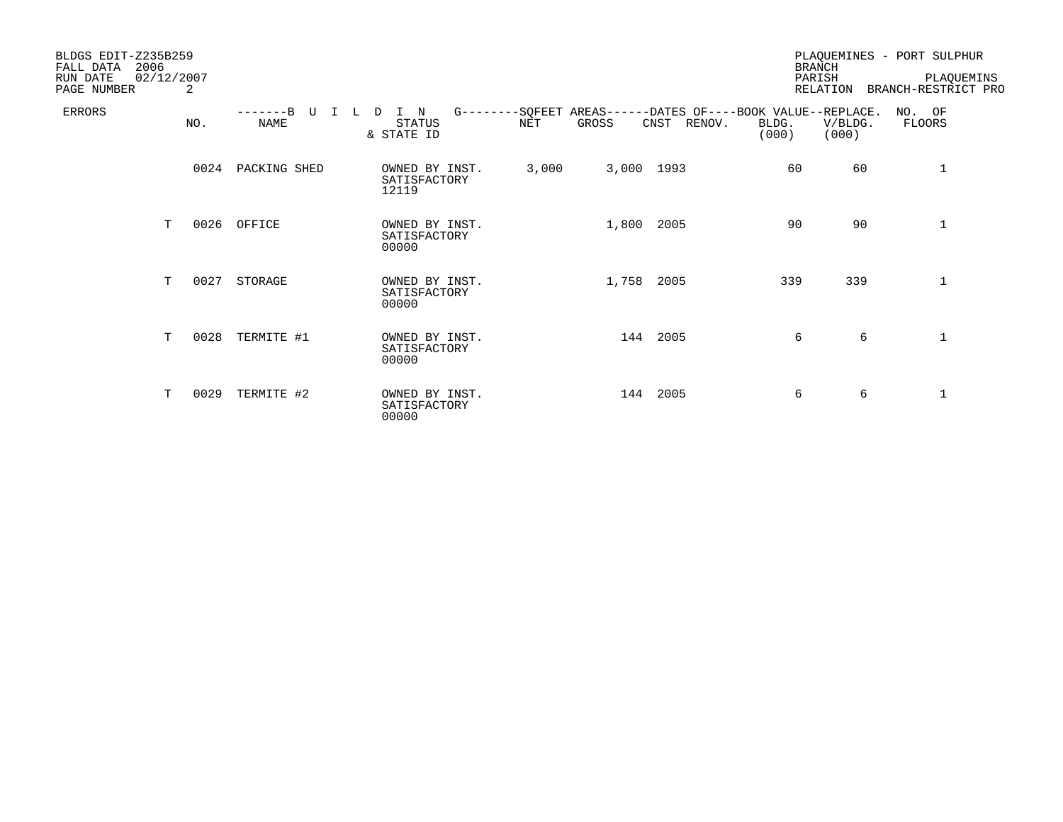BLDGS EDIT-Z235B259
FALL DATA 2006
RUN DATE 02/12/2007
PAGE NUMBER 2

PLAQUEMINES - PORT SULPHUR BRANCH
PARISH PLAQUEMINS
RELATION BRANCH-RESTRICT PRO

| ERRORS | NO. | BUILDING NAME | STATUS & STATE ID | SQFEET AREAS NET | SQFEET AREAS GROSS | DATES OF CNST | DATES OF RENOV. | BOOK VALUE BLDG. (000) | REPLACE. V/BLDG. (000) | NO. OF FLOORS |
|---|---|---|---|---|---|---|---|---|---|---|
| | 0024 | PACKING SHED | OWNED BY INST. SATISFACTORY 12119 | 3,000 | 3,000 | 1993 | | 60 | 60 | 1 |
| T | 0026 | OFFICE | OWNED BY INST. SATISFACTORY 00000 | | 1,800 | 2005 | | 90 | 90 | 1 |
| T | 0027 | STORAGE | OWNED BY INST. SATISFACTORY 00000 | | 1,758 | 2005 | | 339 | 339 | 1 |
| T | 0028 | TERMITE #1 | OWNED BY INST. SATISFACTORY 00000 | | 144 | 2005 | | 6 | 6 | 1 |
| T | 0029 | TERMITE #2 | OWNED BY INST. SATISFACTORY 00000 | | 144 | 2005 | | 6 | 6 | 1 |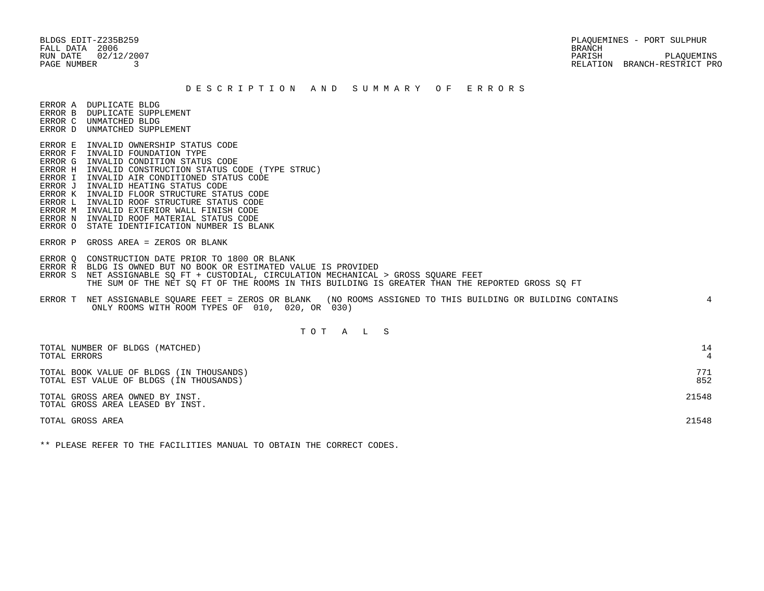BLDGS EDIT-Z235B259
FALL DATA 2006
RUN DATE 02/12/2007
PAGE NUMBER 3

PLAQUEMINES - PORT SULPHUR
BRANCH
PARISH PLAQUEMINS
RELATION BRANCH-RESTRICT PRO

## D E S C R I P T I O N A N D S U M M A R Y O F E R R O R S

ERROR A DUPLICATE BLDG
ERROR B DUPLICATE SUPPLEMENT
ERROR C UNMATCHED BLDG
ERROR D UNMATCHED SUPPLEMENT

ERROR E INVALID OWNERSHIP STATUS CODE
ERROR F INVALID FOUNDATION TYPE
ERROR G INVALID CONDITION STATUS CODE
ERROR H INVALID CONSTRUCTION STATUS CODE (TYPE STRUC)
ERROR I INVALID AIR CONDITIONED STATUS CODE
ERROR J INVALID HEATING STATUS CODE
ERROR K INVALID FLOOR STRUCTURE STATUS CODE
ERROR L INVALID ROOF STRUCTURE STATUS CODE
ERROR M INVALID EXTERIOR WALL FINISH CODE
ERROR N INVALID ROOF MATERIAL STATUS CODE
ERROR O STATE IDENTIFICATION NUMBER IS BLANK

ERROR P GROSS AREA = ZEROS OR BLANK

ERROR Q CONSTRUCTION DATE PRIOR TO 1800 OR BLANK
ERROR R BLDG IS OWNED BUT NO BOOK OR ESTIMATED VALUE IS PROVIDED
ERROR S NET ASSIGNABLE SQ FT + CUSTODIAL, CIRCULATION MECHANICAL > GROSS SQUARE FEET
THE SUM OF THE NET SQ FT OF THE ROOMS IN THIS BUILDING IS GREATER THAN THE REPORTED GROSS SQ FT

ERROR T NET ASSIGNABLE SQUARE FEET = ZEROS OR BLANK (NO ROOMS ASSIGNED TO THIS BUILDING OR BUILDING CONTAINS ONLY ROOMS WITH ROOM TYPES OF 010, 020, OR 030) 4

## T O T A L S

| | |
|---|---|
| TOTAL NUMBER OF BLDGS (MATCHED) | 14 |
| TOTAL ERRORS | 4 |
| TOTAL BOOK VALUE OF BLDGS (IN THOUSANDS) | 771 |
| TOTAL EST VALUE OF BLDGS (IN THOUSANDS) | 852 |
| TOTAL GROSS AREA OWNED BY INST. | 21548 |
| TOTAL GROSS AREA LEASED BY INST. | |
| TOTAL GROSS AREA | 21548 |

** PLEASE REFER TO THE FACILITIES MANUAL TO OBTAIN THE CORRECT CODES.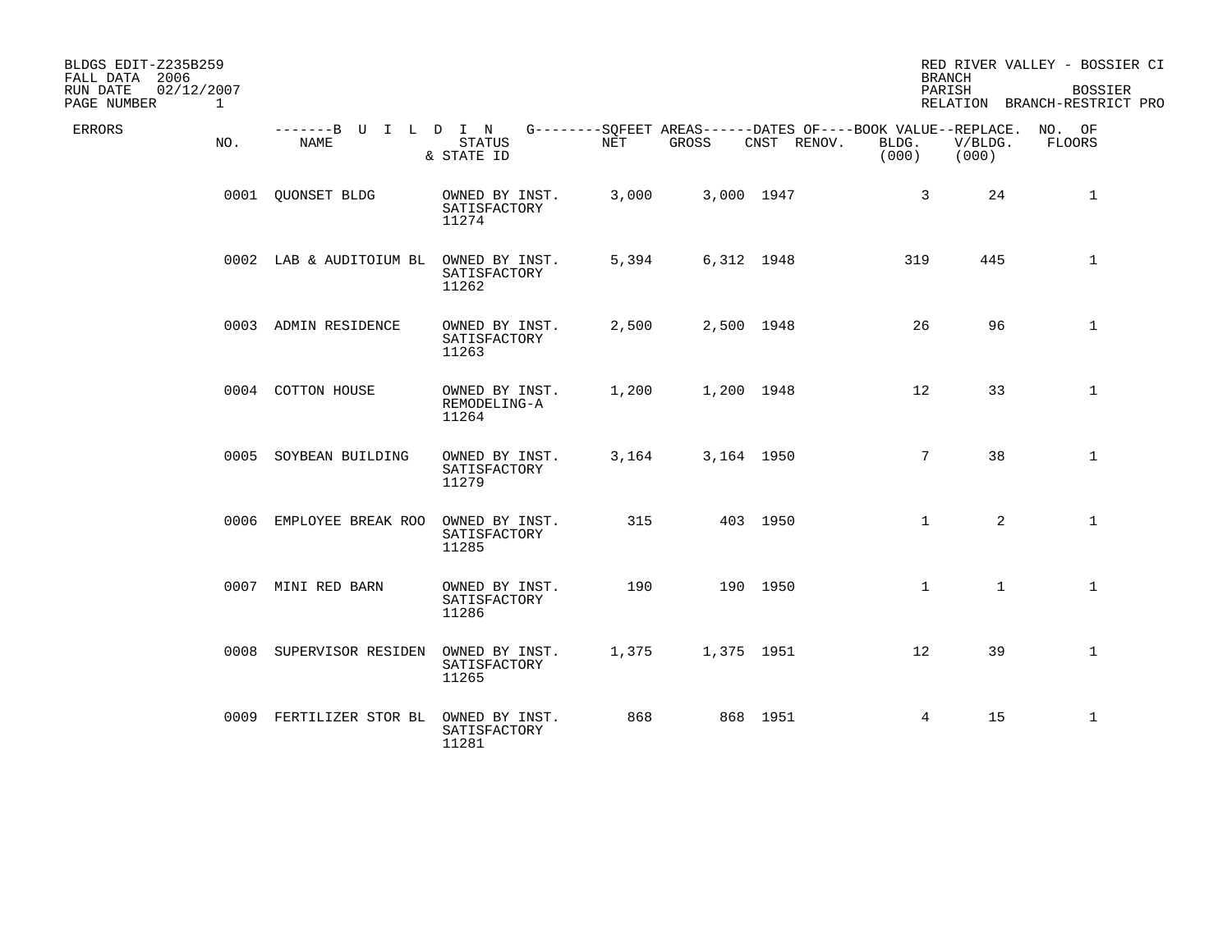BLDGS EDIT-Z235B259
FALL DATA 2006
RUN DATE 02/12/2007
PAGE NUMBER 1

RED RIVER VALLEY - BOSSIER CI
BRANCH
PARISH BOSSIER
RELATION BRANCH-RESTRICT PRO

| ERRORS | NO. | NAME | STATUS & STATE ID | NET | GROSS | CNST | RENOV. | BLDG. (000) | REPLACE. V/BLDG. (000) | NO. OF FLOORS |
|---|---|---|---|---|---|---|---|---|---|---|
| | 0001 | QUONSET BLDG | OWNED BY INST. SATISFACTORY 11274 | 3,000 | 3,000 | 1947 | | 3 | 24 | 1 |
| | 0002 | LAB & AUDITOIUM BL | OWNED BY INST. SATISFACTORY 11262 | 5,394 | 6,312 | 1948 | | 319 | 445 | 1 |
| | 0003 | ADMIN RESIDENCE | OWNED BY INST. SATISFACTORY 11263 | 2,500 | 2,500 | 1948 | | 26 | 96 | 1 |
| | 0004 | COTTON HOUSE | OWNED BY INST. REMODELING-A 11264 | 1,200 | 1,200 | 1948 | | 12 | 33 | 1 |
| | 0005 | SOYBEAN BUILDING | OWNED BY INST. SATISFACTORY 11279 | 3,164 | 3,164 | 1950 | | 7 | 38 | 1 |
| | 0006 | EMPLOYEE BREAK ROO | OWNED BY INST. SATISFACTORY 11285 | 315 | 403 | 1950 | | 1 | 2 | 1 |
| | 0007 | MINI RED BARN | OWNED BY INST. SATISFACTORY 11286 | 190 | 190 | 1950 | | 1 | 1 | 1 |
| | 0008 | SUPERVISOR RESIDEN | OWNED BY INST. SATISFACTORY 11265 | 1,375 | 1,375 | 1951 | | 12 | 39 | 1 |
| | 0009 | FERTILIZER STOR BL | OWNED BY INST. SATISFACTORY 11281 | 868 | 868 | 1951 | | 4 | 15 | 1 |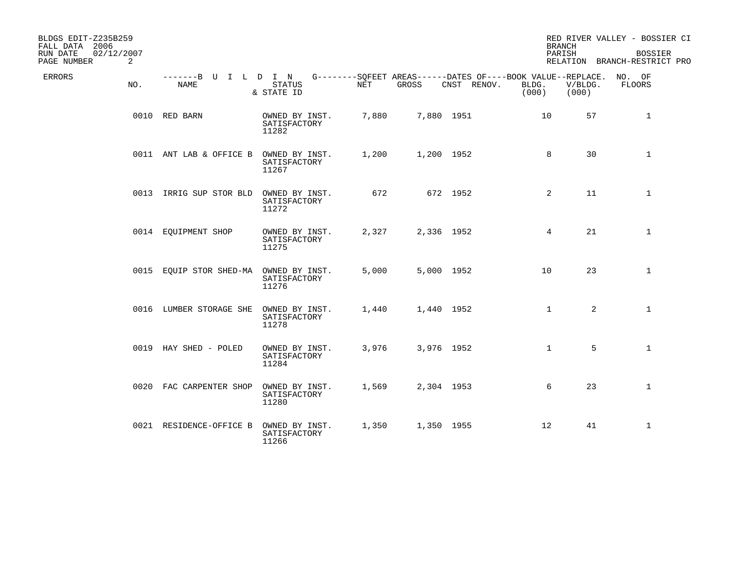BLDGS EDIT-Z235B259
FALL DATA 2006
RUN DATE 02/12/2007
PAGE NUMBER 2

RED RIVER VALLEY - BOSSIER CI
BRANCH
PARISH BOSSIER
RELATION BRANCH-RESTRICT PRO

| ERRORS | NO. | NAME | STATUS & STATE ID | NET | GROSS | CNST | RENOV. | BOOK VALUE BLDG. (000) | REPLACE. V/BLDG. (000) | NO. OF FLOORS |
|---|---|---|---|---|---|---|---|---|---|---|
| | 0010 | RED BARN | OWNED BY INST. SATISFACTORY 11282 | 7,880 | 7,880 | 1951 | | 10 | 57 | 1 |
| | 0011 | ANT LAB & OFFICE B | OWNED BY INST. SATISFACTORY 11267 | 1,200 | 1,200 | 1952 | | 8 | 30 | 1 |
| | 0013 | IRRIG SUP STOR BLD | OWNED BY INST. SATISFACTORY 11272 | 672 | 672 | 1952 | | 2 | 11 | 1 |
| | 0014 | EQUIPMENT SHOP | OWNED BY INST. SATISFACTORY 11275 | 2,327 | 2,336 | 1952 | | 4 | 21 | 1 |
| | 0015 | EQUIP STOR SHED-MA | OWNED BY INST. SATISFACTORY 11276 | 5,000 | 5,000 | 1952 | | 10 | 23 | 1 |
| | 0016 | LUMBER STORAGE SHE | OWNED BY INST. SATISFACTORY 11278 | 1,440 | 1,440 | 1952 | | 1 | 2 | 1 |
| | 0019 | HAY SHED - POLED | OWNED BY INST. SATISFACTORY 11284 | 3,976 | 3,976 | 1952 | | 1 | 5 | 1 |
| | 0020 | FAC CARPENTER SHOP | OWNED BY INST. SATISFACTORY 11280 | 1,569 | 2,304 | 1953 | | 6 | 23 | 1 |
| | 0021 | RESIDENCE-OFFICE B | OWNED BY INST. SATISFACTORY 11266 | 1,350 | 1,350 | 1955 | | 12 | 41 | 1 |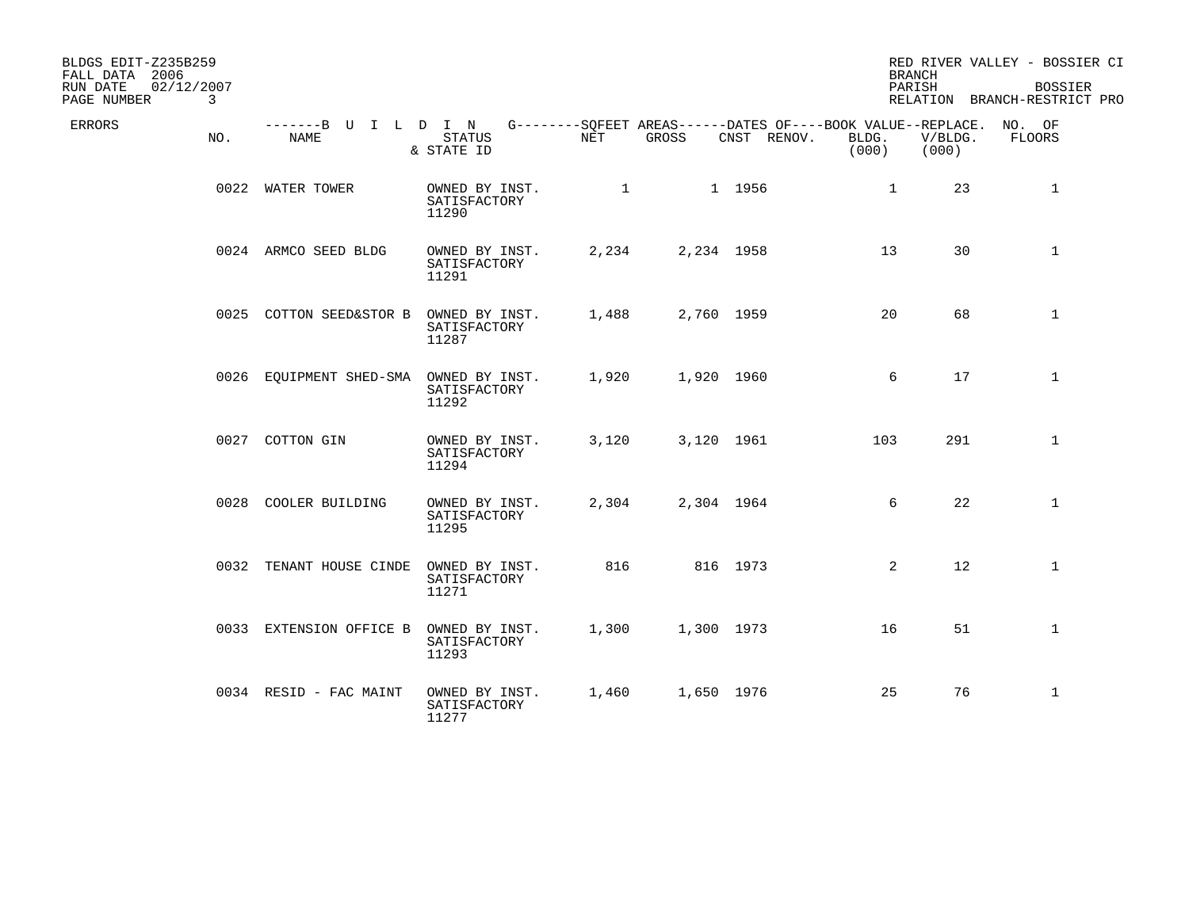BLDGS EDIT-Z235B259
FALL DATA 2006
RUN DATE 02/12/2007

RED RIVER VALLEY - BOSSIER CI
BRANCH
PARISH BOSSIER
RELATION BRANCH-RESTRICT PRO

| ERRORS | NO. | NAME | STATUS & STATE ID | NET | GROSS | CNST | RENOV. | BLDG. (000) | REPLACE. V/BLDG. (000) | NO. OF FLOORS |
|---|---|---|---|---|---|---|---|---|---|---|
| | 0022 | WATER TOWER | OWNED BY INST. SATISFACTORY 11290 | 1 | 1 | 1956 | | 1 | 23 | 1 |
| | 0024 | ARMCO SEED BLDG | OWNED BY INST. SATISFACTORY 11291 | 2,234 | 2,234 | 1958 | | 13 | 30 | 1 |
| | 0025 | COTTON SEED&STOR B | OWNED BY INST. SATISFACTORY 11287 | 1,488 | 2,760 | 1959 | | 20 | 68 | 1 |
| | 0026 | EQUIPMENT SHED-SMA | OWNED BY INST. SATISFACTORY 11292 | 1,920 | 1,920 | 1960 | | 6 | 17 | 1 |
| | 0027 | COTTON GIN | OWNED BY INST. SATISFACTORY 11294 | 3,120 | 3,120 | 1961 | | 103 | 291 | 1 |
| | 0028 | COOLER BUILDING | OWNED BY INST. SATISFACTORY 11295 | 2,304 | 2,304 | 1964 | | 6 | 22 | 1 |
| | 0032 | TENANT HOUSE CINDE | OWNED BY INST. SATISFACTORY 11271 | 816 | 816 | 1973 | | 2 | 12 | 1 |
| | 0033 | EXTENSION OFFICE B | OWNED BY INST. SATISFACTORY 11293 | 1,300 | 1,300 | 1973 | | 16 | 51 | 1 |
| | 0034 | RESID - FAC MAINT | OWNED BY INST. SATISFACTORY 11277 | 1,460 | 1,650 | 1976 | | 25 | 76 | 1 |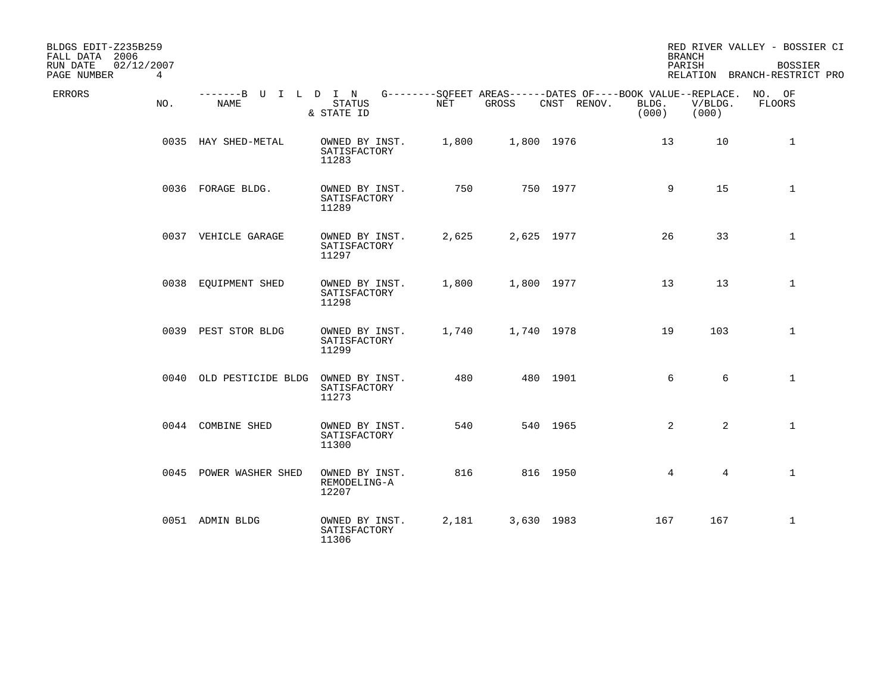BLDGS EDIT-Z235B259 RED RIVER VALLEY - BOSSIER CI
FALL DATA 2006 BRANCH
RUN DATE 02/12/2007 PARISH BOSSIER
PAGE NUMBER 4 RELATION BRANCH-RESTRICT PRO

| ERRORS | NO. | NAME | STATUS & STATE ID | NET | GROSS | CNST | RENOV. | BOOK VALUE BLDG. (000) | REPLACE. V/BLDG. (000) | NO. OF FLOORS |
|---|---|---|---|---|---|---|---|---|---|---|
| | 0035 | HAY SHED-METAL | OWNED BY INST. SATISFACTORY 11283 | 1,800 | 1,800 | 1976 | | 13 | 10 | 1 |
| | 0036 | FORAGE BLDG. | OWNED BY INST. SATISFACTORY 11289 | 750 | 750 | 1977 | | 9 | 15 | 1 |
| | 0037 | VEHICLE GARAGE | OWNED BY INST. SATISFACTORY 11297 | 2,625 | 2,625 | 1977 | | 26 | 33 | 1 |
| | 0038 | EQUIPMENT SHED | OWNED BY INST. SATISFACTORY 11298 | 1,800 | 1,800 | 1977 | | 13 | 13 | 1 |
| | 0039 | PEST STOR BLDG | OWNED BY INST. SATISFACTORY 11299 | 1,740 | 1,740 | 1978 | | 19 | 103 | 1 |
| | 0040 | OLD PESTICIDE BLDG | OWNED BY INST. SATISFACTORY 11273 | 480 | 480 | 1901 | | 6 | 6 | 1 |
| | 0044 | COMBINE SHED | OWNED BY INST. SATISFACTORY 11300 | 540 | 540 | 1965 | | 2 | 2 | 1 |
| | 0045 | POWER WASHER SHED | OWNED BY INST. REMODELING-A 12207 | 816 | 816 | 1950 | | 4 | 4 | 1 |
| | 0051 | ADMIN BLDG | OWNED BY INST. SATISFACTORY 11306 | 2,181 | 3,630 | 1983 | | 167 | 167 | 1 |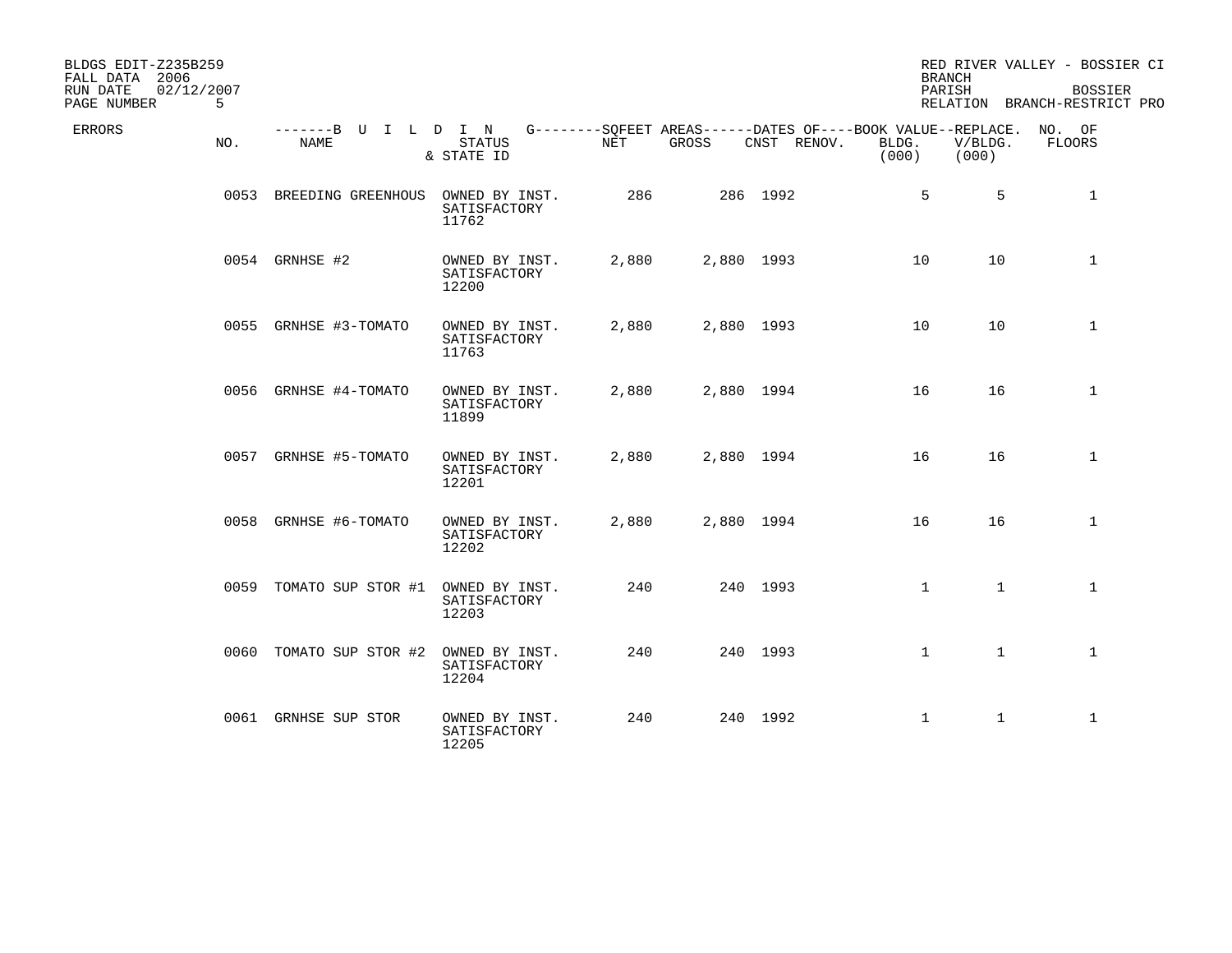BLDGS EDIT-Z235B259
FALL DATA 2006
RUN DATE 02/12/2007

RED RIVER VALLEY - BOSSIER CI
BRANCH
PARISH BOSSIER
RELATION BRANCH-RESTRICT PRO

| ERRORS | NO. | NAME | STATUS & STATE ID | NET | GROSS | CNST | RENOV. | BOOK VALUE BLDG. (000) | REPLACE. V/BLDG. (000) | NO. OF FLOORS |
|---|---|---|---|---|---|---|---|---|---|---|
| | 0053 | BREEDING GREENHOUS | OWNED BY INST. SATISFACTORY 11762 | 286 | 286 | 1992 | | 5 | 5 | 1 |
| | 0054 | GRNHSE #2 | OWNED BY INST. SATISFACTORY 12200 | 2,880 | 2,880 | 1993 | | 10 | 10 | 1 |
| | 0055 | GRNHSE #3-TOMATO | OWNED BY INST. SATISFACTORY 11763 | 2,880 | 2,880 | 1993 | | 10 | 10 | 1 |
| | 0056 | GRNHSE #4-TOMATO | OWNED BY INST. SATISFACTORY 11899 | 2,880 | 2,880 | 1994 | | 16 | 16 | 1 |
| | 0057 | GRNHSE #5-TOMATO | OWNED BY INST. SATISFACTORY 12201 | 2,880 | 2,880 | 1994 | | 16 | 16 | 1 |
| | 0058 | GRNHSE #6-TOMATO | OWNED BY INST. SATISFACTORY 12202 | 2,880 | 2,880 | 1994 | | 16 | 16 | 1 |
| | 0059 | TOMATO SUP STOR #1 | OWNED BY INST. SATISFACTORY 12203 | 240 | 240 | 1993 | | 1 | 1 | 1 |
| | 0060 | TOMATO SUP STOR #2 | OWNED BY INST. SATISFACTORY 12204 | 240 | 240 | 1993 | | 1 | 1 | 1 |
| | 0061 | GRNHSE SUP STOR | OWNED BY INST. SATISFACTORY 12205 | 240 | 240 | 1992 | | 1 | 1 | 1 |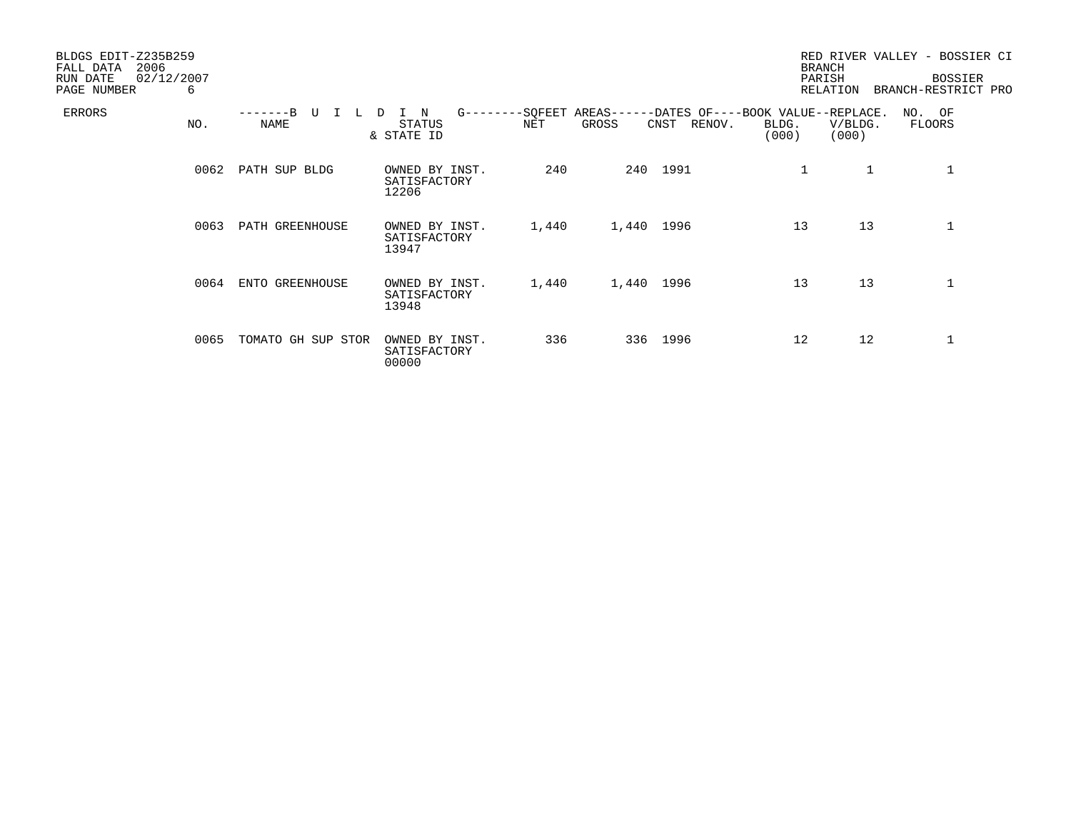BLDGS EDIT-Z235B259
FALL DATA 2006
RUN DATE 02/12/2007
PAGE NUMBER 6

RED RIVER VALLEY - BOSSIER CI
BRANCH
PARISH BOSSIER
RELATION BRANCH-RESTRICT PRO

| ERRORS | NO. | NAME | STATUS & STATE ID | SQFEET AREAS NET | SQFEET AREAS GROSS | DATES OF CNST | DATES OF RENOV. | BOOK VALUE BLDG. (000) | REPLACE. V/BLDG. (000) | NO. OF FLOORS |
|---|---|---|---|---|---|---|---|---|---|---|
| | 0062 | PATH SUP BLDG | OWNED BY INST. SATISFACTORY 12206 | 240 | 240 | 1991 | | 1 | 1 | 1 |
| | 0063 | PATH GREENHOUSE | OWNED BY INST. SATISFACTORY 13947 | 1,440 | 1,440 | 1996 | | 13 | 13 | 1 |
| | 0064 | ENTO GREENHOUSE | OWNED BY INST. SATISFACTORY 13948 | 1,440 | 1,440 | 1996 | | 13 | 13 | 1 |
| | 0065 | TOMATO GH SUP STOR | OWNED BY INST. SATISFACTORY 00000 | 336 | 336 | 1996 | | 12 | 12 | 1 |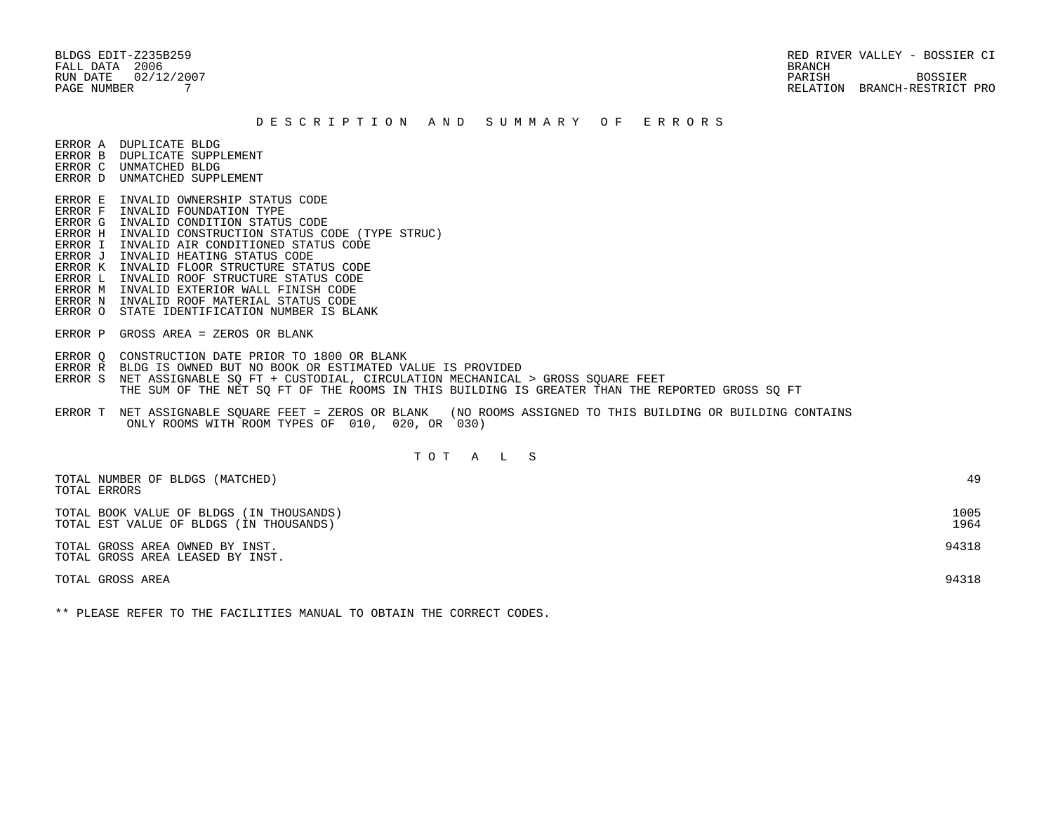BLDGS EDIT-Z235B259
FALL DATA 2006
RUN DATE 02/12/2007
PAGE NUMBER 7

RED RIVER VALLEY - BOSSIER CI
BRANCH
PARISH BOSSIER
RELATION BRANCH-RESTRICT PRO

## D E S C R I P T I O N   A N D   S U M M A R Y   O F   E R R O R S

ERROR A DUPLICATE BLDG
ERROR B DUPLICATE SUPPLEMENT
ERROR C UNMATCHED BLDG
ERROR D UNMATCHED SUPPLEMENT

ERROR E INVALID OWNERSHIP STATUS CODE
ERROR F INVALID FOUNDATION TYPE
ERROR G INVALID CONDITION STATUS CODE
ERROR H INVALID CONSTRUCTION STATUS CODE (TYPE STRUC)
ERROR I INVALID AIR CONDITIONED STATUS CODE
ERROR J INVALID HEATING STATUS CODE
ERROR K INVALID FLOOR STRUCTURE STATUS CODE
ERROR L INVALID ROOF STRUCTURE STATUS CODE
ERROR M INVALID EXTERIOR WALL FINISH CODE
ERROR N INVALID ROOF MATERIAL STATUS CODE
ERROR O STATE IDENTIFICATION NUMBER IS BLANK

ERROR P GROSS AREA = ZEROS OR BLANK

ERROR Q CONSTRUCTION DATE PRIOR TO 1800 OR BLANK
ERROR R BLDG IS OWNED BUT NO BOOK OR ESTIMATED VALUE IS PROVIDED
ERROR S NET ASSIGNABLE SQ FT + CUSTODIAL, CIRCULATION MECHANICAL > GROSS SQUARE FEET
THE SUM OF THE NET SQ FT OF THE ROOMS IN THIS BUILDING IS GREATER THAN THE REPORTED GROSS SQ FT

ERROR T NET ASSIGNABLE SQUARE FEET = ZEROS OR BLANK (NO ROOMS ASSIGNED TO THIS BUILDING OR BUILDING CONTAINS ONLY ROOMS WITH ROOM TYPES OF 010, 020, OR 030)

## T O T A L S

| | |
|---|---|
| TOTAL NUMBER OF BLDGS (MATCHED) | 49 |
| TOTAL ERRORS | |
| TOTAL BOOK VALUE OF BLDGS (IN THOUSANDS) | 1005 |
| TOTAL EST VALUE OF BLDGS (IN THOUSANDS) | 1964 |
| TOTAL GROSS AREA OWNED BY INST. | 94318 |
| TOTAL GROSS AREA LEASED BY INST. | |
| TOTAL GROSS AREA | 94318 |

** PLEASE REFER TO THE FACILITIES MANUAL TO OBTAIN THE CORRECT CODES.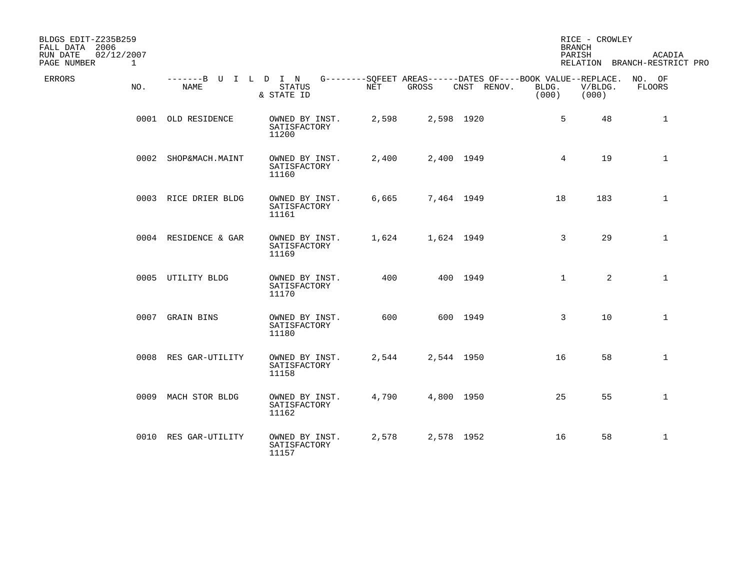BLDGS EDIT-Z235B259
FALL DATA 2006
RUN DATE 02/12/2007
PAGE NUMBER 1

RICE - CROWLEY
BRANCH
PARISH ACADIA
RELATION BRANCH-RESTRICT PRO

| ERRORS | NO. | NAME | STATUS & STATE ID | NET | GROSS | CNST | RENOV. | BOOK VALUE BLDG. (000) | REPLACE. V/BLDG. (000) | NO. OF FLOORS |
|---|---|---|---|---|---|---|---|---|---|---|
| | 0001 | OLD RESIDENCE | OWNED BY INST. SATISFACTORY 11200 | 2,598 | 2,598 | 1920 | | 5 | 48 | 1 |
| | 0002 | SHOP&MACH.MAINT | OWNED BY INST. SATISFACTORY 11160 | 2,400 | 2,400 | 1949 | | 4 | 19 | 1 |
| | 0003 | RICE DRIER BLDG | OWNED BY INST. SATISFACTORY 11161 | 6,665 | 7,464 | 1949 | | 18 | 183 | 1 |
| | 0004 | RESIDENCE & GAR | OWNED BY INST. SATISFACTORY 11169 | 1,624 | 1,624 | 1949 | | 3 | 29 | 1 |
| | 0005 | UTILITY BLDG | OWNED BY INST. SATISFACTORY 11170 | 400 | 400 | 1949 | | 1 | 2 | 1 |
| | 0007 | GRAIN BINS | OWNED BY INST. SATISFACTORY 11180 | 600 | 600 | 1949 | | 3 | 10 | 1 |
| | 0008 | RES GAR-UTILITY | OWNED BY INST. SATISFACTORY 11158 | 2,544 | 2,544 | 1950 | | 16 | 58 | 1 |
| | 0009 | MACH STOR BLDG | OWNED BY INST. SATISFACTORY 11162 | 4,790 | 4,800 | 1950 | | 25 | 55 | 1 |
| | 0010 | RES GAR-UTILITY | OWNED BY INST. SATISFACTORY 11157 | 2,578 | 2,578 | 1952 | | 16 | 58 | 1 |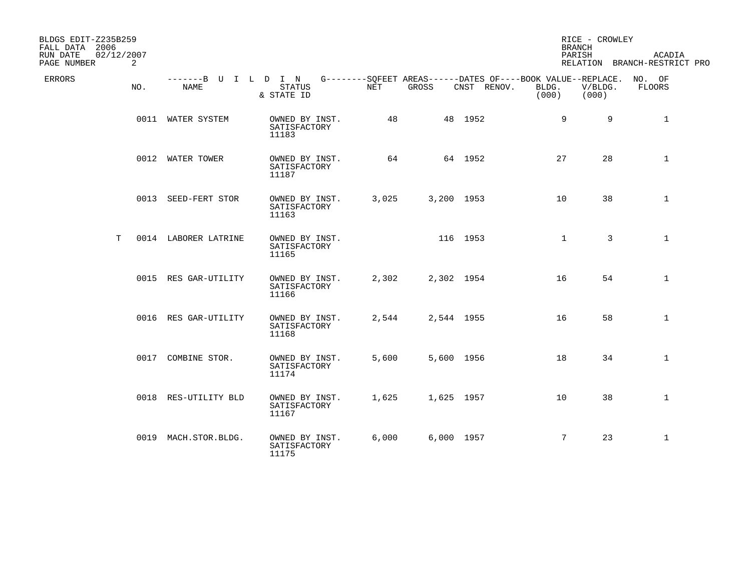BLDGS EDIT-Z235B259
FALL DATA 2006
RUN DATE 02/12/2007
PAGE NUMBER 2

RICE - CROWLEY
BRANCH
PARISH ACADIA
RELATION BRANCH-RESTRICT PRO

| ERRORS | NO. | NAME | STATUS & STATE ID | NET | GROSS | CNST | RENOV. | BOOK VALUE BLDG. (000) | REPLACE. V/BLDG. (000) | NO. OF FLOORS |
|---|---|---|---|---|---|---|---|---|---|---|
| | 0011 | WATER SYSTEM | OWNED BY INST. SATISFACTORY 11183 | 48 | 48 | 1952 | | 9 | 9 | 1 |
| | 0012 | WATER TOWER | OWNED BY INST. SATISFACTORY 11187 | 64 | 64 | 1952 | | 27 | 28 | 1 |
| | 0013 | SEED-FERT STOR | OWNED BY INST. SATISFACTORY 11163 | 3,025 | 3,200 | 1953 | | 10 | 38 | 1 |
| T | 0014 | LABORER LATRINE | OWNED BY INST. SATISFACTORY 11165 | | 116 | 1953 | | 1 | 3 | 1 |
| | 0015 | RES GAR-UTILITY | OWNED BY INST. SATISFACTORY 11166 | 2,302 | 2,302 | 1954 | | 16 | 54 | 1 |
| | 0016 | RES GAR-UTILITY | OWNED BY INST. SATISFACTORY 11168 | 2,544 | 2,544 | 1955 | | 16 | 58 | 1 |
| | 0017 | COMBINE STOR. | OWNED BY INST. SATISFACTORY 11174 | 5,600 | 5,600 | 1956 | | 18 | 34 | 1 |
| | 0018 | RES-UTILITY BLD | OWNED BY INST. SATISFACTORY 11167 | 1,625 | 1,625 | 1957 | | 10 | 38 | 1 |
| | 0019 | MACH.STOR.BLDG. | OWNED BY INST. SATISFACTORY 11175 | 6,000 | 6,000 | 1957 | | 7 | 23 | 1 |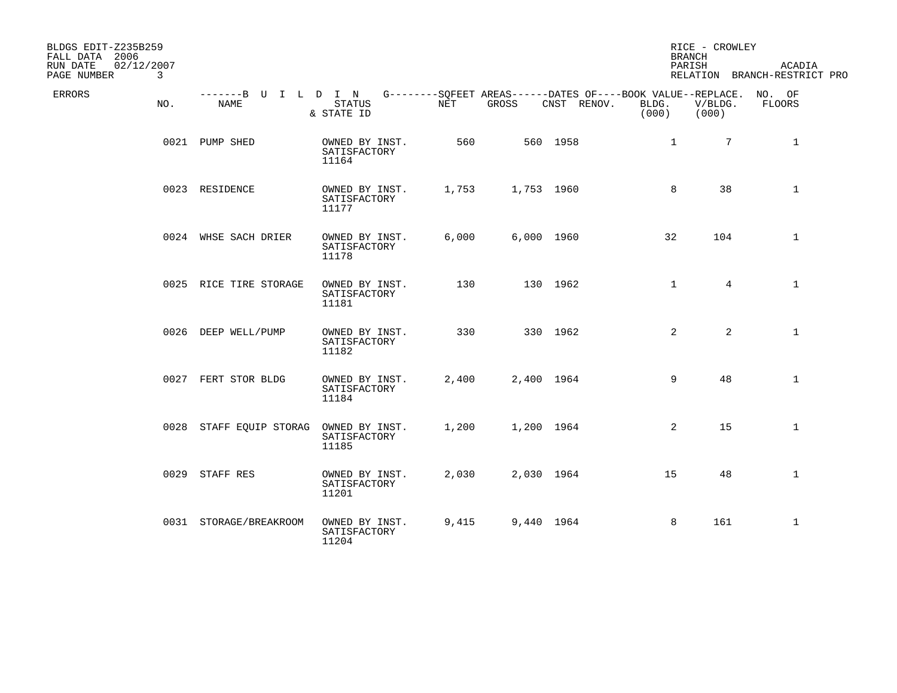BLDGS EDIT-Z235B259
FALL DATA 2006
RUN DATE 02/12/2007
PAGE NUMBER 3

RICE - CROWLEY
BRANCH
PARISH ACADIA
RELATION BRANCH-RESTRICT PRO

| ERRORS | NO. | NAME | STATUS & STATE ID | NET | GROSS | CNST | RENOV. | BOOK VALUE BLDG. (000) | REPLACE. V/BLDG. (000) | NO. OF FLOORS |
|---|---|---|---|---|---|---|---|---|---|---|
| | 0021 | PUMP SHED | OWNED BY INST. SATISFACTORY 11164 | 560 | 560 | 1958 | | 1 | 7 | 1 |
| | 0023 | RESIDENCE | OWNED BY INST. SATISFACTORY 11177 | 1,753 | 1,753 | 1960 | | 8 | 38 | 1 |
| | 0024 | WHSE SACH DRIER | OWNED BY INST. SATISFACTORY 11178 | 6,000 | 6,000 | 1960 | | 32 | 104 | 1 |
| | 0025 | RICE TIRE STORAGE | OWNED BY INST. SATISFACTORY 11181 | 130 | 130 | 1962 | | 1 | 4 | 1 |
| | 0026 | DEEP WELL/PUMP | OWNED BY INST. SATISFACTORY 11182 | 330 | 330 | 1962 | | 2 | 2 | 1 |
| | 0027 | FERT STOR BLDG | OWNED BY INST. SATISFACTORY 11184 | 2,400 | 2,400 | 1964 | | 9 | 48 | 1 |
| | 0028 | STAFF EQUIP STORAG | OWNED BY INST. SATISFACTORY 11185 | 1,200 | 1,200 | 1964 | | 2 | 15 | 1 |
| | 0029 | STAFF RES | OWNED BY INST. SATISFACTORY 11201 | 2,030 | 2,030 | 1964 | | 15 | 48 | 1 |
| | 0031 | STORAGE/BREAKROOM | OWNED BY INST. SATISFACTORY 11204 | 9,415 | 9,440 | 1964 | | 8 | 161 | 1 |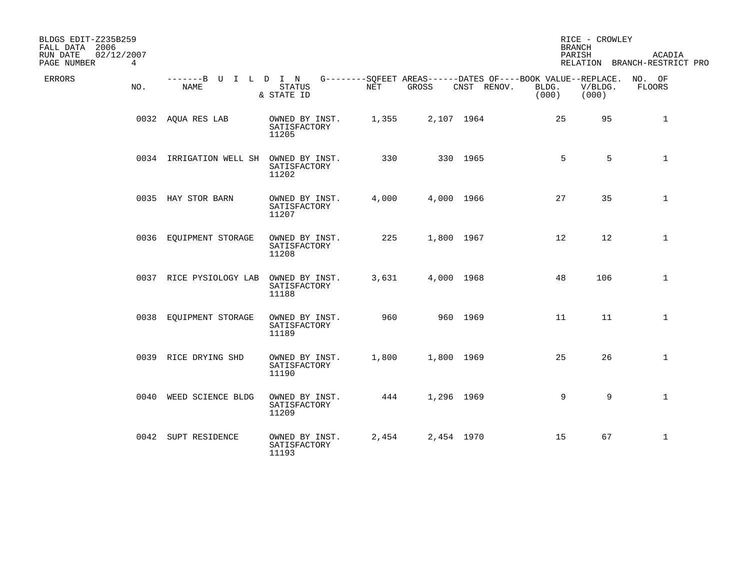BLDGS EDIT-Z235B259
FALL DATA 2006
RUN DATE 02/12/2007
PAGE NUMBER 4

RICE - CROWLEY
BRANCH
PARISH ACADIA
RELATION BRANCH-RESTRICT PRO

| ERRORS | NO. | NAME | STATUS & STATE ID | NET | GROSS | CNST | RENOV. | BOOK VALUE BLDG. (000) | REPLACE. V/BLDG. (000) | NO. OF FLOORS |
|---|---|---|---|---|---|---|---|---|---|---|
| | 0032 | AQUA RES LAB | OWNED BY INST. SATISFACTORY 11205 | 1,355 | 2,107 | 1964 | | 25 | 95 | 1 |
| | 0034 | IRRIGATION WELL SH | OWNED BY INST. SATISFACTORY 11202 | 330 | 330 | 1965 | | 5 | 5 | 1 |
| | 0035 | HAY STOR BARN | OWNED BY INST. SATISFACTORY 11207 | 4,000 | 4,000 | 1966 | | 27 | 35 | 1 |
| | 0036 | EQUIPMENT STORAGE | OWNED BY INST. SATISFACTORY 11208 | 225 | 1,800 | 1967 | | 12 | 12 | 1 |
| | 0037 | RICE PYSIOLOGY LAB | OWNED BY INST. SATISFACTORY 11188 | 3,631 | 4,000 | 1968 | | 48 | 106 | 1 |
| | 0038 | EQUIPMENT STORAGE | OWNED BY INST. SATISFACTORY 11189 | 960 | 960 | 1969 | | 11 | 11 | 1 |
| | 0039 | RICE DRYING SHD | OWNED BY INST. SATISFACTORY 11190 | 1,800 | 1,800 | 1969 | | 25 | 26 | 1 |
| | 0040 | WEED SCIENCE BLDG | OWNED BY INST. SATISFACTORY 11209 | 444 | 1,296 | 1969 | | 9 | 9 | 1 |
| | 0042 | SUPT RESIDENCE | OWNED BY INST. SATISFACTORY 11193 | 2,454 | 2,454 | 1970 | | 15 | 67 | 1 |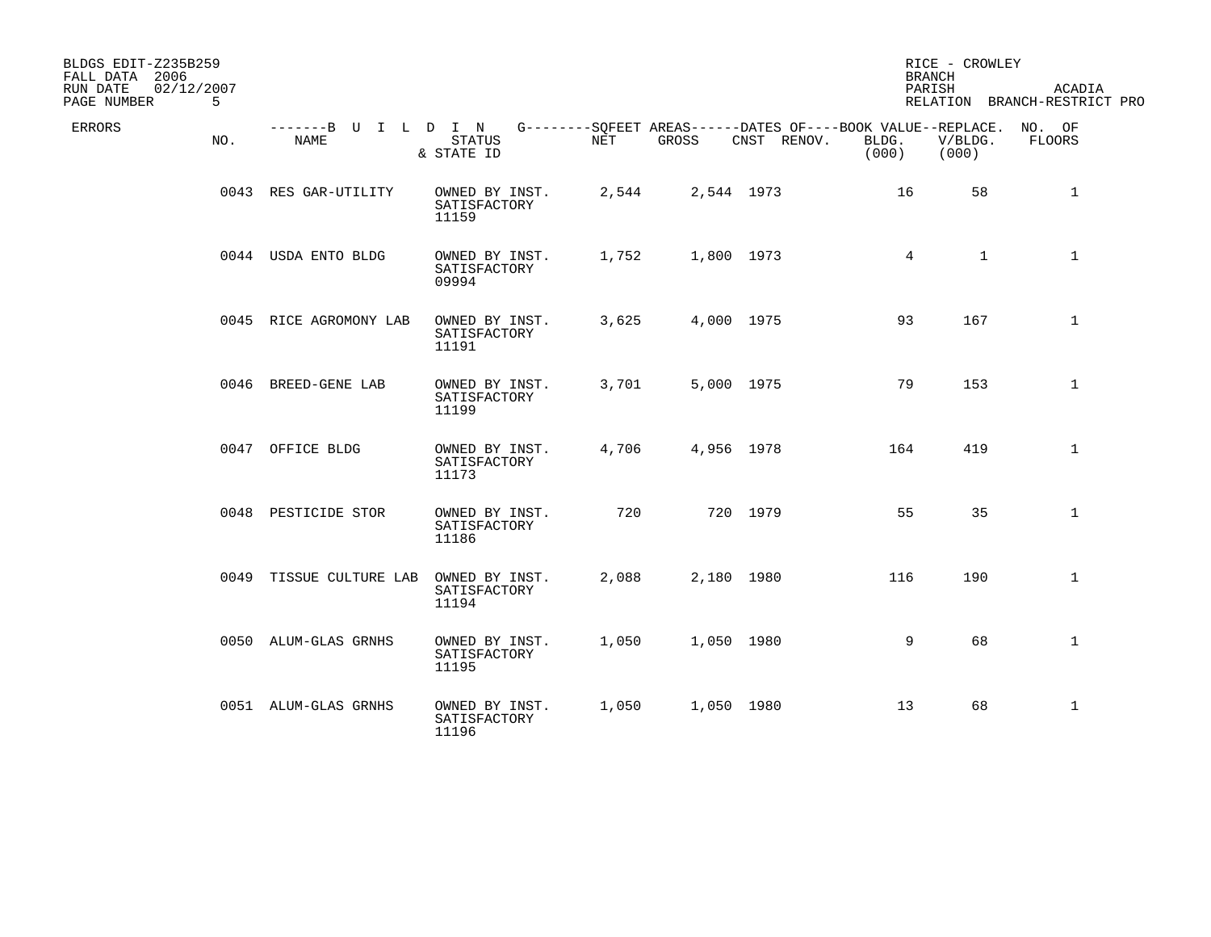BLDGS EDIT-Z235B259
FALL DATA 2006
RUN DATE 02/12/2007
PAGE NUMBER 5

RICE - CROWLEY
BRANCH
PARISH ACADIA
RELATION BRANCH-RESTRICT PRO

| ERRORS | NO. | NAME | STATUS & STATE ID | NET | GROSS | CNST | RENOV. | BOOK VALUE BLDG. (000) | REPLACE. V/BLDG. (000) | NO. OF FLOORS |
|---|---|---|---|---|---|---|---|---|---|---|
| | 0043 | RES GAR-UTILITY | OWNED BY INST. SATISFACTORY 11159 | 2,544 | 2,544 | 1973 | | 16 | 58 | 1 |
| | 0044 | USDA ENTO BLDG | OWNED BY INST. SATISFACTORY 09994 | 1,752 | 1,800 | 1973 | | 4 | 1 | 1 |
| | 0045 | RICE AGROMONY LAB | OWNED BY INST. SATISFACTORY 11191 | 3,625 | 4,000 | 1975 | | 93 | 167 | 1 |
| | 0046 | BREED-GENE LAB | OWNED BY INST. SATISFACTORY 11199 | 3,701 | 5,000 | 1975 | | 79 | 153 | 1 |
| | 0047 | OFFICE BLDG | OWNED BY INST. SATISFACTORY 11173 | 4,706 | 4,956 | 1978 | | 164 | 419 | 1 |
| | 0048 | PESTICIDE STOR | OWNED BY INST. SATISFACTORY 11186 | 720 | 720 | 1979 | | 55 | 35 | 1 |
| | 0049 | TISSUE CULTURE LAB | OWNED BY INST. SATISFACTORY 11194 | 2,088 | 2,180 | 1980 | | 116 | 190 | 1 |
| | 0050 | ALUM-GLAS GRNHS | OWNED BY INST. SATISFACTORY 11195 | 1,050 | 1,050 | 1980 | | 9 | 68 | 1 |
| | 0051 | ALUM-GLAS GRNHS | OWNED BY INST. SATISFACTORY 11196 | 1,050 | 1,050 | 1980 | | 13 | 68 | 1 |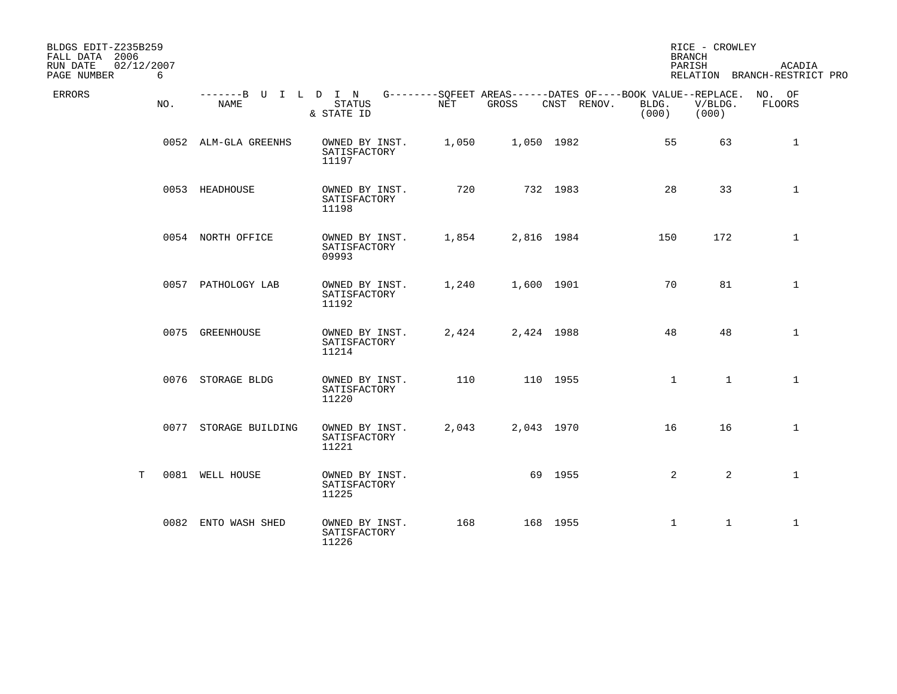BLDGS EDIT-Z235B259
FALL DATA 2006
RUN DATE 02/12/2007
PAGE NUMBER 6

RICE - CROWLEY
BRANCH
PARISH ACADIA
RELATION BRANCH-RESTRICT PRO

| ERRORS | NO. | NAME | STATUS & STATE ID | NET | GROSS | CNST | RENOV. | BLDG. (000) | V/BLDG. (000) | NO. OF FLOORS |
|---|---|---|---|---|---|---|---|---|---|---|
| | 0052 | ALM-GLA GREENHS | OWNED BY INST. SATISFACTORY 11197 | 1,050 | 1,050 | 1982 | | 55 | 63 | 1 |
| | 0053 | HEADHOUSE | OWNED BY INST. SATISFACTORY 11198 | 720 | 732 | 1983 | | 28 | 33 | 1 |
| | 0054 | NORTH OFFICE | OWNED BY INST. SATISFACTORY 09993 | 1,854 | 2,816 | 1984 | | 150 | 172 | 1 |
| | 0057 | PATHOLOGY LAB | OWNED BY INST. SATISFACTORY 11192 | 1,240 | 1,600 | 1901 | | 70 | 81 | 1 |
| | 0075 | GREENHOUSE | OWNED BY INST. SATISFACTORY 11214 | 2,424 | 2,424 | 1988 | | 48 | 48 | 1 |
| | 0076 | STORAGE BLDG | OWNED BY INST. SATISFACTORY 11220 | 110 | 110 | 1955 | | 1 | 1 | 1 |
| | 0077 | STORAGE BUILDING | OWNED BY INST. SATISFACTORY 11221 | 2,043 | 2,043 | 1970 | | 16 | 16 | 1 |
| T | 0081 | WELL HOUSE | OWNED BY INST. SATISFACTORY 11225 | | 69 | 1955 | | 2 | 2 | 1 |
| | 0082 | ENTO WASH SHED | OWNED BY INST. SATISFACTORY 11226 | 168 | 168 | 1955 | | 1 | 1 | 1 |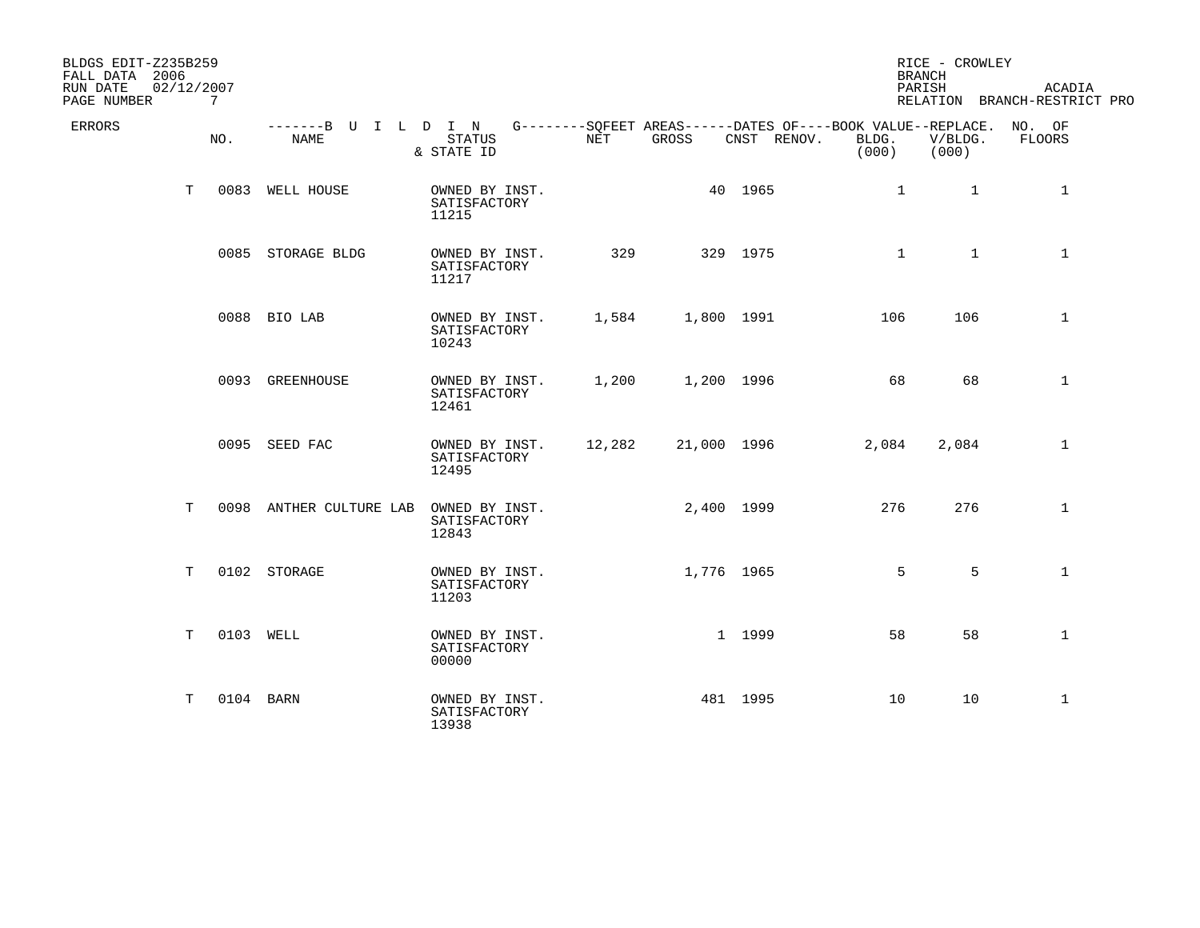BLDGS EDIT-Z235B259
FALL DATA 2006
RUN DATE 02/12/2007
PAGE NUMBER 7

RICE - CROWLEY
BRANCH
PARISH ACADIA
RELATION BRANCH-RESTRICT PRO

| ERRORS | NO. | NAME | STATUS & STATE ID | NET | GROSS | CNST | RENOV. | BOOK VALUE BLDG. (000) | REPLACE. V/BLDG. (000) | NO. OF FLOORS |
|---|---|---|---|---|---|---|---|---|---|---|
| T | 0083 | WELL HOUSE | OWNED BY INST. SATISFACTORY 11215 | | 40 | 1965 | | 1 | 1 | 1 |
| | 0085 | STORAGE BLDG | OWNED BY INST. SATISFACTORY 11217 | 329 | 329 | 1975 | | 1 | 1 | 1 |
| | 0088 | BIO LAB | OWNED BY INST. SATISFACTORY 10243 | 1,584 | 1,800 | 1991 | | 106 | 106 | 1 |
| | 0093 | GREENHOUSE | OWNED BY INST. SATISFACTORY 12461 | 1,200 | 1,200 | 1996 | | 68 | 68 | 1 |
| | 0095 | SEED FAC | OWNED BY INST. SATISFACTORY 12495 | 12,282 | 21,000 | 1996 | | 2,084 | 2,084 | 1 |
| T | 0098 | ANTHER CULTURE LAB | OWNED BY INST. SATISFACTORY 12843 | | 2,400 | 1999 | | 276 | 276 | 1 |
| T | 0102 | STORAGE | OWNED BY INST. SATISFACTORY 11203 | | 1,776 | 1965 | | 5 | 5 | 1 |
| T | 0103 | WELL | OWNED BY INST. SATISFACTORY 00000 | | 1 | 1999 | | 58 | 58 | 1 |
| T | 0104 | BARN | OWNED BY INST. SATISFACTORY 13938 | | 481 | 1995 | | 10 | 10 | 1 |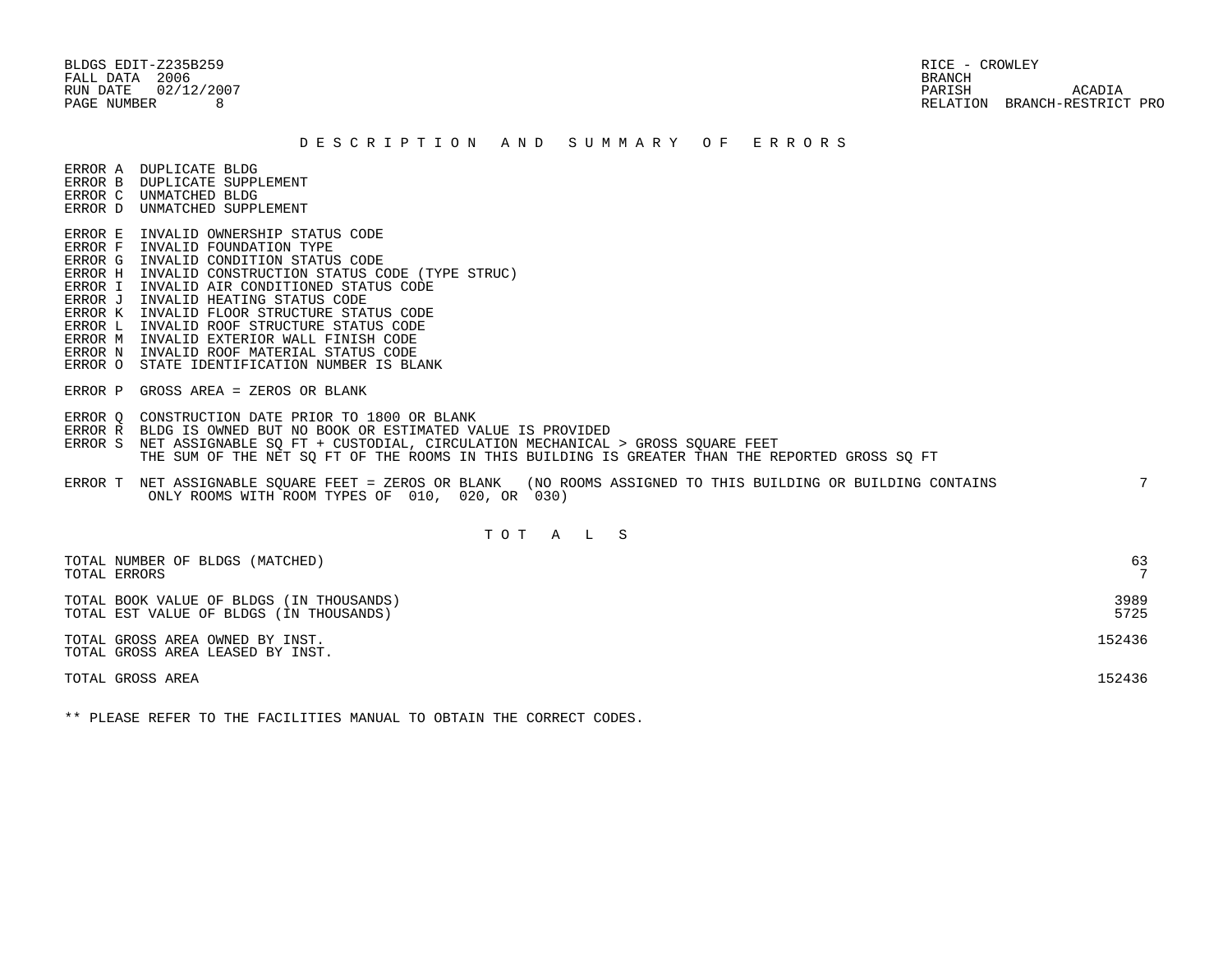BLDGS EDIT-Z235B259
FALL DATA 2006
RUN DATE 02/12/2007
PAGE NUMBER 8

RICE - CROWLEY
BRANCH
PARISH ACADIA
RELATION BRANCH-RESTRICT PRO

## DESCRIPTION AND SUMMARY OF ERRORS

ERROR A DUPLICATE BLDG
ERROR B DUPLICATE SUPPLEMENT
ERROR C UNMATCHED BLDG
ERROR D UNMATCHED SUPPLEMENT

ERROR E INVALID OWNERSHIP STATUS CODE
ERROR F INVALID FOUNDATION TYPE
ERROR G INVALID CONDITION STATUS CODE
ERROR H INVALID CONSTRUCTION STATUS CODE (TYPE STRUC)
ERROR I INVALID AIR CONDITIONED STATUS CODE
ERROR J INVALID HEATING STATUS CODE
ERROR K INVALID FLOOR STRUCTURE STATUS CODE
ERROR L INVALID ROOF STRUCTURE STATUS CODE
ERROR M INVALID EXTERIOR WALL FINISH CODE
ERROR N INVALID ROOF MATERIAL STATUS CODE
ERROR O STATE IDENTIFICATION NUMBER IS BLANK

ERROR P GROSS AREA = ZEROS OR BLANK

ERROR Q CONSTRUCTION DATE PRIOR TO 1800 OR BLANK
ERROR R BLDG IS OWNED BUT NO BOOK OR ESTIMATED VALUE IS PROVIDED
ERROR S NET ASSIGNABLE SQ FT + CUSTODIAL, CIRCULATION MECHANICAL > GROSS SQUARE FEET
THE SUM OF THE NET SQ FT OF THE ROOMS IN THIS BUILDING IS GREATER THAN THE REPORTED GROSS SQ FT

ERROR T NET ASSIGNABLE SQUARE FEET = ZEROS OR BLANK (NO ROOMS ASSIGNED TO THIS BUILDING OR BUILDING CONTAINS ONLY ROOMS WITH ROOM TYPES OF 010, 020, OR 030) — 7

## TOTALS

| | |
|---|---|
| TOTAL NUMBER OF BLDGS (MATCHED) | 63 |
| TOTAL ERRORS | 7 |
| TOTAL BOOK VALUE OF BLDGS (IN THOUSANDS) | 3989 |
| TOTAL EST VALUE OF BLDGS (IN THOUSANDS) | 5725 |
| TOTAL GROSS AREA OWNED BY INST. | 152436 |
| TOTAL GROSS AREA LEASED BY INST. | |
| TOTAL GROSS AREA | 152436 |

** PLEASE REFER TO THE FACILITIES MANUAL TO OBTAIN THE CORRECT CODES.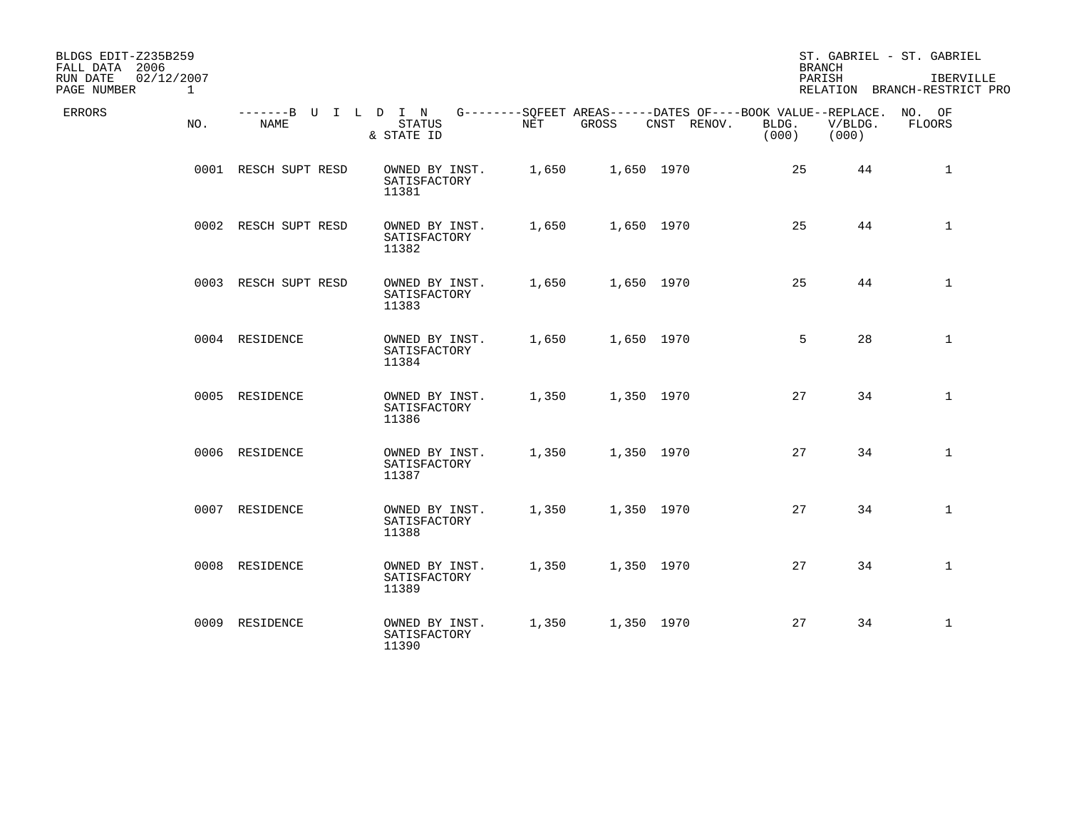BLDGS EDIT-Z235B259
FALL DATA 2006
RUN DATE 02/12/2007
PAGE NUMBER 1

ST. GABRIEL - ST. GABRIEL
BRANCH
PARISH IBERVILLE
RELATION BRANCH-RESTRICT PRO

| ERRORS | NO. | NAME | STATUS & STATE ID | NET | GROSS | CNST | RENOV. | BOOK VALUE BLDG. (000) | REPLACE. V/BLDG. (000) | NO. OF FLOORS |
|---|---|---|---|---|---|---|---|---|---|---|
| | 0001 | RESCH SUPT RESD | OWNED BY INST. SATISFACTORY 11381 | 1,650 | 1,650 | 1970 | | 25 | 44 | 1 |
| | 0002 | RESCH SUPT RESD | OWNED BY INST. SATISFACTORY 11382 | 1,650 | 1,650 | 1970 | | 25 | 44 | 1 |
| | 0003 | RESCH SUPT RESD | OWNED BY INST. SATISFACTORY 11383 | 1,650 | 1,650 | 1970 | | 25 | 44 | 1 |
| | 0004 | RESIDENCE | OWNED BY INST. SATISFACTORY 11384 | 1,650 | 1,650 | 1970 | | 5 | 28 | 1 |
| | 0005 | RESIDENCE | OWNED BY INST. SATISFACTORY 11386 | 1,350 | 1,350 | 1970 | | 27 | 34 | 1 |
| | 0006 | RESIDENCE | OWNED BY INST. SATISFACTORY 11387 | 1,350 | 1,350 | 1970 | | 27 | 34 | 1 |
| | 0007 | RESIDENCE | OWNED BY INST. SATISFACTORY 11388 | 1,350 | 1,350 | 1970 | | 27 | 34 | 1 |
| | 0008 | RESIDENCE | OWNED BY INST. SATISFACTORY 11389 | 1,350 | 1,350 | 1970 | | 27 | 34 | 1 |
| | 0009 | RESIDENCE | OWNED BY INST. SATISFACTORY 11390 | 1,350 | 1,350 | 1970 | | 27 | 34 | 1 |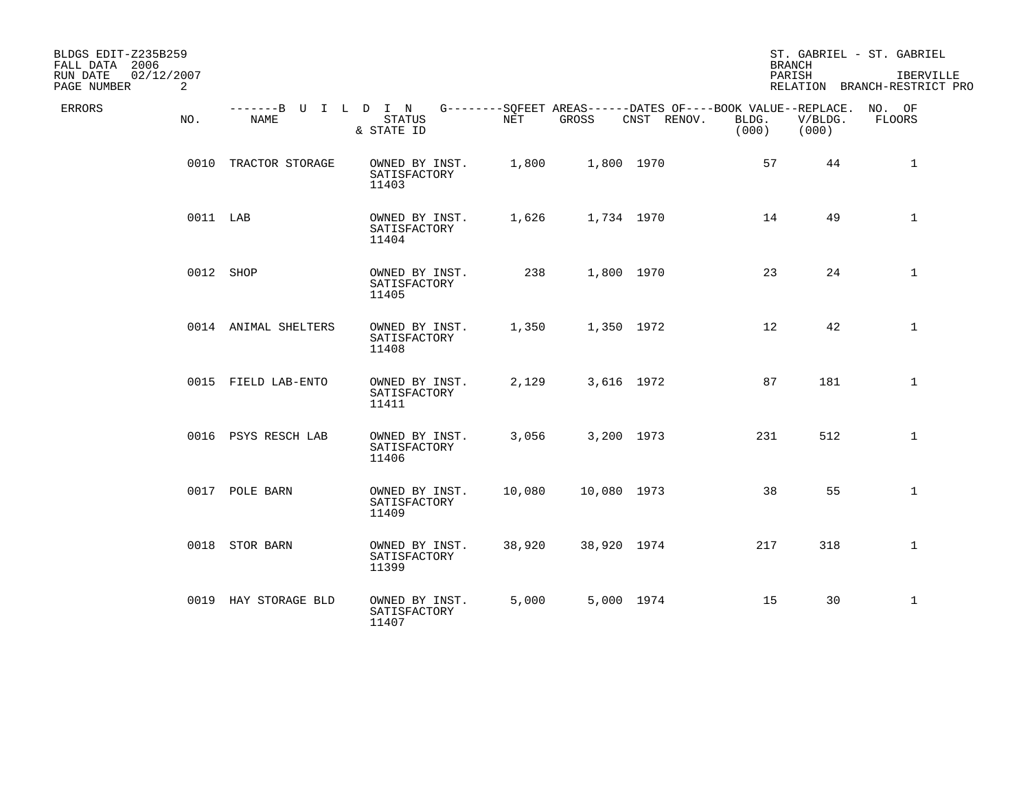BLDGS EDIT-Z235B259
FALL DATA 2006
RUN DATE 02/12/2007

ST. GABRIEL - ST. GABRIEL
BRANCH
PARISH IBERVILLE
RELATION BRANCH-RESTRICT PRO

| ERRORS | NO. | NAME | STATUS & STATE ID | NET | GROSS | CNST | RENOV. | BOOK VALUE BLDG. (000) | REPLACE. V/BLDG. (000) | NO. OF FLOORS |
|---|---|---|---|---|---|---|---|---|---|---|
| | 0010 | TRACTOR STORAGE | OWNED BY INST. SATISFACTORY 11403 | 1,800 | 1,800 | 1970 | | 57 | 44 | 1 |
| | 0011 | LAB | OWNED BY INST. SATISFACTORY 11404 | 1,626 | 1,734 | 1970 | | 14 | 49 | 1 |
| | 0012 | SHOP | OWNED BY INST. SATISFACTORY 11405 | 238 | 1,800 | 1970 | | 23 | 24 | 1 |
| | 0014 | ANIMAL SHELTERS | OWNED BY INST. SATISFACTORY 11408 | 1,350 | 1,350 | 1972 | | 12 | 42 | 1 |
| | 0015 | FIELD LAB-ENTO | OWNED BY INST. SATISFACTORY 11411 | 2,129 | 3,616 | 1972 | | 87 | 181 | 1 |
| | 0016 | PSYS RESCH LAB | OWNED BY INST. SATISFACTORY 11406 | 3,056 | 3,200 | 1973 | | 231 | 512 | 1 |
| | 0017 | POLE BARN | OWNED BY INST. SATISFACTORY 11409 | 10,080 | 10,080 | 1973 | | 38 | 55 | 1 |
| | 0018 | STOR BARN | OWNED BY INST. SATISFACTORY 11399 | 38,920 | 38,920 | 1974 | | 217 | 318 | 1 |
| | 0019 | HAY STORAGE BLD | OWNED BY INST. SATISFACTORY 11407 | 5,000 | 5,000 | 1974 | | 15 | 30 | 1 |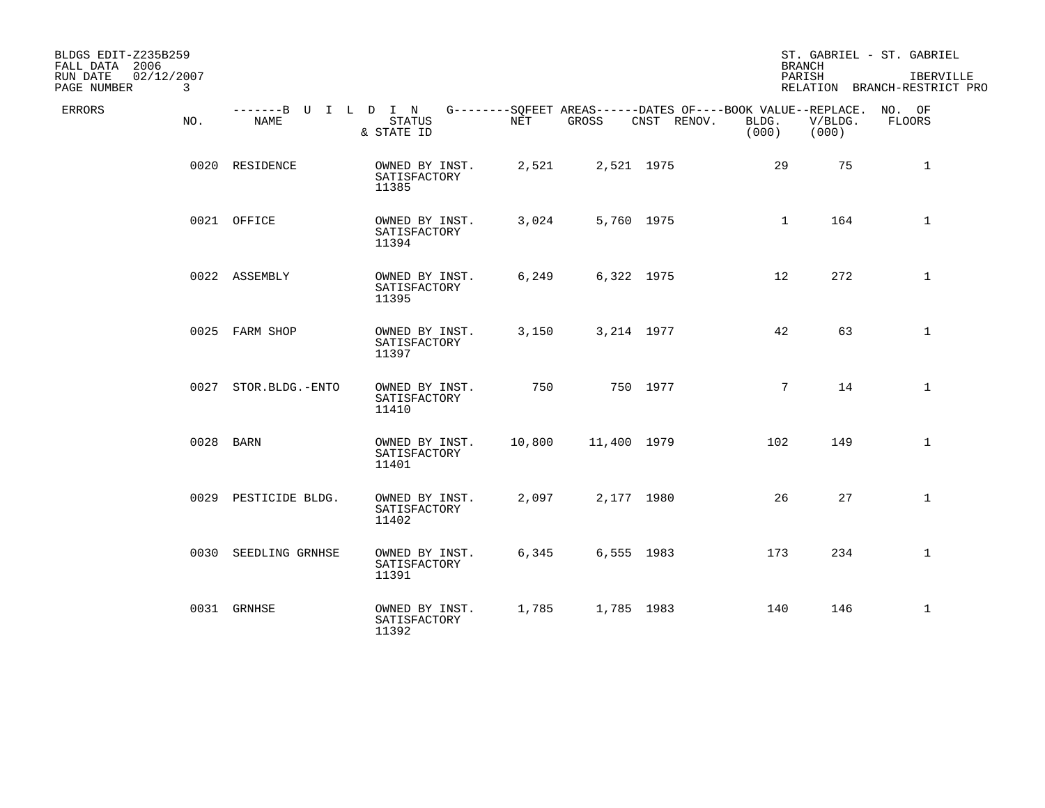BLDGS EDIT-Z235B259
FALL DATA 2006
RUN DATE 02/12/2007

ST. GABRIEL - ST. GABRIEL
BRANCH
PARISH IBERVILLE
RELATION BRANCH-RESTRICT PRO

| ERRORS | NO. | NAME | STATUS & STATE ID | NET | GROSS | CNST | RENOV. | BOOK VALUE BLDG. (000) | REPLACE. V/BLDG. (000) | NO. OF FLOORS |
|---|---|---|---|---|---|---|---|---|---|---|
| | 0020 | RESIDENCE | OWNED BY INST. SATISFACTORY 11385 | 2,521 | 2,521 | 1975 | | 29 | 75 | 1 |
| | 0021 | OFFICE | OWNED BY INST. SATISFACTORY 11394 | 3,024 | 5,760 | 1975 | | 1 | 164 | 1 |
| | 0022 | ASSEMBLY | OWNED BY INST. SATISFACTORY 11395 | 6,249 | 6,322 | 1975 | | 12 | 272 | 1 |
| | 0025 | FARM SHOP | OWNED BY INST. SATISFACTORY 11397 | 3,150 | 3,214 | 1977 | | 42 | 63 | 1 |
| | 0027 | STOR.BLDG.-ENTO | OWNED BY INST. SATISFACTORY 11410 | 750 | 750 | 1977 | | 7 | 14 | 1 |
| | 0028 | BARN | OWNED BY INST. SATISFACTORY 11401 | 10,800 | 11,400 | 1979 | | 102 | 149 | 1 |
| | 0029 | PESTICIDE BLDG. | OWNED BY INST. SATISFACTORY 11402 | 2,097 | 2,177 | 1980 | | 26 | 27 | 1 |
| | 0030 | SEEDLING GRNHSE | OWNED BY INST. SATISFACTORY 11391 | 6,345 | 6,555 | 1983 | | 173 | 234 | 1 |
| | 0031 | GRNHSE | OWNED BY INST. SATISFACTORY 11392 | 1,785 | 1,785 | 1983 | | 140 | 146 | 1 |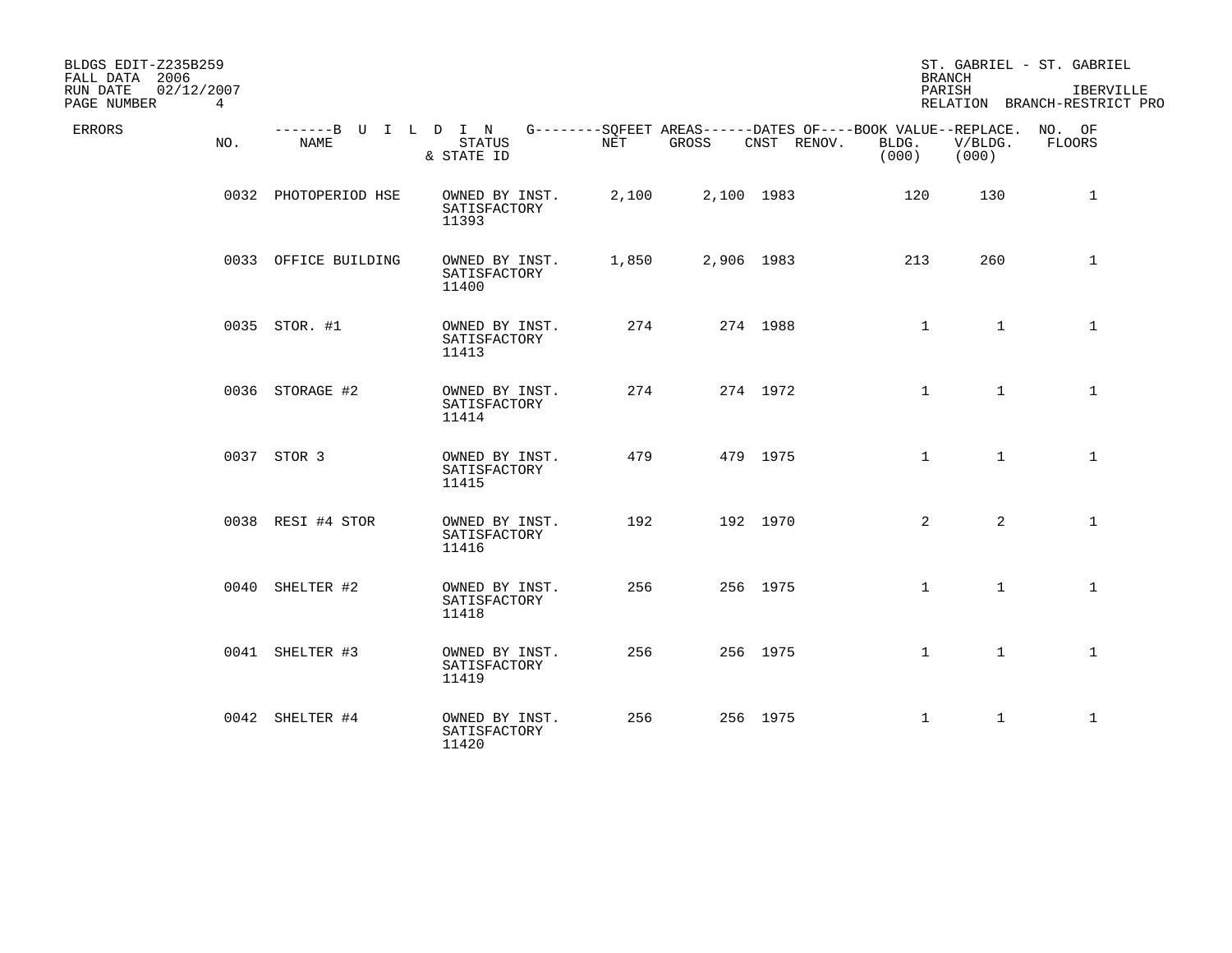BLDGS EDIT-Z235B259
FALL DATA 2006
RUN DATE 02/12/2007
PAGE NUMBER 4

ST. GABRIEL - ST. GABRIEL
BRANCH
PARISH IBERVILLE
RELATION BRANCH-RESTRICT PRO

| ERRORS | NO. | NAME | STATUS & STATE ID | NET | GROSS | CNST | RENOV. | BLDG. (000) | REPLACE. V/BLDG. (000) | NO. OF FLOORS |
|---|---|---|---|---|---|---|---|---|---|---|
| | 0032 | PHOTOPERIOD HSE | OWNED BY INST. SATISFACTORY 11393 | 2,100 | 2,100 | 1983 | | 120 | 130 | 1 |
| | 0033 | OFFICE BUILDING | OWNED BY INST. SATISFACTORY 11400 | 1,850 | 2,906 | 1983 | | 213 | 260 | 1 |
| | 0035 | STOR. #1 | OWNED BY INST. SATISFACTORY 11413 | 274 | 274 | 1988 | | 1 | 1 | 1 |
| | 0036 | STORAGE #2 | OWNED BY INST. SATISFACTORY 11414 | 274 | 274 | 1972 | | 1 | 1 | 1 |
| | 0037 | STOR 3 | OWNED BY INST. SATISFACTORY 11415 | 479 | 479 | 1975 | | 1 | 1 | 1 |
| | 0038 | RESI #4 STOR | OWNED BY INST. SATISFACTORY 11416 | 192 | 192 | 1970 | | 2 | 2 | 1 |
| | 0040 | SHELTER #2 | OWNED BY INST. SATISFACTORY 11418 | 256 | 256 | 1975 | | 1 | 1 | 1 |
| | 0041 | SHELTER #3 | OWNED BY INST. SATISFACTORY 11419 | 256 | 256 | 1975 | | 1 | 1 | 1 |
| | 0042 | SHELTER #4 | OWNED BY INST. SATISFACTORY 11420 | 256 | 256 | 1975 | | 1 | 1 | 1 |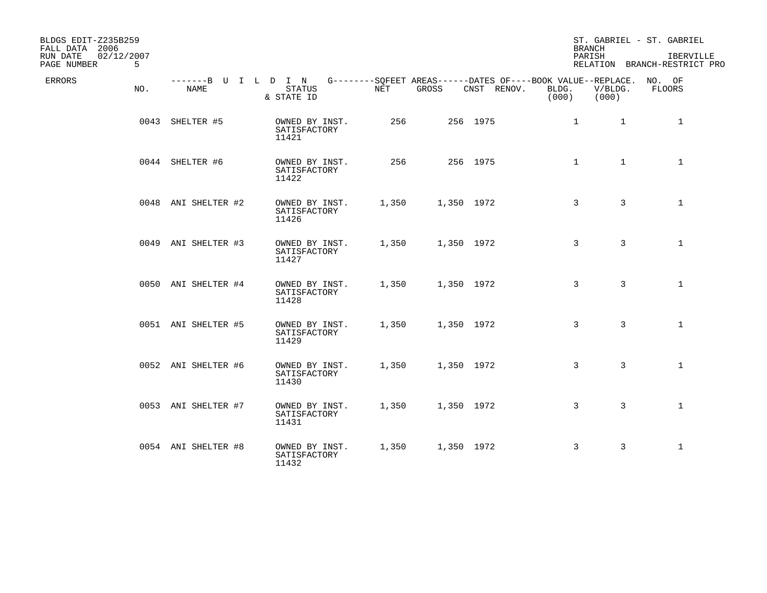BLDGS EDIT-Z235B259
FALL DATA 2006
RUN DATE 02/12/2007
PAGE NUMBER 5

ST. GABRIEL - ST. GABRIEL
BRANCH
PARISH IBERVILLE
RELATION BRANCH-RESTRICT PRO

| ERRORS | NO. | BUILDING NAME | STATUS & STATE ID | SQFEET AREAS NET | SQFEET AREAS GROSS | DATES OF CNST | DATES OF RENOV. | BOOK VALUE BLDG. (000) | REPLACE. V/BLDG. (000) | NO. OF FLOORS |
|---|---|---|---|---|---|---|---|---|---|---|
| | 0043 | SHELTER #5 | OWNED BY INST. SATISFACTORY 11421 | 256 | 256 | 1975 | | 1 | 1 | 1 |
| | 0044 | SHELTER #6 | OWNED BY INST. SATISFACTORY 11422 | 256 | 256 | 1975 | | 1 | 1 | 1 |
| | 0048 | ANI SHELTER #2 | OWNED BY INST. SATISFACTORY 11426 | 1,350 | 1,350 | 1972 | | 3 | 3 | 1 |
| | 0049 | ANI SHELTER #3 | OWNED BY INST. SATISFACTORY 11427 | 1,350 | 1,350 | 1972 | | 3 | 3 | 1 |
| | 0050 | ANI SHELTER #4 | OWNED BY INST. SATISFACTORY 11428 | 1,350 | 1,350 | 1972 | | 3 | 3 | 1 |
| | 0051 | ANI SHELTER #5 | OWNED BY INST. SATISFACTORY 11429 | 1,350 | 1,350 | 1972 | | 3 | 3 | 1 |
| | 0052 | ANI SHELTER #6 | OWNED BY INST. SATISFACTORY 11430 | 1,350 | 1,350 | 1972 | | 3 | 3 | 1 |
| | 0053 | ANI SHELTER #7 | OWNED BY INST. SATISFACTORY 11431 | 1,350 | 1,350 | 1972 | | 3 | 3 | 1 |
| | 0054 | ANI SHELTER #8 | OWNED BY INST. SATISFACTORY 11432 | 1,350 | 1,350 | 1972 | | 3 | 3 | 1 |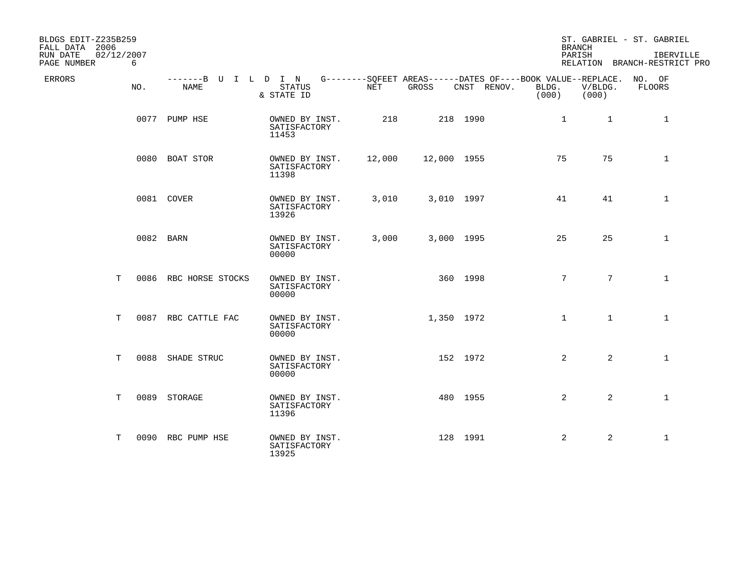BLDGS EDIT-Z235B259
FALL DATA 2006
RUN DATE 02/12/2007
PAGE NUMBER 6

ST. GABRIEL - ST. GABRIEL
BRANCH
PARISH IBERVILLE
RELATION BRANCH-RESTRICT PRO

| ERRORS | NO. | NAME | STATUS & STATE ID | NET | GROSS | CNST | RENOV. | BOOK VALUE BLDG. (000) | REPLACE. V/BLDG. (000) | NO. OF FLOORS |
|---|---|---|---|---|---|---|---|---|---|---|
| | 0077 | PUMP HSE | OWNED BY INST. SATISFACTORY 11453 | 218 | 218 | 1990 | | 1 | 1 | 1 |
| | 0080 | BOAT STOR | OWNED BY INST. SATISFACTORY 11398 | 12,000 | 12,000 | 1955 | | 75 | 75 | 1 |
| | 0081 | COVER | OWNED BY INST. SATISFACTORY 13926 | 3,010 | 3,010 | 1997 | | 41 | 41 | 1 |
| | 0082 | BARN | OWNED BY INST. SATISFACTORY 00000 | 3,000 | 3,000 | 1995 | | 25 | 25 | 1 |
| T | 0086 | RBC HORSE STOCKS | OWNED BY INST. SATISFACTORY 00000 | | 360 | 1998 | | 7 | 7 | 1 |
| T | 0087 | RBC CATTLE FAC | OWNED BY INST. SATISFACTORY 00000 | | 1,350 | 1972 | | 1 | 1 | 1 |
| T | 0088 | SHADE STRUC | OWNED BY INST. SATISFACTORY 00000 | | 152 | 1972 | | 2 | 2 | 1 |
| T | 0089 | STORAGE | OWNED BY INST. SATISFACTORY 11396 | | 480 | 1955 | | 2 | 2 | 1 |
| T | 0090 | RBC PUMP HSE | OWNED BY INST. SATISFACTORY 13925 | | 128 | 1991 | | 2 | 2 | 1 |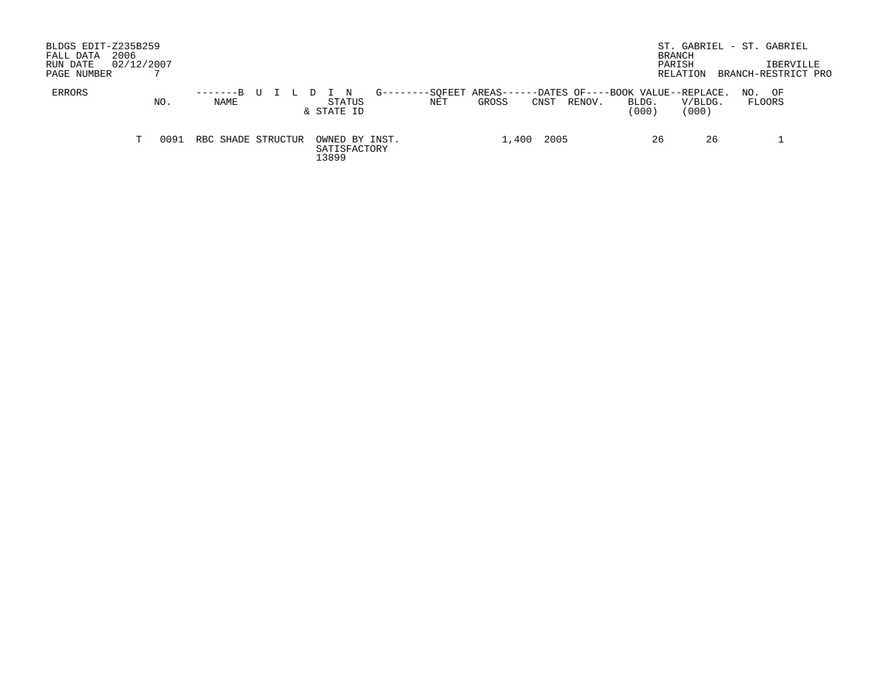BLDGS EDIT-Z235B259
FALL DATA 2006
RUN DATE 02/12/2007
PAGE NUMBER 7

ST. GABRIEL - ST. GABRIEL
BRANCH
PARISH IBERVILLE
RELATION BRANCH-RESTRICT PRO

| ERRORS | | NO. | NAME | STATUS & STATE ID | SQFEET AREAS NET | SQFEET AREAS GROSS | DATES OF CNST | DATES OF RENOV. | BOOK VALUE BLDG. (000) | REPLACE. V/BLDG. (000) | NO. OF FLOORS |
|---|---|---|---|---|---|---|---|---|---|---|---|
| | T | 0091 | RBC SHADE STRUCTUR | OWNED BY INST. SATISFACTORY 13899 | | 1,400 | 2005 | | 26 | 26 | 1 |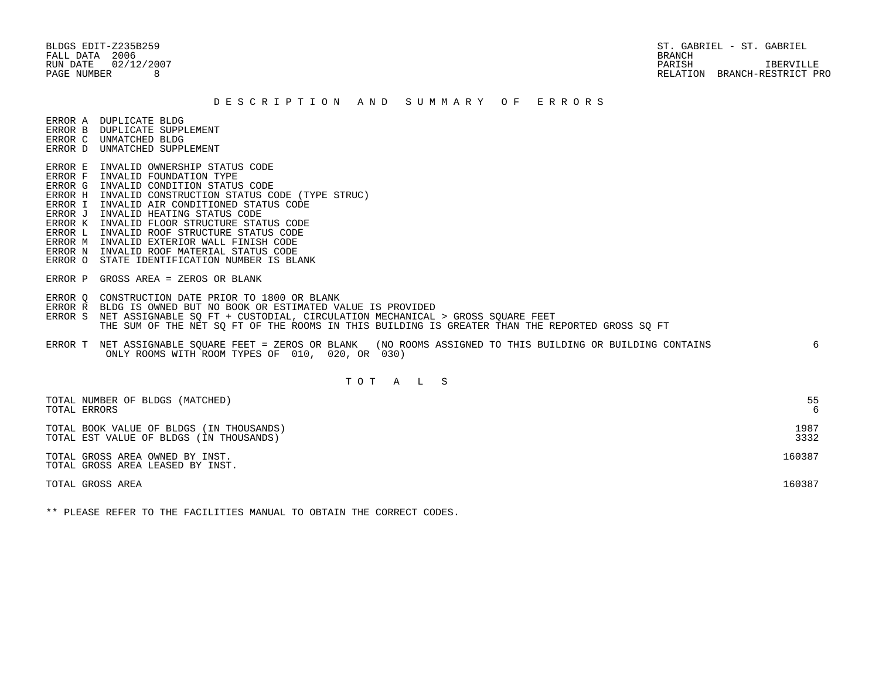BLDGS EDIT-Z235B259
FALL DATA 2006
RUN DATE 02/12/2007
PAGE NUMBER 8

ST. GABRIEL - ST. GABRIEL
BRANCH
PARISH IBERVILLE
RELATION BRANCH-RESTRICT PRO

## D E S C R I P T I O N  A N D  S U M M A R Y  O F  E R R O R S

ERROR A DUPLICATE BLDG
ERROR B DUPLICATE SUPPLEMENT
ERROR C UNMATCHED BLDG
ERROR D UNMATCHED SUPPLEMENT

ERROR E INVALID OWNERSHIP STATUS CODE
ERROR F INVALID FOUNDATION TYPE
ERROR G INVALID CONDITION STATUS CODE
ERROR H INVALID CONSTRUCTION STATUS CODE (TYPE STRUC)
ERROR I INVALID AIR CONDITIONED STATUS CODE
ERROR J INVALID HEATING STATUS CODE
ERROR K INVALID FLOOR STRUCTURE STATUS CODE
ERROR L INVALID ROOF STRUCTURE STATUS CODE
ERROR M INVALID EXTERIOR WALL FINISH CODE
ERROR N INVALID ROOF MATERIAL STATUS CODE
ERROR O STATE IDENTIFICATION NUMBER IS BLANK

ERROR P GROSS AREA = ZEROS OR BLANK

ERROR Q CONSTRUCTION DATE PRIOR TO 1800 OR BLANK
ERROR R BLDG IS OWNED BUT NO BOOK OR ESTIMATED VALUE IS PROVIDED
ERROR S NET ASSIGNABLE SQ FT + CUSTODIAL, CIRCULATION MECHANICAL > GROSS SQUARE FEET
THE SUM OF THE NET SQ FT OF THE ROOMS IN THIS BUILDING IS GREATER THAN THE REPORTED GROSS SQ FT

ERROR T NET ASSIGNABLE SQUARE FEET = ZEROS OR BLANK (NO ROOMS ASSIGNED TO THIS BUILDING OR BUILDING CONTAINS ONLY ROOMS WITH ROOM TYPES OF 010, 020, OR 030) — 6

## T O T A L S

| | |
|---|---|
| TOTAL NUMBER OF BLDGS (MATCHED) | 55 |
| TOTAL ERRORS | 6 |
| TOTAL BOOK VALUE OF BLDGS (IN THOUSANDS) | 1987 |
| TOTAL EST VALUE OF BLDGS (IN THOUSANDS) | 3332 |
| TOTAL GROSS AREA OWNED BY INST. | 160387 |
| TOTAL GROSS AREA LEASED BY INST. | |
| TOTAL GROSS AREA | 160387 |

** PLEASE REFER TO THE FACILITIES MANUAL TO OBTAIN THE CORRECT CODES.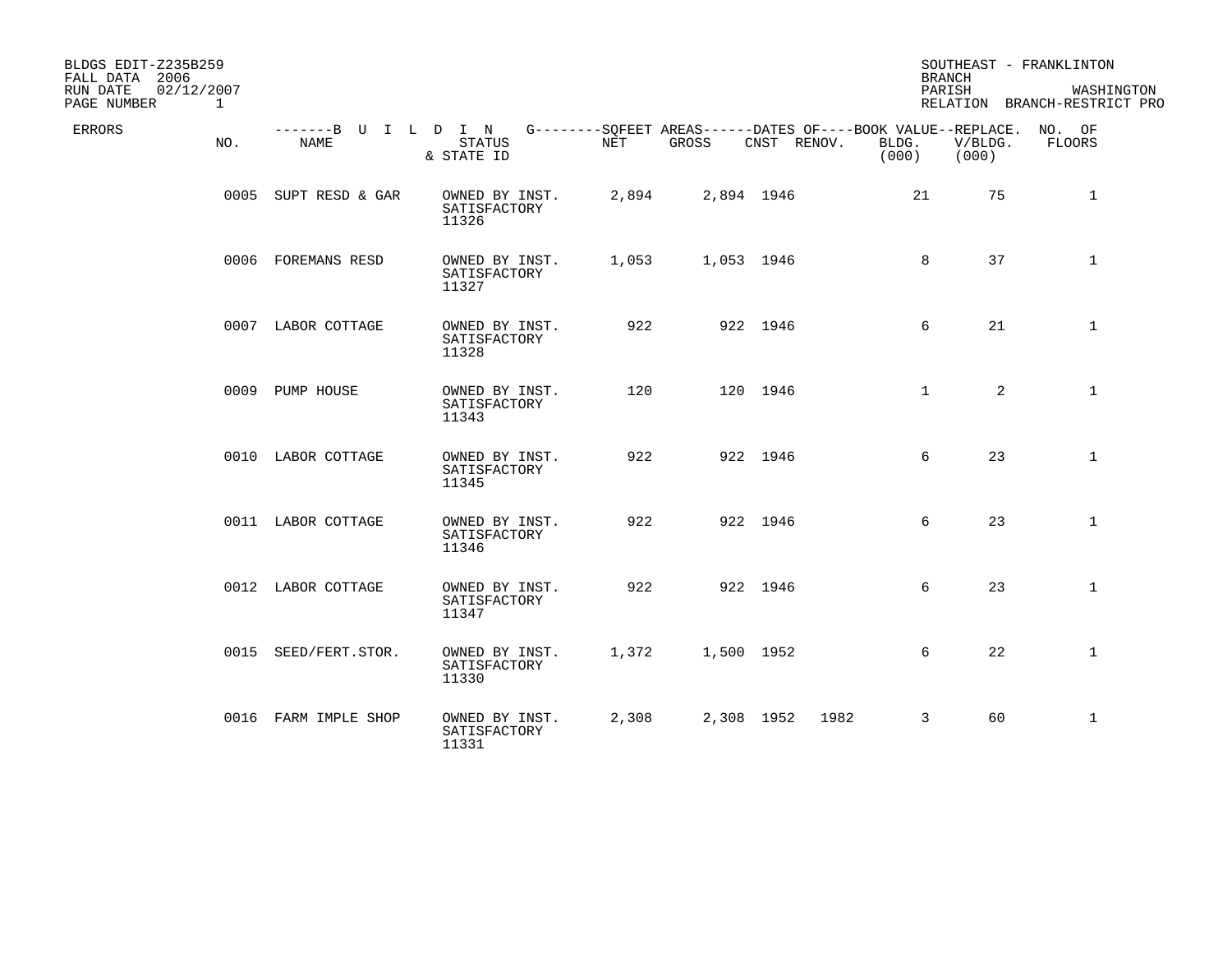BLDGS EDIT-Z235B259
FALL DATA 2006
RUN DATE 02/12/2007
PAGE NUMBER 1

SOUTHEAST - FRANKLINTON
BRANCH
PARISH WASHINGTON
RELATION BRANCH-RESTRICT PRO

| ERRORS | NO. | BUILDING NAME | STATUS & STATE ID | SQFEET AREAS NET | SQFEET AREAS GROSS | DATES OF CNST | DATES OF RENOV. | BOOK VALUE BLDG. (000) | REPLACE. V/BLDG. (000) | NO. OF FLOORS |
|---|---|---|---|---|---|---|---|---|---|---|
| | 0005 | SUPT RESD & GAR | OWNED BY INST. SATISFACTORY 11326 | 2,894 | 2,894 | 1946 | | 21 | 75 | 1 |
| | 0006 | FOREMANS RESD | OWNED BY INST. SATISFACTORY 11327 | 1,053 | 1,053 | 1946 | | 8 | 37 | 1 |
| | 0007 | LABOR COTTAGE | OWNED BY INST. SATISFACTORY 11328 | 922 | 922 | 1946 | | 6 | 21 | 1 |
| | 0009 | PUMP HOUSE | OWNED BY INST. SATISFACTORY 11343 | 120 | 120 | 1946 | | 1 | 2 | 1 |
| | 0010 | LABOR COTTAGE | OWNED BY INST. SATISFACTORY 11345 | 922 | 922 | 1946 | | 6 | 23 | 1 |
| | 0011 | LABOR COTTAGE | OWNED BY INST. SATISFACTORY 11346 | 922 | 922 | 1946 | | 6 | 23 | 1 |
| | 0012 | LABOR COTTAGE | OWNED BY INST. SATISFACTORY 11347 | 922 | 922 | 1946 | | 6 | 23 | 1 |
| | 0015 | SEED/FERT.STOR. | OWNED BY INST. SATISFACTORY 11330 | 1,372 | 1,500 | 1952 | | 6 | 22 | 1 |
| | 0016 | FARM IMPLE SHOP | OWNED BY INST. SATISFACTORY 11331 | 2,308 | 2,308 | 1952 | 1982 | 3 | 60 | 1 |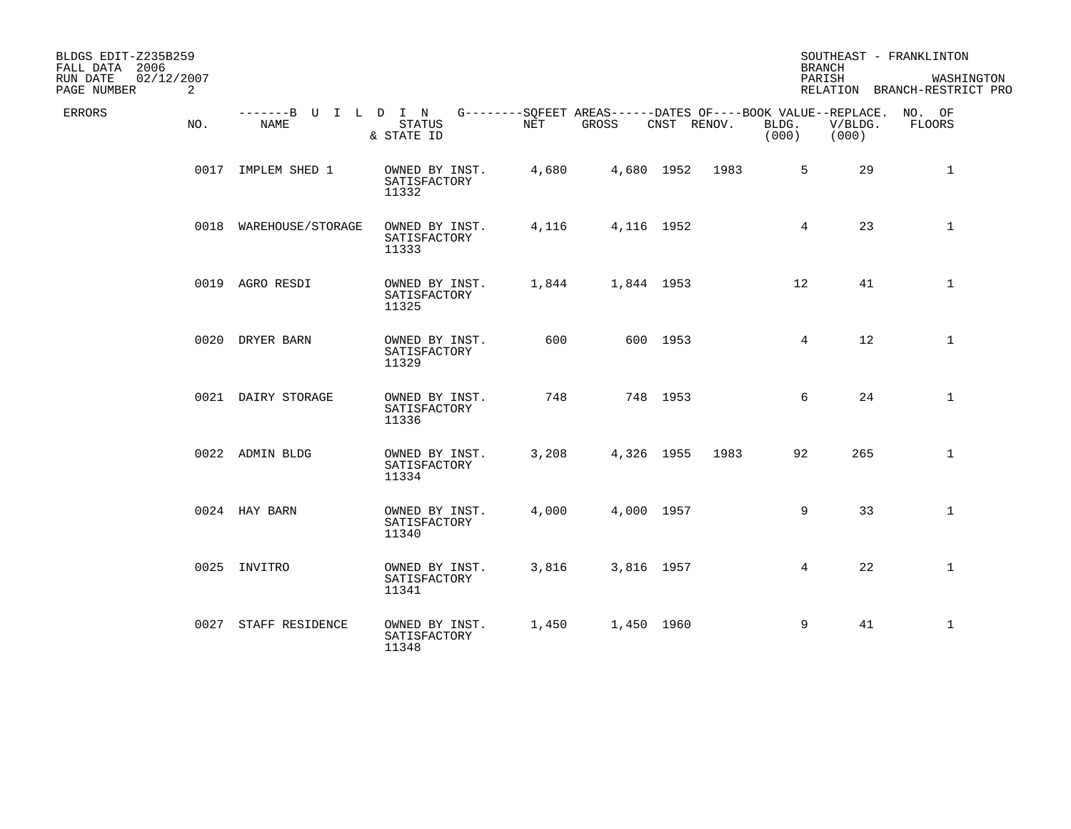BLDGS EDIT-Z235B259
FALL DATA 2006
RUN DATE 02/12/2007

SOUTHEAST - FRANKLINTON
BRANCH
PARISH WASHINGTON
RELATION BRANCH-RESTRICT PRO

| ERRORS | NO. | NAME | STATUS & STATE ID | NET | GROSS | CNST | RENOV. | BOOK VALUE BLDG. (000) | REPLACE. V/BLDG. (000) | NO. OF FLOORS |
|---|---|---|---|---|---|---|---|---|---|---|
| | 0017 | IMPLEM SHED 1 | OWNED BY INST. SATISFACTORY 11332 | 4,680 | 4,680 | 1952 | 1983 | 5 | 29 | 1 |
| | 0018 | WAREHOUSE/STORAGE | OWNED BY INST. SATISFACTORY 11333 | 4,116 | 4,116 | 1952 | | 4 | 23 | 1 |
| | 0019 | AGRO RESDI | OWNED BY INST. SATISFACTORY 11325 | 1,844 | 1,844 | 1953 | | 12 | 41 | 1 |
| | 0020 | DRYER BARN | OWNED BY INST. SATISFACTORY 11329 | 600 | 600 | 1953 | | 4 | 12 | 1 |
| | 0021 | DAIRY STORAGE | OWNED BY INST. SATISFACTORY 11336 | 748 | 748 | 1953 | | 6 | 24 | 1 |
| | 0022 | ADMIN BLDG | OWNED BY INST. SATISFACTORY 11334 | 3,208 | 4,326 | 1955 | 1983 | 92 | 265 | 1 |
| | 0024 | HAY BARN | OWNED BY INST. SATISFACTORY 11340 | 4,000 | 4,000 | 1957 | | 9 | 33 | 1 |
| | 0025 | INVITRO | OWNED BY INST. SATISFACTORY 11341 | 3,816 | 3,816 | 1957 | | 4 | 22 | 1 |
| | 0027 | STAFF RESIDENCE | OWNED BY INST. SATISFACTORY 11348 | 1,450 | 1,450 | 1960 | | 9 | 41 | 1 |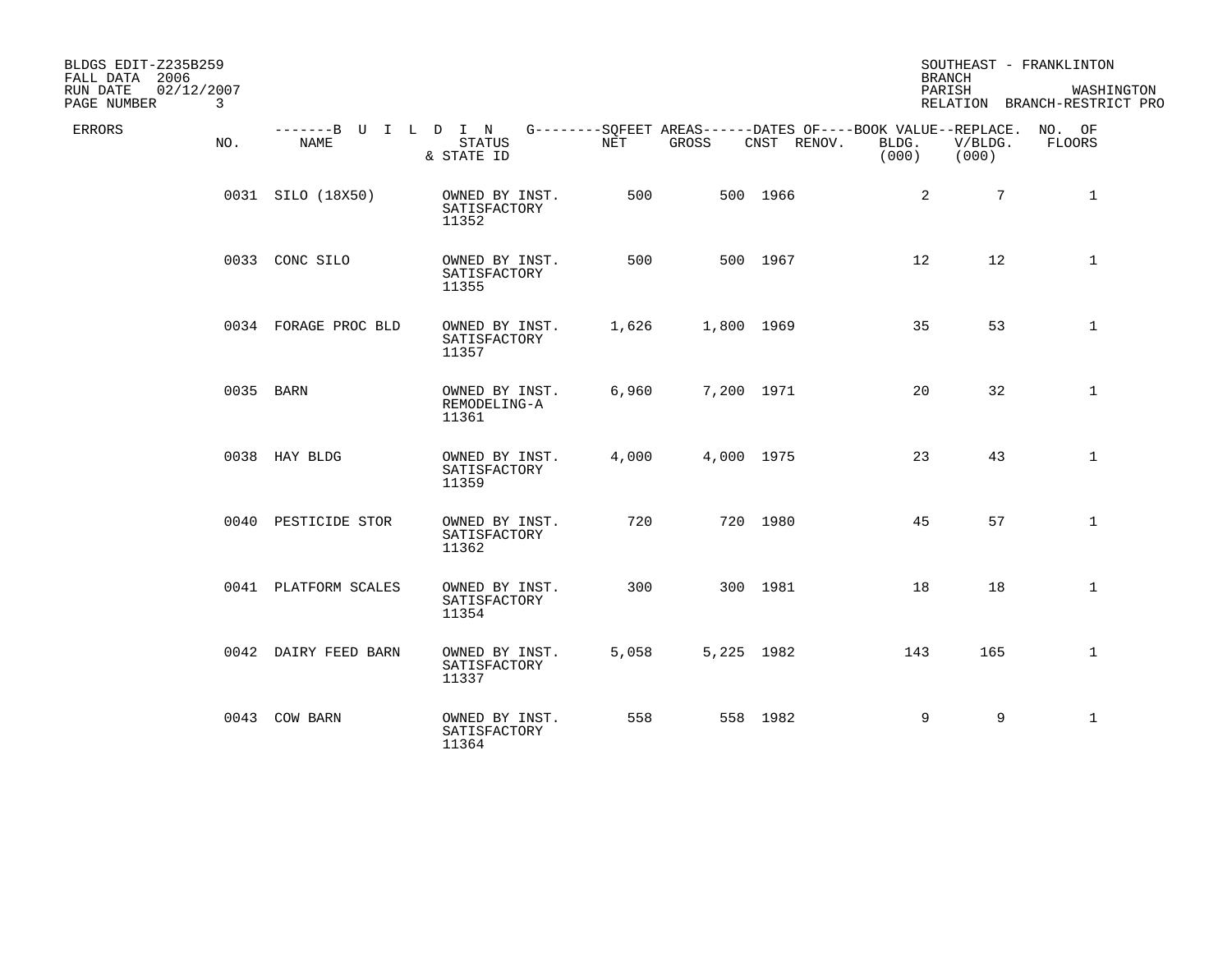BLDGS EDIT-Z235B259
FALL DATA 2006
RUN DATE 02/12/2007
PAGE NUMBER 3

SOUTHEAST - FRANKLINTON
BRANCH
PARISH WASHINGTON
RELATION BRANCH-RESTRICT PRO

| ERRORS | NO. | NAME | STATUS & STATE ID | NET | GROSS | CNST | RENOV. | BOOK VALUE BLDG. (000) | REPLACE. V/BLDG. (000) | NO. OF FLOORS |
|---|---|---|---|---|---|---|---|---|---|---|
| | 0031 | SILO (18X50) | OWNED BY INST. SATISFACTORY 11352 | 500 | 500 | 1966 | | 2 | 7 | 1 |
| | 0033 | CONC SILO | OWNED BY INST. SATISFACTORY 11355 | 500 | 500 | 1967 | | 12 | 12 | 1 |
| | 0034 | FORAGE PROC BLD | OWNED BY INST. SATISFACTORY 11357 | 1,626 | 1,800 | 1969 | | 35 | 53 | 1 |
| | 0035 | BARN | OWNED BY INST. REMODELING-A 11361 | 6,960 | 7,200 | 1971 | | 20 | 32 | 1 |
| | 0038 | HAY BLDG | OWNED BY INST. SATISFACTORY 11359 | 4,000 | 4,000 | 1975 | | 23 | 43 | 1 |
| | 0040 | PESTICIDE STOR | OWNED BY INST. SATISFACTORY 11362 | 720 | 720 | 1980 | | 45 | 57 | 1 |
| | 0041 | PLATFORM SCALES | OWNED BY INST. SATISFACTORY 11354 | 300 | 300 | 1981 | | 18 | 18 | 1 |
| | 0042 | DAIRY FEED BARN | OWNED BY INST. SATISFACTORY 11337 | 5,058 | 5,225 | 1982 | | 143 | 165 | 1 |
| | 0043 | COW BARN | OWNED BY INST. SATISFACTORY 11364 | 558 | 558 | 1982 | | 9 | 9 | 1 |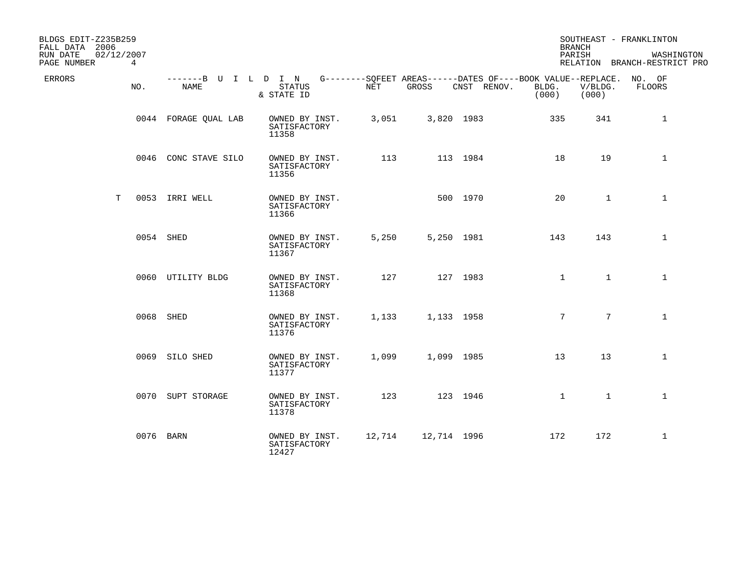BLDGS EDIT-Z235B259
FALL DATA 2006
RUN DATE 02/12/2007
PAGE NUMBER 4

SOUTHEAST - FRANKLINTON
BRANCH
PARISH WASHINGTON
RELATION BRANCH-RESTRICT PRO

| ERRORS | NO. | NAME | STATUS & STATE ID | NET | GROSS | CNST | RENOV. | BOOK VALUE-- BLDG. (000) | REPLACE. V/BLDG. (000) | NO. OF FLOORS |
|---|---|---|---|---|---|---|---|---|---|---|
| | 0044 | FORAGE QUAL LAB | OWNED BY INST. SATISFACTORY 11358 | 3,051 | 3,820 | 1983 | | 335 | 341 | 1 |
| | 0046 | CONC STAVE SILO | OWNED BY INST. SATISFACTORY 11356 | 113 | 113 | 1984 | | 18 | 19 | 1 |
| T | 0053 | IRRI WELL | OWNED BY INST. SATISFACTORY 11366 | | 500 | 1970 | | 20 | 1 | 1 |
| | 0054 | SHED | OWNED BY INST. SATISFACTORY 11367 | 5,250 | 5,250 | 1981 | | 143 | 143 | 1 |
| | 0060 | UTILITY BLDG | OWNED BY INST. SATISFACTORY 11368 | 127 | 127 | 1983 | | 1 | 1 | 1 |
| | 0068 | SHED | OWNED BY INST. SATISFACTORY 11376 | 1,133 | 1,133 | 1958 | | 7 | 7 | 1 |
| | 0069 | SILO SHED | OWNED BY INST. SATISFACTORY 11377 | 1,099 | 1,099 | 1985 | | 13 | 13 | 1 |
| | 0070 | SUPT STORAGE | OWNED BY INST. SATISFACTORY 11378 | 123 | 123 | 1946 | | 1 | 1 | 1 |
| | 0076 | BARN | OWNED BY INST. SATISFACTORY 12427 | 12,714 | 12,714 | 1996 | | 172 | 172 | 1 |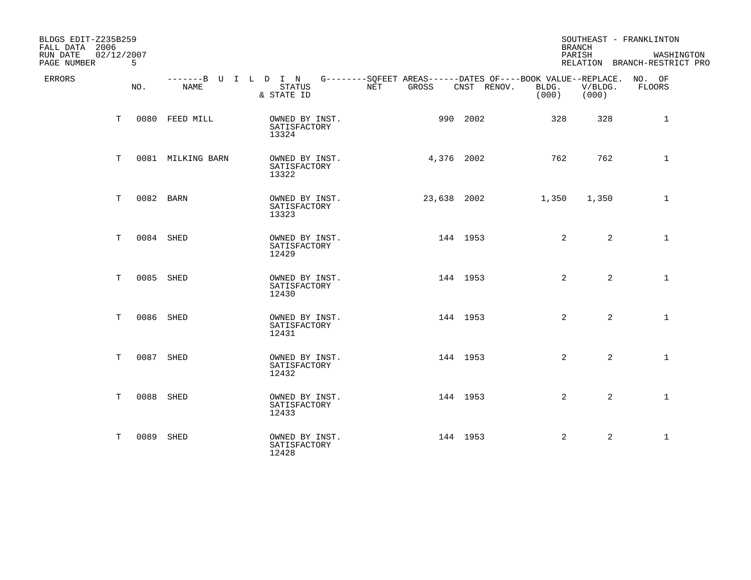BLDGS EDIT-Z235B259
FALL DATA 2006
RUN DATE 02/12/2007
PAGE NUMBER 5

SOUTHEAST - FRANKLINTON
BRANCH
PARISH WASHINGTON
RELATION BRANCH-RESTRICT PRO

| ERRORS | NO. | BUILDING NAME | STATUS & STATE ID | SQFEET AREAS NET | SQFEET AREAS GROSS | DATES OF CNST | DATES OF RENOV. | BOOK VALUE BLDG. (000) | REPLACE. V/BLDG. (000) | NO. OF FLOORS |
|---|---|---|---|---|---|---|---|---|---|---|
| T | 0080 | FEED MILL | OWNED BY INST. SATISFACTORY 13324 | | 990 | 2002 | | 328 | 328 | 1 |
| T | 0081 | MILKING BARN | OWNED BY INST. SATISFACTORY 13322 | | 4,376 | 2002 | | 762 | 762 | 1 |
| T | 0082 | BARN | OWNED BY INST. SATISFACTORY 13323 | | 23,638 | 2002 | | 1,350 | 1,350 | 1 |
| T | 0084 | SHED | OWNED BY INST. SATISFACTORY 12429 | | 144 | 1953 | | 2 | 2 | 1 |
| T | 0085 | SHED | OWNED BY INST. SATISFACTORY 12430 | | 144 | 1953 | | 2 | 2 | 1 |
| T | 0086 | SHED | OWNED BY INST. SATISFACTORY 12431 | | 144 | 1953 | | 2 | 2 | 1 |
| T | 0087 | SHED | OWNED BY INST. SATISFACTORY 12432 | | 144 | 1953 | | 2 | 2 | 1 |
| T | 0088 | SHED | OWNED BY INST. SATISFACTORY 12433 | | 144 | 1953 | | 2 | 2 | 1 |
| T | 0089 | SHED | OWNED BY INST. SATISFACTORY 12428 | | 144 | 1953 | | 2 | 2 | 1 |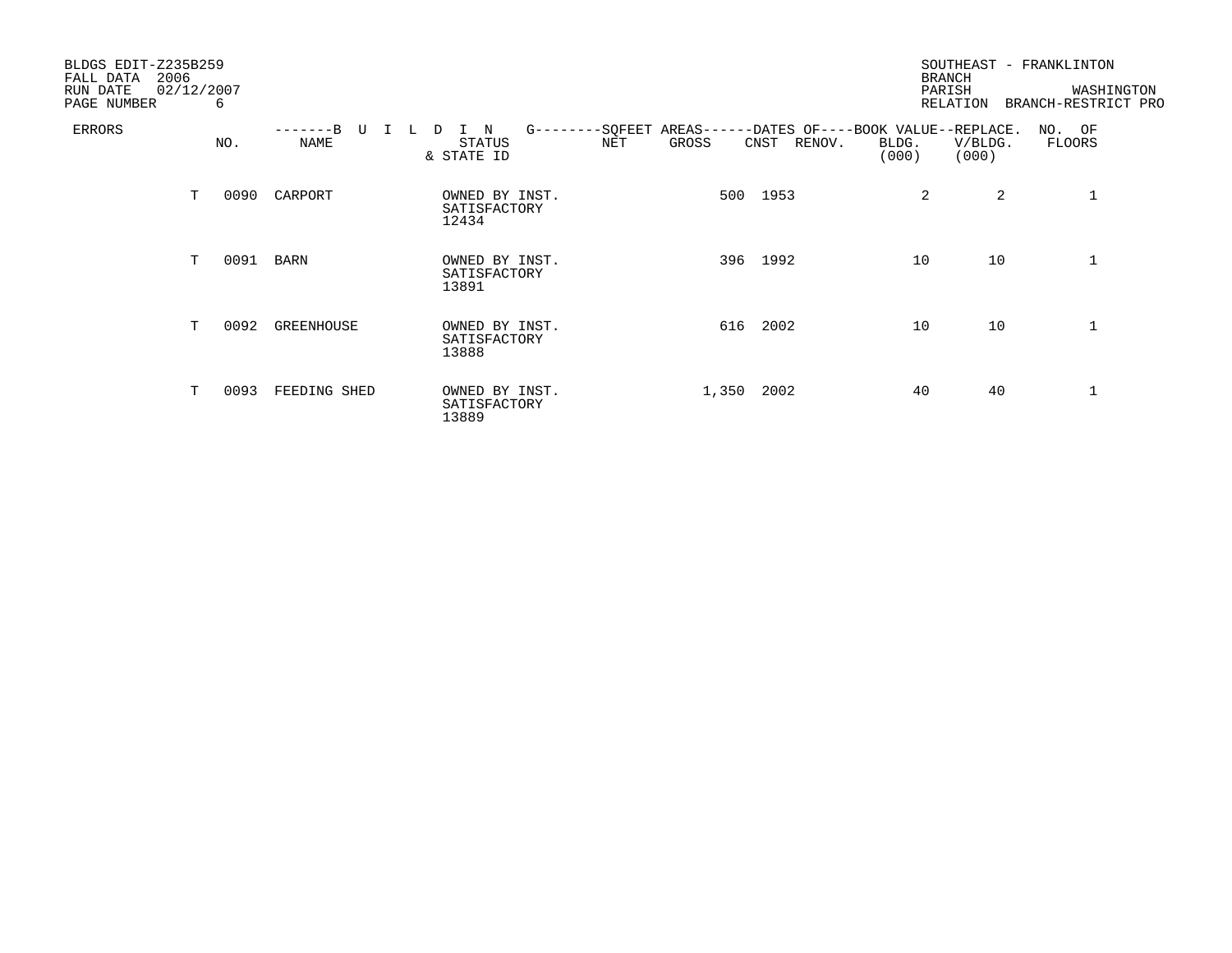BLDGS EDIT-Z235B259
FALL DATA 2006
RUN DATE 02/12/2007
PAGE NUMBER 6

SOUTHEAST - FRANKLINTON
BRANCH
PARISH WASHINGTON
RELATION BRANCH-RESTRICT PRO

| ERRORS | | NO. | BUILDING NAME | STATUS & STATE ID | SQFEET AREAS NET | SQFEET AREAS GROSS | DATES OF CNST | DATES OF RENOV. | BOOK VALUE BLDG. (000) | REPLACE. V/BLDG. (000) | NO. OF FLOORS |
|---|---|---|---|---|---|---|---|---|---|---|---|
| | T | 0090 | CARPORT | OWNED BY INST. SATISFACTORY 12434 | | 500 | 1953 | | 2 | 2 | 1 |
| | T | 0091 | BARN | OWNED BY INST. SATISFACTORY 13891 | | 396 | 1992 | | 10 | 10 | 1 |
| | T | 0092 | GREENHOUSE | OWNED BY INST. SATISFACTORY 13888 | | 616 | 2002 | | 10 | 10 | 1 |
| | T | 0093 | FEEDING SHED | OWNED BY INST. SATISFACTORY 13889 | | 1,350 | 2002 | | 40 | 40 | 1 |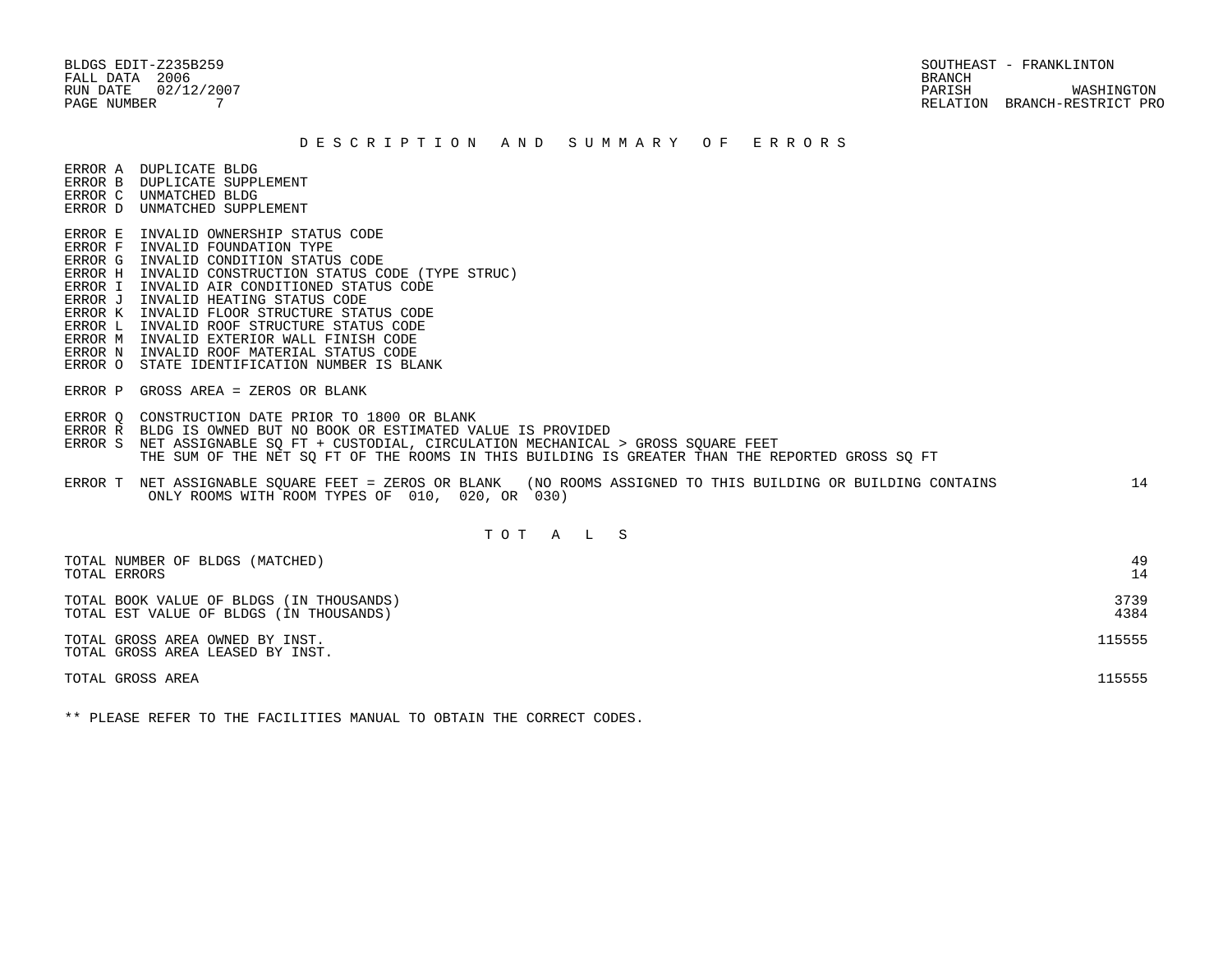BLDGS EDIT-Z235B259
FALL DATA 2006
RUN DATE 02/12/2007
PAGE NUMBER 7

SOUTHEAST - FRANKLINTON
BRANCH
PARISH WASHINGTON
RELATION BRANCH-RESTRICT PRO

## D E S C R I P T I O N A N D S U M M A R Y O F E R R O R S

ERROR A DUPLICATE BLDG
ERROR B DUPLICATE SUPPLEMENT
ERROR C UNMATCHED BLDG
ERROR D UNMATCHED SUPPLEMENT

ERROR E INVALID OWNERSHIP STATUS CODE
ERROR F INVALID FOUNDATION TYPE
ERROR G INVALID CONDITION STATUS CODE
ERROR H INVALID CONSTRUCTION STATUS CODE (TYPE STRUC)
ERROR I INVALID AIR CONDITIONED STATUS CODE
ERROR J INVALID HEATING STATUS CODE
ERROR K INVALID FLOOR STRUCTURE STATUS CODE
ERROR L INVALID ROOF STRUCTURE STATUS CODE
ERROR M INVALID EXTERIOR WALL FINISH CODE
ERROR N INVALID ROOF MATERIAL STATUS CODE
ERROR O STATE IDENTIFICATION NUMBER IS BLANK

ERROR P GROSS AREA = ZEROS OR BLANK

ERROR Q CONSTRUCTION DATE PRIOR TO 1800 OR BLANK
ERROR R BLDG IS OWNED BUT NO BOOK OR ESTIMATED VALUE IS PROVIDED
ERROR S NET ASSIGNABLE SQ FT + CUSTODIAL, CIRCULATION MECHANICAL > GROSS SQUARE FEET
THE SUM OF THE NET SQ FT OF THE ROOMS IN THIS BUILDING IS GREATER THAN THE REPORTED GROSS SQ FT

ERROR T NET ASSIGNABLE SQUARE FEET = ZEROS OR BLANK (NO ROOMS ASSIGNED TO THIS BUILDING OR BUILDING CONTAINS ONLY ROOMS WITH ROOM TYPES OF 010, 020, OR 030) 14

## T O T A L S

| | |
|---|---|
| TOTAL NUMBER OF BLDGS (MATCHED) | 49 |
| TOTAL ERRORS | 14 |
| TOTAL BOOK VALUE OF BLDGS (IN THOUSANDS) | 3739 |
| TOTAL EST VALUE OF BLDGS (IN THOUSANDS) | 4384 |
| TOTAL GROSS AREA OWNED BY INST. | 115555 |
| TOTAL GROSS AREA LEASED BY INST. | |
| TOTAL GROSS AREA | 115555 |

** PLEASE REFER TO THE FACILITIES MANUAL TO OBTAIN THE CORRECT CODES.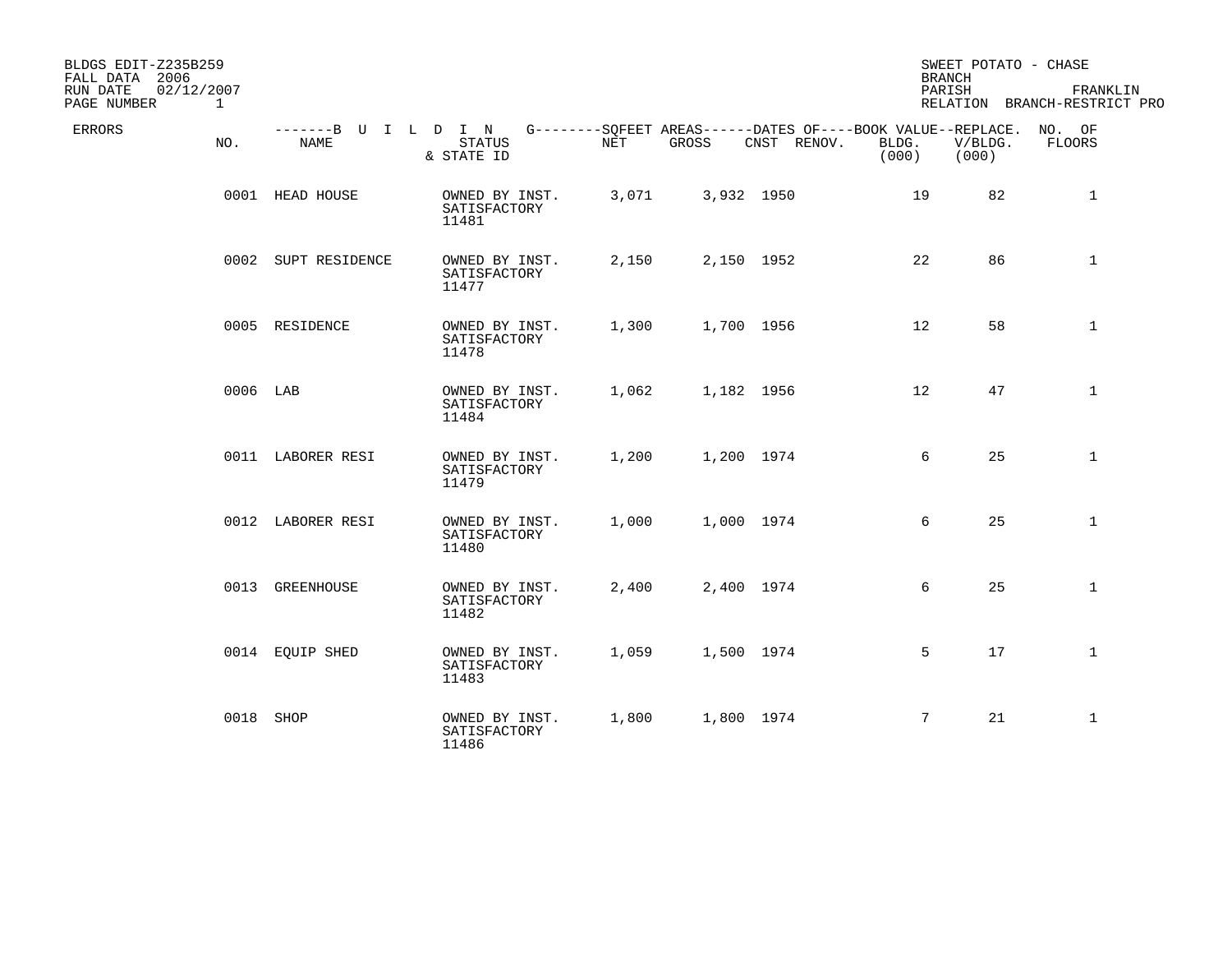BLDGS EDIT-Z235B259
FALL DATA 2006
RUN DATE 02/12/2007
PAGE NUMBER 1

SWEET POTATO - CHASE
BRANCH
PARISH FRANKLIN
RELATION BRANCH-RESTRICT PRO

| ERRORS | NO. | NAME | STATUS & STATE ID | NET | GROSS | CNST | RENOV. | BOOK VALUE BLDG. (000) | REPLACE. V/BLDG. (000) | NO. OF FLOORS |
|---|---|---|---|---|---|---|---|---|---|---|
| | 0001 | HEAD HOUSE | OWNED BY INST. SATISFACTORY 11481 | 3,071 | 3,932 | 1950 | | 19 | 82 | 1 |
| | 0002 | SUPT RESIDENCE | OWNED BY INST. SATISFACTORY 11477 | 2,150 | 2,150 | 1952 | | 22 | 86 | 1 |
| | 0005 | RESIDENCE | OWNED BY INST. SATISFACTORY 11478 | 1,300 | 1,700 | 1956 | | 12 | 58 | 1 |
| | 0006 | LAB | OWNED BY INST. SATISFACTORY 11484 | 1,062 | 1,182 | 1956 | | 12 | 47 | 1 |
| | 0011 | LABORER RESI | OWNED BY INST. SATISFACTORY 11479 | 1,200 | 1,200 | 1974 | | 6 | 25 | 1 |
| | 0012 | LABORER RESI | OWNED BY INST. SATISFACTORY 11480 | 1,000 | 1,000 | 1974 | | 6 | 25 | 1 |
| | 0013 | GREENHOUSE | OWNED BY INST. SATISFACTORY 11482 | 2,400 | 2,400 | 1974 | | 6 | 25 | 1 |
| | 0014 | EQUIP SHED | OWNED BY INST. SATISFACTORY 11483 | 1,059 | 1,500 | 1974 | | 5 | 17 | 1 |
| | 0018 | SHOP | OWNED BY INST. SATISFACTORY 11486 | 1,800 | 1,800 | 1974 | | 7 | 21 | 1 |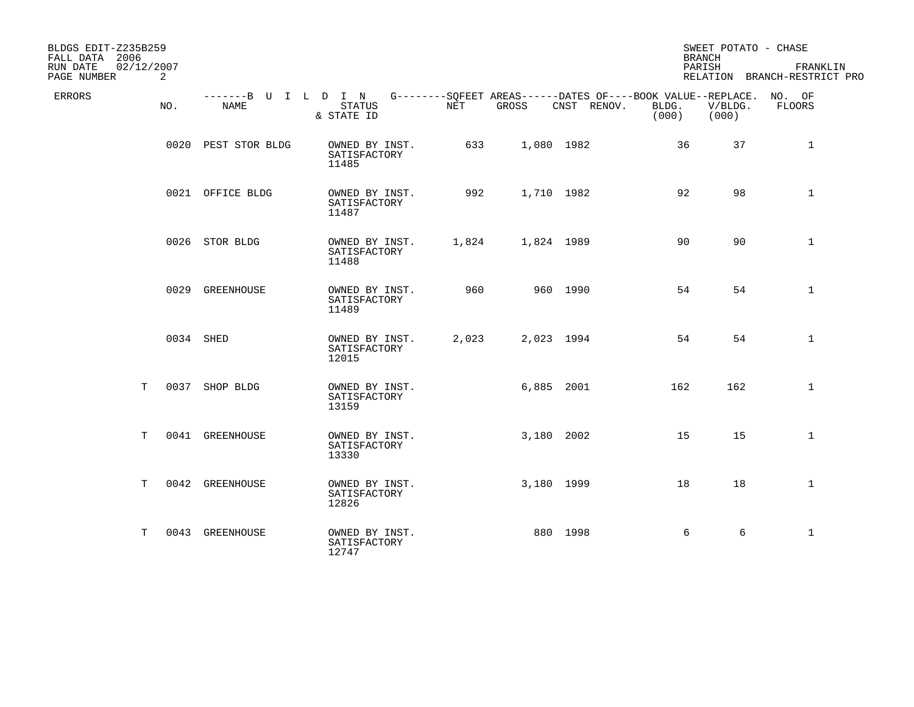BLDGS EDIT-Z235B259
FALL DATA 2006
RUN DATE 02/12/2007
PAGE NUMBER 2

SWEET POTATO - CHASE
BRANCH
PARISH FRANKLIN
RELATION BRANCH-RESTRICT PRO

| ERRORS | NO. | NAME | STATUS & STATE ID | NET | GROSS | CNST | RENOV. | BOOK VALUE BLDG. (000) | REPLACE. V/BLDG. (000) | NO. OF FLOORS |
|---|---|---|---|---|---|---|---|---|---|---|
| | 0020 | PEST STOR BLDG | OWNED BY INST. SATISFACTORY 11485 | 633 | 1,080 | 1982 | | 36 | 37 | 1 |
| | 0021 | OFFICE BLDG | OWNED BY INST. SATISFACTORY 11487 | 992 | 1,710 | 1982 | | 92 | 98 | 1 |
| | 0026 | STOR BLDG | OWNED BY INST. SATISFACTORY 11488 | 1,824 | 1,824 | 1989 | | 90 | 90 | 1 |
| | 0029 | GREENHOUSE | OWNED BY INST. SATISFACTORY 11489 | 960 | 960 | 1990 | | 54 | 54 | 1 |
| | 0034 | SHED | OWNED BY INST. SATISFACTORY 12015 | 2,023 | 2,023 | 1994 | | 54 | 54 | 1 |
| T | 0037 | SHOP BLDG | OWNED BY INST. SATISFACTORY 13159 | | 6,885 | 2001 | | 162 | 162 | 1 |
| T | 0041 | GREENHOUSE | OWNED BY INST. SATISFACTORY 13330 | | 3,180 | 2002 | | 15 | 15 | 1 |
| T | 0042 | GREENHOUSE | OWNED BY INST. SATISFACTORY 12826 | | 3,180 | 1999 | | 18 | 18 | 1 |
| T | 0043 | GREENHOUSE | OWNED BY INST. SATISFACTORY 12747 | | 880 | 1998 | | 6 | 6 | 1 |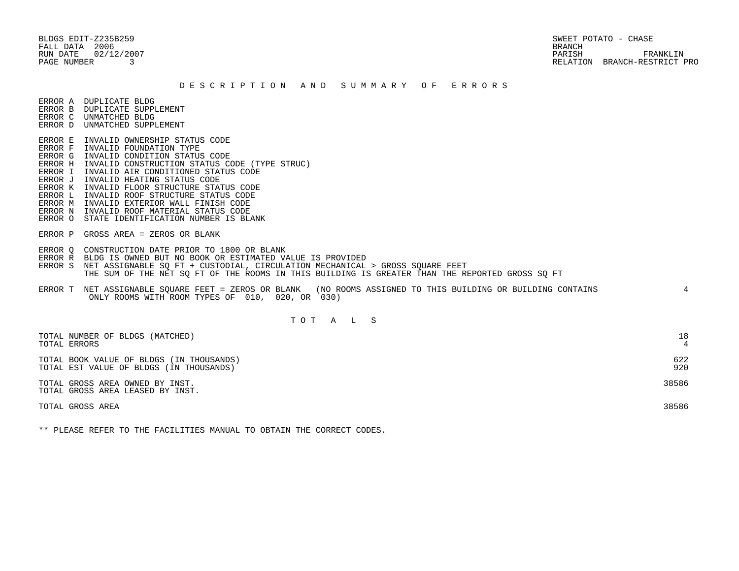BLDGS EDIT-Z235B259
FALL DATA 2006
RUN DATE 02/12/2007
PAGE NUMBER 3

SWEET POTATO - CHASE
BRANCH
PARISH FRANKLIN
RELATION BRANCH-RESTRICT PRO

## D E S C R I P T I O N   A N D   S U M M A R Y   O F   E R R O R S

ERROR A  DUPLICATE BLDG
ERROR B  DUPLICATE SUPPLEMENT
ERROR C  UNMATCHED BLDG
ERROR D  UNMATCHED SUPPLEMENT

ERROR E  INVALID OWNERSHIP STATUS CODE
ERROR F  INVALID FOUNDATION TYPE
ERROR G  INVALID CONDITION STATUS CODE
ERROR H  INVALID CONSTRUCTION STATUS CODE (TYPE STRUC)
ERROR I  INVALID AIR CONDITIONED STATUS CODE
ERROR J  INVALID HEATING STATUS CODE
ERROR K  INVALID FLOOR STRUCTURE STATUS CODE
ERROR L  INVALID ROOF STRUCTURE STATUS CODE
ERROR M  INVALID EXTERIOR WALL FINISH CODE
ERROR N  INVALID ROOF MATERIAL STATUS CODE
ERROR O  STATE IDENTIFICATION NUMBER IS BLANK

ERROR P  GROSS AREA = ZEROS OR BLANK

ERROR Q  CONSTRUCTION DATE PRIOR TO 1800 OR BLANK
ERROR R  BLDG IS OWNED BUT NO BOOK OR ESTIMATED VALUE IS PROVIDED
ERROR S  NET ASSIGNABLE SQ FT + CUSTODIAL, CIRCULATION MECHANICAL > GROSS SQUARE FEET
THE SUM OF THE NET SQ FT OF THE ROOMS IN THIS BUILDING IS GREATER THAN THE REPORTED GROSS SQ FT

ERROR T  NET ASSIGNABLE SQUARE FEET = ZEROS OR BLANK (NO ROOMS ASSIGNED TO THIS BUILDING OR BUILDING CONTAINS ONLY ROOMS WITH ROOM TYPES OF 010, 020, OR 030) — 4

## T O T A L S

| | |
|---|---|
| TOTAL NUMBER OF BLDGS (MATCHED) | 18 |
| TOTAL ERRORS | 4 |
| TOTAL BOOK VALUE OF BLDGS (IN THOUSANDS) | 622 |
| TOTAL EST VALUE OF BLDGS (IN THOUSANDS) | 920 |
| TOTAL GROSS AREA OWNED BY INST. | 38586 |
| TOTAL GROSS AREA LEASED BY INST. | |
| TOTAL GROSS AREA | 38586 |

** PLEASE REFER TO THE FACILITIES MANUAL TO OBTAIN THE CORRECT CODES.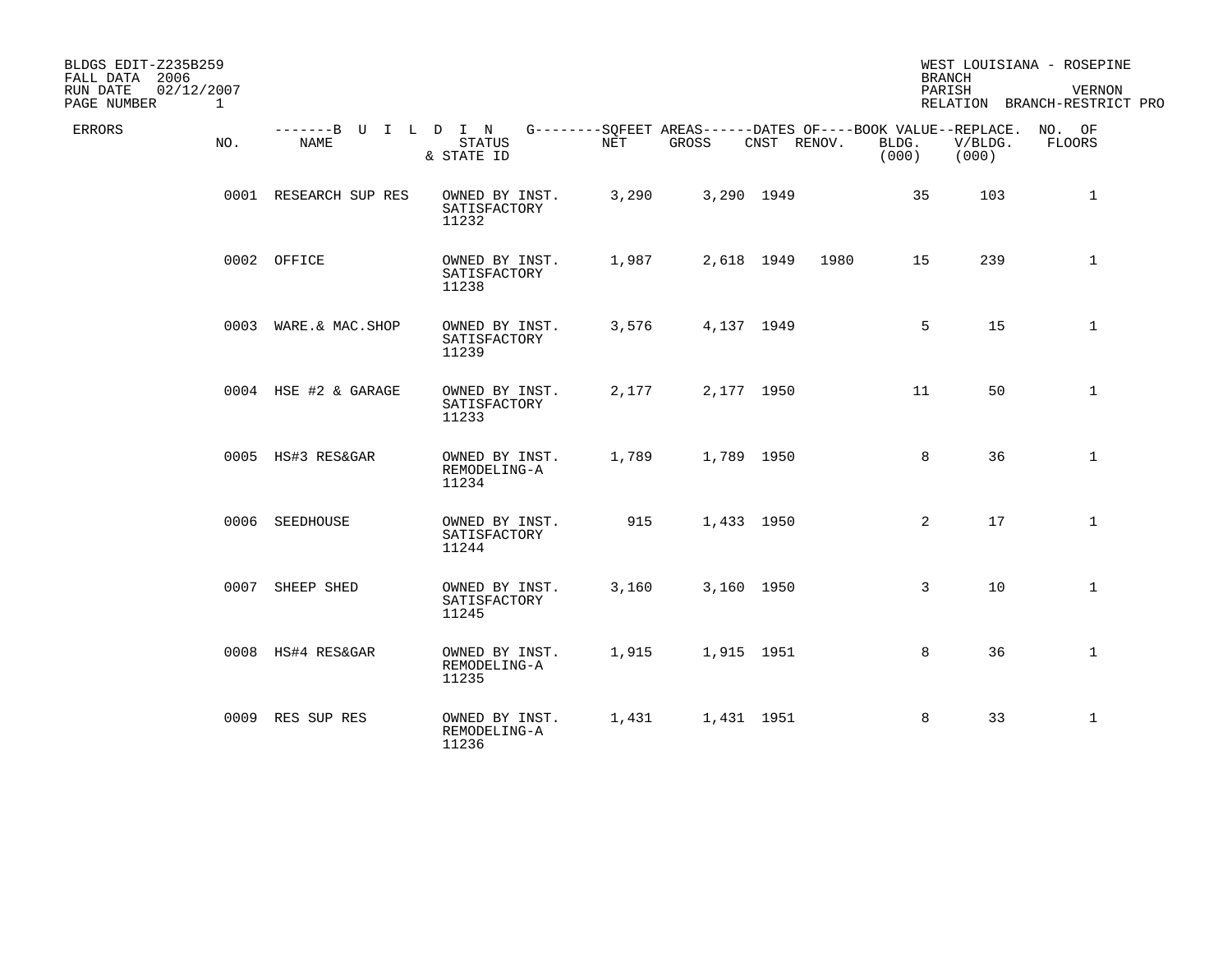BLDGS EDIT-Z235B259
FALL DATA 2006
RUN DATE 02/12/2007
PAGE NUMBER 1

WEST LOUISIANA - ROSEPINE
BRANCH
PARISH VERNON
RELATION BRANCH-RESTRICT PRO

| ERRORS | NO. | NAME | STATUS & STATE ID | NET | GROSS | CNST | RENOV. | BLDG. (000) | V/BLDG. (000) | NO. OF FLOORS |
|---|---|---|---|---|---|---|---|---|---|---|
| | 0001 | RESEARCH SUP RES | OWNED BY INST. SATISFACTORY 11232 | 3,290 | 3,290 | 1949 | | 35 | 103 | 1 |
| | 0002 | OFFICE | OWNED BY INST. SATISFACTORY 11238 | 1,987 | 2,618 | 1949 | 1980 | 15 | 239 | 1 |
| | 0003 | WARE.& MAC.SHOP | OWNED BY INST. SATISFACTORY 11239 | 3,576 | 4,137 | 1949 | | 5 | 15 | 1 |
| | 0004 | HSE #2 & GARAGE | OWNED BY INST. SATISFACTORY 11233 | 2,177 | 2,177 | 1950 | | 11 | 50 | 1 |
| | 0005 | HS#3 RES&GAR | OWNED BY INST. REMODELING-A 11234 | 1,789 | 1,789 | 1950 | | 8 | 36 | 1 |
| | 0006 | SEEDHOUSE | OWNED BY INST. SATISFACTORY 11244 | 915 | 1,433 | 1950 | | 2 | 17 | 1 |
| | 0007 | SHEEP SHED | OWNED BY INST. SATISFACTORY 11245 | 3,160 | 3,160 | 1950 | | 3 | 10 | 1 |
| | 0008 | HS#4 RES&GAR | OWNED BY INST. REMODELING-A 11235 | 1,915 | 1,915 | 1951 | | 8 | 36 | 1 |
| | 0009 | RES SUP RES | OWNED BY INST. REMODELING-A 11236 | 1,431 | 1,431 | 1951 | | 8 | 33 | 1 |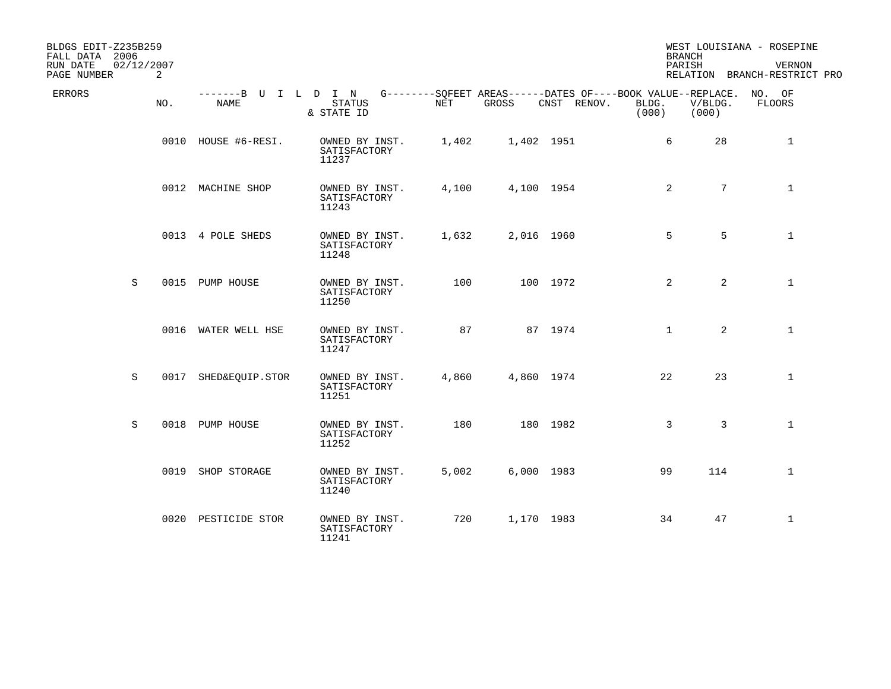BLDGS EDIT-Z235B259
FALL DATA 2006
RUN DATE 02/12/2007
PAGE NUMBER 2

WEST LOUISIANA - ROSEPINE
BRANCH
PARISH VERNON
RELATION BRANCH-RESTRICT PRO

| ERRORS | NO. | BUILDING NAME | STATUS & STATE ID | SQFEET AREAS NET | SQFEET AREAS GROSS | DATES OF CNST | DATES OF RENOV. | BOOK VALUE BLDG. (000) | REPLACE. V/BLDG. (000) | NO. OF FLOORS |
|---|---|---|---|---|---|---|---|---|---|---|
| | 0010 | HOUSE #6-RESI. | OWNED BY INST. SATISFACTORY 11237 | 1,402 | 1,402 | 1951 | | 6 | 28 | 1 |
| | 0012 | MACHINE SHOP | OWNED BY INST. SATISFACTORY 11243 | 4,100 | 4,100 | 1954 | | 2 | 7 | 1 |
| | 0013 | 4 POLE SHEDS | OWNED BY INST. SATISFACTORY 11248 | 1,632 | 2,016 | 1960 | | 5 | 5 | 1 |
| S | 0015 | PUMP HOUSE | OWNED BY INST. SATISFACTORY 11250 | 100 | 100 | 1972 | | 2 | 2 | 1 |
| | 0016 | WATER WELL HSE | OWNED BY INST. SATISFACTORY 11247 | 87 | 87 | 1974 | | 1 | 2 | 1 |
| S | 0017 | SHED&EQUIP.STOR | OWNED BY INST. SATISFACTORY 11251 | 4,860 | 4,860 | 1974 | | 22 | 23 | 1 |
| S | 0018 | PUMP HOUSE | OWNED BY INST. SATISFACTORY 11252 | 180 | 180 | 1982 | | 3 | 3 | 1 |
| | 0019 | SHOP STORAGE | OWNED BY INST. SATISFACTORY 11240 | 5,002 | 6,000 | 1983 | | 99 | 114 | 1 |
| | 0020 | PESTICIDE STOR | OWNED BY INST. SATISFACTORY 11241 | 720 | 1,170 | 1983 | | 34 | 47 | 1 |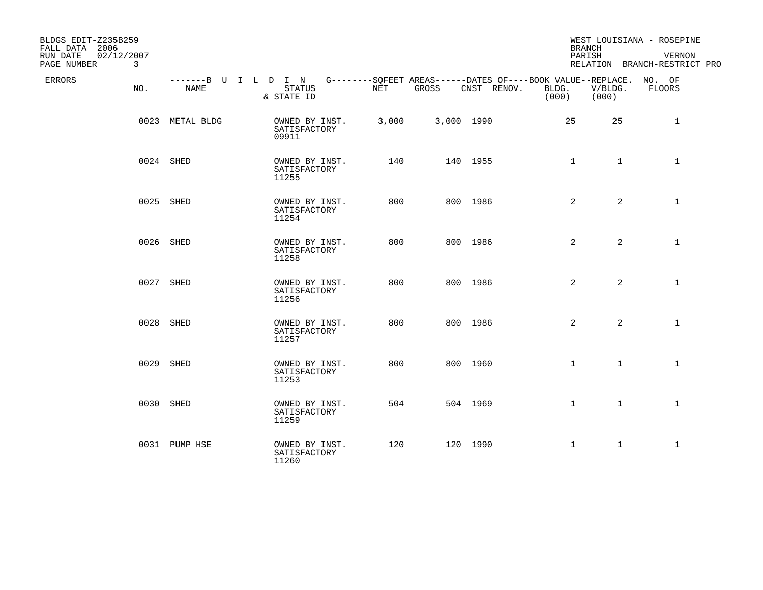BLDGS EDIT-Z235B259
FALL DATA 2006
RUN DATE 02/12/2007
PAGE NUMBER 3

WEST LOUISIANA - ROSEPINE
BRANCH
PARISH VERNON
RELATION BRANCH-RESTRICT PRO

| ERRORS | NO. | NAME | STATUS & STATE ID | NET | GROSS | CNST | RENOV. | BLDG. (000) | REPLACE. V/BLDG. (000) | NO. OF FLOORS |
|---|---|---|---|---|---|---|---|---|---|---|
| | 0023 | METAL BLDG | OWNED BY INST. SATISFACTORY 09911 | 3,000 | 3,000 | 1990 | | 25 | 25 | 1 |
| | 0024 | SHED | OWNED BY INST. SATISFACTORY 11255 | 140 | 140 | 1955 | | 1 | 1 | 1 |
| | 0025 | SHED | OWNED BY INST. SATISFACTORY 11254 | 800 | 800 | 1986 | | 2 | 2 | 1 |
| | 0026 | SHED | OWNED BY INST. SATISFACTORY 11258 | 800 | 800 | 1986 | | 2 | 2 | 1 |
| | 0027 | SHED | OWNED BY INST. SATISFACTORY 11256 | 800 | 800 | 1986 | | 2 | 2 | 1 |
| | 0028 | SHED | OWNED BY INST. SATISFACTORY 11257 | 800 | 800 | 1986 | | 2 | 2 | 1 |
| | 0029 | SHED | OWNED BY INST. SATISFACTORY 11253 | 800 | 800 | 1960 | | 1 | 1 | 1 |
| | 0030 | SHED | OWNED BY INST. SATISFACTORY 11259 | 504 | 504 | 1969 | | 1 | 1 | 1 |
| | 0031 | PUMP HSE | OWNED BY INST. SATISFACTORY 11260 | 120 | 120 | 1990 | | 1 | 1 | 1 |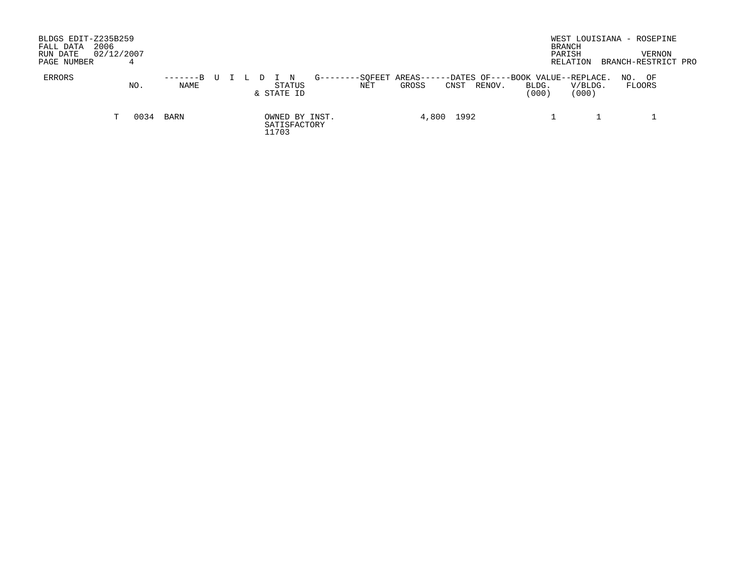BLDGS EDIT-Z235B259
FALL DATA 2006
RUN DATE 02/12/2007
PAGE NUMBER 4

WEST LOUISIANA - ROSEPINE
BRANCH
PARISH VERNON
RELATION BRANCH-RESTRICT PRO

| ERRORS | | NO. | -------B U I L D I N G NAME | STATUS & STATE ID | --------SQFEET AREAS------ NET | GROSS | ---DATES OF---- CNST | RENOV. | --BOOK VALUE-- BLDG. (000) | --REPLACE. V/BLDG. (000) | NO. OF FLOORS |
|---|---|---|---|---|---|---|---|---|---|---|---|
| | T | 0034 | BARN | OWNED BY INST. SATISFACTORY 11703 | | 4,800 | 1992 | | 1 | 1 | 1 |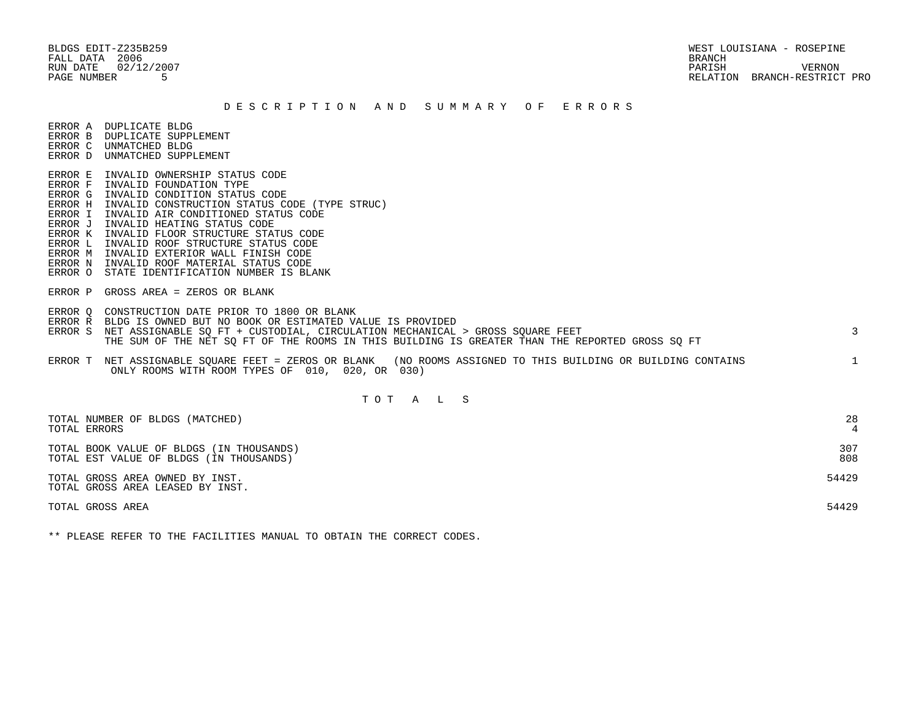BLDGS EDIT-Z235B259
FALL DATA 2006
RUN DATE 02/12/2007
PAGE NUMBER 5

WEST LOUISIANA - ROSEPINE
BRANCH
PARISH VERNON
RELATION BRANCH-RESTRICT PRO

## D E S C R I P T I O N   A N D   S U M M A R Y   O F   E R R O R S

ERROR A DUPLICATE BLDG
ERROR B DUPLICATE SUPPLEMENT
ERROR C UNMATCHED BLDG
ERROR D UNMATCHED SUPPLEMENT

ERROR E INVALID OWNERSHIP STATUS CODE
ERROR F INVALID FOUNDATION TYPE
ERROR G INVALID CONDITION STATUS CODE
ERROR H INVALID CONSTRUCTION STATUS CODE (TYPE STRUC)
ERROR I INVALID AIR CONDITIONED STATUS CODE
ERROR J INVALID HEATING STATUS CODE
ERROR K INVALID FLOOR STRUCTURE STATUS CODE
ERROR L INVALID ROOF STRUCTURE STATUS CODE
ERROR M INVALID EXTERIOR WALL FINISH CODE
ERROR N INVALID ROOF MATERIAL STATUS CODE
ERROR O STATE IDENTIFICATION NUMBER IS BLANK

ERROR P GROSS AREA = ZEROS OR BLANK

ERROR Q CONSTRUCTION DATE PRIOR TO 1800 OR BLANK
ERROR R BLDG IS OWNED BUT NO BOOK OR ESTIMATED VALUE IS PROVIDED
ERROR S NET ASSIGNABLE SQ FT + CUSTODIAL, CIRCULATION MECHANICAL > GROSS SQUARE FEET — 3
THE SUM OF THE NET SQ FT OF THE ROOMS IN THIS BUILDING IS GREATER THAN THE REPORTED GROSS SQ FT

ERROR T NET ASSIGNABLE SQUARE FEET = ZEROS OR BLANK (NO ROOMS ASSIGNED TO THIS BUILDING OR BUILDING CONTAINS ONLY ROOMS WITH ROOM TYPES OF 010, 020, OR 030) — 1

## T O T A L S

| | |
|---|---|
| TOTAL NUMBER OF BLDGS (MATCHED) | 28 |
| TOTAL ERRORS | 4 |
| TOTAL BOOK VALUE OF BLDGS (IN THOUSANDS) | 307 |
| TOTAL EST VALUE OF BLDGS (IN THOUSANDS) | 808 |
| TOTAL GROSS AREA OWNED BY INST. | 54429 |
| TOTAL GROSS AREA LEASED BY INST. | |
| TOTAL GROSS AREA | 54429 |

** PLEASE REFER TO THE FACILITIES MANUAL TO OBTAIN THE CORRECT CODES.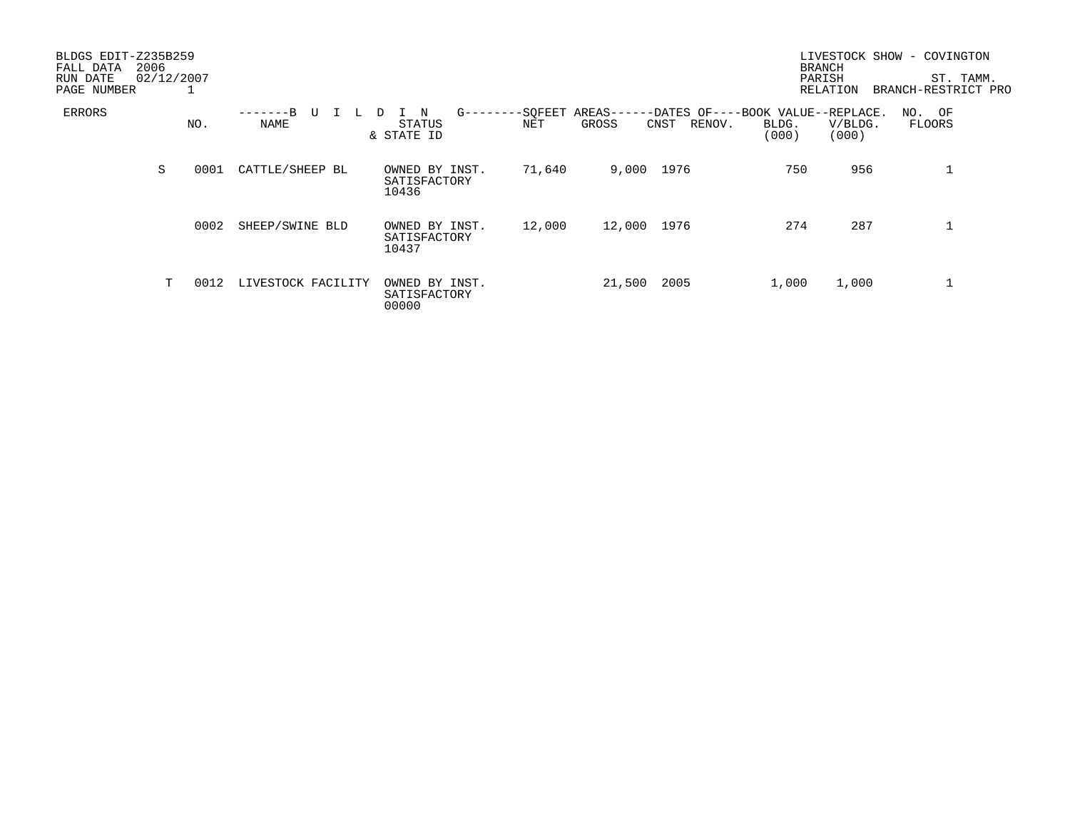BLDGS EDIT-Z235B259
FALL DATA 2006
RUN DATE 02/12/2007
PAGE NUMBER 1

LIVESTOCK SHOW - COVINGTON
BRANCH
PARISH ST. TAMM.
RELATION BRANCH-RESTRICT PRO

| ERRORS | NO. | BUILDING NAME | STATUS & STATE ID | SQFEET AREAS NET | SQFEET AREAS GROSS | DATES OF CNST | DATES OF RENOV. | BOOK VALUE BLDG. (000) | REPLACE. V/BLDG. (000) | NO. OF FLOORS |
|---|---|---|---|---|---|---|---|---|---|---|
| S | 0001 | CATTLE/SHEEP BL | OWNED BY INST. SATISFACTORY 10436 | 71,640 | 9,000 | 1976 | | 750 | 956 | 1 |
| | 0002 | SHEEP/SWINE BLD | OWNED BY INST. SATISFACTORY 10437 | 12,000 | 12,000 | 1976 | | 274 | 287 | 1 |
| T | 0012 | LIVESTOCK FACILITY | OWNED BY INST. SATISFACTORY 00000 | | 21,500 | 2005 | | 1,000 | 1,000 | 1 |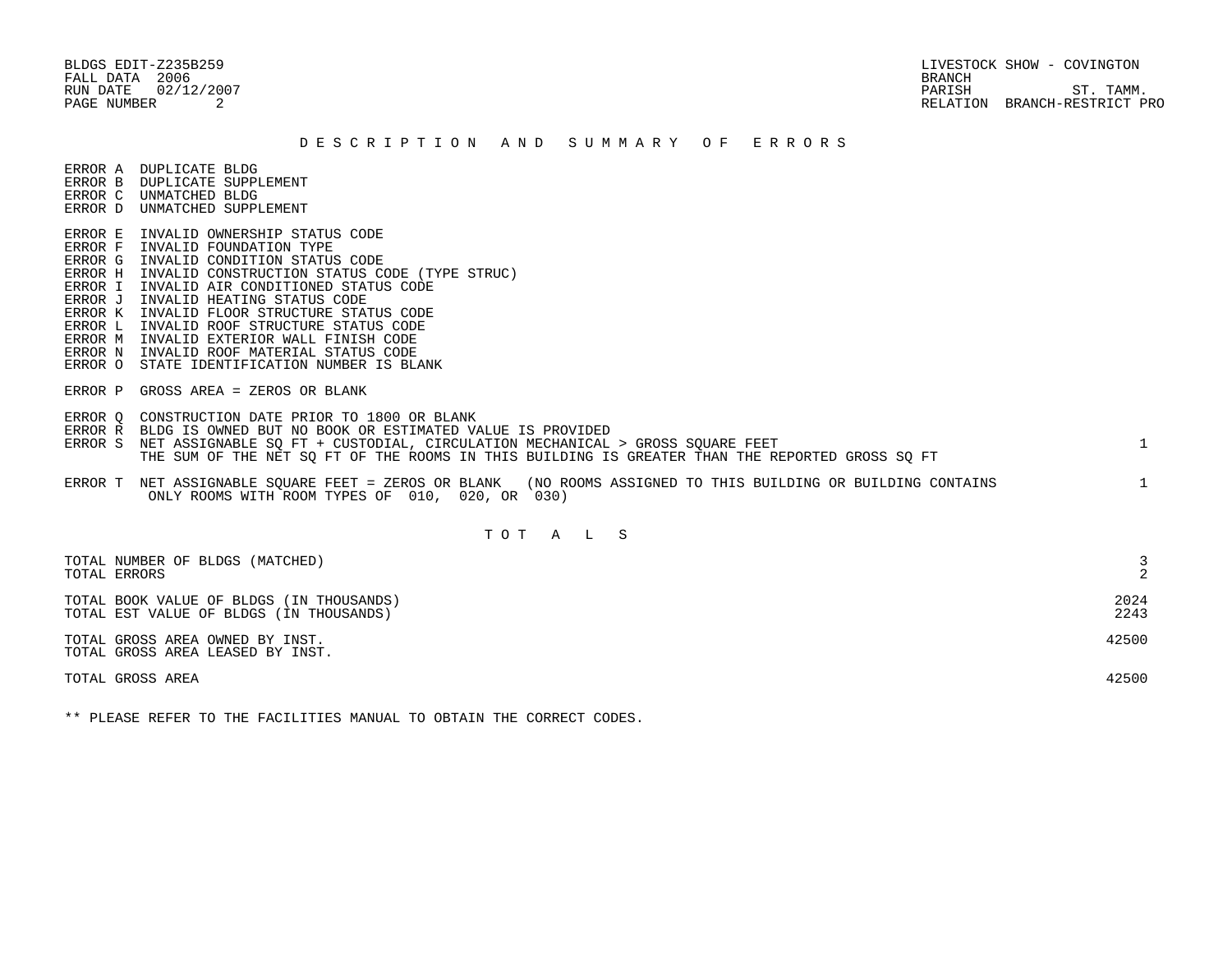BLDGS EDIT-Z235B259
FALL DATA 2006
RUN DATE 02/12/2007
PAGE NUMBER 2

LIVESTOCK SHOW - COVINGTON
BRANCH
PARISH ST. TAMM.
RELATION BRANCH-RESTRICT PRO

## D E S C R I P T I O N   A N D   S U M M A R Y   O F   E R R O R S

ERROR A DUPLICATE BLDG
ERROR B DUPLICATE SUPPLEMENT
ERROR C UNMATCHED BLDG
ERROR D UNMATCHED SUPPLEMENT

ERROR E INVALID OWNERSHIP STATUS CODE
ERROR F INVALID FOUNDATION TYPE
ERROR G INVALID CONDITION STATUS CODE
ERROR H INVALID CONSTRUCTION STATUS CODE (TYPE STRUC)
ERROR I INVALID AIR CONDITIONED STATUS CODE
ERROR J INVALID HEATING STATUS CODE
ERROR K INVALID FLOOR STRUCTURE STATUS CODE
ERROR L INVALID ROOF STRUCTURE STATUS CODE
ERROR M INVALID EXTERIOR WALL FINISH CODE
ERROR N INVALID ROOF MATERIAL STATUS CODE
ERROR O STATE IDENTIFICATION NUMBER IS BLANK

ERROR P GROSS AREA = ZEROS OR BLANK

ERROR Q CONSTRUCTION DATE PRIOR TO 1800 OR BLANK
ERROR R BLDG IS OWNED BUT NO BOOK OR ESTIMATED VALUE IS PROVIDED
ERROR S NET ASSIGNABLE SQ FT + CUSTODIAL, CIRCULATION MECHANICAL > GROSS SQUARE FEET — 1
THE SUM OF THE NET SQ FT OF THE ROOMS IN THIS BUILDING IS GREATER THAN THE REPORTED GROSS SQ FT

ERROR T NET ASSIGNABLE SQUARE FEET = ZEROS OR BLANK (NO ROOMS ASSIGNED TO THIS BUILDING OR BUILDING CONTAINS ONLY ROOMS WITH ROOM TYPES OF 010, 020, OR 030) — 1

## T O T A L S

| | |
|---|---|
| TOTAL NUMBER OF BLDGS (MATCHED) | 3 |
| TOTAL ERRORS | 2 |
| TOTAL BOOK VALUE OF BLDGS (IN THOUSANDS) | 2024 |
| TOTAL EST VALUE OF BLDGS (IN THOUSANDS) | 2243 |
| TOTAL GROSS AREA OWNED BY INST. | 42500 |
| TOTAL GROSS AREA LEASED BY INST. | |
| TOTAL GROSS AREA | 42500 |

** PLEASE REFER TO THE FACILITIES MANUAL TO OBTAIN THE CORRECT CODES.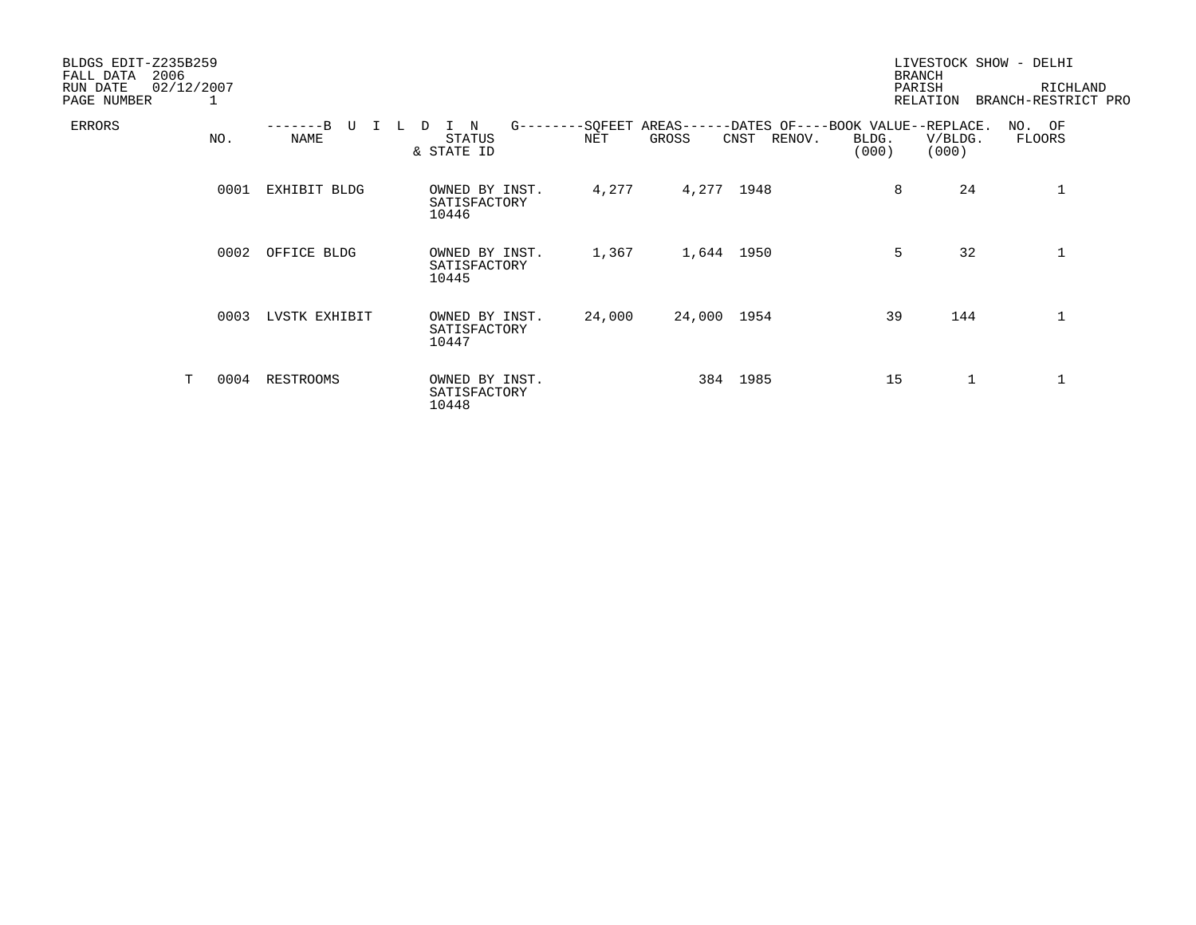BLDGS EDIT-Z235B259
FALL DATA 2006
RUN DATE 02/12/2007
PAGE NUMBER 1

LIVESTOCK SHOW - DELHI
BRANCH
PARISH RICHLAND
RELATION BRANCH-RESTRICT PRO

| ERRORS | BUILDING NO. | BUILDING NAME | STATUS & STATE ID | SQFEET AREAS NET | SQFEET AREAS GROSS | DATES OF CNST | DATES OF RENOV. | BOOK VALUE BLDG. (000) | REPLACE. V/BLDG. (000) | NO. OF FLOORS |
|---|---|---|---|---|---|---|---|---|---|---|
| | 0001 | EXHIBIT BLDG | OWNED BY INST. SATISFACTORY 10446 | 4,277 | 4,277 | 1948 | | 8 | 24 | 1 |
| | 0002 | OFFICE BLDG | OWNED BY INST. SATISFACTORY 10445 | 1,367 | 1,644 | 1950 | | 5 | 32 | 1 |
| | 0003 | LVSTK EXHIBIT | OWNED BY INST. SATISFACTORY 10447 | 24,000 | 24,000 | 1954 | | 39 | 144 | 1 |
| T | 0004 | RESTROOMS | OWNED BY INST. SATISFACTORY 10448 | | 384 | 1985 | | 15 | 1 | 1 |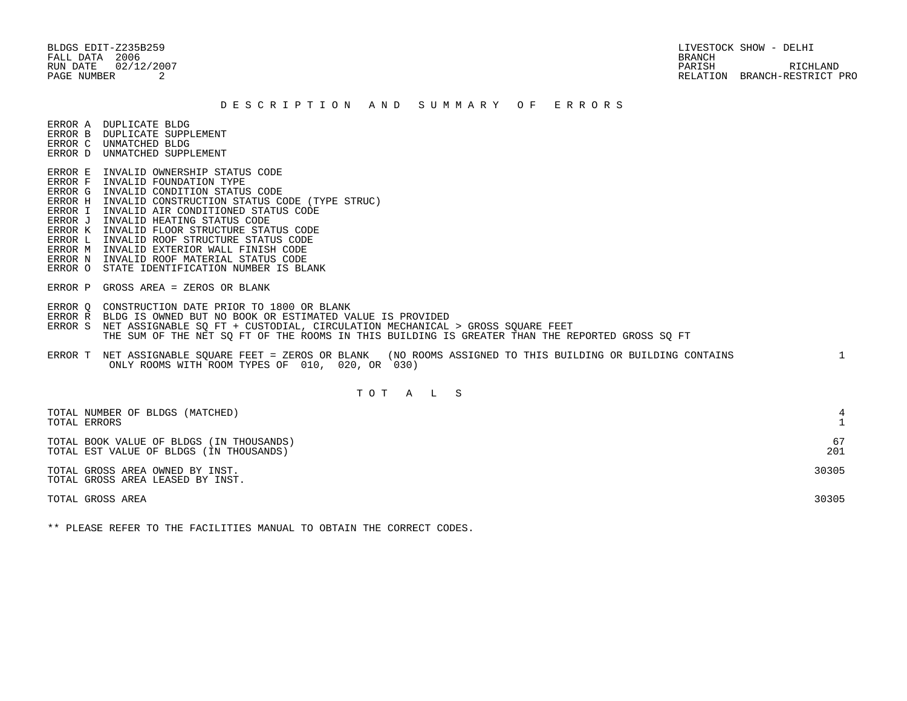BLDGS EDIT-Z235B259
FALL DATA 2006
RUN DATE 02/12/2007
PAGE NUMBER 2

LIVESTOCK SHOW - DELHI
BRANCH
PARISH RICHLAND
RELATION BRANCH-RESTRICT PRO

## D E S C R I P T I O N   A N D   S U M M A R Y   O F   E R R O R S

ERROR A DUPLICATE BLDG
ERROR B DUPLICATE SUPPLEMENT
ERROR C UNMATCHED BLDG
ERROR D UNMATCHED SUPPLEMENT

ERROR E INVALID OWNERSHIP STATUS CODE
ERROR F INVALID FOUNDATION TYPE
ERROR G INVALID CONDITION STATUS CODE
ERROR H INVALID CONSTRUCTION STATUS CODE (TYPE STRUC)
ERROR I INVALID AIR CONDITIONED STATUS CODE
ERROR J INVALID HEATING STATUS CODE
ERROR K INVALID FLOOR STRUCTURE STATUS CODE
ERROR L INVALID ROOF STRUCTURE STATUS CODE
ERROR M INVALID EXTERIOR WALL FINISH CODE
ERROR N INVALID ROOF MATERIAL STATUS CODE
ERROR O STATE IDENTIFICATION NUMBER IS BLANK

ERROR P GROSS AREA = ZEROS OR BLANK

ERROR Q CONSTRUCTION DATE PRIOR TO 1800 OR BLANK
ERROR R BLDG IS OWNED BUT NO BOOK OR ESTIMATED VALUE IS PROVIDED
ERROR S NET ASSIGNABLE SQ FT + CUSTODIAL, CIRCULATION MECHANICAL > GROSS SQUARE FEET
THE SUM OF THE NET SQ FT OF THE ROOMS IN THIS BUILDING IS GREATER THAN THE REPORTED GROSS SQ FT

ERROR T NET ASSIGNABLE SQUARE FEET = ZEROS OR BLANK (NO ROOMS ASSIGNED TO THIS BUILDING OR BUILDING CONTAINS ONLY ROOMS WITH ROOM TYPES OF 010, 020, OR 030) — 1

## T O T A L S

| | |
|---|---|
| TOTAL NUMBER OF BLDGS (MATCHED) | 4 |
| TOTAL ERRORS | 1 |
| TOTAL BOOK VALUE OF BLDGS (IN THOUSANDS) | 67 |
| TOTAL EST VALUE OF BLDGS (IN THOUSANDS) | 201 |
| TOTAL GROSS AREA OWNED BY INST. | 30305 |
| TOTAL GROSS AREA LEASED BY INST. | |
| TOTAL GROSS AREA | 30305 |

** PLEASE REFER TO THE FACILITIES MANUAL TO OBTAIN THE CORRECT CODES.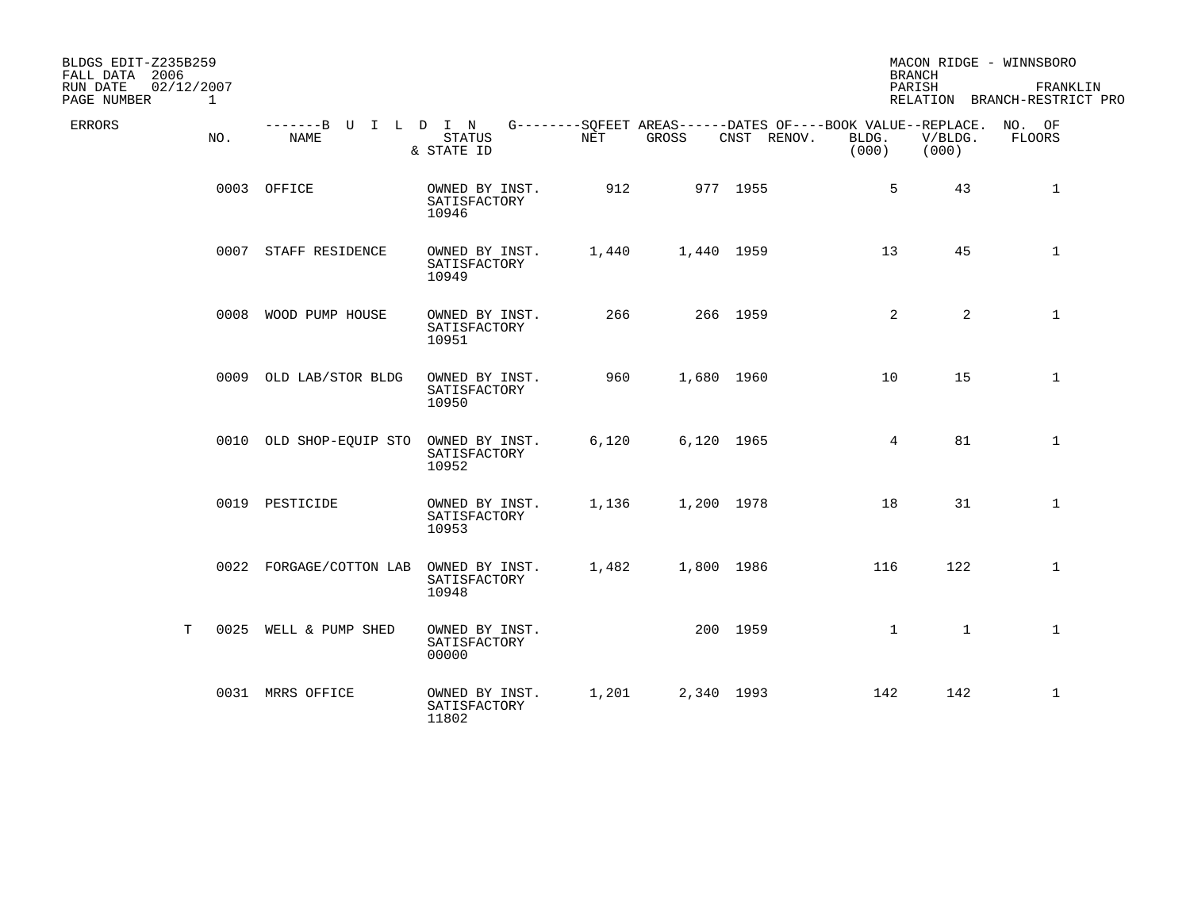BLDGS EDIT-Z235B259
FALL DATA 2006
RUN DATE 02/12/2007
PAGE NUMBER 1

MACON RIDGE - WINNSBORO
BRANCH
PARISH FRANKLIN
RELATION BRANCH-RESTRICT PRO

| ERRORS | NO. | NAME | STATUS & STATE ID | NET | GROSS | CNST | RENOV. | BOOK VALUE BLDG. (000) | REPLACE. V/BLDG. (000) | NO. OF FLOORS |
|---|---|---|---|---|---|---|---|---|---|---|
| | 0003 | OFFICE | OWNED BY INST. SATISFACTORY 10946 | 912 | 977 | 1955 | | 5 | 43 | 1 |
| | 0007 | STAFF RESIDENCE | OWNED BY INST. SATISFACTORY 10949 | 1,440 | 1,440 | 1959 | | 13 | 45 | 1 |
| | 0008 | WOOD PUMP HOUSE | OWNED BY INST. SATISFACTORY 10951 | 266 | 266 | 1959 | | 2 | 2 | 1 |
| | 0009 | OLD LAB/STOR BLDG | OWNED BY INST. SATISFACTORY 10950 | 960 | 1,680 | 1960 | | 10 | 15 | 1 |
| | 0010 | OLD SHOP-EQUIP STO | OWNED BY INST. SATISFACTORY 10952 | 6,120 | 6,120 | 1965 | | 4 | 81 | 1 |
| | 0019 | PESTICIDE | OWNED BY INST. SATISFACTORY 10953 | 1,136 | 1,200 | 1978 | | 18 | 31 | 1 |
| | 0022 | FORGAGE/COTTON LAB | OWNED BY INST. SATISFACTORY 10948 | 1,482 | 1,800 | 1986 | | 116 | 122 | 1 |
| T | 0025 | WELL & PUMP SHED | OWNED BY INST. SATISFACTORY 00000 | | 200 | 1959 | | 1 | 1 | 1 |
| | 0031 | MRRS OFFICE | OWNED BY INST. SATISFACTORY 11802 | 1,201 | 2,340 | 1993 | | 142 | 142 | 1 |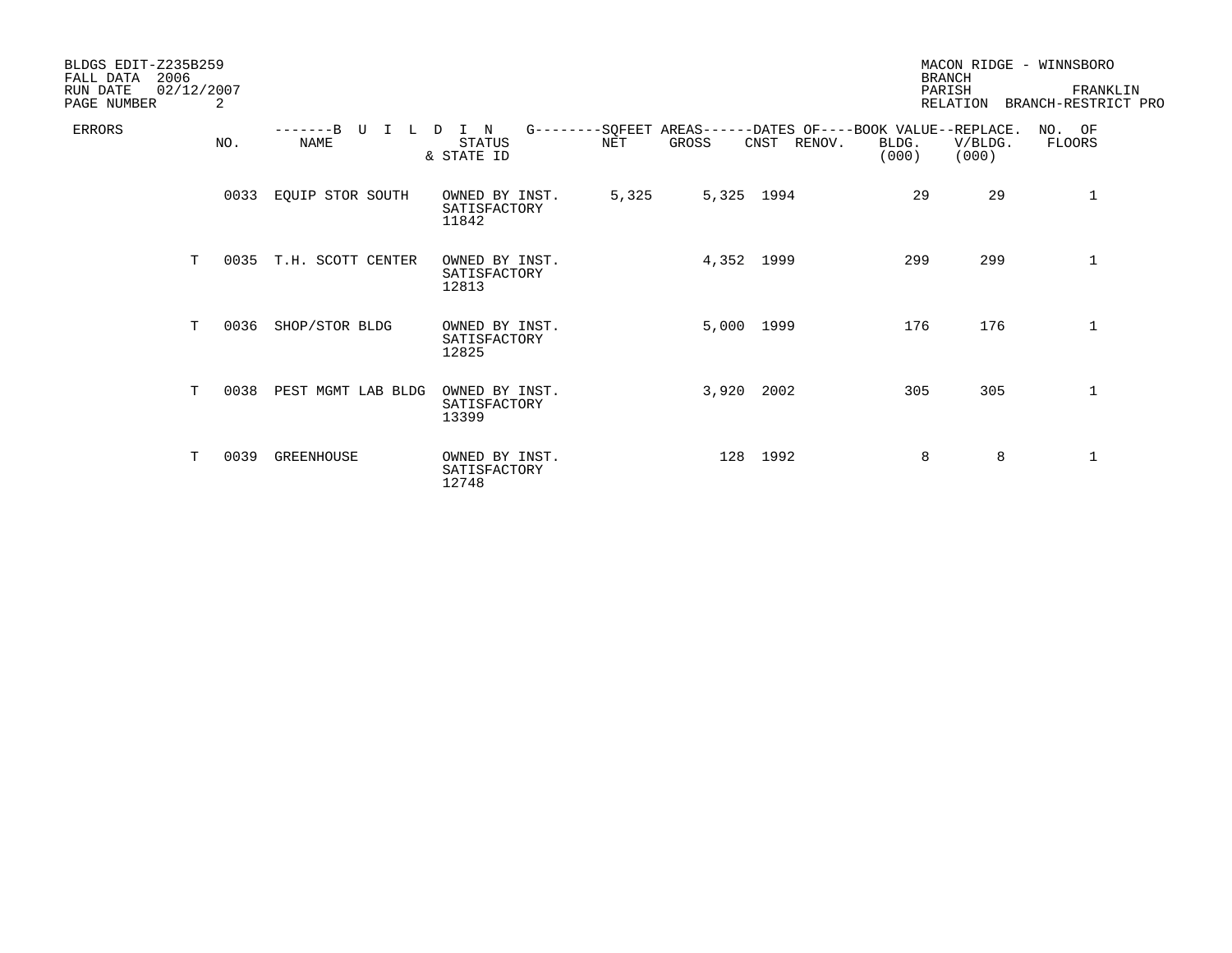BLDGS EDIT-Z235B259
FALL DATA 2006
RUN DATE 02/12/2007
PAGE NUMBER 2

MACON RIDGE - WINNSBORO
BRANCH
PARISH FRANKLIN
RELATION BRANCH-RESTRICT PRO

| ERRORS | NO. | BUILDING NAME | STATUS & STATE ID | SQFEET AREAS NET | SQFEET AREAS GROSS | DATES OF CNST | DATES OF RENOV. | BOOK VALUE BLDG. (000) | REPLACE. V/BLDG. (000) | NO. OF FLOORS |
|---|---|---|---|---|---|---|---|---|---|---|
| | 0033 | EQUIP STOR SOUTH | OWNED BY INST. SATISFACTORY 11842 | 5,325 | 5,325 | 1994 | | 29 | 29 | 1 |
| T | 0035 | T.H. SCOTT CENTER | OWNED BY INST. SATISFACTORY 12813 | | 4,352 | 1999 | | 299 | 299 | 1 |
| T | 0036 | SHOP/STOR BLDG | OWNED BY INST. SATISFACTORY 12825 | | 5,000 | 1999 | | 176 | 176 | 1 |
| T | 0038 | PEST MGMT LAB BLDG | OWNED BY INST. SATISFACTORY 13399 | | 3,920 | 2002 | | 305 | 305 | 1 |
| T | 0039 | GREENHOUSE | OWNED BY INST. SATISFACTORY 12748 | | 128 | 1992 | | 8 | 8 | 1 |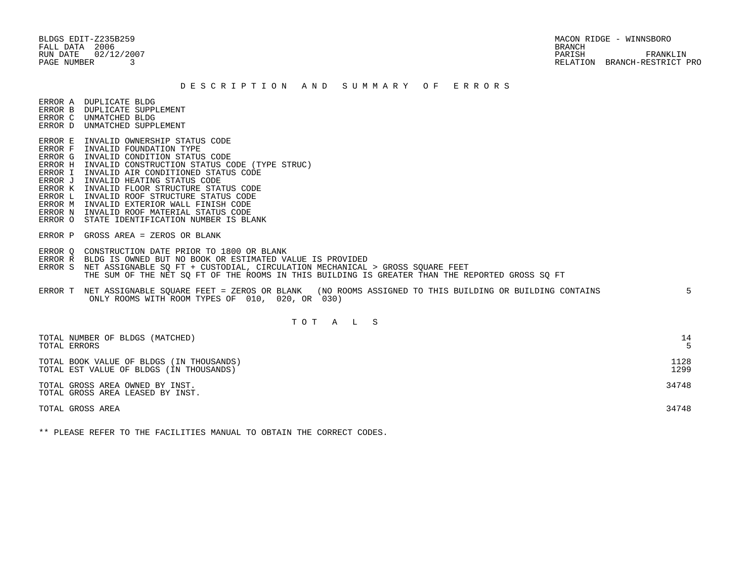BLDGS EDIT-Z235B259
FALL DATA 2006
RUN DATE 02/12/2007
PAGE NUMBER 3

MACON RIDGE - WINNSBORO
BRANCH
PARISH FRANKLIN
RELATION BRANCH-RESTRICT PRO

## D E S C R I P T I O N   A N D   S U M M A R Y   O F   E R R O R S

ERROR A DUPLICATE BLDG
ERROR B DUPLICATE SUPPLEMENT
ERROR C UNMATCHED BLDG
ERROR D UNMATCHED SUPPLEMENT

ERROR E INVALID OWNERSHIP STATUS CODE
ERROR F INVALID FOUNDATION TYPE
ERROR G INVALID CONDITION STATUS CODE
ERROR H INVALID CONSTRUCTION STATUS CODE (TYPE STRUC)
ERROR I INVALID AIR CONDITIONED STATUS CODE
ERROR J INVALID HEATING STATUS CODE
ERROR K INVALID FLOOR STRUCTURE STATUS CODE
ERROR L INVALID ROOF STRUCTURE STATUS CODE
ERROR M INVALID EXTERIOR WALL FINISH CODE
ERROR N INVALID ROOF MATERIAL STATUS CODE
ERROR O STATE IDENTIFICATION NUMBER IS BLANK

ERROR P GROSS AREA = ZEROS OR BLANK

ERROR Q CONSTRUCTION DATE PRIOR TO 1800 OR BLANK
ERROR R BLDG IS OWNED BUT NO BOOK OR ESTIMATED VALUE IS PROVIDED
ERROR S NET ASSIGNABLE SQ FT + CUSTODIAL, CIRCULATION MECHANICAL > GROSS SQUARE FEET
THE SUM OF THE NET SQ FT OF THE ROOMS IN THIS BUILDING IS GREATER THAN THE REPORTED GROSS SQ FT

ERROR T NET ASSIGNABLE SQUARE FEET = ZEROS OR BLANK (NO ROOMS ASSIGNED TO THIS BUILDING OR BUILDING CONTAINS ONLY ROOMS WITH ROOM TYPES OF 010, 020, OR 030) — 5

## T O T A L S

| | |
|---|---|
| TOTAL NUMBER OF BLDGS (MATCHED) | 14 |
| TOTAL ERRORS | 5 |
| TOTAL BOOK VALUE OF BLDGS (IN THOUSANDS) | 1128 |
| TOTAL EST VALUE OF BLDGS (IN THOUSANDS) | 1299 |
| TOTAL GROSS AREA OWNED BY INST. | 34748 |
| TOTAL GROSS AREA LEASED BY INST. | |
| TOTAL GROSS AREA | 34748 |

** PLEASE REFER TO THE FACILITIES MANUAL TO OBTAIN THE CORRECT CODES.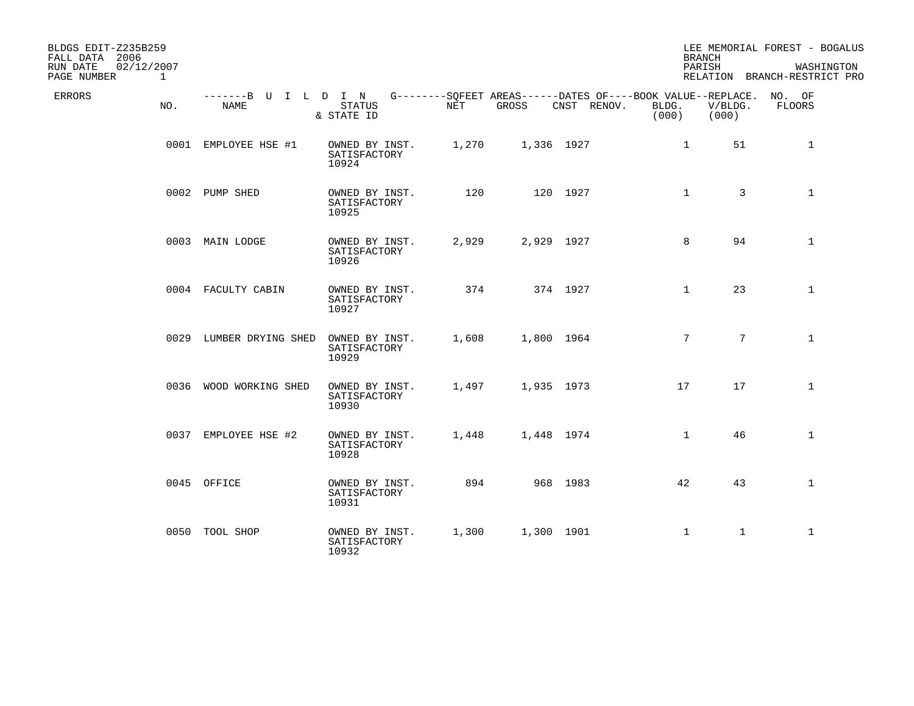BLDGS EDIT-Z235B259
FALL DATA 2006
RUN DATE 02/12/2007
PAGE NUMBER 1

LEE MEMORIAL FOREST - BOGALUS
BRANCH
PARISH WASHINGTON
RELATION BRANCH-RESTRICT PRO

| ERRORS | NO. | NAME | STATUS & STATE ID | NET | GROSS | CNST | RENOV. | BOOK VALUE BLDG. (000) | REPLACE. V/BLDG. (000) | NO. OF FLOORS |
|---|---|---|---|---|---|---|---|---|---|---|
| | 0001 | EMPLOYEE HSE #1 | OWNED BY INST. SATISFACTORY 10924 | 1,270 | 1,336 | 1927 | | 1 | 51 | 1 |
| | 0002 | PUMP SHED | OWNED BY INST. SATISFACTORY 10925 | 120 | 120 | 1927 | | 1 | 3 | 1 |
| | 0003 | MAIN LODGE | OWNED BY INST. SATISFACTORY 10926 | 2,929 | 2,929 | 1927 | | 8 | 94 | 1 |
| | 0004 | FACULTY CABIN | OWNED BY INST. SATISFACTORY 10927 | 374 | 374 | 1927 | | 1 | 23 | 1 |
| | 0029 | LUMBER DRYING SHED | OWNED BY INST. SATISFACTORY 10929 | 1,608 | 1,800 | 1964 | | 7 | 7 | 1 |
| | 0036 | WOOD WORKING SHED | OWNED BY INST. SATISFACTORY 10930 | 1,497 | 1,935 | 1973 | | 17 | 17 | 1 |
| | 0037 | EMPLOYEE HSE #2 | OWNED BY INST. SATISFACTORY 10928 | 1,448 | 1,448 | 1974 | | 1 | 46 | 1 |
| | 0045 | OFFICE | OWNED BY INST. SATISFACTORY 10931 | 894 | 968 | 1983 | | 42 | 43 | 1 |
| | 0050 | TOOL SHOP | OWNED BY INST. SATISFACTORY 10932 | 1,300 | 1,300 | 1901 | | 1 | 1 | 1 |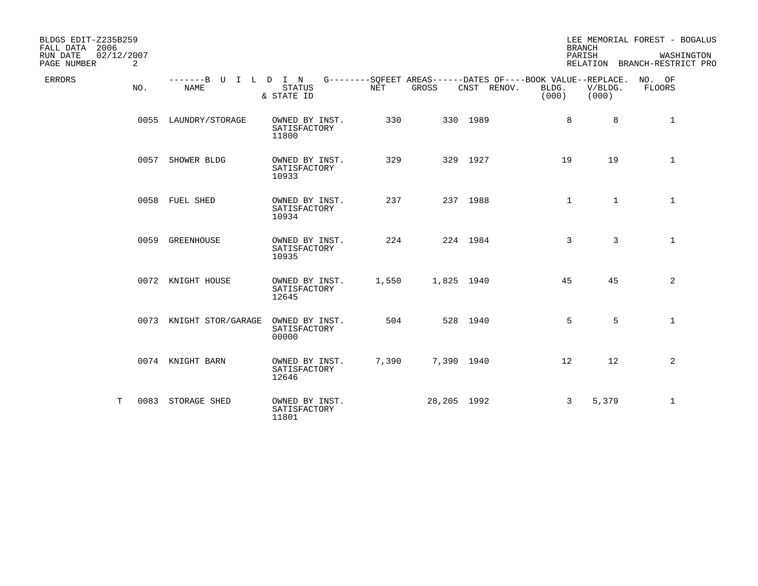BLDGS EDIT-Z235B259
FALL DATA 2006
RUN DATE 02/12/2007
PAGE NUMBER 2

LEE MEMORIAL FOREST - BOGALUS
BRANCH
PARISH WASHINGTON
RELATION BRANCH-RESTRICT PRO

| ERRORS | NO. | NAME | STATUS & STATE ID | NET | GROSS | CNST | RENOV. | BOOK VALUE BLDG. (000) | REPLACE. V/BLDG. (000) | NO. OF FLOORS |
|---|---|---|---|---|---|---|---|---|---|---|
| | 0055 | LAUNDRY/STORAGE | OWNED BY INST. SATISFACTORY 11800 | 330 | 330 | 1989 | | 8 | 8 | 1 |
| | 0057 | SHOWER BLDG | OWNED BY INST. SATISFACTORY 10933 | 329 | 329 | 1927 | | 19 | 19 | 1 |
| | 0058 | FUEL SHED | OWNED BY INST. SATISFACTORY 10934 | 237 | 237 | 1988 | | 1 | 1 | 1 |
| | 0059 | GREENHOUSE | OWNED BY INST. SATISFACTORY 10935 | 224 | 224 | 1984 | | 3 | 3 | 1 |
| | 0072 | KNIGHT HOUSE | OWNED BY INST. SATISFACTORY 12645 | 1,550 | 1,825 | 1940 | | 45 | 45 | 2 |
| | 0073 | KNIGHT STOR/GARAGE | OWNED BY INST. SATISFACTORY 00000 | 504 | 528 | 1940 | | 5 | 5 | 1 |
| | 0074 | KNIGHT BARN | OWNED BY INST. SATISFACTORY 12646 | 7,390 | 7,390 | 1940 | | 12 | 12 | 2 |
| T | 0083 | STORAGE SHED | OWNED BY INST. SATISFACTORY 11801 | | 28,205 | 1992 | | 3 | 5,379 | 1 |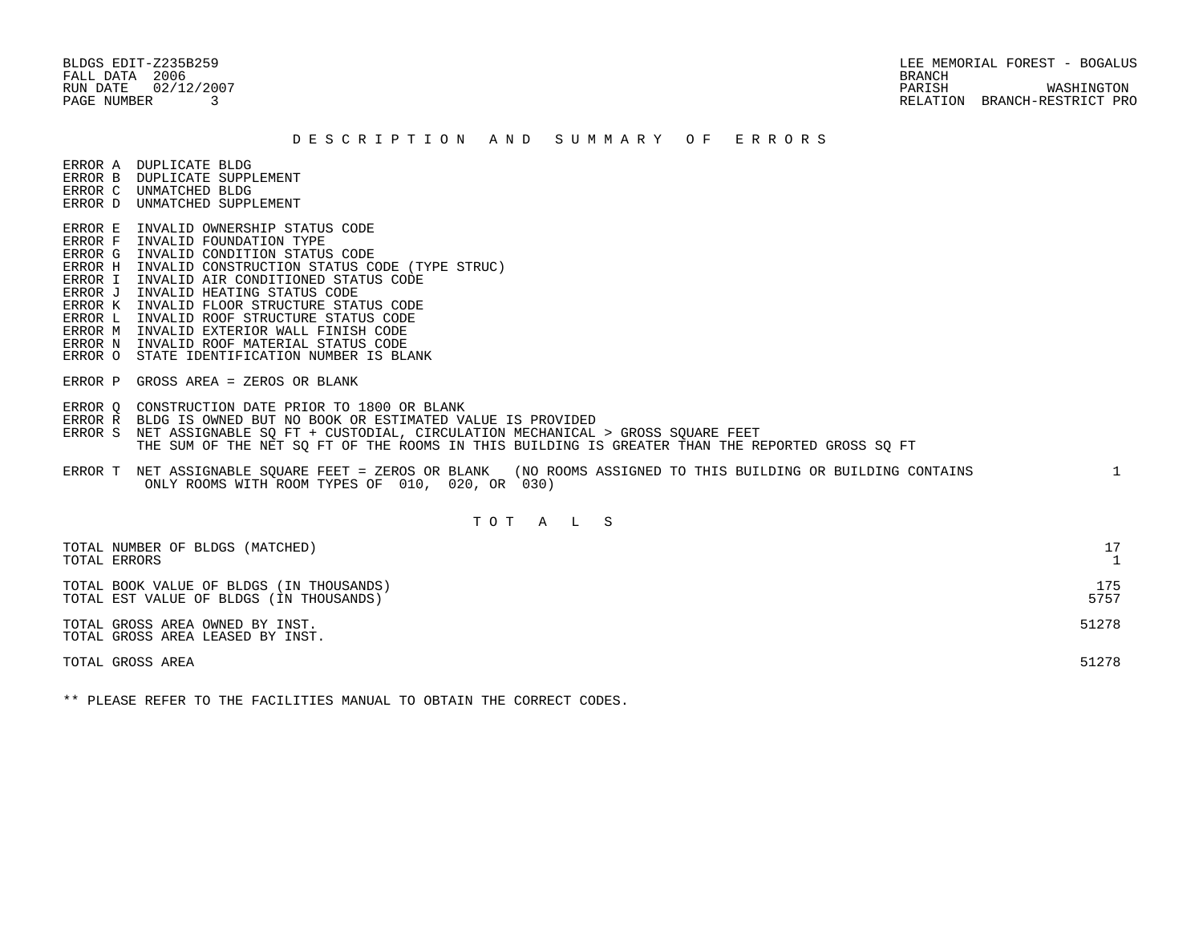BLDGS EDIT-Z235B259
FALL DATA 2006
RUN DATE 02/12/2007
PAGE NUMBER 3

LEE MEMORIAL FOREST - BOGALUS
BRANCH
PARISH WASHINGTON
RELATION BRANCH-RESTRICT PRO

## D E S C R I P T I O N   A N D   S U M M A R Y   O F   E R R O R S

ERROR A DUPLICATE BLDG
ERROR B DUPLICATE SUPPLEMENT
ERROR C UNMATCHED BLDG
ERROR D UNMATCHED SUPPLEMENT

ERROR E INVALID OWNERSHIP STATUS CODE
ERROR F INVALID FOUNDATION TYPE
ERROR G INVALID CONDITION STATUS CODE
ERROR H INVALID CONSTRUCTION STATUS CODE (TYPE STRUC)
ERROR I INVALID AIR CONDITIONED STATUS CODE
ERROR J INVALID HEATING STATUS CODE
ERROR K INVALID FLOOR STRUCTURE STATUS CODE
ERROR L INVALID ROOF STRUCTURE STATUS CODE
ERROR M INVALID EXTERIOR WALL FINISH CODE
ERROR N INVALID ROOF MATERIAL STATUS CODE
ERROR O STATE IDENTIFICATION NUMBER IS BLANK

ERROR P GROSS AREA = ZEROS OR BLANK

ERROR Q CONSTRUCTION DATE PRIOR TO 1800 OR BLANK
ERROR R BLDG IS OWNED BUT NO BOOK OR ESTIMATED VALUE IS PROVIDED
ERROR S NET ASSIGNABLE SQ FT + CUSTODIAL, CIRCULATION MECHANICAL > GROSS SQUARE FEET
THE SUM OF THE NET SQ FT OF THE ROOMS IN THIS BUILDING IS GREATER THAN THE REPORTED GROSS SQ FT

ERROR T NET ASSIGNABLE SQUARE FEET = ZEROS OR BLANK (NO ROOMS ASSIGNED TO THIS BUILDING OR BUILDING CONTAINS ONLY ROOMS WITH ROOM TYPES OF 010, 020, OR 030) — 1

## T O T A L S

| | |
|---|---|
| TOTAL NUMBER OF BLDGS (MATCHED) | 17 |
| TOTAL ERRORS | 1 |
| TOTAL BOOK VALUE OF BLDGS (IN THOUSANDS) | 175 |
| TOTAL EST VALUE OF BLDGS (IN THOUSANDS) | 5757 |
| TOTAL GROSS AREA OWNED BY INST. | 51278 |
| TOTAL GROSS AREA LEASED BY INST. | |
| TOTAL GROSS AREA | 51278 |

** PLEASE REFER TO THE FACILITIES MANUAL TO OBTAIN THE CORRECT CODES.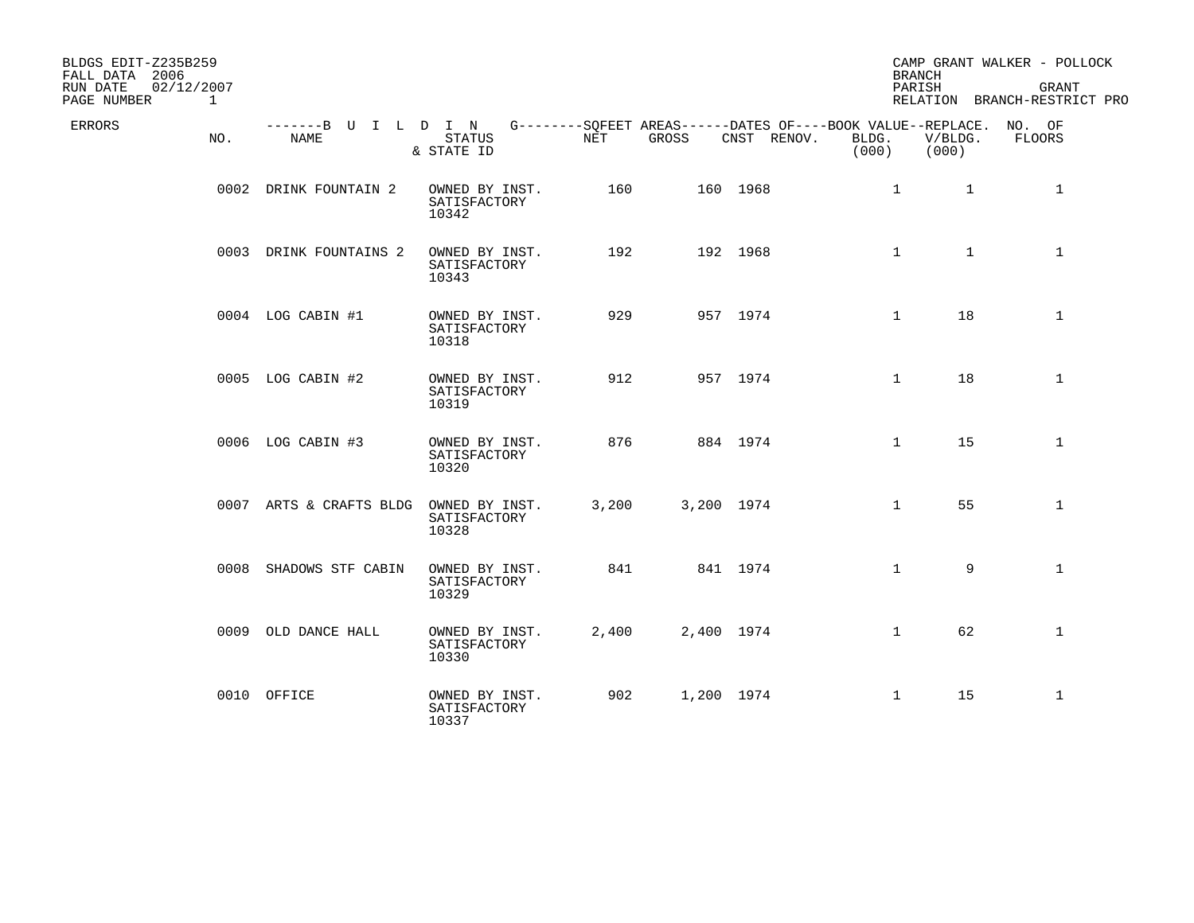BLDGS EDIT-Z235B259
FALL DATA 2006
RUN DATE 02/12/2007
PAGE NUMBER 1

CAMP GRANT WALKER - POLLOCK
BRANCH
PARISH GRANT
RELATION BRANCH-RESTRICT PRO

| ERRORS | NO. | BUILDING NAME | STATUS & STATE ID | SQFEET AREAS NET | SQFEET AREAS GROSS | DATES OF CNST | DATES OF RENOV. | BOOK VALUE BLDG. (000) | REPLACE. V/BLDG. (000) | NO. OF FLOORS |
|---|---|---|---|---|---|---|---|---|---|---|
| | 0002 | DRINK FOUNTAIN 2 | OWNED BY INST. SATISFACTORY 10342 | 160 | 160 | 1968 | | 1 | 1 | 1 |
| | 0003 | DRINK FOUNTAINS 2 | OWNED BY INST. SATISFACTORY 10343 | 192 | 192 | 1968 | | 1 | 1 | 1 |
| | 0004 | LOG CABIN #1 | OWNED BY INST. SATISFACTORY 10318 | 929 | 957 | 1974 | | 1 | 18 | 1 |
| | 0005 | LOG CABIN #2 | OWNED BY INST. SATISFACTORY 10319 | 912 | 957 | 1974 | | 1 | 18 | 1 |
| | 0006 | LOG CABIN #3 | OWNED BY INST. SATISFACTORY 10320 | 876 | 884 | 1974 | | 1 | 15 | 1 |
| | 0007 | ARTS & CRAFTS BLDG | OWNED BY INST. SATISFACTORY 10328 | 3,200 | 3,200 | 1974 | | 1 | 55 | 1 |
| | 0008 | SHADOWS STF CABIN | OWNED BY INST. SATISFACTORY 10329 | 841 | 841 | 1974 | | 1 | 9 | 1 |
| | 0009 | OLD DANCE HALL | OWNED BY INST. SATISFACTORY 10330 | 2,400 | 2,400 | 1974 | | 1 | 62 | 1 |
| | 0010 | OFFICE | OWNED BY INST. SATISFACTORY 10337 | 902 | 1,200 | 1974 | | 1 | 15 | 1 |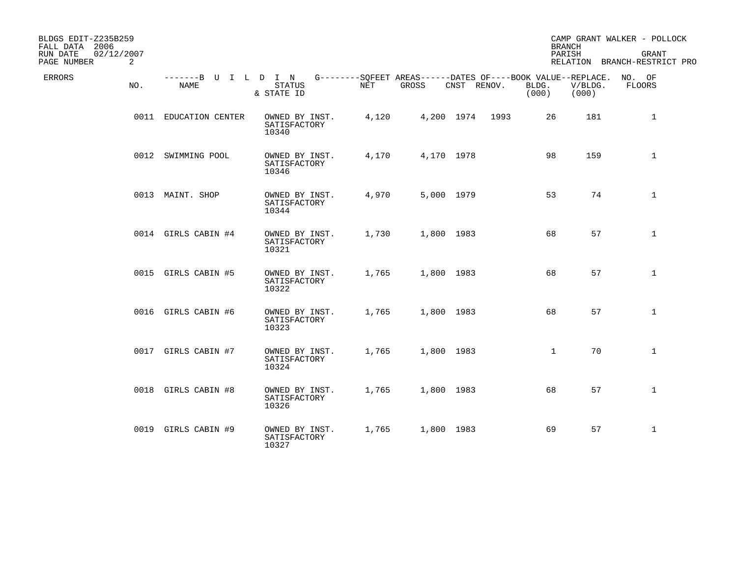BLDGS EDIT-Z235B259
FALL DATA 2006
RUN DATE 02/12/2007
PAGE NUMBER 2

CAMP GRANT WALKER - POLLOCK
BRANCH
PARISH GRANT
RELATION BRANCH-RESTRICT PRO

| ERRORS | NO. | NAME | STATUS & STATE ID | NET | GROSS | CNST | RENOV. | BLDG. (000) | V/BLDG. (000) | NO. OF FLOORS |
|---|---|---|---|---|---|---|---|---|---|---|
| | 0011 | EDUCATION CENTER | OWNED BY INST. SATISFACTORY 10340 | 4,120 | 4,200 | 1974 | 1993 | 26 | 181 | 1 |
| | 0012 | SWIMMING POOL | OWNED BY INST. SATISFACTORY 10346 | 4,170 | 4,170 | 1978 | | 98 | 159 | 1 |
| | 0013 | MAINT. SHOP | OWNED BY INST. SATISFACTORY 10344 | 4,970 | 5,000 | 1979 | | 53 | 74 | 1 |
| | 0014 | GIRLS CABIN #4 | OWNED BY INST. SATISFACTORY 10321 | 1,730 | 1,800 | 1983 | | 68 | 57 | 1 |
| | 0015 | GIRLS CABIN #5 | OWNED BY INST. SATISFACTORY 10322 | 1,765 | 1,800 | 1983 | | 68 | 57 | 1 |
| | 0016 | GIRLS CABIN #6 | OWNED BY INST. SATISFACTORY 10323 | 1,765 | 1,800 | 1983 | | 68 | 57 | 1 |
| | 0017 | GIRLS CABIN #7 | OWNED BY INST. SATISFACTORY 10324 | 1,765 | 1,800 | 1983 | | 1 | 70 | 1 |
| | 0018 | GIRLS CABIN #8 | OWNED BY INST. SATISFACTORY 10326 | 1,765 | 1,800 | 1983 | | 68 | 57 | 1 |
| | 0019 | GIRLS CABIN #9 | OWNED BY INST. SATISFACTORY 10327 | 1,765 | 1,800 | 1983 | | 69 | 57 | 1 |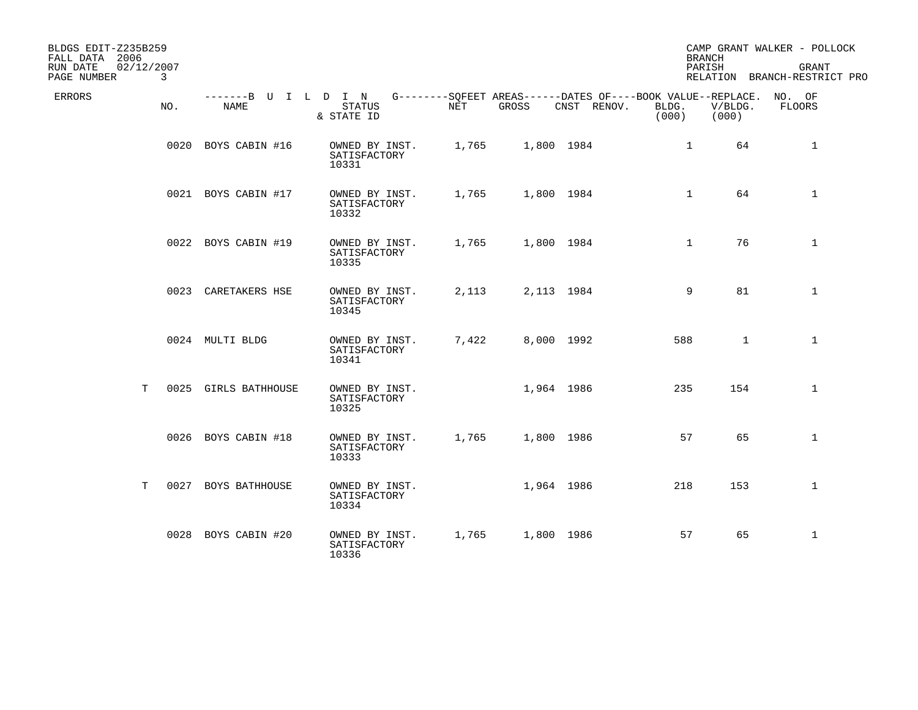BLDGS EDIT-Z235B259
FALL DATA 2006
RUN DATE 02/12/2007
PAGE NUMBER 3

CAMP GRANT WALKER - POLLOCK
BRANCH
PARISH GRANT
RELATION BRANCH-RESTRICT PRO

| ERRORS | NO. | NAME | STATUS & STATE ID | NET | GROSS | CNST | RENOV. | BOOK VALUE BLDG. (000) | REPLACE. V/BLDG. (000) | NO. OF FLOORS |
|---|---|---|---|---|---|---|---|---|---|---|
| | 0020 | BOYS CABIN #16 | OWNED BY INST. SATISFACTORY 10331 | 1,765 | 1,800 | 1984 | | 1 | 64 | 1 |
| | 0021 | BOYS CABIN #17 | OWNED BY INST. SATISFACTORY 10332 | 1,765 | 1,800 | 1984 | | 1 | 64 | 1 |
| | 0022 | BOYS CABIN #19 | OWNED BY INST. SATISFACTORY 10335 | 1,765 | 1,800 | 1984 | | 1 | 76 | 1 |
| | 0023 | CARETAKERS HSE | OWNED BY INST. SATISFACTORY 10345 | 2,113 | 2,113 | 1984 | | 9 | 81 | 1 |
| | 0024 | MULTI BLDG | OWNED BY INST. SATISFACTORY 10341 | 7,422 | 8,000 | 1992 | | 588 | 1 | 1 |
| T | 0025 | GIRLS BATHHOUSE | OWNED BY INST. SATISFACTORY 10325 | | 1,964 | 1986 | | 235 | 154 | 1 |
| | 0026 | BOYS CABIN #18 | OWNED BY INST. SATISFACTORY 10333 | 1,765 | 1,800 | 1986 | | 57 | 65 | 1 |
| T | 0027 | BOYS BATHHOUSE | OWNED BY INST. SATISFACTORY 10334 | | 1,964 | 1986 | | 218 | 153 | 1 |
| | 0028 | BOYS CABIN #20 | OWNED BY INST. SATISFACTORY 10336 | 1,765 | 1,800 | 1986 | | 57 | 65 | 1 |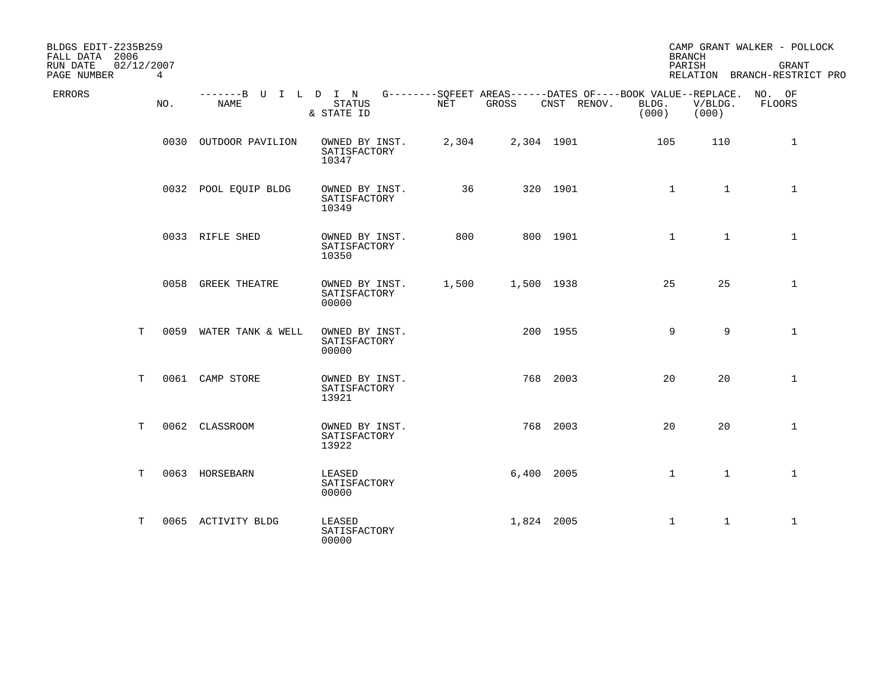BLDGS EDIT-Z235B259
FALL DATA 2006
RUN DATE 02/12/2007
PAGE NUMBER 4

CAMP GRANT WALKER - POLLOCK
BRANCH
PARISH GRANT
RELATION BRANCH-RESTRICT PRO

| ERRORS | NO. | NAME | STATUS & STATE ID | NET | GROSS | CNST | RENOV. | BLDG. (000) | V/BLDG. (000) | NO. OF FLOORS |
|---|---|---|---|---|---|---|---|---|---|---|
| | 0030 | OUTDOOR PAVILION | OWNED BY INST. SATISFACTORY 10347 | 2,304 | 2,304 | 1901 | | 105 | 110 | 1 |
| | 0032 | POOL EQUIP BLDG | OWNED BY INST. SATISFACTORY 10349 | 36 | 320 | 1901 | | 1 | 1 | 1 |
| | 0033 | RIFLE SHED | OWNED BY INST. SATISFACTORY 10350 | 800 | 800 | 1901 | | 1 | 1 | 1 |
| | 0058 | GREEK THEATRE | OWNED BY INST. SATISFACTORY 00000 | 1,500 | 1,500 | 1938 | | 25 | 25 | 1 |
| T | 0059 | WATER TANK & WELL | OWNED BY INST. SATISFACTORY 00000 | | 200 | 1955 | | 9 | 9 | 1 |
| T | 0061 | CAMP STORE | OWNED BY INST. SATISFACTORY 13921 | | 768 | 2003 | | 20 | 20 | 1 |
| T | 0062 | CLASSROOM | OWNED BY INST. SATISFACTORY 13922 | | 768 | 2003 | | 20 | 20 | 1 |
| T | 0063 | HORSEBARN | LEASED SATISFACTORY 00000 | | 6,400 | 2005 | | 1 | 1 | 1 |
| T | 0065 | ACTIVITY BLDG | LEASED SATISFACTORY 00000 | | 1,824 | 2005 | | 1 | 1 | 1 |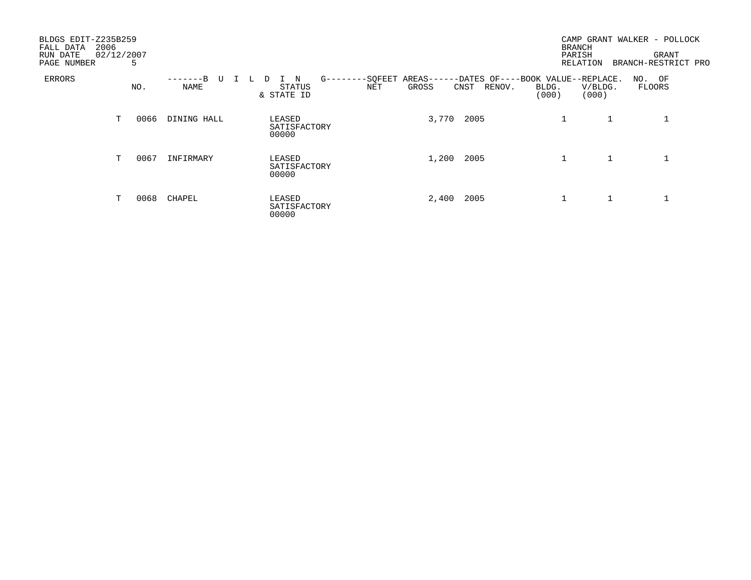BLDGS EDIT-Z235B259
FALL DATA 2006
RUN DATE 02/12/2007
PAGE NUMBER 5

CAMP GRANT WALKER - POLLOCK
BRANCH
PARISH GRANT
RELATION BRANCH-RESTRICT PRO

| ERRORS | | NO. | BUILDING NAME | STATUS & STATE ID | SQFEET AREAS NET | SQFEET AREAS GROSS | DATES OF CNST | DATES OF RENOV. | BOOK VALUE BLDG. (000) | REPLACE. V/BLDG. (000) | NO. OF FLOORS |
|---|---|---|---|---|---|---|---|---|---|---|---|
| | T | 0066 | DINING HALL | LEASED SATISFACTORY 00000 | | 3,770 | 2005 | | 1 | 1 | 1 |
| | T | 0067 | INFIRMARY | LEASED SATISFACTORY 00000 | | 1,200 | 2005 | | 1 | 1 | 1 |
| | T | 0068 | CHAPEL | LEASED SATISFACTORY 00000 | | 2,400 | 2005 | | 1 | 1 | 1 |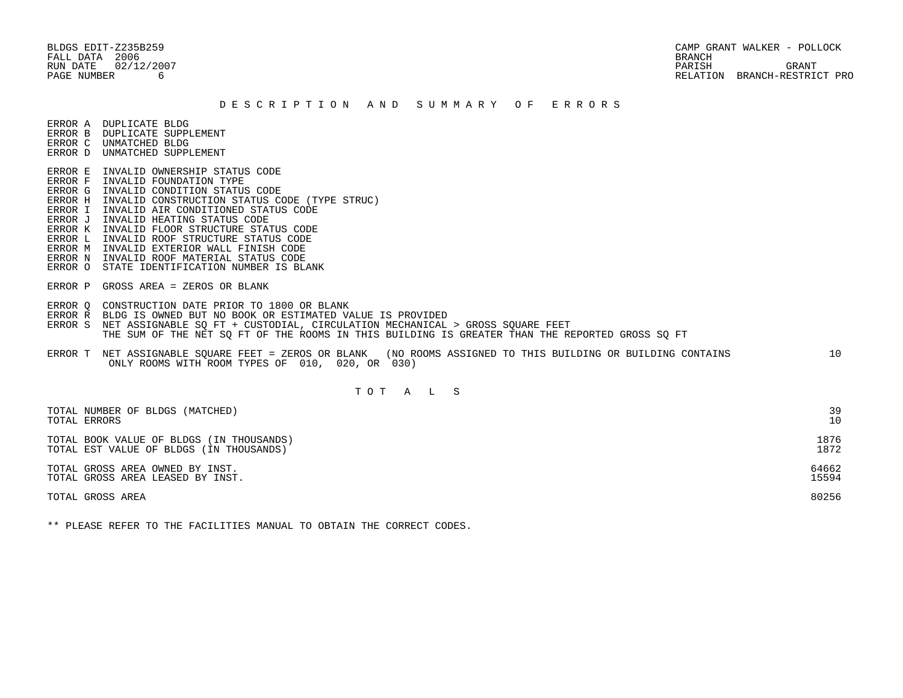BLDGS EDIT-Z235B259
FALL DATA 2006
RUN DATE 02/12/2007
PAGE NUMBER 6

CAMP GRANT WALKER - POLLOCK
BRANCH
PARISH GRANT
RELATION BRANCH-RESTRICT PRO

## D E S C R I P T I O N   A N D   S U M M A R Y   O F   E R R O R S

ERROR A DUPLICATE BLDG
ERROR B DUPLICATE SUPPLEMENT
ERROR C UNMATCHED BLDG
ERROR D UNMATCHED SUPPLEMENT

ERROR E INVALID OWNERSHIP STATUS CODE
ERROR F INVALID FOUNDATION TYPE
ERROR G INVALID CONDITION STATUS CODE
ERROR H INVALID CONSTRUCTION STATUS CODE (TYPE STRUC)
ERROR I INVALID AIR CONDITIONED STATUS CODE
ERROR J INVALID HEATING STATUS CODE
ERROR K INVALID FLOOR STRUCTURE STATUS CODE
ERROR L INVALID ROOF STRUCTURE STATUS CODE
ERROR M INVALID EXTERIOR WALL FINISH CODE
ERROR N INVALID ROOF MATERIAL STATUS CODE
ERROR O STATE IDENTIFICATION NUMBER IS BLANK

ERROR P GROSS AREA = ZEROS OR BLANK

ERROR Q CONSTRUCTION DATE PRIOR TO 1800 OR BLANK
ERROR R BLDG IS OWNED BUT NO BOOK OR ESTIMATED VALUE IS PROVIDED
ERROR S NET ASSIGNABLE SQ FT + CUSTODIAL, CIRCULATION MECHANICAL > GROSS SQUARE FEET
THE SUM OF THE NET SQ FT OF THE ROOMS IN THIS BUILDING IS GREATER THAN THE REPORTED GROSS SQ FT

ERROR T NET ASSIGNABLE SQUARE FEET = ZEROS OR BLANK (NO ROOMS ASSIGNED TO THIS BUILDING OR BUILDING CONTAINS ONLY ROOMS WITH ROOM TYPES OF 010, 020, OR 030) 10

## T O T A L S

| | |
|---|---|
| TOTAL NUMBER OF BLDGS (MATCHED) | 39 |
| TOTAL ERRORS | 10 |
| TOTAL BOOK VALUE OF BLDGS (IN THOUSANDS) | 1876 |
| TOTAL EST VALUE OF BLDGS (IN THOUSANDS) | 1872 |
| TOTAL GROSS AREA OWNED BY INST. | 64662 |
| TOTAL GROSS AREA LEASED BY INST. | 15594 |
| TOTAL GROSS AREA | 80256 |

** PLEASE REFER TO THE FACILITIES MANUAL TO OBTAIN THE CORRECT CODES.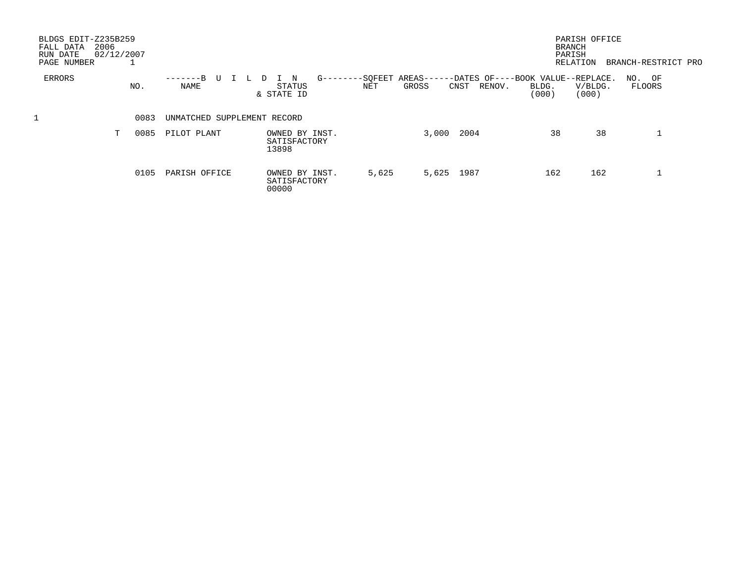BLDGS EDIT-Z235B259
FALL DATA 2006
RUN DATE 02/12/2007
PAGE NUMBER 1

PARISH OFFICE
BRANCH
PARISH
RELATION BRANCH-RESTRICT PRO

| ERRORS | | NO. | BUILDING NAME | STATUS & STATE ID | SQFEET AREAS NET | SQFEET AREAS GROSS | DATES OF CNST | DATES OF RENOV. | BOOK VALUE BLDG. (000) | REPLACE. V/BLDG. (000) | NO. OF FLOORS |
|---|---|---|---|---|---|---|---|---|---|---|---|
| 1 | | 0083 | UNMATCHED SUPPLEMENT RECORD | | | | | | | | |
| | T | 0085 | PILOT PLANT | OWNED BY INST. SATISFACTORY 13898 | | 3,000 | 2004 | | 38 | 38 | 1 |
| | | 0105 | PARISH OFFICE | OWNED BY INST. SATISFACTORY 00000 | 5,625 | 5,625 | 1987 | | 162 | 162 | 1 |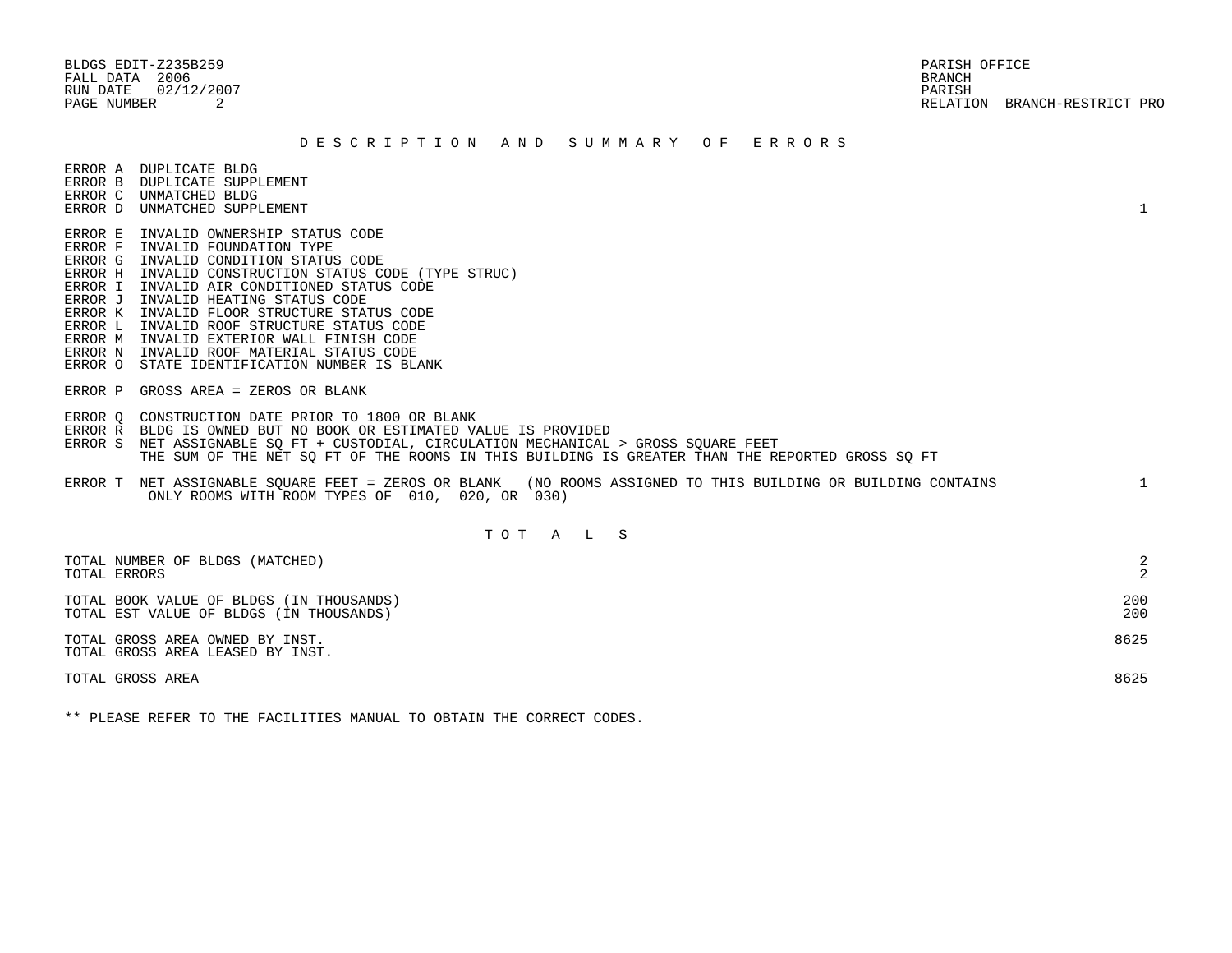BLDGS EDIT-Z235B259
FALL DATA 2006
RUN DATE 02/12/2007
PAGE NUMBER 2

PARISH OFFICE
BRANCH
PARISH
RELATION BRANCH-RESTRICT PRO

## D E S C R I P T I O N  A N D  S U M M A R Y  O F  E R R O R S

| | | |
|---|---|---|
| ERROR A | DUPLICATE BLDG | |
| ERROR B | DUPLICATE SUPPLEMENT | |
| ERROR C | UNMATCHED BLDG | |
| ERROR D | UNMATCHED SUPPLEMENT | 1 |
| ERROR E | INVALID OWNERSHIP STATUS CODE | |
| ERROR F | INVALID FOUNDATION TYPE | |
| ERROR G | INVALID CONDITION STATUS CODE | |
| ERROR H | INVALID CONSTRUCTION STATUS CODE (TYPE STRUC) | |
| ERROR I | INVALID AIR CONDITIONED STATUS CODE | |
| ERROR J | INVALID HEATING STATUS CODE | |
| ERROR K | INVALID FLOOR STRUCTURE STATUS CODE | |
| ERROR L | INVALID ROOF STRUCTURE STATUS CODE | |
| ERROR M | INVALID EXTERIOR WALL FINISH CODE | |
| ERROR N | INVALID ROOF MATERIAL STATUS CODE | |
| ERROR O | STATE IDENTIFICATION NUMBER IS BLANK | |
| ERROR P | GROSS AREA = ZEROS OR BLANK | |
| ERROR Q | CONSTRUCTION DATE PRIOR TO 1800 OR BLANK | |
| ERROR R | BLDG IS OWNED BUT NO BOOK OR ESTIMATED VALUE IS PROVIDED | |
| ERROR S | NET ASSIGNABLE SQ FT + CUSTODIAL, CIRCULATION MECHANICAL > GROSS SQUARE FEET<br>THE SUM OF THE NET SQ FT OF THE ROOMS IN THIS BUILDING IS GREATER THAN THE REPORTED GROSS SQ FT | |
| ERROR T | NET ASSIGNABLE SQUARE FEET = ZEROS OR BLANK (NO ROOMS ASSIGNED TO THIS BUILDING OR BUILDING CONTAINS ONLY ROOMS WITH ROOM TYPES OF 010, 020, OR 030) | 1 |

## T O T A L S

| | |
|---|---|
| TOTAL NUMBER OF BLDGS (MATCHED) | 2 |
| TOTAL ERRORS | 2 |
| TOTAL BOOK VALUE OF BLDGS (IN THOUSANDS) | 200 |
| TOTAL EST VALUE OF BLDGS (IN THOUSANDS) | 200 |
| TOTAL GROSS AREA OWNED BY INST. | 8625 |
| TOTAL GROSS AREA LEASED BY INST. | |
| TOTAL GROSS AREA | 8625 |

** PLEASE REFER TO THE FACILITIES MANUAL TO OBTAIN THE CORRECT CODES.